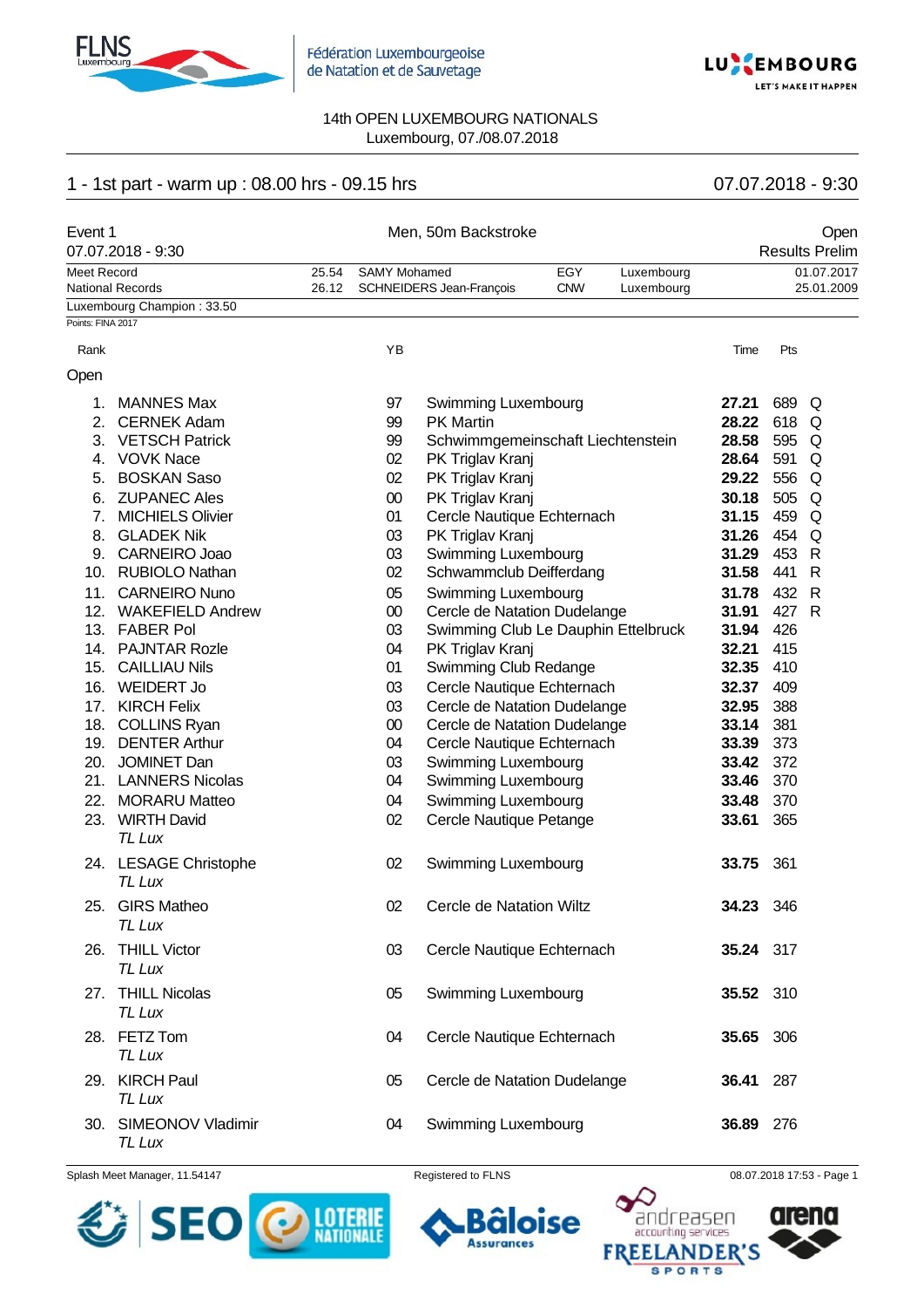Fédération Luxembourgeoise de Natation et de Sauvetage

14th OPEN LUXEMBOURG NATIONALS
Luxembourg, 07./08.07.2018

## 1 - 1st part - warm up : 08.00 hrs - 09.15 hrs — 07.07.2018 - 9:30

**Event 1** — Men, 50m Backstroke — Open
07.07.2018 - 9:30 — Results Prelim

| | | | | | |
|---|---|---|---|---|---|
| Meet Record | 25.54 | SAMY Mohamed | EGY | Luxembourg | 01.07.2017 |
| National Records | 26.12 | SCHNEIDERS Jean-François | CNW | Luxembourg | 25.01.2009 |

Luxembourg Champion : 33.50

Points: FINA 2017

**Open**

| Rank | Name | YB | Club | Time | Pts | |
|---|---|---|---|---|---|---|
| 1. | MANNES Max | 97 | Swimming Luxembourg | **27.21** | 689 | Q |
| 2. | CERNEK Adam | 99 | PK Martin | **28.22** | 618 | Q |
| 3. | VETSCH Patrick | 99 | Schwimmgemeinschaft Liechtenstein | **28.58** | 595 | Q |
| 4. | VOVK Nace | 02 | PK Triglav Kranj | **28.64** | 591 | Q |
| 5. | BOSKAN Saso | 02 | PK Triglav Kranj | **29.22** | 556 | Q |
| 6. | ZUPANEC Ales | 00 | PK Triglav Kranj | **30.18** | 505 | Q |
| 7. | MICHIELS Olivier | 01 | Cercle Nautique Echternach | **31.15** | 459 | Q |
| 8. | GLADEK Nik | 03 | PK Triglav Kranj | **31.26** | 454 | Q |
| 9. | CARNEIRO Joao | 03 | Swimming Luxembourg | **31.29** | 453 | R |
| 10. | RUBIOLO Nathan | 02 | Schwammclub Deifferdang | **31.58** | 441 | R |
| 11. | CARNEIRO Nuno | 05 | Swimming Luxembourg | **31.78** | 432 | R |
| 12. | WAKEFIELD Andrew | 00 | Cercle de Natation Dudelange | **31.91** | 427 | R |
| 13. | FABER Pol | 03 | Swimming Club Le Dauphin Ettelbruck | **31.94** | 426 | |
| 14. | PAJNTAR Rozle | 04 | PK Triglav Kranj | **32.21** | 415 | |
| 15. | CAILLIAU Nils | 01 | Swimming Club Redange | **32.35** | 410 | |
| 16. | WEIDERT Jo | 03 | Cercle Nautique Echternach | **32.37** | 409 | |
| 17. | KIRCH Felix | 03 | Cercle de Natation Dudelange | **32.95** | 388 | |
| 18. | COLLINS Ryan | 00 | Cercle de Natation Dudelange | **33.14** | 381 | |
| 19. | DENTER Arthur | 04 | Cercle Nautique Echternach | **33.39** | 373 | |
| 20. | JOMINET Dan | 03 | Swimming Luxembourg | **33.42** | 372 | |
| 21. | LANNERS Nicolas | 04 | Swimming Luxembourg | **33.46** | 370 | |
| 22. | MORARU Matteo | 04 | Swimming Luxembourg | **33.48** | 370 | |
| 23. | WIRTH David *TL Lux* | 02 | Cercle Nautique Petange | **33.61** | 365 | |
| 24. | LESAGE Christophe *TL Lux* | 02 | Swimming Luxembourg | **33.75** | 361 | |
| 25. | GIRS Matheo *TL Lux* | 02 | Cercle de Natation Wiltz | **34.23** | 346 | |
| 26. | THILL Victor *TL Lux* | 03 | Cercle Nautique Echternach | **35.24** | 317 | |
| 27. | THILL Nicolas *TL Lux* | 05 | Swimming Luxembourg | **35.52** | 310 | |
| 28. | FETZ Tom *TL Lux* | 04 | Cercle Nautique Echternach | **35.65** | 306 | |
| 29. | KIRCH Paul *TL Lux* | 05 | Cercle de Natation Dudelange | **36.41** | 287 | |
| 30. | SIMEONOV Vladimir *TL Lux* | 04 | Swimming Luxembourg | **36.89** | 276 | |

Splash Meet Manager, 11.54147 — Registered to FLNS — 08.07.2018 17:53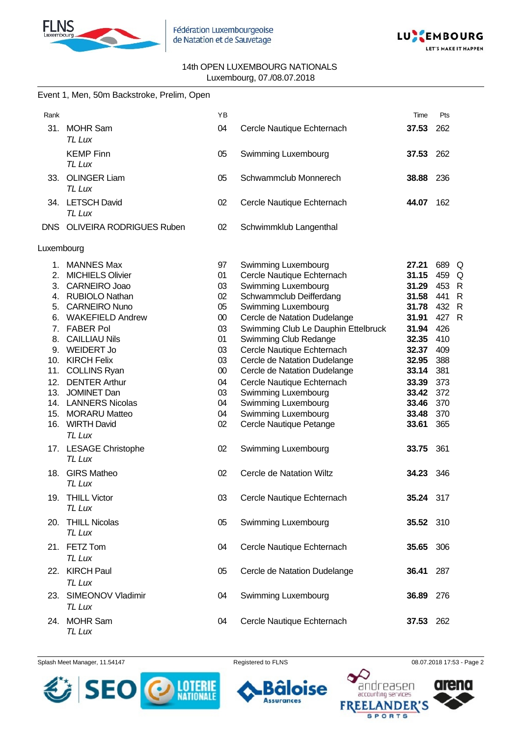14th OPEN LUXEMBOURG NATIONALS
Luxembourg, 07./08.07.2018

Event 1, Men, 50m Backstroke, Prelim, Open

| Rank | | YB | | Time | Pts | |
|---|---|---|---|---|---|---|
| 31. | MOHR Sam *TL Lux* | 04 | Cercle Nautique Echternach | **37.53** | 262 | |
| | KEMP Finn *TL Lux* | 05 | Swimming Luxembourg | **37.53** | 262 | |
| 33. | OLINGER Liam *TL Lux* | 05 | Schwammclub Monnerech | **38.88** | 236 | |
| 34. | LETSCH David *TL Lux* | 02 | Cercle Nautique Echternach | **44.07** | 162 | |
| DNS | OLIVEIRA RODRIGUES Ruben | 02 | Schwimmklub Langenthal | | | |

Luxembourg

| Rank | | YB | | Time | Pts | |
|---|---|---|---|---|---|---|
| 1. | MANNES Max | 97 | Swimming Luxembourg | **27.21** | 689 | Q |
| 2. | MICHIELS Olivier | 01 | Cercle Nautique Echternach | **31.15** | 459 | Q |
| 3. | CARNEIRO Joao | 03 | Swimming Luxembourg | **31.29** | 453 | R |
| 4. | RUBIOLO Nathan | 02 | Schwammclub Deifferdang | **31.58** | 441 | R |
| 5. | CARNEIRO Nuno | 05 | Swimming Luxembourg | **31.78** | 432 | R |
| 6. | WAKEFIELD Andrew | 00 | Cercle de Natation Dudelange | **31.91** | 427 | R |
| 7. | FABER Pol | 03 | Swimming Club Le Dauphin Ettelbruck | **31.94** | 426 | |
| 8. | CAILLIAU Nils | 01 | Swimming Club Redange | **32.35** | 410 | |
| 9. | WEIDERT Jo | 03 | Cercle Nautique Echternach | **32.37** | 409 | |
| 10. | KIRCH Felix | 03 | Cercle de Natation Dudelange | **32.95** | 388 | |
| 11. | COLLINS Ryan | 00 | Cercle de Natation Dudelange | **33.14** | 381 | |
| 12. | DENTER Arthur | 04 | Cercle Nautique Echternach | **33.39** | 373 | |
| 13. | JOMINET Dan | 03 | Swimming Luxembourg | **33.42** | 372 | |
| 14. | LANNERS Nicolas | 04 | Swimming Luxembourg | **33.46** | 370 | |
| 15. | MORARU Matteo | 04 | Swimming Luxembourg | **33.48** | 370 | |
| 16. | WIRTH David *TL Lux* | 02 | Cercle Nautique Petange | **33.61** | 365 | |
| 17. | LESAGE Christophe *TL Lux* | 02 | Swimming Luxembourg | **33.75** | 361 | |
| 18. | GIRS Matheo *TL Lux* | 02 | Cercle de Natation Wiltz | **34.23** | 346 | |
| 19. | THILL Victor *TL Lux* | 03 | Cercle Nautique Echternach | **35.24** | 317 | |
| 20. | THILL Nicolas *TL Lux* | 05 | Swimming Luxembourg | **35.52** | 310 | |
| 21. | FETZ Tom *TL Lux* | 04 | Cercle Nautique Echternach | **35.65** | 306 | |
| 22. | KIRCH Paul *TL Lux* | 05 | Cercle de Natation Dudelange | **36.41** | 287 | |
| 23. | SIMEONOV Vladimir *TL Lux* | 04 | Swimming Luxembourg | **36.89** | 276 | |
| 24. | MOHR Sam *TL Lux* | 04 | Cercle Nautique Echternach | **37.53** | 262 | |

Splash Meet Manager, 11.54147 — Registered to FLNS — 08.07.2018 17:53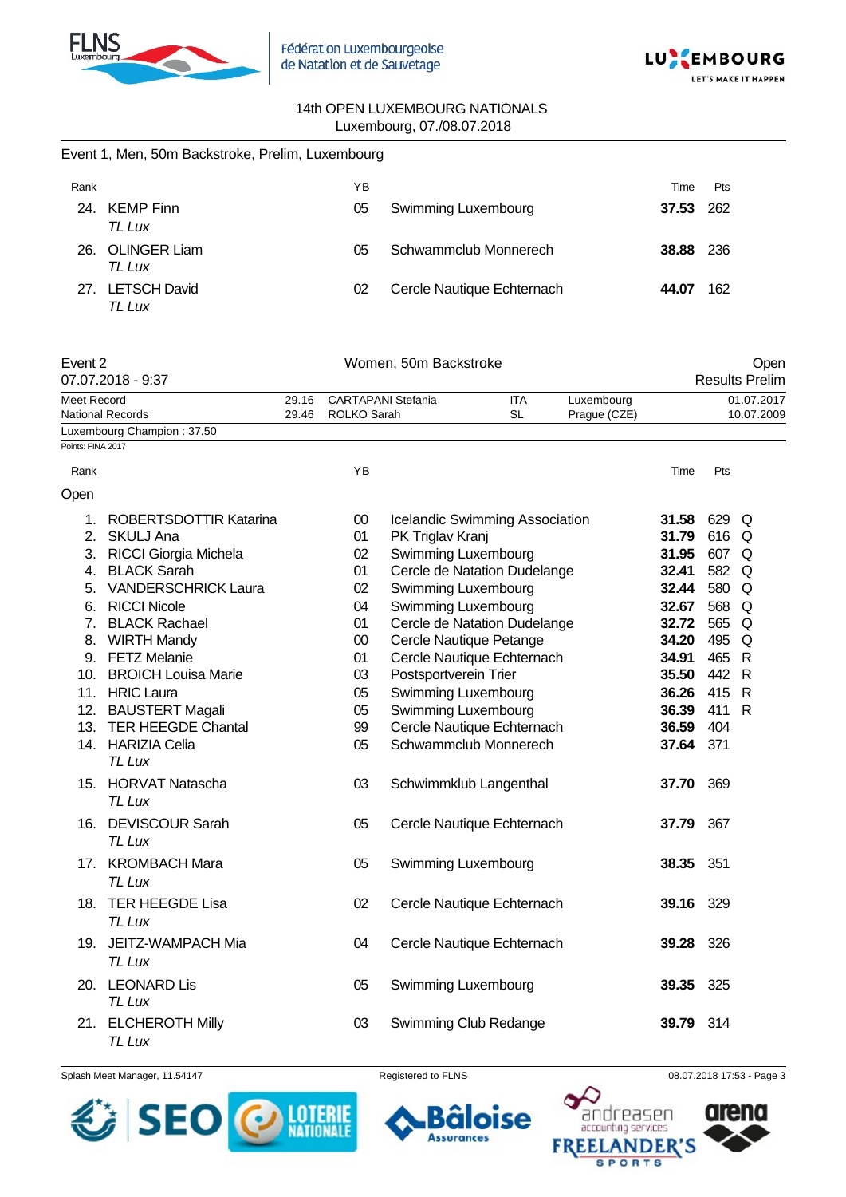14th OPEN LUXEMBOURG NATIONALS
Luxembourg, 07./08.07.2018

Event 1, Men, 50m Backstroke, Prelim, Luxembourg

| Rank | | YB | | Time | Pts |
|---|---|---|---|---|---|
| 24. | KEMP Finn *TL Lux* | 05 | Swimming Luxembourg | **37.53** | 262 |
| 26. | OLINGER Liam *TL Lux* | 05 | Schwammclub Monnerech | **38.88** | 236 |
| 27. | LETSCH David *TL Lux* | 02 | Cercle Nautique Echternach | **44.07** | 162 |

Event 2 — Women, 50m Backstroke — Open
07.07.2018 - 9:37 — Results Prelim

| | | | | | |
|---|---|---|---|---|---|
| Meet Record | 29.16 | CARTAPANI Stefania | ITA | Luxembourg | 01.07.2017 |
| National Records | 29.46 | ROLKO Sarah | SL | Prague (CZE) | 10.07.2009 |

Luxembourg Champion : 37.50

Points: FINA 2017

Open

| Rank | | YB | | Time | Pts | |
|---|---|---|---|---|---|---|
| 1. | ROBERTSDOTTIR Katarina | 00 | Icelandic Swimming Association | **31.58** | 629 | Q |
| 2. | SKULJ Ana | 01 | PK Triglav Kranj | **31.79** | 616 | Q |
| 3. | RICCI Giorgia Michela | 02 | Swimming Luxembourg | **31.95** | 607 | Q |
| 4. | BLACK Sarah | 01 | Cercle de Natation Dudelange | **32.41** | 582 | Q |
| 5. | VANDERSCHRICK Laura | 02 | Swimming Luxembourg | **32.44** | 580 | Q |
| 6. | RICCI Nicole | 04 | Swimming Luxembourg | **32.67** | 568 | Q |
| 7. | BLACK Rachael | 01 | Cercle de Natation Dudelange | **32.72** | 565 | Q |
| 8. | WIRTH Mandy | 00 | Cercle Nautique Petange | **34.20** | 495 | Q |
| 9. | FETZ Melanie | 01 | Cercle Nautique Echternach | **34.91** | 465 | R |
| 10. | BROICH Louisa Marie | 03 | Postsportverein Trier | **35.50** | 442 | R |
| 11. | HRIC Laura | 05 | Swimming Luxembourg | **36.26** | 415 | R |
| 12. | BAUSTERT Magali | 05 | Swimming Luxembourg | **36.39** | 411 | R |
| 13. | TER HEEGDE Chantal | 99 | Cercle Nautique Echternach | **36.59** | 404 | |
| 14. | HARIZIA Celia *TL Lux* | 05 | Schwammclub Monnerech | **37.64** | 371 | |
| 15. | HORVAT Natascha *TL Lux* | 03 | Schwimmklub Langenthal | **37.70** | 369 | |
| 16. | DEVISCOUR Sarah *TL Lux* | 05 | Cercle Nautique Echternach | **37.79** | 367 | |
| 17. | KROMBACH Mara *TL Lux* | 05 | Swimming Luxembourg | **38.35** | 351 | |
| 18. | TER HEEGDE Lisa *TL Lux* | 02 | Cercle Nautique Echternach | **39.16** | 329 | |
| 19. | JEITZ-WAMPACH Mia *TL Lux* | 04 | Cercle Nautique Echternach | **39.28** | 326 | |
| 20. | LEONARD Lis *TL Lux* | 05 | Swimming Luxembourg | **39.35** | 325 | |
| 21. | ELCHEROTH Milly *TL Lux* | 03 | Swimming Club Redange | **39.79** | 314 | |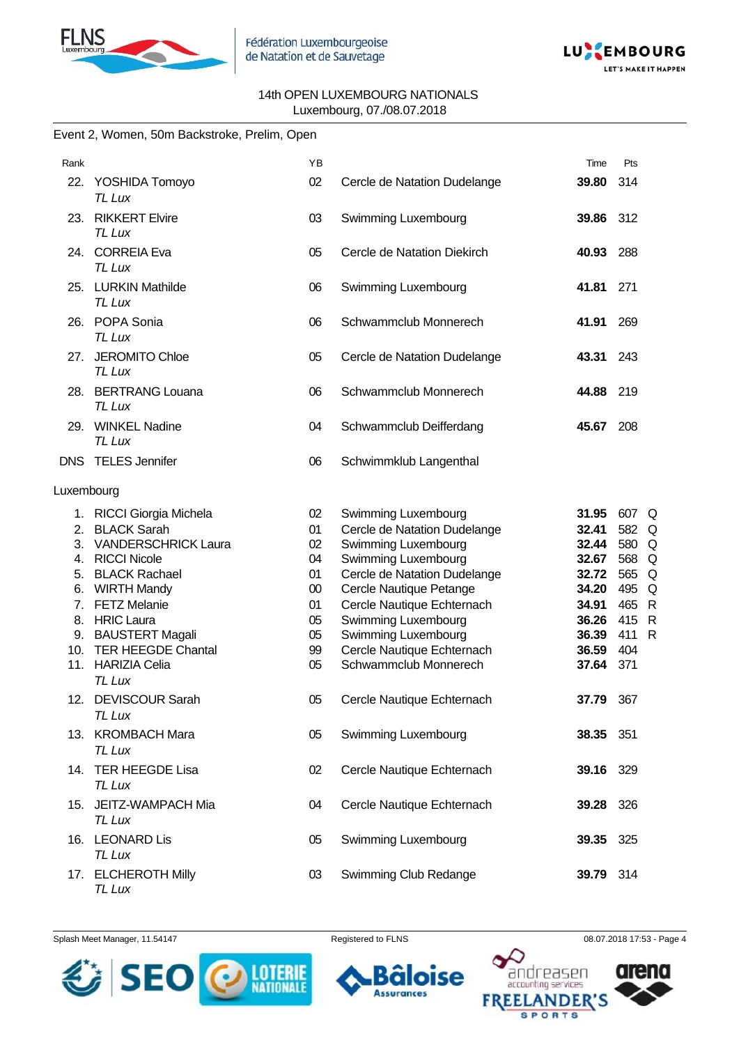14th OPEN LUXEMBOURG NATIONALS
Luxembourg, 07./08.07.2018

## Event 2, Women, 50m Backstroke, Prelim, Open

| Rank | | YB | | Time | Pts | |
|---|---|---|---|---|---|---|
| 22. | YOSHIDA Tomoyo *TL Lux* | 02 | Cercle de Natation Dudelange | **39.80** | 314 | |
| 23. | RIKKERT Elvire *TL Lux* | 03 | Swimming Luxembourg | **39.86** | 312 | |
| 24. | CORREIA Eva *TL Lux* | 05 | Cercle de Natation Diekirch | **40.93** | 288 | |
| 25. | LURKIN Mathilde *TL Lux* | 06 | Swimming Luxembourg | **41.81** | 271 | |
| 26. | POPA Sonia *TL Lux* | 06 | Schwammclub Monnerech | **41.91** | 269 | |
| 27. | JEROMITO Chloe *TL Lux* | 05 | Cercle de Natation Dudelange | **43.31** | 243 | |
| 28. | BERTRANG Louana *TL Lux* | 06 | Schwammclub Monnerech | **44.88** | 219 | |
| 29. | WINKEL Nadine *TL Lux* | 04 | Schwammclub Deifferdang | **45.67** | 208 | |
| DNS | TELES Jennifer | 06 | Schwimmklub Langenthal | | | |

### Luxembourg

| Rank | | YB | | Time | Pts | |
|---|---|---|---|---|---|---|
| 1. | RICCI Giorgia Michela | 02 | Swimming Luxembourg | **31.95** | 607 | Q |
| 2. | BLACK Sarah | 01 | Cercle de Natation Dudelange | **32.41** | 582 | Q |
| 3. | VANDERSCHRICK Laura | 02 | Swimming Luxembourg | **32.44** | 580 | Q |
| 4. | RICCI Nicole | 04 | Swimming Luxembourg | **32.67** | 568 | Q |
| 5. | BLACK Rachael | 01 | Cercle de Natation Dudelange | **32.72** | 565 | Q |
| 6. | WIRTH Mandy | 00 | Cercle Nautique Petange | **34.20** | 495 | Q |
| 7. | FETZ Melanie | 01 | Cercle Nautique Echternach | **34.91** | 465 | R |
| 8. | HRIC Laura | 05 | Swimming Luxembourg | **36.26** | 415 | R |
| 9. | BAUSTERT Magali | 05 | Swimming Luxembourg | **36.39** | 411 | R |
| 10. | TER HEEGDE Chantal | 99 | Cercle Nautique Echternach | **36.59** | 404 | |
| 11. | HARIZIA Celia *TL Lux* | 05 | Schwammclub Monnerech | **37.64** | 371 | |
| 12. | DEVISCOUR Sarah *TL Lux* | 05 | Cercle Nautique Echternach | **37.79** | 367 | |
| 13. | KROMBACH Mara *TL Lux* | 05 | Swimming Luxembourg | **38.35** | 351 | |
| 14. | TER HEEGDE Lisa *TL Lux* | 02 | Cercle Nautique Echternach | **39.16** | 329 | |
| 15. | JEITZ-WAMPACH Mia *TL Lux* | 04 | Cercle Nautique Echternach | **39.28** | 326 | |
| 16. | LEONARD Lis *TL Lux* | 05 | Swimming Luxembourg | **39.35** | 325 | |
| 17. | ELCHEROTH Milly *TL Lux* | 03 | Swimming Club Redange | **39.79** | 314 | |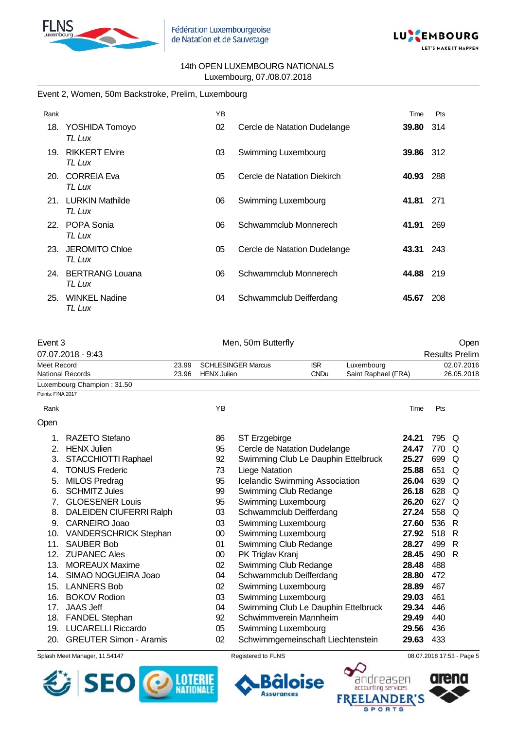14th OPEN LUXEMBOURG NATIONALS
Luxembourg, 07./08.07.2018

Event 2, Women, 50m Backstroke, Prelim, Luxembourg

| Rank | | YB | | Time | Pts |
|---|---|---|---|---|---|
| 18. | YOSHIDA Tomoyo *TL Lux* | 02 | Cercle de Natation Dudelange | **39.80** | 314 |
| 19. | RIKKERT Elvire *TL Lux* | 03 | Swimming Luxembourg | **39.86** | 312 |
| 20. | CORREIA Eva *TL Lux* | 05 | Cercle de Natation Diekirch | **40.93** | 288 |
| 21. | LURKIN Mathilde *TL Lux* | 06 | Swimming Luxembourg | **41.81** | 271 |
| 22. | POPA Sonia *TL Lux* | 06 | Schwammclub Monnerech | **41.91** | 269 |
| 23. | JEROMITO Chloe *TL Lux* | 05 | Cercle de Natation Dudelange | **43.31** | 243 |
| 24. | BERTRANG Louana *TL Lux* | 06 | Schwammclub Monnerech | **44.88** | 219 |
| 25. | WINKEL Nadine *TL Lux* | 04 | Schwammclub Deifferdang | **45.67** | 208 |

Event 3 — Men, 50m Butterfly — Open

07.07.2018 - 9:43 — Results Prelim

| | | | | | |
|---|---|---|---|---|---|
| Meet Record | 23.99 | SCHLESINGER Marcus | ISR | Luxembourg | 02.07.2016 |
| National Records | 23.96 | HENX Julien | CNDu | Saint Raphael (FRA) | 26.05.2018 |

Luxembourg Champion : 31.50

Points: FINA 2017

Open

| Rank | | YB | | Time | Pts | |
|---|---|---|---|---|---|---|
| 1. | RAZETO Stefano | 86 | ST Erzgebirge | **24.21** | 795 | Q |
| 2. | HENX Julien | 95 | Cercle de Natation Dudelange | **24.47** | 770 | Q |
| 3. | STACCHIOTTI Raphael | 92 | Swimming Club Le Dauphin Ettelbruck | **25.27** | 699 | Q |
| 4. | TONUS Frederic | 73 | Liege Natation | **25.88** | 651 | Q |
| 5. | MILOS Predrag | 95 | Icelandic Swimming Association | **26.04** | 639 | Q |
| 6. | SCHMITZ Jules | 99 | Swimming Club Redange | **26.18** | 628 | Q |
| 7. | GLOESENER Louis | 95 | Swimming Luxembourg | **26.20** | 627 | Q |
| 8. | DALEIDEN CIUFERRI Ralph | 03 | Schwammclub Deifferdang | **27.24** | 558 | Q |
| 9. | CARNEIRO Joao | 03 | Swimming Luxembourg | **27.60** | 536 | R |
| 10. | VANDERSCHRICK Stephan | 00 | Swimming Luxembourg | **27.92** | 518 | R |
| 11. | SAUBER Bob | 01 | Swimming Club Redange | **28.27** | 499 | R |
| 12. | ZUPANEC Ales | 00 | PK Triglav Kranj | **28.45** | 490 | R |
| 13. | MOREAUX Maxime | 02 | Swimming Club Redange | **28.48** | 488 | |
| 14. | SIMAO NOGUEIRA Joao | 04 | Schwammclub Deifferdang | **28.80** | 472 | |
| 15. | LANNERS Bob | 02 | Swimming Luxembourg | **28.89** | 467 | |
| 16. | BOKOV Rodion | 03 | Swimming Luxembourg | **29.03** | 461 | |
| 17. | JAAS Jeff | 04 | Swimming Club Le Dauphin Ettelbruck | **29.34** | 446 | |
| 18. | FANDEL Stephan | 92 | Schwimmverein Mannheim | **29.49** | 440 | |
| 19. | LUCARELLI Riccardo | 05 | Swimming Luxembourg | **29.56** | 436 | |
| 20. | GREUTER Simon - Aramis | 02 | Schwimmgemeinschaft Liechtenstein | **29.63** | 433 | |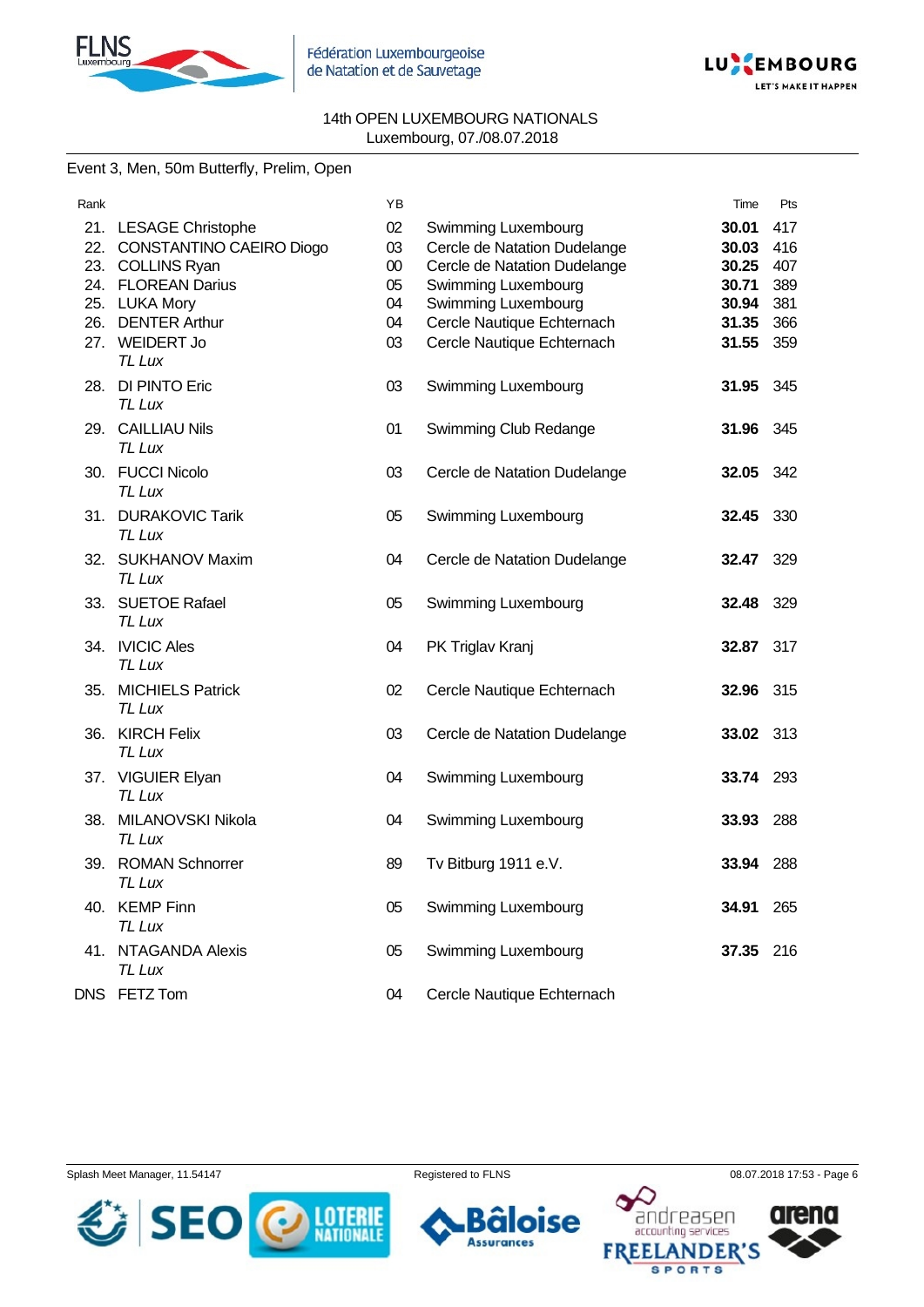14th OPEN LUXEMBOURG NATIONALS
Luxembourg, 07./08.07.2018

## Event 3, Men, 50m Butterfly, Prelim, Open

| Rank | Name | YB | Club | Time | Pts |
|---|---|---|---|---|---|
| 21. | LESAGE Christophe | 02 | Swimming Luxembourg | **30.01** | 417 |
| 22. | CONSTANTINO CAEIRO Diogo | 03 | Cercle de Natation Dudelange | **30.03** | 416 |
| 23. | COLLINS Ryan | 00 | Cercle de Natation Dudelange | **30.25** | 407 |
| 24. | FLOREAN Darius | 05 | Swimming Luxembourg | **30.71** | 389 |
| 25. | LUKA Mory | 04 | Swimming Luxembourg | **30.94** | 381 |
| 26. | DENTER Arthur | 04 | Cercle Nautique Echternach | **31.35** | 366 |
| 27. | WEIDERT Jo *TL Lux* | 03 | Cercle Nautique Echternach | **31.55** | 359 |
| 28. | DI PINTO Eric *TL Lux* | 03 | Swimming Luxembourg | **31.95** | 345 |
| 29. | CAILLIAU Nils *TL Lux* | 01 | Swimming Club Redange | **31.96** | 345 |
| 30. | FUCCI Nicolo *TL Lux* | 03 | Cercle de Natation Dudelange | **32.05** | 342 |
| 31. | DURAKOVIC Tarik *TL Lux* | 05 | Swimming Luxembourg | **32.45** | 330 |
| 32. | SUKHANOV Maxim *TL Lux* | 04 | Cercle de Natation Dudelange | **32.47** | 329 |
| 33. | SUETOE Rafael *TL Lux* | 05 | Swimming Luxembourg | **32.48** | 329 |
| 34. | IVICIC Ales *TL Lux* | 04 | PK Triglav Kranj | **32.87** | 317 |
| 35. | MICHIELS Patrick *TL Lux* | 02 | Cercle Nautique Echternach | **32.96** | 315 |
| 36. | KIRCH Felix *TL Lux* | 03 | Cercle de Natation Dudelange | **33.02** | 313 |
| 37. | VIGUIER Elyan *TL Lux* | 04 | Swimming Luxembourg | **33.74** | 293 |
| 38. | MILANOVSKI Nikola *TL Lux* | 04 | Swimming Luxembourg | **33.93** | 288 |
| 39. | ROMAN Schnorrer *TL Lux* | 89 | Tv Bitburg 1911 e.V. | **33.94** | 288 |
| 40. | KEMP Finn *TL Lux* | 05 | Swimming Luxembourg | **34.91** | 265 |
| 41. | NTAGANDA Alexis *TL Lux* | 05 | Swimming Luxembourg | **37.35** | 216 |
| DNS | FETZ Tom | 04 | Cercle Nautique Echternach | | |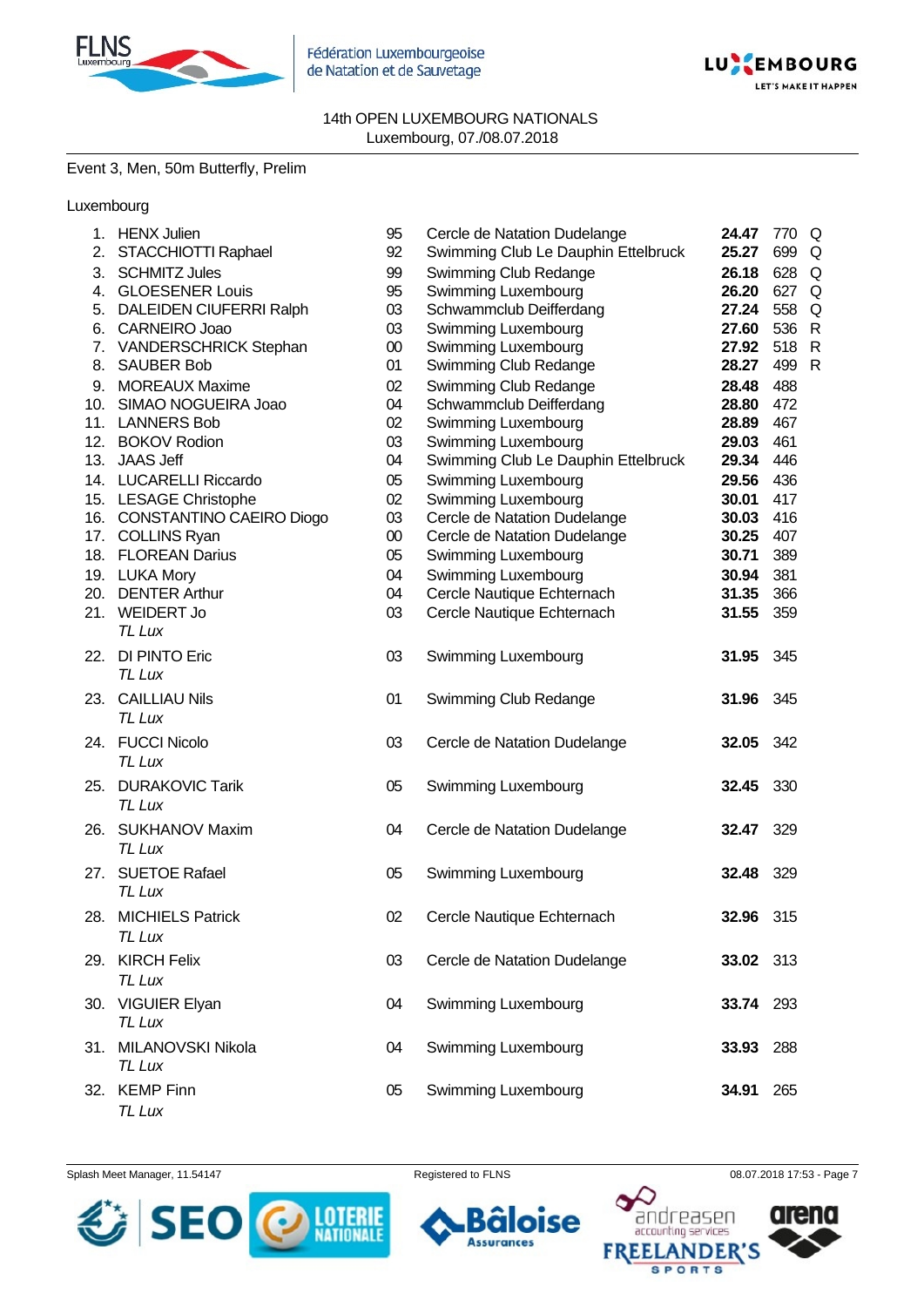14th OPEN LUXEMBOURG NATIONALS
Luxembourg, 07./08.07.2018

Event 3, Men, 50m Butterfly, Prelim

Luxembourg

| Rank | Name | YoB | Club | Time | Points | |
|---|---|---|---|---|---|---|
| 1. | HENX Julien | 95 | Cercle de Natation Dudelange | **24.47** | 770 | Q |
| 2. | STACCHIOTTI Raphael | 92 | Swimming Club Le Dauphin Ettelbruck | **25.27** | 699 | Q |
| 3. | SCHMITZ Jules | 99 | Swimming Club Redange | **26.18** | 628 | Q |
| 4. | GLOESENER Louis | 95 | Swimming Luxembourg | **26.20** | 627 | Q |
| 5. | DALEIDEN CIUFERRI Ralph | 03 | Schwammclub Deifferdang | **27.24** | 558 | Q |
| 6. | CARNEIRO Joao | 03 | Swimming Luxembourg | **27.60** | 536 | R |
| 7. | VANDERSCHRICK Stephan | 00 | Swimming Luxembourg | **27.92** | 518 | R |
| 8. | SAUBER Bob | 01 | Swimming Club Redange | **28.27** | 499 | R |
| 9. | MOREAUX Maxime | 02 | Swimming Club Redange | **28.48** | 488 | |
| 10. | SIMAO NOGUEIRA Joao | 04 | Schwammclub Deifferdang | **28.80** | 472 | |
| 11. | LANNERS Bob | 02 | Swimming Luxembourg | **28.89** | 467 | |
| 12. | BOKOV Rodion | 03 | Swimming Luxembourg | **29.03** | 461 | |
| 13. | JAAS Jeff | 04 | Swimming Club Le Dauphin Ettelbruck | **29.34** | 446 | |
| 14. | LUCARELLI Riccardo | 05 | Swimming Luxembourg | **29.56** | 436 | |
| 15. | LESAGE Christophe | 02 | Swimming Luxembourg | **30.01** | 417 | |
| 16. | CONSTANTINO CAEIRO Diogo | 03 | Cercle de Natation Dudelange | **30.03** | 416 | |
| 17. | COLLINS Ryan | 00 | Cercle de Natation Dudelange | **30.25** | 407 | |
| 18. | FLOREAN Darius | 05 | Swimming Luxembourg | **30.71** | 389 | |
| 19. | LUKA Mory | 04 | Swimming Luxembourg | **30.94** | 381 | |
| 20. | DENTER Arthur | 04 | Cercle Nautique Echternach | **31.35** | 366 | |
| 21. | WEIDERT Jo<br>*TL Lux* | 03 | Cercle Nautique Echternach | **31.55** | 359 | |
| 22. | DI PINTO Eric<br>*TL Lux* | 03 | Swimming Luxembourg | **31.95** | 345 | |
| 23. | CAILLIAU Nils<br>*TL Lux* | 01 | Swimming Club Redange | **31.96** | 345 | |
| 24. | FUCCI Nicolo<br>*TL Lux* | 03 | Cercle de Natation Dudelange | **32.05** | 342 | |
| 25. | DURAKOVIC Tarik<br>*TL Lux* | 05 | Swimming Luxembourg | **32.45** | 330 | |
| 26. | SUKHANOV Maxim<br>*TL Lux* | 04 | Cercle de Natation Dudelange | **32.47** | 329 | |
| 27. | SUETOE Rafael<br>*TL Lux* | 05 | Swimming Luxembourg | **32.48** | 329 | |
| 28. | MICHIELS Patrick<br>*TL Lux* | 02 | Cercle Nautique Echternach | **32.96** | 315 | |
| 29. | KIRCH Felix<br>*TL Lux* | 03 | Cercle de Natation Dudelange | **33.02** | 313 | |
| 30. | VIGUIER Elyan<br>*TL Lux* | 04 | Swimming Luxembourg | **33.74** | 293 | |
| 31. | MILANOVSKI Nikola<br>*TL Lux* | 04 | Swimming Luxembourg | **33.93** | 288 | |
| 32. | KEMP Finn<br>*TL Lux* | 05 | Swimming Luxembourg | **34.91** | 265 | |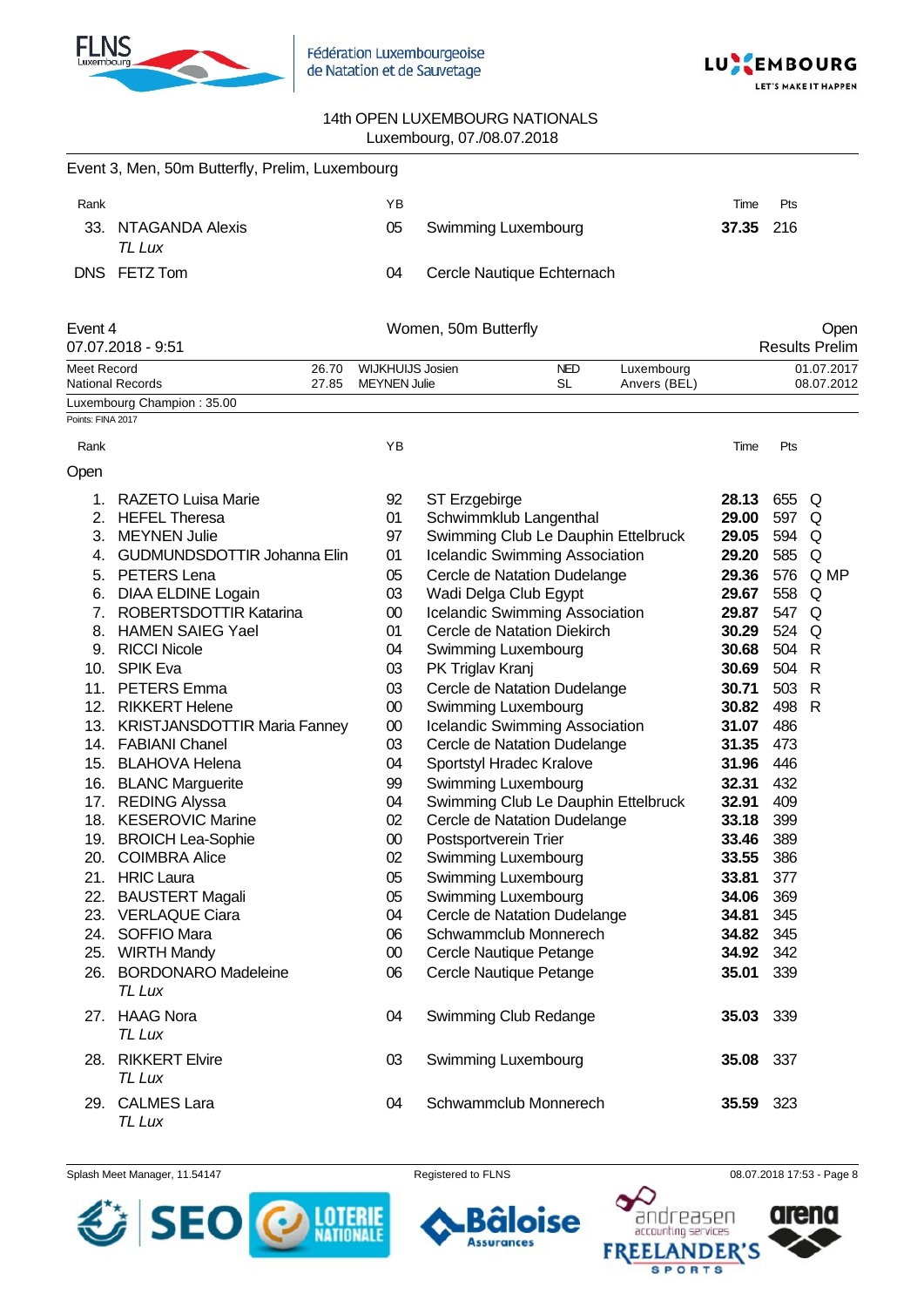14th OPEN LUXEMBOURG NATIONALS
Luxembourg, 07./08.07.2018

## Event 3, Men, 50m Butterfly, Prelim, Luxembourg

| Rank | Name | YB | Club | Time | Pts | |
|---|---|---|---|---|---|---|
| 33. | NTAGANDA Alexis *TL Lux* | 05 | Swimming Luxembourg | **37.35** | 216 | |
| DNS | FETZ Tom | 04 | Cercle Nautique Echternach | | | |

## Event 4 — Women, 50m Butterfly — Open

07.07.2018 - 9:51 — Results Prelim

| | Time | Name | Nation | Place | Date |
|---|---|---|---|---|---|
| Meet Record | 26.70 | WIJKHUIJS Josien | NED | Luxembourg | 01.07.2017 |
| National Records | 27.85 | MEYNEN Julie | SL | Anvers (BEL) | 08.07.2012 |

Luxembourg Champion : 35.00

Points: FINA 2017

### Open

| Rank | Name | YB | Club | Time | Pts | |
|---|---|---|---|---|---|---|
| 1. | RAZETO Luisa Marie | 92 | ST Erzgebirge | **28.13** | 655 | Q |
| 2. | HEFEL Theresa | 01 | Schwimmklub Langenthal | **29.00** | 597 | Q |
| 3. | MEYNEN Julie | 97 | Swimming Club Le Dauphin Ettelbruck | **29.05** | 594 | Q |
| 4. | GUDMUNDSDOTTIR Johanna Elin | 01 | Icelandic Swimming Association | **29.20** | 585 | Q |
| 5. | PETERS Lena | 05 | Cercle de Natation Dudelange | **29.36** | 576 | Q MP |
| 6. | DIAA ELDINE Logain | 03 | Wadi Delga Club Egypt | **29.67** | 558 | Q |
| 7. | ROBERTSDOTTIR Katarina | 00 | Icelandic Swimming Association | **29.87** | 547 | Q |
| 8. | HAMEN SAIEG Yael | 01 | Cercle de Natation Diekirch | **30.29** | 524 | Q |
| 9. | RICCI Nicole | 04 | Swimming Luxembourg | **30.68** | 504 | R |
| 10. | SPIK Eva | 03 | PK Triglav Kranj | **30.69** | 504 | R |
| 11. | PETERS Emma | 03 | Cercle de Natation Dudelange | **30.71** | 503 | R |
| 12. | RIKKERT Helene | 00 | Swimming Luxembourg | **30.82** | 498 | R |
| 13. | KRISTJANSDOTTIR Maria Fanney | 00 | Icelandic Swimming Association | **31.07** | 486 | |
| 14. | FABIANI Chanel | 03 | Cercle de Natation Dudelange | **31.35** | 473 | |
| 15. | BLAHOVA Helena | 04 | Sportstyl Hradec Kralove | **31.96** | 446 | |
| 16. | BLANC Marguerite | 99 | Swimming Luxembourg | **32.31** | 432 | |
| 17. | REDING Alyssa | 04 | Swimming Club Le Dauphin Ettelbruck | **32.91** | 409 | |
| 18. | KESEROVIC Marine | 02 | Cercle de Natation Dudelange | **33.18** | 399 | |
| 19. | BROICH Lea-Sophie | 00 | Postsportverein Trier | **33.46** | 389 | |
| 20. | COIMBRA Alice | 02 | Swimming Luxembourg | **33.55** | 386 | |
| 21. | HRIC Laura | 05 | Swimming Luxembourg | **33.81** | 377 | |
| 22. | BAUSTERT Magali | 05 | Swimming Luxembourg | **34.06** | 369 | |
| 23. | VERLAQUE Ciara | 04 | Cercle de Natation Dudelange | **34.81** | 345 | |
| 24. | SOFFIO Mara | 06 | Schwammclub Monnerech | **34.82** | 345 | |
| 25. | WIRTH Mandy | 00 | Cercle Nautique Petange | **34.92** | 342 | |
| 26. | BORDONARO Madeleine *TL Lux* | 06 | Cercle Nautique Petange | **35.01** | 339 | |
| 27. | HAAG Nora *TL Lux* | 04 | Swimming Club Redange | **35.03** | 339 | |
| 28. | RIKKERT Elvire *TL Lux* | 03 | Swimming Luxembourg | **35.08** | 337 | |
| 29. | CALMES Lara *TL Lux* | 04 | Schwammclub Monnerech | **35.59** | 323 | |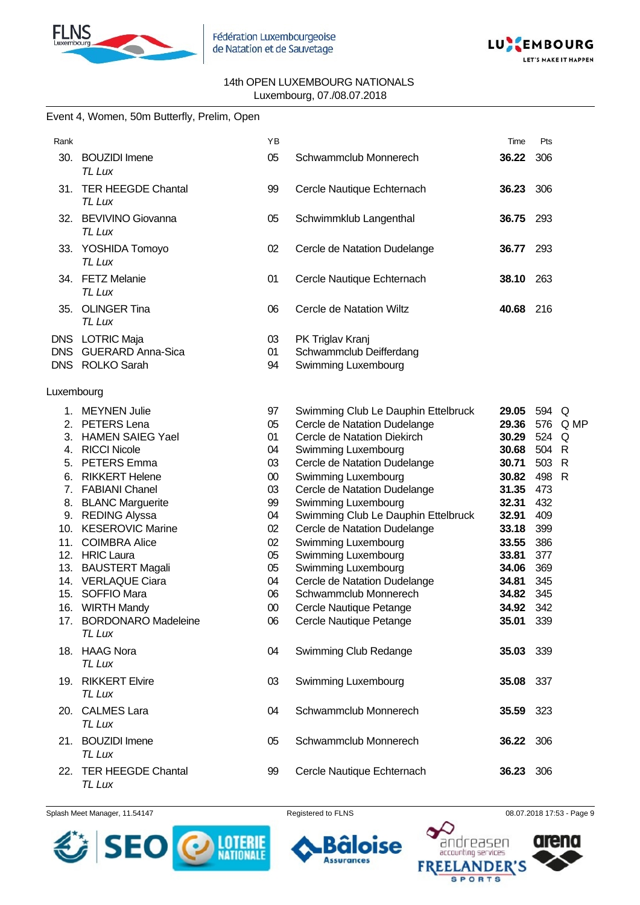14th OPEN LUXEMBOURG NATIONALS
Luxembourg, 07./08.07.2018

Event 4, Women, 50m Butterfly, Prelim, Open

| Rank | | YB | | Time | Pts | |
|---|---|---|---|---|---|---|
| 30. | BOUZIDI Imene *TL Lux* | 05 | Schwammclub Monnerech | **36.22** | 306 | |
| 31. | TER HEEGDE Chantal *TL Lux* | 99 | Cercle Nautique Echternach | **36.23** | 306 | |
| 32. | BEVIVINO Giovanna *TL Lux* | 05 | Schwimmklub Langenthal | **36.75** | 293 | |
| 33. | YOSHIDA Tomoyo *TL Lux* | 02 | Cercle de Natation Dudelange | **36.77** | 293 | |
| 34. | FETZ Melanie *TL Lux* | 01 | Cercle Nautique Echternach | **38.10** | 263 | |
| 35. | OLINGER Tina *TL Lux* | 06 | Cercle de Natation Wiltz | **40.68** | 216 | |
| DNS | LOTRIC Maja | 03 | PK Triglav Kranj | | | |
| DNS | GUERARD Anna-Sica | 01 | Schwammclub Deifferdang | | | |
| DNS | ROLKO Sarah | 94 | Swimming Luxembourg | | | |

Luxembourg

| Rank | | YB | | Time | Pts | |
|---|---|---|---|---|---|---|
| 1. | MEYNEN Julie | 97 | Swimming Club Le Dauphin Ettelbruck | **29.05** | 594 | Q |
| 2. | PETERS Lena | 05 | Cercle de Natation Dudelange | **29.36** | 576 | Q MP |
| 3. | HAMEN SAIEG Yael | 01 | Cercle de Natation Diekirch | **30.29** | 524 | Q |
| 4. | RICCI Nicole | 04 | Swimming Luxembourg | **30.68** | 504 | R |
| 5. | PETERS Emma | 03 | Cercle de Natation Dudelange | **30.71** | 503 | R |
| 6. | RIKKERT Helene | 00 | Swimming Luxembourg | **30.82** | 498 | R |
| 7. | FABIANI Chanel | 03 | Cercle de Natation Dudelange | **31.35** | 473 | |
| 8. | BLANC Marguerite | 99 | Swimming Luxembourg | **32.31** | 432 | |
| 9. | REDING Alyssa | 04 | Swimming Club Le Dauphin Ettelbruck | **32.91** | 409 | |
| 10. | KESEROVIC Marine | 02 | Cercle de Natation Dudelange | **33.18** | 399 | |
| 11. | COIMBRA Alice | 02 | Swimming Luxembourg | **33.55** | 386 | |
| 12. | HRIC Laura | 05 | Swimming Luxembourg | **33.81** | 377 | |
| 13. | BAUSTERT Magali | 05 | Swimming Luxembourg | **34.06** | 369 | |
| 14. | VERLAQUE Ciara | 04 | Cercle de Natation Dudelange | **34.81** | 345 | |
| 15. | SOFFIO Mara | 06 | Schwammclub Monnerech | **34.82** | 345 | |
| 16. | WIRTH Mandy | 00 | Cercle Nautique Petange | **34.92** | 342 | |
| 17. | BORDONARO Madeleine *TL Lux* | 06 | Cercle Nautique Petange | **35.01** | 339 | |
| 18. | HAAG Nora *TL Lux* | 04 | Swimming Club Redange | **35.03** | 339 | |
| 19. | RIKKERT Elvire *TL Lux* | 03 | Swimming Luxembourg | **35.08** | 337 | |
| 20. | CALMES Lara *TL Lux* | 04 | Schwammclub Monnerech | **35.59** | 323 | |
| 21. | BOUZIDI Imene *TL Lux* | 05 | Schwammclub Monnerech | **36.22** | 306 | |
| 22. | TER HEEGDE Chantal *TL Lux* | 99 | Cercle Nautique Echternach | **36.23** | 306 | |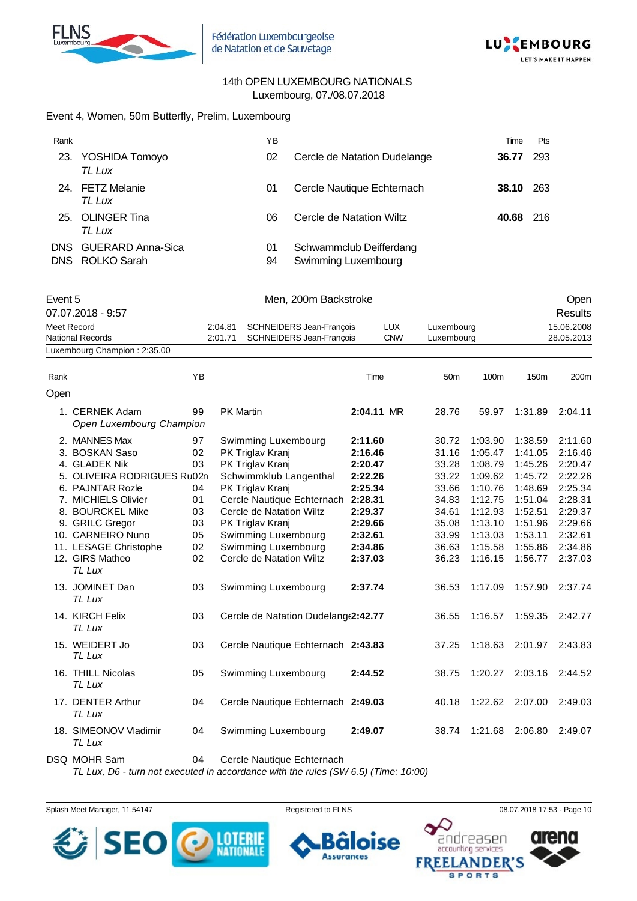14th OPEN LUXEMBOURG NATIONALS
Luxembourg, 07./08.07.2018

## Event 4, Women, 50m Butterfly, Prelim, Luxembourg

| Rank | | YB | | Time | Pts |
|---|---|---|---|---|---|
| 23. | YOSHIDA Tomoyo *TL Lux* | 02 | Cercle de Natation Dudelange | **36.77** | 293 |
| 24. | FETZ Melanie *TL Lux* | 01 | Cercle Nautique Echternach | **38.10** | 263 |
| 25. | OLINGER Tina *TL Lux* | 06 | Cercle de Natation Wiltz | **40.68** | 216 |
| DNS | GUERARD Anna-Sica | 01 | Schwammclub Deifferdang | | |
| DNS | ROLKO Sarah | 94 | Swimming Luxembourg | | |

## Event 5 — Men, 200m Backstroke — Open Results

07.07.2018 - 9:57

| | | | | | |
|---|---|---|---|---|---|
| Meet Record | 2:04.81 | SCHNEIDERS Jean-François | LUX | Luxembourg | 15.06.2008 |
| National Records | 2:01.71 | SCHNEIDERS Jean-François | CNW | Luxembourg | 28.05.2013 |

Luxembourg Champion : 2:35.00

### Open

| Rank | | YB | | Time | 50m | 100m | 150m | 200m |
|---|---|---|---|---|---|---|---|---|
| 1. | CERNEK Adam *Open Luxembourg Champion* | 99 | PK Martin | **2:04.11** MR | 28.76 | 59.97 | 1:31.89 | 2:04.11 |
| 2. | MANNES Max | 97 | Swimming Luxembourg | **2:11.60** | 30.72 | 1:03.90 | 1:38.59 | 2:11.60 |
| 3. | BOSKAN Saso | 02 | PK Triglav Kranj | **2:16.46** | 31.16 | 1:05.47 | 1:41.05 | 2:16.46 |
| 4. | GLADEK Nik | 03 | PK Triglav Kranj | **2:20.47** | 33.28 | 1:08.79 | 1:45.26 | 2:20.47 |
| 5. | OLIVEIRA RODRIGUES Ru | 02 | Schwimmklub Langenthal | **2:22.26** | 33.22 | 1:09.62 | 1:45.72 | 2:22.26 |
| 6. | PAJNTAR Rozle | 04 | PK Triglav Kranj | **2:25.34** | 33.66 | 1:10.76 | 1:48.69 | 2:25.34 |
| 7. | MICHIELS Olivier | 01 | Cercle Nautique Echternach | **2:28.31** | 34.83 | 1:12.75 | 1:51.04 | 2:28.31 |
| 8. | BOURCKEL Mike | 03 | Cercle de Natation Wiltz | **2:29.37** | 34.61 | 1:12.93 | 1:52.51 | 2:29.37 |
| 9. | GRILC Gregor | 03 | PK Triglav Kranj | **2:29.66** | 35.08 | 1:13.10 | 1:51.96 | 2:29.66 |
| 10. | CARNEIRO Nuno | 05 | Swimming Luxembourg | **2:32.61** | 33.99 | 1:13.03 | 1:53.11 | 2:32.61 |
| 11. | LESAGE Christophe | 02 | Swimming Luxembourg | **2:34.86** | 36.63 | 1:15.58 | 1:55.86 | 2:34.86 |
| 12. | GIRS Matheo *TL Lux* | 02 | Cercle de Natation Wiltz | **2:37.03** | 36.23 | 1:16.15 | 1:56.77 | 2:37.03 |
| 13. | JOMINET Dan *TL Lux* | 03 | Swimming Luxembourg | **2:37.74** | 36.53 | 1:17.09 | 1:57.90 | 2:37.74 |
| 14. | KIRCH Felix *TL Lux* | 03 | Cercle de Natation Dudelange | **2:42.77** | 36.55 | 1:16.57 | 1:59.35 | 2:42.77 |
| 15. | WEIDERT Jo *TL Lux* | 03 | Cercle Nautique Echternach | **2:43.83** | 37.25 | 1:18.63 | 2:01.97 | 2:43.83 |
| 16. | THILL Nicolas *TL Lux* | 05 | Swimming Luxembourg | **2:44.52** | 38.75 | 1:20.27 | 2:03.16 | 2:44.52 |
| 17. | DENTER Arthur *TL Lux* | 04 | Cercle Nautique Echternach | **2:49.03** | 40.18 | 1:22.62 | 2:07.00 | 2:49.03 |
| 18. | SIMEONOV Vladimir *TL Lux* | 04 | Swimming Luxembourg | **2:49.07** | 38.74 | 1:21.68 | 2:06.80 | 2:49.07 |
| DSQ | MOHR Sam *TL Lux, D6 - turn not executed in accordance with the rules (SW 6.5) (Time: 10:00)* | 04 | Cercle Nautique Echternach | | | | | |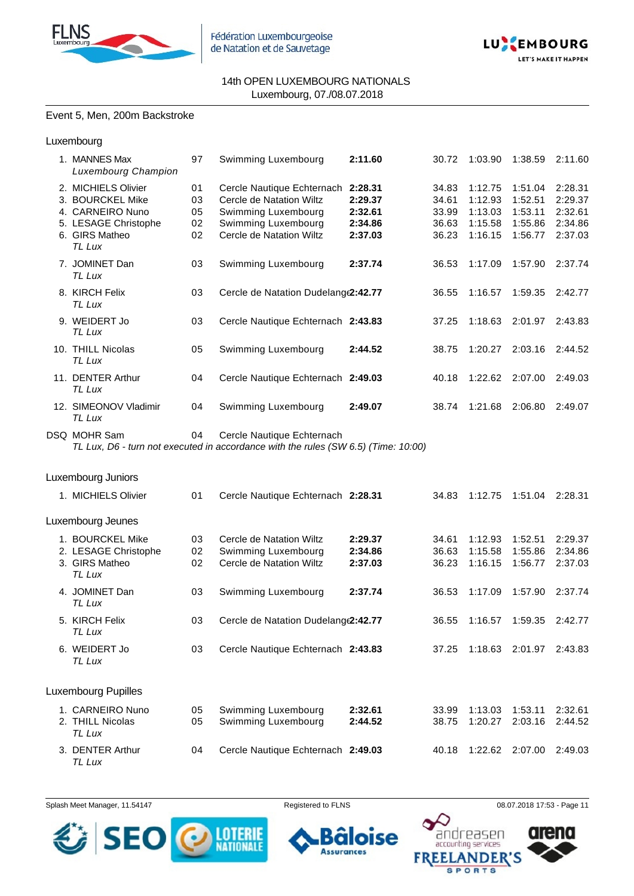14th OPEN LUXEMBOURG NATIONALS
Luxembourg, 07./08.07.2018

## Event 5, Men, 200m Backstroke

### Luxembourg

| Rank | Name | YoB | Club | Time | 50m | 100m | 150m | 200m |
|---|---|---|---|---|---|---|---|---|
| 1. | MANNES Max *Luxembourg Champion* | 97 | Swimming Luxembourg | **2:11.60** | 30.72 | 1:03.90 | 1:38.59 | 2:11.60 |
| 2. | MICHIELS Olivier | 01 | Cercle Nautique Echternach | **2:28.31** | 34.83 | 1:12.75 | 1:51.04 | 2:28.31 |
| 3. | BOURCKEL Mike | 03 | Cercle de Natation Wiltz | **2:29.37** | 34.61 | 1:12.93 | 1:52.51 | 2:29.37 |
| 4. | CARNEIRO Nuno | 05 | Swimming Luxembourg | **2:32.61** | 33.99 | 1:13.03 | 1:53.11 | 2:32.61 |
| 5. | LESAGE Christophe | 02 | Swimming Luxembourg | **2:34.86** | 36.63 | 1:15.58 | 1:55.86 | 2:34.86 |
| 6. | GIRS Matheo *TL Lux* | 02 | Cercle de Natation Wiltz | **2:37.03** | 36.23 | 1:16.15 | 1:56.77 | 2:37.03 |
| 7. | JOMINET Dan *TL Lux* | 03 | Swimming Luxembourg | **2:37.74** | 36.53 | 1:17.09 | 1:57.90 | 2:37.74 |
| 8. | KIRCH Felix *TL Lux* | 03 | Cercle de Natation Dudelange | **2:42.77** | 36.55 | 1:16.57 | 1:59.35 | 2:42.77 |
| 9. | WEIDERT Jo *TL Lux* | 03 | Cercle Nautique Echternach | **2:43.83** | 37.25 | 1:18.63 | 2:01.97 | 2:43.83 |
| 10. | THILL Nicolas *TL Lux* | 05 | Swimming Luxembourg | **2:44.52** | 38.75 | 1:20.27 | 2:03.16 | 2:44.52 |
| 11. | DENTER Arthur *TL Lux* | 04 | Cercle Nautique Echternach | **2:49.03** | 40.18 | 1:22.62 | 2:07.00 | 2:49.03 |
| 12. | SIMEONOV Vladimir *TL Lux* | 04 | Swimming Luxembourg | **2:49.07** | 38.74 | 1:21.68 | 2:06.80 | 2:49.07 |
| DSQ | MOHR Sam *TL Lux, D6 - turn not executed in accordance with the rules (SW 6.5) (Time: 10:00)* | 04 | Cercle Nautique Echternach | | | | | |

### Luxembourg Juniors

| Rank | Name | YoB | Club | Time | 50m | 100m | 150m | 200m |
|---|---|---|---|---|---|---|---|---|
| 1. | MICHIELS Olivier | 01 | Cercle Nautique Echternach | **2:28.31** | 34.83 | 1:12.75 | 1:51.04 | 2:28.31 |

### Luxembourg Jeunes

| Rank | Name | YoB | Club | Time | 50m | 100m | 150m | 200m |
|---|---|---|---|---|---|---|---|---|
| 1. | BOURCKEL Mike | 03 | Cercle de Natation Wiltz | **2:29.37** | 34.61 | 1:12.93 | 1:52.51 | 2:29.37 |
| 2. | LESAGE Christophe | 02 | Swimming Luxembourg | **2:34.86** | 36.63 | 1:15.58 | 1:55.86 | 2:34.86 |
| 3. | GIRS Matheo *TL Lux* | 02 | Cercle de Natation Wiltz | **2:37.03** | 36.23 | 1:16.15 | 1:56.77 | 2:37.03 |
| 4. | JOMINET Dan *TL Lux* | 03 | Swimming Luxembourg | **2:37.74** | 36.53 | 1:17.09 | 1:57.90 | 2:37.74 |
| 5. | KIRCH Felix *TL Lux* | 03 | Cercle de Natation Dudelange | **2:42.77** | 36.55 | 1:16.57 | 1:59.35 | 2:42.77 |
| 6. | WEIDERT Jo *TL Lux* | 03 | Cercle Nautique Echternach | **2:43.83** | 37.25 | 1:18.63 | 2:01.97 | 2:43.83 |

### Luxembourg Pupilles

| Rank | Name | YoB | Club | Time | 50m | 100m | 150m | 200m |
|---|---|---|---|---|---|---|---|---|
| 1. | CARNEIRO Nuno | 05 | Swimming Luxembourg | **2:32.61** | 33.99 | 1:13.03 | 1:53.11 | 2:32.61 |
| 2. | THILL Nicolas *TL Lux* | 05 | Swimming Luxembourg | **2:44.52** | 38.75 | 1:20.27 | 2:03.16 | 2:44.52 |
| 3. | DENTER Arthur *TL Lux* | 04 | Cercle Nautique Echternach | **2:49.03** | 40.18 | 1:22.62 | 2:07.00 | 2:49.03 |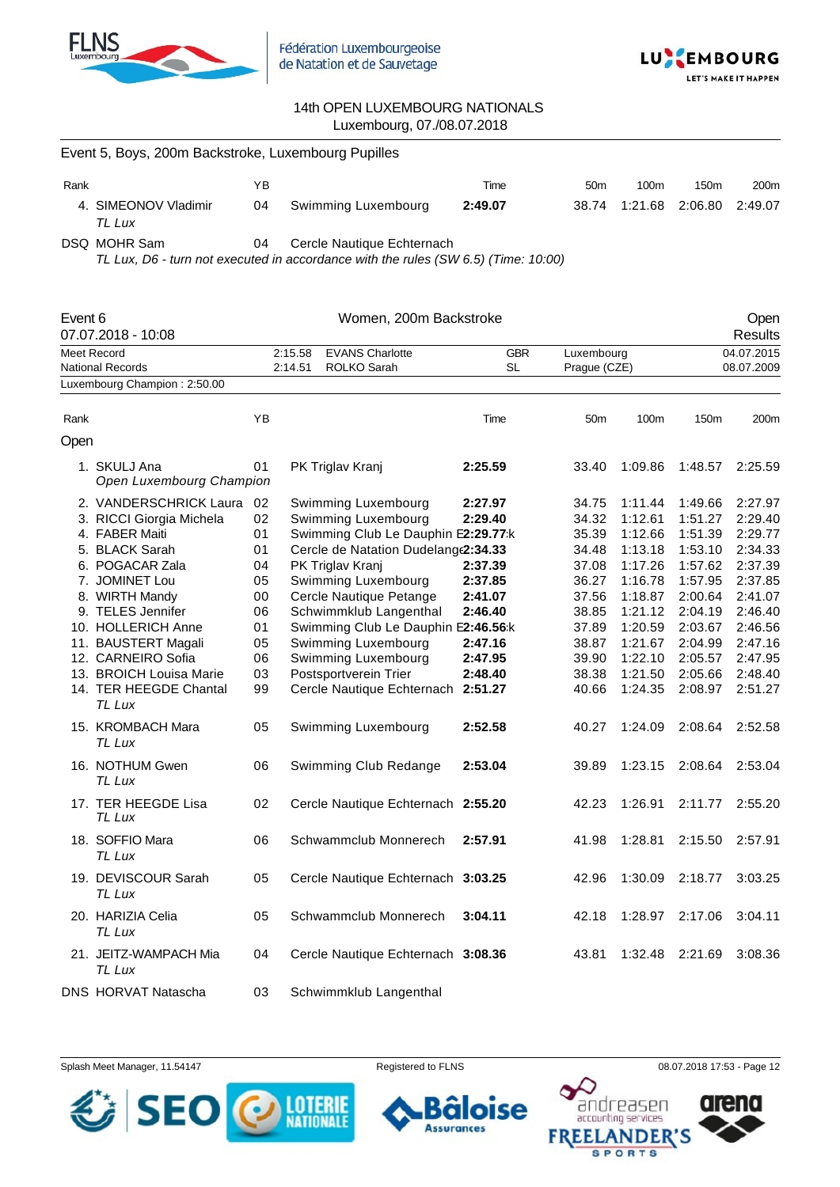14th OPEN LUXEMBOURG NATIONALS
Luxembourg, 07./08.07.2018

## Event 5, Boys, 200m Backstroke, Luxembourg Pupilles

| Rank | | YB | | Time | 50m | 100m | 150m | 200m |
|---|---|---|---|---|---|---|---|---|
| 4. | SIMEONOV Vladimir *TL Lux* | 04 | Swimming Luxembourg | **2:49.07** | 38.74 | 1:21.68 | 2:06.80 | 2:49.07 |
| DSQ | MOHR Sam | 04 | Cercle Nautique Echternach | | | | | |

*TL Lux, D6 - turn not executed in accordance with the rules (SW 6.5) (Time: 10:00)*

## Event 6 — Women, 200m Backstroke — Open Results

07.07.2018 - 10:08

| | | | | | |
|---|---|---|---|---|---|
| Meet Record | 2:15.58 | EVANS Charlotte | GBR | Luxembourg | 04.07.2015 |
| National Records | 2:14.51 | ROLKO Sarah | SL | Prague (CZE) | 08.07.2009 |

Luxembourg Champion : 2:50.00

### Open

| Rank | | YB | | Time | 50m | 100m | 150m | 200m |
|---|---|---|---|---|---|---|---|---|
| 1. | SKULJ Ana *Open Luxembourg Champion* | 01 | PK Triglav Kranj | **2:25.59** | 33.40 | 1:09.86 | 1:48.57 | 2:25.59 |
| 2. | VANDERSCHRICK Laura | 02 | Swimming Luxembourg | **2:27.97** | 34.75 | 1:11.44 | 1:49.66 | 2:27.97 |
| 3. | RICCI Giorgia Michela | 02 | Swimming Luxembourg | **2:29.40** | 34.32 | 1:12.61 | 1:51.27 | 2:29.40 |
| 4. | FABER Maiti | 01 | Swimming Club Le Dauphin E | **2:29.77** | 35.39 | 1:12.66 | 1:51.39 | 2:29.77 |
| 5. | BLACK Sarah | 01 | Cercle de Natation Dudelange | **2:34.33** | 34.48 | 1:13.18 | 1:53.10 | 2:34.33 |
| 6. | POGACAR Zala | 04 | PK Triglav Kranj | **2:37.39** | 37.08 | 1:17.26 | 1:57.62 | 2:37.39 |
| 7. | JOMINET Lou | 05 | Swimming Luxembourg | **2:37.85** | 36.27 | 1:16.78 | 1:57.95 | 2:37.85 |
| 8. | WIRTH Mandy | 00 | Cercle Nautique Petange | **2:41.07** | 37.56 | 1:18.87 | 2:00.64 | 2:41.07 |
| 9. | TELES Jennifer | 06 | Schwimmklub Langenthal | **2:46.40** | 38.85 | 1:21.12 | 2:04.19 | 2:46.40 |
| 10. | HOLLERICH Anne | 01 | Swimming Club Le Dauphin E | **2:46.56** | 37.89 | 1:20.59 | 2:03.67 | 2:46.56 |
| 11. | BAUSTERT Magali | 05 | Swimming Luxembourg | **2:47.16** | 38.87 | 1:21.67 | 2:04.99 | 2:47.16 |
| 12. | CARNEIRO Sofia | 06 | Swimming Luxembourg | **2:47.95** | 39.90 | 1:22.10 | 2:05.57 | 2:47.95 |
| 13. | BROICH Louisa Marie | 03 | Postsportverein Trier | **2:48.40** | 38.38 | 1:21.50 | 2:05.66 | 2:48.40 |
| 14. | TER HEEGDE Chantal *TL Lux* | 99 | Cercle Nautique Echternach | **2:51.27** | 40.66 | 1:24.35 | 2:08.97 | 2:51.27 |
| 15. | KROMBACH Mara *TL Lux* | 05 | Swimming Luxembourg | **2:52.58** | 40.27 | 1:24.09 | 2:08.64 | 2:52.58 |
| 16. | NOTHUM Gwen *TL Lux* | 06 | Swimming Club Redange | **2:53.04** | 39.89 | 1:23.15 | 2:08.64 | 2:53.04 |
| 17. | TER HEEGDE Lisa *TL Lux* | 02 | Cercle Nautique Echternach | **2:55.20** | 42.23 | 1:26.91 | 2:11.77 | 2:55.20 |
| 18. | SOFFIO Mara *TL Lux* | 06 | Schwammclub Monnerech | **2:57.91** | 41.98 | 1:28.81 | 2:15.50 | 2:57.91 |
| 19. | DEVISCOUR Sarah *TL Lux* | 05 | Cercle Nautique Echternach | **3:03.25** | 42.96 | 1:30.09 | 2:18.77 | 3:03.25 |
| 20. | HARIZIA Celia *TL Lux* | 05 | Schwammclub Monnerech | **3:04.11** | 42.18 | 1:28.97 | 2:17.06 | 3:04.11 |
| 21. | JEITZ-WAMPACH Mia *TL Lux* | 04 | Cercle Nautique Echternach | **3:08.36** | 43.81 | 1:32.48 | 2:21.69 | 3:08.36 |
| DNS | HORVAT Natascha | 03 | Schwimmklub Langenthal | | | | | |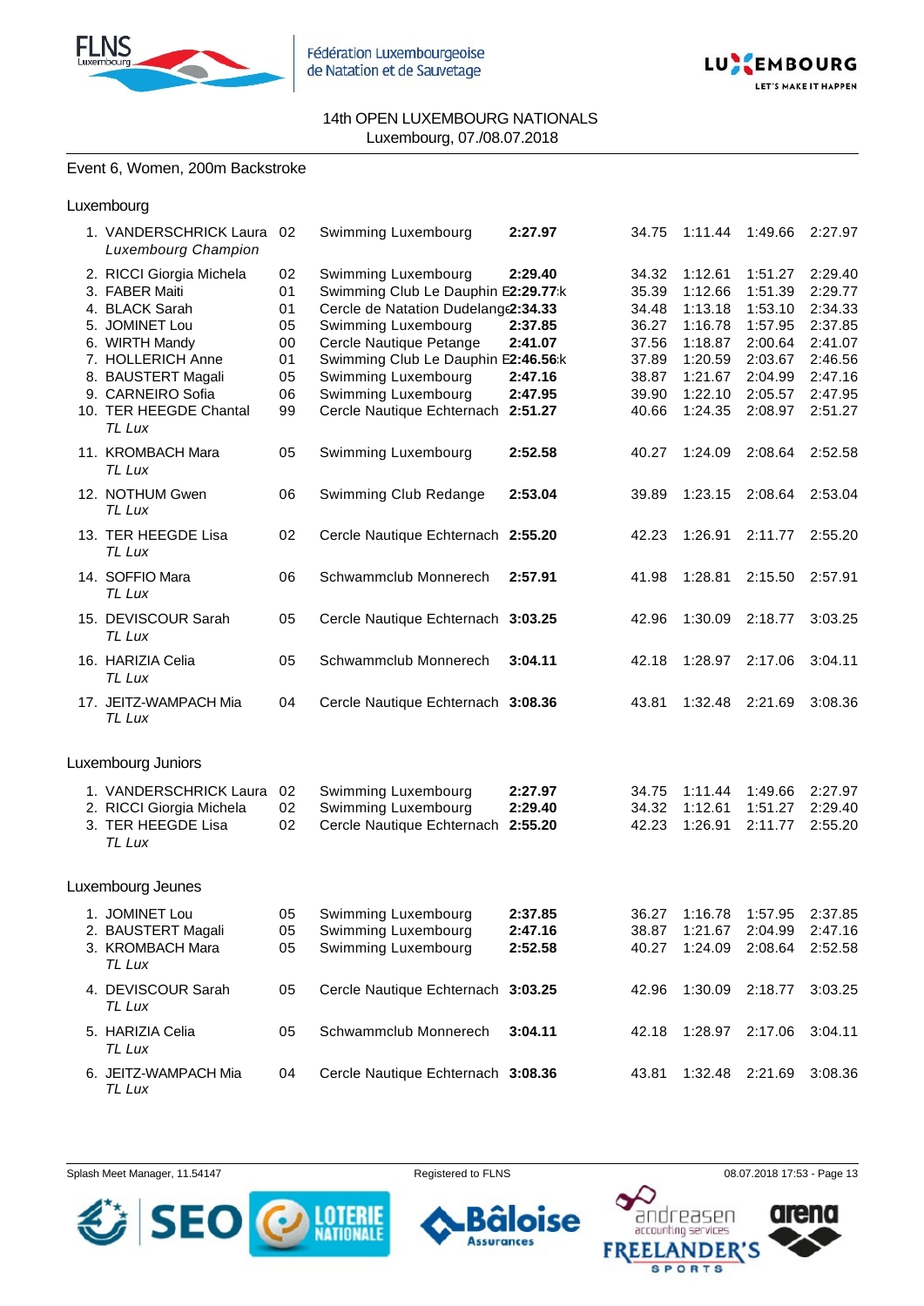Fédération Luxembourgeoise de Natation et de Sauvetage

14th OPEN LUXEMBOURG NATIONALS
Luxembourg, 07./08.07.2018

## Event 6, Women, 200m Backstroke

### Luxembourg

| Rank | Name | YoB | Club | Time | 50m | 100m | 150m | 200m |
|---|---|---|---|---|---|---|---|---|
| 1. | VANDERSCHRICK Laura *Luxembourg Champion* | 02 | Swimming Luxembourg | **2:27.97** | 34.75 | 1:11.44 | 1:49.66 | 2:27.97 |
| 2. | RICCI Giorgia Michela | 02 | Swimming Luxembourg | **2:29.40** | 34.32 | 1:12.61 | 1:51.27 | 2:29.40 |
| 3. | FABER Maiti | 01 | Swimming Club Le Dauphin E | **2:29.77** k | 35.39 | 1:12.66 | 1:51.39 | 2:29.77 |
| 4. | BLACK Sarah | 01 | Cercle de Natation Dudelange | **2:34.33** | 34.48 | 1:13.18 | 1:53.10 | 2:34.33 |
| 5. | JOMINET Lou | 05 | Swimming Luxembourg | **2:37.85** | 36.27 | 1:16.78 | 1:57.95 | 2:37.85 |
| 6. | WIRTH Mandy | 00 | Cercle Nautique Petange | **2:41.07** | 37.56 | 1:18.87 | 2:00.64 | 2:41.07 |
| 7. | HOLLERICH Anne | 01 | Swimming Club Le Dauphin E | **2:46.56** k | 37.89 | 1:20.59 | 2:03.67 | 2:46.56 |
| 8. | BAUSTERT Magali | 05 | Swimming Luxembourg | **2:47.16** | 38.87 | 1:21.67 | 2:04.99 | 2:47.16 |
| 9. | CARNEIRO Sofia | 06 | Swimming Luxembourg | **2:47.95** | 39.90 | 1:22.10 | 2:05.57 | 2:47.95 |
| 10. | TER HEEGDE Chantal *TL Lux* | 99 | Cercle Nautique Echternach | **2:51.27** | 40.66 | 1:24.35 | 2:08.97 | 2:51.27 |
| 11. | KROMBACH Mara *TL Lux* | 05 | Swimming Luxembourg | **2:52.58** | 40.27 | 1:24.09 | 2:08.64 | 2:52.58 |
| 12. | NOTHUM Gwen *TL Lux* | 06 | Swimming Club Redange | **2:53.04** | 39.89 | 1:23.15 | 2:08.64 | 2:53.04 |
| 13. | TER HEEGDE Lisa *TL Lux* | 02 | Cercle Nautique Echternach | **2:55.20** | 42.23 | 1:26.91 | 2:11.77 | 2:55.20 |
| 14. | SOFFIO Mara *TL Lux* | 06 | Schwammclub Monnerech | **2:57.91** | 41.98 | 1:28.81 | 2:15.50 | 2:57.91 |
| 15. | DEVISCOUR Sarah *TL Lux* | 05 | Cercle Nautique Echternach | **3:03.25** | 42.96 | 1:30.09 | 2:18.77 | 3:03.25 |
| 16. | HARIZIA Celia *TL Lux* | 05 | Schwammclub Monnerech | **3:04.11** | 42.18 | 1:28.97 | 2:17.06 | 3:04.11 |
| 17. | JEITZ-WAMPACH Mia *TL Lux* | 04 | Cercle Nautique Echternach | **3:08.36** | 43.81 | 1:32.48 | 2:21.69 | 3:08.36 |

### Luxembourg Juniors

| Rank | Name | YoB | Club | Time | 50m | 100m | 150m | 200m |
|---|---|---|---|---|---|---|---|---|
| 1. | VANDERSCHRICK Laura | 02 | Swimming Luxembourg | **2:27.97** | 34.75 | 1:11.44 | 1:49.66 | 2:27.97 |
| 2. | RICCI Giorgia Michela | 02 | Swimming Luxembourg | **2:29.40** | 34.32 | 1:12.61 | 1:51.27 | 2:29.40 |
| 3. | TER HEEGDE Lisa *TL Lux* | 02 | Cercle Nautique Echternach | **2:55.20** | 42.23 | 1:26.91 | 2:11.77 | 2:55.20 |

### Luxembourg Jeunes

| Rank | Name | YoB | Club | Time | 50m | 100m | 150m | 200m |
|---|---|---|---|---|---|---|---|---|
| 1. | JOMINET Lou | 05 | Swimming Luxembourg | **2:37.85** | 36.27 | 1:16.78 | 1:57.95 | 2:37.85 |
| 2. | BAUSTERT Magali | 05 | Swimming Luxembourg | **2:47.16** | 38.87 | 1:21.67 | 2:04.99 | 2:47.16 |
| 3. | KROMBACH Mara *TL Lux* | 05 | Swimming Luxembourg | **2:52.58** | 40.27 | 1:24.09 | 2:08.64 | 2:52.58 |
| 4. | DEVISCOUR Sarah *TL Lux* | 05 | Cercle Nautique Echternach | **3:03.25** | 42.96 | 1:30.09 | 2:18.77 | 3:03.25 |
| 5. | HARIZIA Celia *TL Lux* | 05 | Schwammclub Monnerech | **3:04.11** | 42.18 | 1:28.97 | 2:17.06 | 3:04.11 |
| 6. | JEITZ-WAMPACH Mia *TL Lux* | 04 | Cercle Nautique Echternach | **3:08.36** | 43.81 | 1:32.48 | 2:21.69 | 3:08.36 |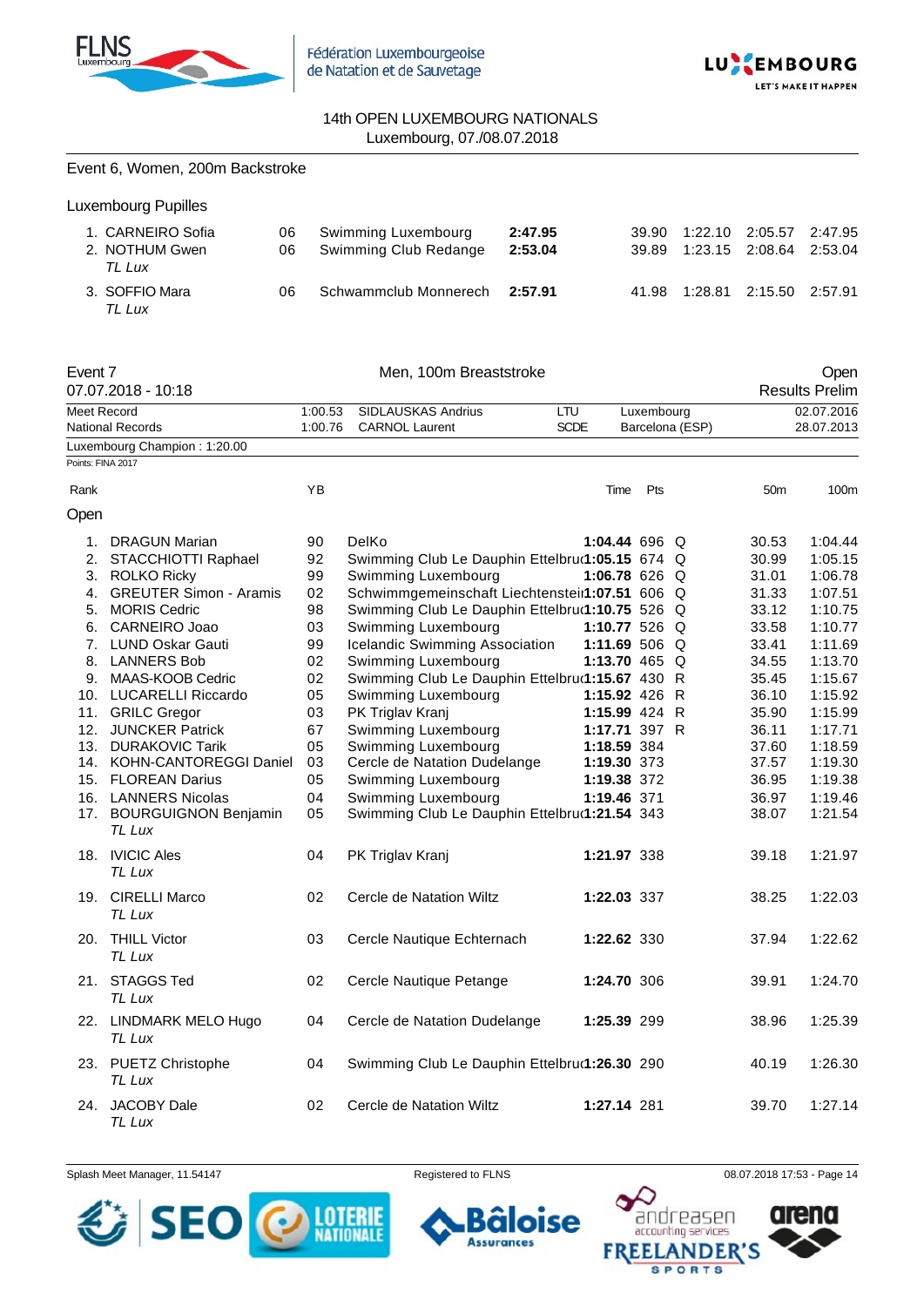14th OPEN LUXEMBOURG NATIONALS
Luxembourg, 07./08.07.2018

## Event 6, Women, 200m Backstroke

### Luxembourg Pupilles

| Rank | Name | YB | Club | Time | 50m | 100m | 150m | 200m |
|---|---|---|---|---|---|---|---|---|
| 1. | CARNEIRO Sofia | 06 | Swimming Luxembourg | **2:47.95** | 39.90 | 1:22.10 | 2:05.57 | 2:47.95 |
| 2. | NOTHUM Gwen *TL Lux* | 06 | Swimming Club Redange | **2:53.04** | 39.89 | 1:23.15 | 2:08.64 | 2:53.04 |
| 3. | SOFFIO Mara *TL Lux* | 06 | Schwammclub Monnerech | **2:57.91** | 41.98 | 1:28.81 | 2:15.50 | 2:57.91 |

## Event 7 — Men, 100m Breaststroke — Open

07.07.2018 - 10:18 — Results Prelim

| | Time | Name | Nation/Club | Location | Date |
|---|---|---|---|---|---|
| Meet Record | 1:00.53 | SIDLAUSKAS Andrius | LTU | Luxembourg | 02.07.2016 |
| National Records | 1:00.76 | CARNOL Laurent | SCDE | Barcelona (ESP) | 28.07.2013 |

Luxembourg Champion : 1:20.00

Points: FINA 2017

### Open

| Rank | Name | YB | Club | Time | Pts | | 50m | 100m |
|---|---|---|---|---|---|---|---|---|
| 1. | DRAGUN Marian | 90 | DelKo | **1:04.44** | 696 | Q | 30.53 | 1:04.44 |
| 2. | STACCHIOTTI Raphael | 92 | Swimming Club Le Dauphin Ettelbruck | **1:05.15** | 674 | Q | 30.99 | 1:05.15 |
| 3. | ROLKO Ricky | 99 | Swimming Luxembourg | **1:06.78** | 626 | Q | 31.01 | 1:06.78 |
| 4. | GREUTER Simon - Aramis | 02 | Schwimmgemeinschaft Liechtenstein | **1:07.51** | 606 | Q | 31.33 | 1:07.51 |
| 5. | MORIS Cedric | 98 | Swimming Club Le Dauphin Ettelbruck | **1:10.75** | 526 | Q | 33.12 | 1:10.75 |
| 6. | CARNEIRO Joao | 03 | Swimming Luxembourg | **1:10.77** | 526 | Q | 33.58 | 1:10.77 |
| 7. | LUND Oskar Gauti | 99 | Icelandic Swimming Association | **1:11.69** | 506 | Q | 33.41 | 1:11.69 |
| 8. | LANNERS Bob | 02 | Swimming Luxembourg | **1:13.70** | 465 | Q | 34.55 | 1:13.70 |
| 9. | MAAS-KOOB Cedric | 02 | Swimming Club Le Dauphin Ettelbruck | **1:15.67** | 430 | R | 35.45 | 1:15.67 |
| 10. | LUCARELLI Riccardo | 05 | Swimming Luxembourg | **1:15.92** | 426 | R | 36.10 | 1:15.92 |
| 11. | GRILC Gregor | 03 | PK Triglav Kranj | **1:15.99** | 424 | R | 35.90 | 1:15.99 |
| 12. | JUNCKER Patrick | 67 | Swimming Luxembourg | **1:17.71** | 397 | R | 36.11 | 1:17.71 |
| 13. | DURAKOVIC Tarik | 05 | Swimming Luxembourg | **1:18.59** | 384 | | 37.60 | 1:18.59 |
| 14. | KOHN-CANTOREGGI Daniel | 03 | Cercle de Natation Dudelange | **1:19.30** | 373 | | 37.57 | 1:19.30 |
| 15. | FLOREAN Darius | 05 | Swimming Luxembourg | **1:19.38** | 372 | | 36.95 | 1:19.38 |
| 16. | LANNERS Nicolas | 04 | Swimming Luxembourg | **1:19.46** | 371 | | 36.97 | 1:19.46 |
| 17. | BOURGUIGNON Benjamin *TL Lux* | 05 | Swimming Club Le Dauphin Ettelbruck | **1:21.54** | 343 | | 38.07 | 1:21.54 |
| 18. | IVICIC Ales *TL Lux* | 04 | PK Triglav Kranj | **1:21.97** | 338 | | 39.18 | 1:21.97 |
| 19. | CIRELLI Marco *TL Lux* | 02 | Cercle de Natation Wiltz | **1:22.03** | 337 | | 38.25 | 1:22.03 |
| 20. | THILL Victor *TL Lux* | 03 | Cercle Nautique Echternach | **1:22.62** | 330 | | 37.94 | 1:22.62 |
| 21. | STAGGS Ted *TL Lux* | 02 | Cercle Nautique Petange | **1:24.70** | 306 | | 39.91 | 1:24.70 |
| 22. | LINDMARK MELO Hugo *TL Lux* | 04 | Cercle de Natation Dudelange | **1:25.39** | 299 | | 38.96 | 1:25.39 |
| 23. | PUETZ Christophe *TL Lux* | 04 | Swimming Club Le Dauphin Ettelbruck | **1:26.30** | 290 | | 40.19 | 1:26.30 |
| 24. | JACOBY Dale *TL Lux* | 02 | Cercle de Natation Wiltz | **1:27.14** | 281 | | 39.70 | 1:27.14 |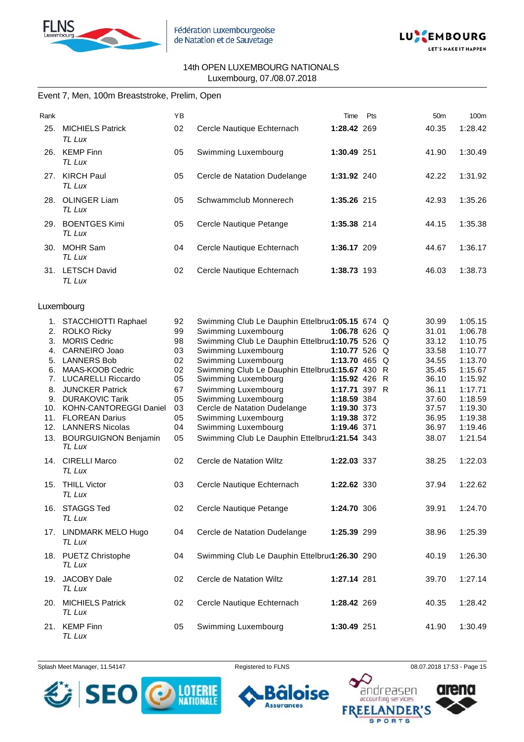14th OPEN LUXEMBOURG NATIONALS
Luxembourg, 07./08.07.2018

## Event 7, Men, 100m Breaststroke, Prelim, Open

| Rank | | YB | | Time | Pts | | 50m | 100m |
|---|---|---|---|---|---|---|---|---|
| 25. | MICHIELS Patrick *TL Lux* | 02 | Cercle Nautique Echternach | **1:28.42** | 269 | | 40.35 | 1:28.42 |
| 26. | KEMP Finn *TL Lux* | 05 | Swimming Luxembourg | **1:30.49** | 251 | | 41.90 | 1:30.49 |
| 27. | KIRCH Paul *TL Lux* | 05 | Cercle de Natation Dudelange | **1:31.92** | 240 | | 42.22 | 1:31.92 |
| 28. | OLINGER Liam *TL Lux* | 05 | Schwammclub Monnerech | **1:35.26** | 215 | | 42.93 | 1:35.26 |
| 29. | BOENTGES Kimi *TL Lux* | 05 | Cercle Nautique Petange | **1:35.38** | 214 | | 44.15 | 1:35.38 |
| 30. | MOHR Sam *TL Lux* | 04 | Cercle Nautique Echternach | **1:36.17** | 209 | | 44.67 | 1:36.17 |
| 31. | LETSCH David *TL Lux* | 02 | Cercle Nautique Echternach | **1:38.73** | 193 | | 46.03 | 1:38.73 |

### Luxembourg

| Rank | | YB | | Time | Pts | | 50m | 100m |
|---|---|---|---|---|---|---|---|---|
| 1. | STACCHIOTTI Raphael | 92 | Swimming Club Le Dauphin Ettelbruck | **1:05.15** | 674 | Q | 30.99 | 1:05.15 |
| 2. | ROLKO Ricky | 99 | Swimming Luxembourg | **1:06.78** | 626 | Q | 31.01 | 1:06.78 |
| 3. | MORIS Cedric | 98 | Swimming Club Le Dauphin Ettelbruck | **1:10.75** | 526 | Q | 33.12 | 1:10.75 |
| 4. | CARNEIRO Joao | 03 | Swimming Luxembourg | **1:10.77** | 526 | Q | 33.58 | 1:10.77 |
| 5. | LANNERS Bob | 02 | Swimming Luxembourg | **1:13.70** | 465 | Q | 34.55 | 1:13.70 |
| 6. | MAAS-KOOB Cedric | 02 | Swimming Club Le Dauphin Ettelbruck | **1:15.67** | 430 | R | 35.45 | 1:15.67 |
| 7. | LUCARELLI Riccardo | 05 | Swimming Luxembourg | **1:15.92** | 426 | R | 36.10 | 1:15.92 |
| 8. | JUNCKER Patrick | 67 | Swimming Luxembourg | **1:17.71** | 397 | R | 36.11 | 1:17.71 |
| 9. | DURAKOVIC Tarik | 05 | Swimming Luxembourg | **1:18.59** | 384 | | 37.60 | 1:18.59 |
| 10. | KOHN-CANTOREGGI Daniel | 03 | Cercle de Natation Dudelange | **1:19.30** | 373 | | 37.57 | 1:19.30 |
| 11. | FLOREAN Darius | 05 | Swimming Luxembourg | **1:19.38** | 372 | | 36.95 | 1:19.38 |
| 12. | LANNERS Nicolas | 04 | Swimming Luxembourg | **1:19.46** | 371 | | 36.97 | 1:19.46 |
| 13. | BOURGUIGNON Benjamin *TL Lux* | 05 | Swimming Club Le Dauphin Ettelbruck | **1:21.54** | 343 | | 38.07 | 1:21.54 |
| 14. | CIRELLI Marco *TL Lux* | 02 | Cercle de Natation Wiltz | **1:22.03** | 337 | | 38.25 | 1:22.03 |
| 15. | THILL Victor *TL Lux* | 03 | Cercle Nautique Echternach | **1:22.62** | 330 | | 37.94 | 1:22.62 |
| 16. | STAGGS Ted *TL Lux* | 02 | Cercle Nautique Petange | **1:24.70** | 306 | | 39.91 | 1:24.70 |
| 17. | LINDMARK MELO Hugo *TL Lux* | 04 | Cercle de Natation Dudelange | **1:25.39** | 299 | | 38.96 | 1:25.39 |
| 18. | PUETZ Christophe *TL Lux* | 04 | Swimming Club Le Dauphin Ettelbruck | **1:26.30** | 290 | | 40.19 | 1:26.30 |
| 19. | JACOBY Dale *TL Lux* | 02 | Cercle de Natation Wiltz | **1:27.14** | 281 | | 39.70 | 1:27.14 |
| 20. | MICHIELS Patrick *TL Lux* | 02 | Cercle Nautique Echternach | **1:28.42** | 269 | | 40.35 | 1:28.42 |
| 21. | KEMP Finn *TL Lux* | 05 | Swimming Luxembourg | **1:30.49** | 251 | | 41.90 | 1:30.49 |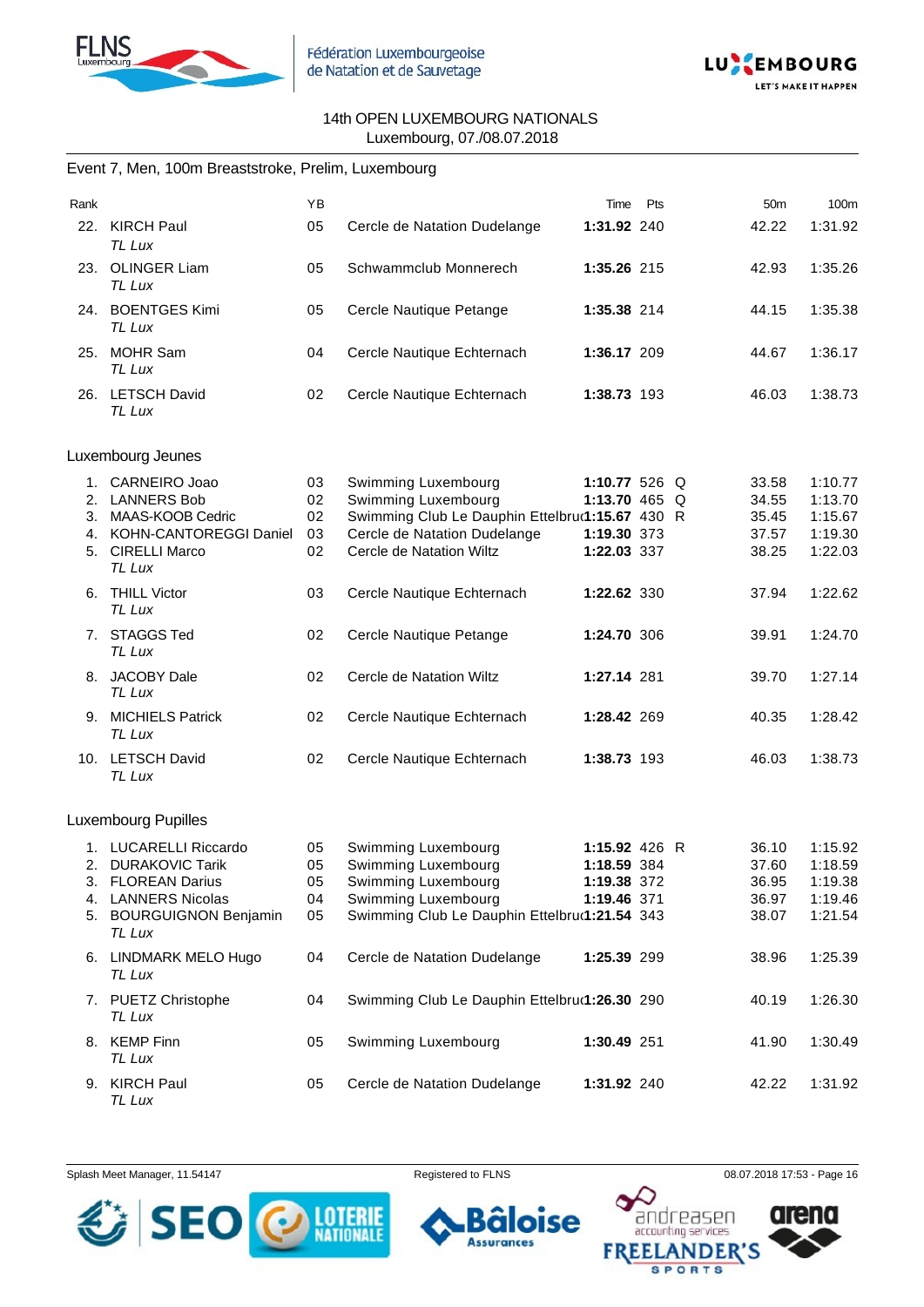14th OPEN LUXEMBOURG NATIONALS
Luxembourg, 07./08.07.2018

## Event 7, Men, 100m Breaststroke, Prelim, Luxembourg

| Rank | | YB | | Time | Pts | | 50m | 100m |
|---|---|---|---|---|---|---|---|---|
| 22. | KIRCH Paul *TL Lux* | 05 | Cercle de Natation Dudelange | **1:31.92** | 240 | | 42.22 | 1:31.92 |
| 23. | OLINGER Liam *TL Lux* | 05 | Schwammclub Monnerech | **1:35.26** | 215 | | 42.93 | 1:35.26 |
| 24. | BOENTGES Kimi *TL Lux* | 05 | Cercle Nautique Petange | **1:35.38** | 214 | | 44.15 | 1:35.38 |
| 25. | MOHR Sam *TL Lux* | 04 | Cercle Nautique Echternach | **1:36.17** | 209 | | 44.67 | 1:36.17 |
| 26. | LETSCH David *TL Lux* | 02 | Cercle Nautique Echternach | **1:38.73** | 193 | | 46.03 | 1:38.73 |

### Luxembourg Jeunes

| Rank | | YB | | Time | Pts | | 50m | 100m |
|---|---|---|---|---|---|---|---|---|
| 1. | CARNEIRO Joao | 03 | Swimming Luxembourg | **1:10.77** | 526 | Q | 33.58 | 1:10.77 |
| 2. | LANNERS Bob | 02 | Swimming Luxembourg | **1:13.70** | 465 | Q | 34.55 | 1:13.70 |
| 3. | MAAS-KOOB Cedric | 02 | Swimming Club Le Dauphin Ettelbruck | **1:15.67** | 430 | R | 35.45 | 1:15.67 |
| 4. | KOHN-CANTOREGGI Daniel | 03 | Cercle de Natation Dudelange | **1:19.30** | 373 | | 37.57 | 1:19.30 |
| 5. | CIRELLI Marco *TL Lux* | 02 | Cercle de Natation Wiltz | **1:22.03** | 337 | | 38.25 | 1:22.03 |
| 6. | THILL Victor *TL Lux* | 03 | Cercle Nautique Echternach | **1:22.62** | 330 | | 37.94 | 1:22.62 |
| 7. | STAGGS Ted *TL Lux* | 02 | Cercle Nautique Petange | **1:24.70** | 306 | | 39.91 | 1:24.70 |
| 8. | JACOBY Dale *TL Lux* | 02 | Cercle de Natation Wiltz | **1:27.14** | 281 | | 39.70 | 1:27.14 |
| 9. | MICHIELS Patrick *TL Lux* | 02 | Cercle Nautique Echternach | **1:28.42** | 269 | | 40.35 | 1:28.42 |
| 10. | LETSCH David *TL Lux* | 02 | Cercle Nautique Echternach | **1:38.73** | 193 | | 46.03 | 1:38.73 |

### Luxembourg Pupilles

| Rank | | YB | | Time | Pts | | 50m | 100m |
|---|---|---|---|---|---|---|---|---|
| 1. | LUCARELLI Riccardo | 05 | Swimming Luxembourg | **1:15.92** | 426 | R | 36.10 | 1:15.92 |
| 2. | DURAKOVIC Tarik | 05 | Swimming Luxembourg | **1:18.59** | 384 | | 37.60 | 1:18.59 |
| 3. | FLOREAN Darius | 05 | Swimming Luxembourg | **1:19.38** | 372 | | 36.95 | 1:19.38 |
| 4. | LANNERS Nicolas | 04 | Swimming Luxembourg | **1:19.46** | 371 | | 36.97 | 1:19.46 |
| 5. | BOURGUIGNON Benjamin *TL Lux* | 05 | Swimming Club Le Dauphin Ettelbruck | **1:21.54** | 343 | | 38.07 | 1:21.54 |
| 6. | LINDMARK MELO Hugo *TL Lux* | 04 | Cercle de Natation Dudelange | **1:25.39** | 299 | | 38.96 | 1:25.39 |
| 7. | PUETZ Christophe *TL Lux* | 04 | Swimming Club Le Dauphin Ettelbruck | **1:26.30** | 290 | | 40.19 | 1:26.30 |
| 8. | KEMP Finn *TL Lux* | 05 | Swimming Luxembourg | **1:30.49** | 251 | | 41.90 | 1:30.49 |
| 9. | KIRCH Paul *TL Lux* | 05 | Cercle de Natation Dudelange | **1:31.92** | 240 | | 42.22 | 1:31.92 |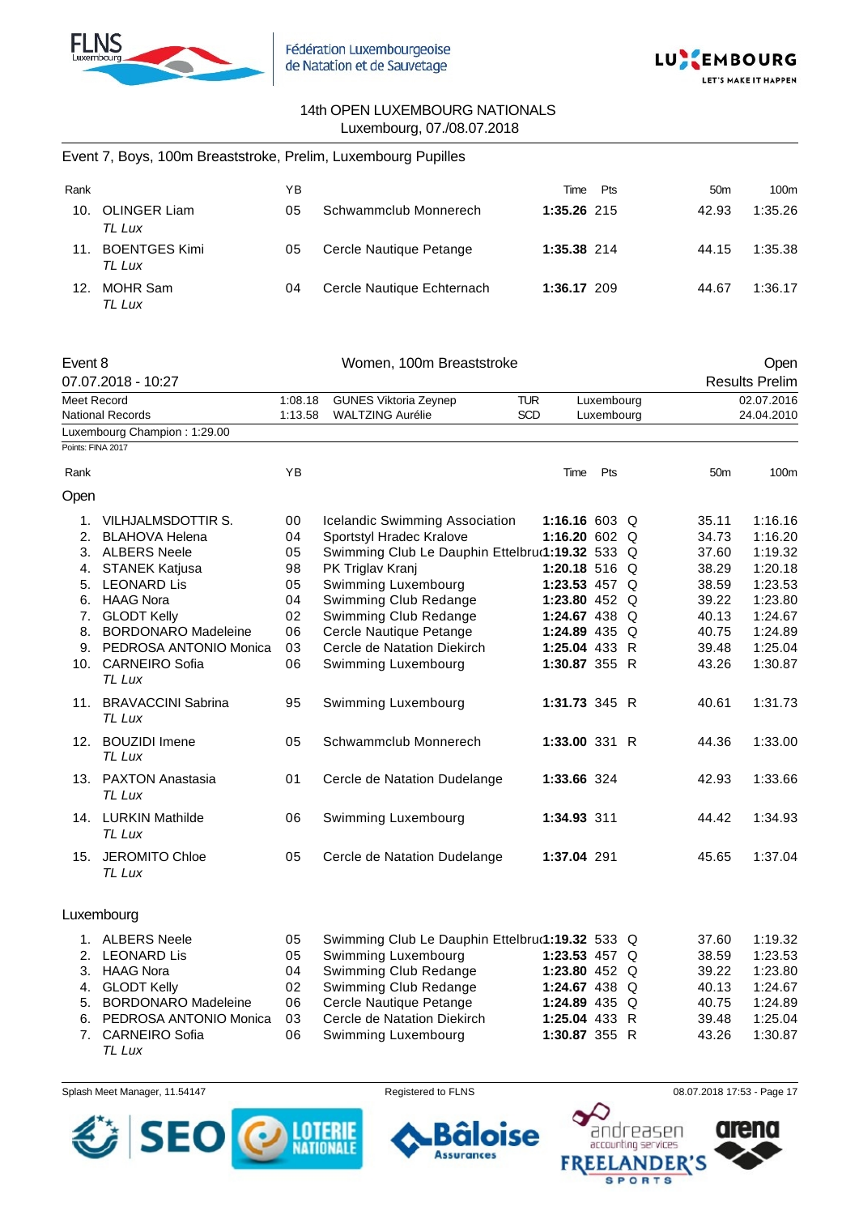14th OPEN LUXEMBOURG NATIONALS
Luxembourg, 07./08.07.2018

## Event 7, Boys, 100m Breaststroke, Prelim, Luxembourg Pupilles

| Rank | | YB | | Time | Pts | | 50m | 100m |
|---|---|---|---|---|---|---|---|---|
| 10. | OLINGER Liam *TL Lux* | 05 | Schwammclub Monnerech | **1:35.26** | 215 | | 42.93 | 1:35.26 |
| 11. | BOENTGES Kimi *TL Lux* | 05 | Cercle Nautique Petange | **1:35.38** | 214 | | 44.15 | 1:35.38 |
| 12. | MOHR Sam *TL Lux* | 04 | Cercle Nautique Echternach | **1:36.17** | 209 | | 44.67 | 1:36.17 |

## Event 8 — Women, 100m Breaststroke — Open

07.07.2018 - 10:27 — Results Prelim

| | | | | | |
|---|---|---|---|---|---|
| Meet Record | 1:08.18 | GUNES Viktoria Zeynep | TUR | Luxembourg | 02.07.2016 |
| National Records | 1:13.58 | WALTZING Aurélie | SCD | Luxembourg | 24.04.2010 |

Luxembourg Champion : 1:29.00

Points: FINA 2017

### Open

| Rank | | YB | | Time | Pts | | 50m | 100m |
|---|---|---|---|---|---|---|---|---|
| 1. | VILHJALMSDOTTIR S. | 00 | Icelandic Swimming Association | **1:16.16** | 603 | Q | 35.11 | 1:16.16 |
| 2. | BLAHOVA Helena | 04 | Sportstyl Hradec Kralove | **1:16.20** | 602 | Q | 34.73 | 1:16.20 |
| 3. | ALBERS Neele | 05 | Swimming Club Le Dauphin Ettelbruck | **1:19.32** | 533 | Q | 37.60 | 1:19.32 |
| 4. | STANEK Katjusa | 98 | PK Triglav Kranj | **1:20.18** | 516 | Q | 38.29 | 1:20.18 |
| 5. | LEONARD Lis | 05 | Swimming Luxembourg | **1:23.53** | 457 | Q | 38.59 | 1:23.53 |
| 6. | HAAG Nora | 04 | Swimming Club Redange | **1:23.80** | 452 | Q | 39.22 | 1:23.80 |
| 7. | GLODT Kelly | 02 | Swimming Club Redange | **1:24.67** | 438 | Q | 40.13 | 1:24.67 |
| 8. | BORDONARO Madeleine | 06 | Cercle Nautique Petange | **1:24.89** | 435 | Q | 40.75 | 1:24.89 |
| 9. | PEDROSA ANTONIO Monica | 03 | Cercle de Natation Diekirch | **1:25.04** | 433 | R | 39.48 | 1:25.04 |
| 10. | CARNEIRO Sofia *TL Lux* | 06 | Swimming Luxembourg | **1:30.87** | 355 | R | 43.26 | 1:30.87 |
| 11. | BRAVACCINI Sabrina *TL Lux* | 95 | Swimming Luxembourg | **1:31.73** | 345 | R | 40.61 | 1:31.73 |
| 12. | BOUZIDI Imene *TL Lux* | 05 | Schwammclub Monnerech | **1:33.00** | 331 | R | 44.36 | 1:33.00 |
| 13. | PAXTON Anastasia *TL Lux* | 01 | Cercle de Natation Dudelange | **1:33.66** | 324 | | 42.93 | 1:33.66 |
| 14. | LURKIN Mathilde *TL Lux* | 06 | Swimming Luxembourg | **1:34.93** | 311 | | 44.42 | 1:34.93 |
| 15. | JEROMITO Chloe *TL Lux* | 05 | Cercle de Natation Dudelange | **1:37.04** | 291 | | 45.65 | 1:37.04 |

### Luxembourg

| Rank | | YB | | Time | Pts | | 50m | 100m |
|---|---|---|---|---|---|---|---|---|
| 1. | ALBERS Neele | 05 | Swimming Club Le Dauphin Ettelbruck | **1:19.32** | 533 | Q | 37.60 | 1:19.32 |
| 2. | LEONARD Lis | 05 | Swimming Luxembourg | **1:23.53** | 457 | Q | 38.59 | 1:23.53 |
| 3. | HAAG Nora | 04 | Swimming Club Redange | **1:23.80** | 452 | Q | 39.22 | 1:23.80 |
| 4. | GLODT Kelly | 02 | Swimming Club Redange | **1:24.67** | 438 | Q | 40.13 | 1:24.67 |
| 5. | BORDONARO Madeleine | 06 | Cercle Nautique Petange | **1:24.89** | 435 | Q | 40.75 | 1:24.89 |
| 6. | PEDROSA ANTONIO Monica | 03 | Cercle de Natation Diekirch | **1:25.04** | 433 | R | 39.48 | 1:25.04 |
| 7. | CARNEIRO Sofia *TL Lux* | 06 | Swimming Luxembourg | **1:30.87** | 355 | R | 43.26 | 1:30.87 |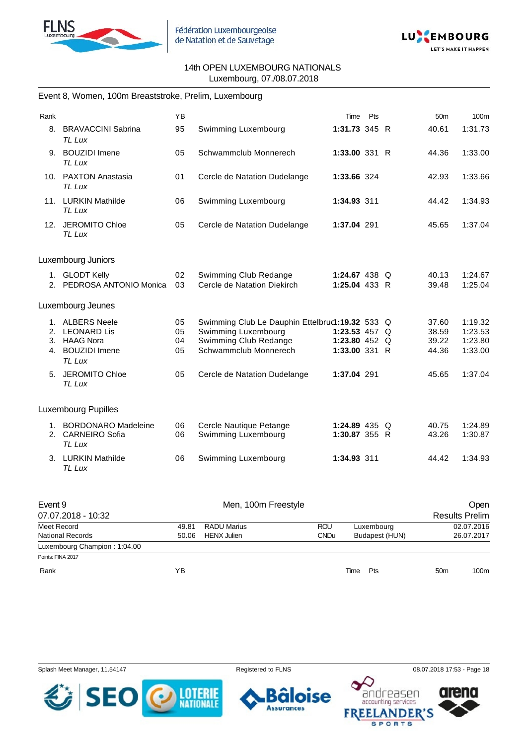14th OPEN LUXEMBOURG NATIONALS
Luxembourg, 07./08.07.2018

## Event 8, Women, 100m Breaststroke, Prelim, Luxembourg

| Rank | | YB | | Time | Pts | | 50m | 100m |
|---|---|---|---|---|---|---|---|---|
| 8. | BRAVACCINI Sabrina *TL Lux* | 95 | Swimming Luxembourg | **1:31.73** | 345 | R | 40.61 | 1:31.73 |
| 9. | BOUZIDI Imene *TL Lux* | 05 | Schwammclub Monnerech | **1:33.00** | 331 | R | 44.36 | 1:33.00 |
| 10. | PAXTON Anastasia *TL Lux* | 01 | Cercle de Natation Dudelange | **1:33.66** | 324 | | 42.93 | 1:33.66 |
| 11. | LURKIN Mathilde *TL Lux* | 06 | Swimming Luxembourg | **1:34.93** | 311 | | 44.42 | 1:34.93 |
| 12. | JEROMITO Chloe *TL Lux* | 05 | Cercle de Natation Dudelange | **1:37.04** | 291 | | 45.65 | 1:37.04 |

### Luxembourg Juniors

| Rank | | YB | | Time | Pts | | 50m | 100m |
|---|---|---|---|---|---|---|---|---|
| 1. | GLODT Kelly | 02 | Swimming Club Redange | **1:24.67** | 438 | Q | 40.13 | 1:24.67 |
| 2. | PEDROSA ANTONIO Monica | 03 | Cercle de Natation Diekirch | **1:25.04** | 433 | R | 39.48 | 1:25.04 |

### Luxembourg Jeunes

| Rank | | YB | | Time | Pts | | 50m | 100m |
|---|---|---|---|---|---|---|---|---|
| 1. | ALBERS Neele | 05 | Swimming Club Le Dauphin Ettelbruck | **1:19.32** | 533 | Q | 37.60 | 1:19.32 |
| 2. | LEONARD Lis | 05 | Swimming Luxembourg | **1:23.53** | 457 | Q | 38.59 | 1:23.53 |
| 3. | HAAG Nora | 04 | Swimming Club Redange | **1:23.80** | 452 | Q | 39.22 | 1:23.80 |
| 4. | BOUZIDI Imene *TL Lux* | 05 | Schwammclub Monnerech | **1:33.00** | 331 | R | 44.36 | 1:33.00 |
| 5. | JEROMITO Chloe *TL Lux* | 05 | Cercle de Natation Dudelange | **1:37.04** | 291 | | 45.65 | 1:37.04 |

### Luxembourg Pupilles

| Rank | | YB | | Time | Pts | | 50m | 100m |
|---|---|---|---|---|---|---|---|---|
| 1. | BORDONARO Madeleine | 06 | Cercle Nautique Petange | **1:24.89** | 435 | Q | 40.75 | 1:24.89 |
| 2. | CARNEIRO Sofia *TL Lux* | 06 | Swimming Luxembourg | **1:30.87** | 355 | R | 43.26 | 1:30.87 |
| 3. | LURKIN Mathilde *TL Lux* | 06 | Swimming Luxembourg | **1:34.93** | 311 | | 44.42 | 1:34.93 |

## Event 9 — Men, 100m Freestyle — Open

07.07.2018 - 10:32 — Results Prelim

| | | | | | |
|---|---|---|---|---|---|
| Meet Record | 49.81 | RADU Marius | ROU | Luxembourg | 02.07.2016 |
| National Records | 50.06 | HENX Julien | CNDu | Budapest (HUN) | 26.07.2017 |

Luxembourg Champion : 1:04.00

Points: FINA 2017

| Rank | YB | Time | Pts | 50m | 100m |
|---|---|---|---|---|---|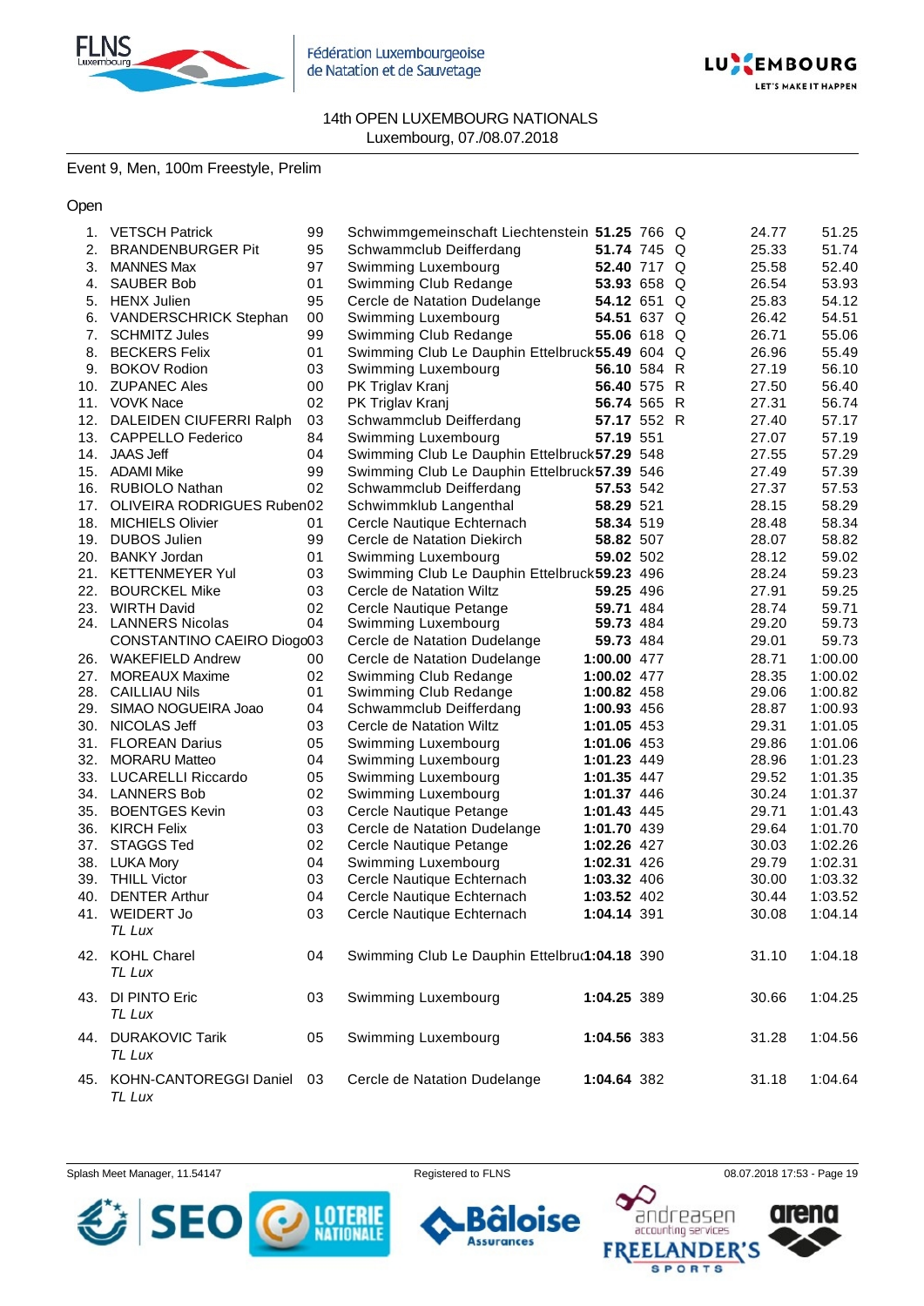14th OPEN LUXEMBOURG NATIONALS
Luxembourg, 07./08.07.2018

## Event 9, Men, 100m Freestyle, Prelim

### Open

| Rank | Name | YoB | Club | Time | Points | | 50m | 100m |
|---|---|---|---|---|---|---|---|---|
| 1. | VETSCH Patrick | 99 | Schwimmgemeinschaft Liechtenstein | **51.25** | 766 | Q | 24.77 | 51.25 |
| 2. | BRANDENBURGER Pit | 95 | Schwammclub Deifferdang | **51.74** | 745 | Q | 25.33 | 51.74 |
| 3. | MANNES Max | 97 | Swimming Luxembourg | **52.40** | 717 | Q | 25.58 | 52.40 |
| 4. | SAUBER Bob | 01 | Swimming Club Redange | **53.93** | 658 | Q | 26.54 | 53.93 |
| 5. | HENX Julien | 95 | Cercle de Natation Dudelange | **54.12** | 651 | Q | 25.83 | 54.12 |
| 6. | VANDERSCHRICK Stephan | 00 | Swimming Luxembourg | **54.51** | 637 | Q | 26.42 | 54.51 |
| 7. | SCHMITZ Jules | 99 | Swimming Club Redange | **55.06** | 618 | Q | 26.71 | 55.06 |
| 8. | BECKERS Felix | 01 | Swimming Club Le Dauphin Ettelbruck | **55.49** | 604 | Q | 26.96 | 55.49 |
| 9. | BOKOV Rodion | 03 | Swimming Luxembourg | **56.10** | 584 | R | 27.19 | 56.10 |
| 10. | ZUPANEC Ales | 00 | PK Triglav Kranj | **56.40** | 575 | R | 27.50 | 56.40 |
| 11. | VOVK Nace | 02 | PK Triglav Kranj | **56.74** | 565 | R | 27.31 | 56.74 |
| 12. | DALEIDEN CIUFERRI Ralph | 03 | Schwammclub Deifferdang | **57.17** | 552 | R | 27.40 | 57.17 |
| 13. | CAPPELLO Federico | 84 | Swimming Luxembourg | **57.19** | 551 | | 27.07 | 57.19 |
| 14. | JAAS Jeff | 04 | Swimming Club Le Dauphin Ettelbruck | **57.29** | 548 | | 27.55 | 57.29 |
| 15. | ADAMI Mike | 99 | Swimming Club Le Dauphin Ettelbruck | **57.39** | 546 | | 27.49 | 57.39 |
| 16. | RUBIOLO Nathan | 02 | Schwammclub Deifferdang | **57.53** | 542 | | 27.37 | 57.53 |
| 17. | OLIVEIRA RODRIGUES Ruben | 02 | Schwimmklub Langenthal | **58.29** | 521 | | 28.15 | 58.29 |
| 18. | MICHIELS Olivier | 01 | Cercle Nautique Echternach | **58.34** | 519 | | 28.48 | 58.34 |
| 19. | DUBOS Julien | 99 | Cercle de Natation Diekirch | **58.82** | 507 | | 28.07 | 58.82 |
| 20. | BANKY Jordan | 01 | Swimming Luxembourg | **59.02** | 502 | | 28.12 | 59.02 |
| 21. | KETTENMEYER Yul | 03 | Swimming Club Le Dauphin Ettelbruck | **59.23** | 496 | | 28.24 | 59.23 |
| 22. | BOURCKEL Mike | 03 | Cercle de Natation Wiltz | **59.25** | 496 | | 27.91 | 59.25 |
| 23. | WIRTH David | 02 | Cercle Nautique Petange | **59.71** | 484 | | 28.74 | 59.71 |
| 24. | LANNERS Nicolas | 04 | Swimming Luxembourg | **59.73** | 484 | | 29.20 | 59.73 |
| | CONSTANTINO CAEIRO Diogo | 03 | Cercle de Natation Dudelange | **59.73** | 484 | | 29.01 | 59.73 |
| 26. | WAKEFIELD Andrew | 00 | Cercle de Natation Dudelange | **1:00.00** | 477 | | 28.71 | 1:00.00 |
| 27. | MOREAUX Maxime | 02 | Swimming Club Redange | **1:00.02** | 477 | | 28.35 | 1:00.02 |
| 28. | CAILLIAU Nils | 01 | Swimming Club Redange | **1:00.82** | 458 | | 29.06 | 1:00.82 |
| 29. | SIMAO NOGUEIRA Joao | 04 | Schwammclub Deifferdang | **1:00.93** | 456 | | 28.87 | 1:00.93 |
| 30. | NICOLAS Jeff | 03 | Cercle de Natation Wiltz | **1:01.05** | 453 | | 29.31 | 1:01.05 |
| 31. | FLOREAN Darius | 05 | Swimming Luxembourg | **1:01.06** | 453 | | 29.86 | 1:01.06 |
| 32. | MORARU Matteo | 04 | Swimming Luxembourg | **1:01.23** | 449 | | 28.96 | 1:01.23 |
| 33. | LUCARELLI Riccardo | 05 | Swimming Luxembourg | **1:01.35** | 447 | | 29.52 | 1:01.35 |
| 34. | LANNERS Bob | 02 | Swimming Luxembourg | **1:01.37** | 446 | | 30.24 | 1:01.37 |
| 35. | BOENTGES Kevin | 03 | Cercle Nautique Petange | **1:01.43** | 445 | | 29.71 | 1:01.43 |
| 36. | KIRCH Felix | 03 | Cercle de Natation Dudelange | **1:01.70** | 439 | | 29.64 | 1:01.70 |
| 37. | STAGGS Ted | 02 | Cercle Nautique Petange | **1:02.26** | 427 | | 30.03 | 1:02.26 |
| 38. | LUKA Mory | 04 | Swimming Luxembourg | **1:02.31** | 426 | | 29.79 | 1:02.31 |
| 39. | THILL Victor | 03 | Cercle Nautique Echternach | **1:03.32** | 406 | | 30.00 | 1:03.32 |
| 40. | DENTER Arthur | 04 | Cercle Nautique Echternach | **1:03.52** | 402 | | 30.44 | 1:03.52 |
| 41. | WEIDERT Jo *TL Lux* | 03 | Cercle Nautique Echternach | **1:04.14** | 391 | | 30.08 | 1:04.14 |
| 42. | KOHL Charel *TL Lux* | 04 | Swimming Club Le Dauphin Ettelbruck | **1:04.18** | 390 | | 31.10 | 1:04.18 |
| 43. | DI PINTO Eric *TL Lux* | 03 | Swimming Luxembourg | **1:04.25** | 389 | | 30.66 | 1:04.25 |
| 44. | DURAKOVIC Tarik *TL Lux* | 05 | Swimming Luxembourg | **1:04.56** | 383 | | 31.28 | 1:04.56 |
| 45. | KOHN-CANTOREGGI Daniel *TL Lux* | 03 | Cercle de Natation Dudelange | **1:04.64** | 382 | | 31.18 | 1:04.64 |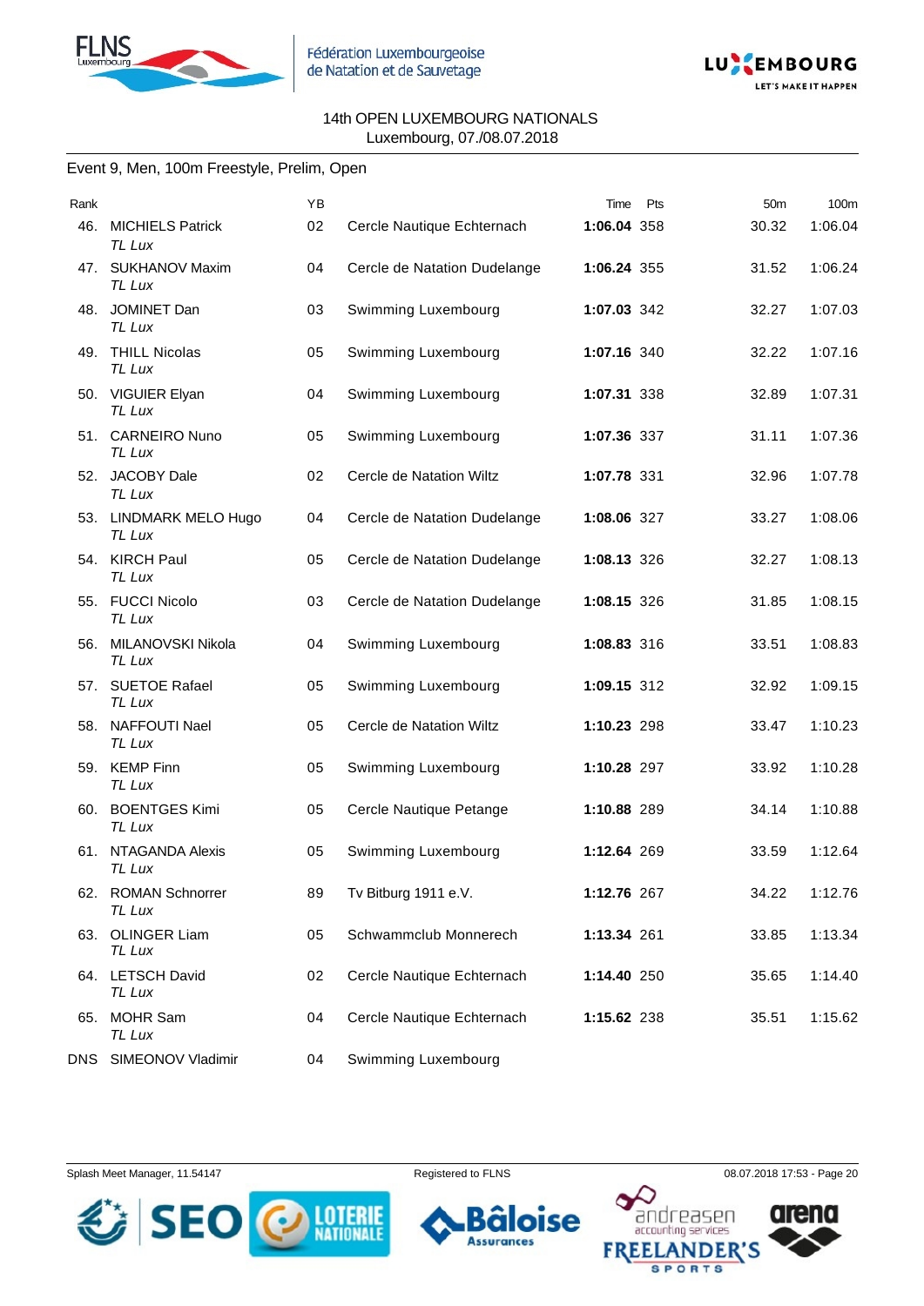Fédération Luxembourgeoise de Natation et de Sauvetage

14th OPEN LUXEMBOURG NATIONALS
Luxembourg, 07./08.07.2018

## Event 9, Men, 100m Freestyle, Prelim, Open

| Rank | | YB | | Time | Pts | 50m | 100m |
|---|---|---|---|---|---|---|---|
| 46. | MICHIELS Patrick *TL Lux* | 02 | Cercle Nautique Echternach | **1:06.04** | 358 | 30.32 | 1:06.04 |
| 47. | SUKHANOV Maxim *TL Lux* | 04 | Cercle de Natation Dudelange | **1:06.24** | 355 | 31.52 | 1:06.24 |
| 48. | JOMINET Dan *TL Lux* | 03 | Swimming Luxembourg | **1:07.03** | 342 | 32.27 | 1:07.03 |
| 49. | THILL Nicolas *TL Lux* | 05 | Swimming Luxembourg | **1:07.16** | 340 | 32.22 | 1:07.16 |
| 50. | VIGUIER Elyan *TL Lux* | 04 | Swimming Luxembourg | **1:07.31** | 338 | 32.89 | 1:07.31 |
| 51. | CARNEIRO Nuno *TL Lux* | 05 | Swimming Luxembourg | **1:07.36** | 337 | 31.11 | 1:07.36 |
| 52. | JACOBY Dale *TL Lux* | 02 | Cercle de Natation Wiltz | **1:07.78** | 331 | 32.96 | 1:07.78 |
| 53. | LINDMARK MELO Hugo *TL Lux* | 04 | Cercle de Natation Dudelange | **1:08.06** | 327 | 33.27 | 1:08.06 |
| 54. | KIRCH Paul *TL Lux* | 05 | Cercle de Natation Dudelange | **1:08.13** | 326 | 32.27 | 1:08.13 |
| 55. | FUCCI Nicolo *TL Lux* | 03 | Cercle de Natation Dudelange | **1:08.15** | 326 | 31.85 | 1:08.15 |
| 56. | MILANOVSKI Nikola *TL Lux* | 04 | Swimming Luxembourg | **1:08.83** | 316 | 33.51 | 1:08.83 |
| 57. | SUETOE Rafael *TL Lux* | 05 | Swimming Luxembourg | **1:09.15** | 312 | 32.92 | 1:09.15 |
| 58. | NAFFOUTI Nael *TL Lux* | 05 | Cercle de Natation Wiltz | **1:10.23** | 298 | 33.47 | 1:10.23 |
| 59. | KEMP Finn *TL Lux* | 05 | Swimming Luxembourg | **1:10.28** | 297 | 33.92 | 1:10.28 |
| 60. | BOENTGES Kimi *TL Lux* | 05 | Cercle Nautique Petange | **1:10.88** | 289 | 34.14 | 1:10.88 |
| 61. | NTAGANDA Alexis *TL Lux* | 05 | Swimming Luxembourg | **1:12.64** | 269 | 33.59 | 1:12.64 |
| 62. | ROMAN Schnorrer *TL Lux* | 89 | Tv Bitburg 1911 e.V. | **1:12.76** | 267 | 34.22 | 1:12.76 |
| 63. | OLINGER Liam *TL Lux* | 05 | Schwammclub Monnerech | **1:13.34** | 261 | 33.85 | 1:13.34 |
| 64. | LETSCH David *TL Lux* | 02 | Cercle Nautique Echternach | **1:14.40** | 250 | 35.65 | 1:14.40 |
| 65. | MOHR Sam *TL Lux* | 04 | Cercle Nautique Echternach | **1:15.62** | 238 | 35.51 | 1:15.62 |
| DNS | SIMEONOV Vladimir | 04 | Swimming Luxembourg | | | | |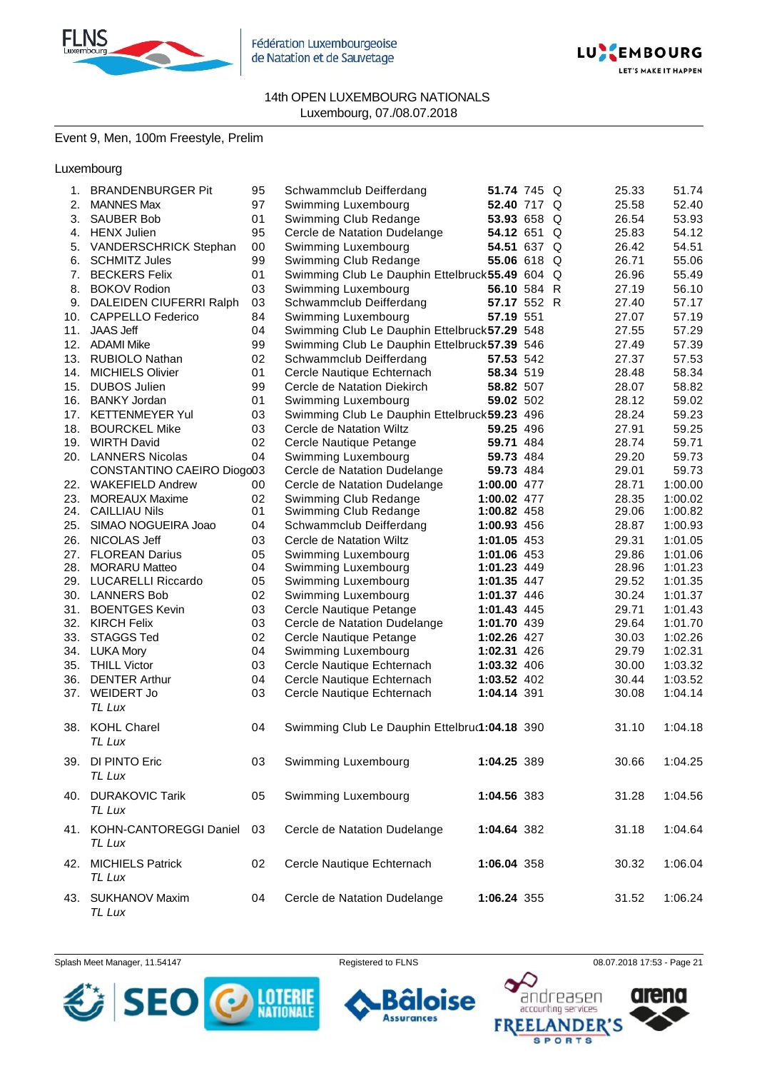14th OPEN LUXEMBOURG NATIONALS
Luxembourg, 07./08.07.2018

## Event 9, Men, 100m Freestyle, Prelim

### Luxembourg

| Place | Name | YoB | Club | Time | Points | | 50m | 100m |
|---|---|---|---|---|---|---|---|---|
| 1. | BRANDENBURGER Pit | 95 | Schwammclub Deifferdang | **51.74** | 745 | Q | 25.33 | 51.74 |
| 2. | MANNES Max | 97 | Swimming Luxembourg | **52.40** | 717 | Q | 25.58 | 52.40 |
| 3. | SAUBER Bob | 01 | Swimming Club Redange | **53.93** | 658 | Q | 26.54 | 53.93 |
| 4. | HENX Julien | 95 | Cercle de Natation Dudelange | **54.12** | 651 | Q | 25.83 | 54.12 |
| 5. | VANDERSCHRICK Stephan | 00 | Swimming Luxembourg | **54.51** | 637 | Q | 26.42 | 54.51 |
| 6. | SCHMITZ Jules | 99 | Swimming Club Redange | **55.06** | 618 | Q | 26.71 | 55.06 |
| 7. | BECKERS Felix | 01 | Swimming Club Le Dauphin Ettelbruck | **55.49** | 604 | Q | 26.96 | 55.49 |
| 8. | BOKOV Rodion | 03 | Swimming Luxembourg | **56.10** | 584 | R | 27.19 | 56.10 |
| 9. | DALEIDEN CIUFERRI Ralph | 03 | Schwammclub Deifferdang | **57.17** | 552 | R | 27.40 | 57.17 |
| 10. | CAPPELLO Federico | 84 | Swimming Luxembourg | **57.19** | 551 | | 27.07 | 57.19 |
| 11. | JAAS Jeff | 04 | Swimming Club Le Dauphin Ettelbruck | **57.29** | 548 | | 27.55 | 57.29 |
| 12. | ADAMI Mike | 99 | Swimming Club Le Dauphin Ettelbruck | **57.39** | 546 | | 27.49 | 57.39 |
| 13. | RUBIOLO Nathan | 02 | Schwammclub Deifferdang | **57.53** | 542 | | 27.37 | 57.53 |
| 14. | MICHIELS Olivier | 01 | Cercle Nautique Echternach | **58.34** | 519 | | 28.48 | 58.34 |
| 15. | DUBOS Julien | 99 | Cercle de Natation Diekirch | **58.82** | 507 | | 28.07 | 58.82 |
| 16. | BANKY Jordan | 01 | Swimming Luxembourg | **59.02** | 502 | | 28.12 | 59.02 |
| 17. | KETTENMEYER Yul | 03 | Swimming Club Le Dauphin Ettelbruck | **59.23** | 496 | | 28.24 | 59.23 |
| 18. | BOURCKEL Mike | 03 | Cercle de Natation Wiltz | **59.25** | 496 | | 27.91 | 59.25 |
| 19. | WIRTH David | 02 | Cercle Nautique Petange | **59.71** | 484 | | 28.74 | 59.71 |
| 20. | LANNERS Nicolas | 04 | Swimming Luxembourg | **59.73** | 484 | | 29.20 | 59.73 |
| | CONSTANTINO CAEIRO Diogo | 03 | Cercle de Natation Dudelange | **59.73** | 484 | | 29.01 | 59.73 |
| 22. | WAKEFIELD Andrew | 00 | Cercle de Natation Dudelange | **1:00.00** | 477 | | 28.71 | 1:00.00 |
| 23. | MOREAUX Maxime | 02 | Swimming Club Redange | **1:00.02** | 477 | | 28.35 | 1:00.02 |
| 24. | CAILLIAU Nils | 01 | Swimming Club Redange | **1:00.82** | 458 | | 29.06 | 1:00.82 |
| 25. | SIMAO NOGUEIRA Joao | 04 | Schwammclub Deifferdang | **1:00.93** | 456 | | 28.87 | 1:00.93 |
| 26. | NICOLAS Jeff | 03 | Cercle de Natation Wiltz | **1:01.05** | 453 | | 29.31 | 1:01.05 |
| 27. | FLOREAN Darius | 05 | Swimming Luxembourg | **1:01.06** | 453 | | 29.86 | 1:01.06 |
| 28. | MORARU Matteo | 04 | Swimming Luxembourg | **1:01.23** | 449 | | 28.96 | 1:01.23 |
| 29. | LUCARELLI Riccardo | 05 | Swimming Luxembourg | **1:01.35** | 447 | | 29.52 | 1:01.35 |
| 30. | LANNERS Bob | 02 | Swimming Luxembourg | **1:01.37** | 446 | | 30.24 | 1:01.37 |
| 31. | BOENTGES Kevin | 03 | Cercle Nautique Petange | **1:01.43** | 445 | | 29.71 | 1:01.43 |
| 32. | KIRCH Felix | 03 | Cercle de Natation Dudelange | **1:01.70** | 439 | | 29.64 | 1:01.70 |
| 33. | STAGGS Ted | 02 | Cercle Nautique Petange | **1:02.26** | 427 | | 30.03 | 1:02.26 |
| 34. | LUKA Mory | 04 | Swimming Luxembourg | **1:02.31** | 426 | | 29.79 | 1:02.31 |
| 35. | THILL Victor | 03 | Cercle Nautique Echternach | **1:03.32** | 406 | | 30.00 | 1:03.32 |
| 36. | DENTER Arthur | 04 | Cercle Nautique Echternach | **1:03.52** | 402 | | 30.44 | 1:03.52 |
| 37. | WEIDERT Jo *TL Lux* | 03 | Cercle Nautique Echternach | **1:04.14** | 391 | | 30.08 | 1:04.14 |
| 38. | KOHL Charel *TL Lux* | 04 | Swimming Club Le Dauphin Ettelbruck | **1:04.18** | 390 | | 31.10 | 1:04.18 |
| 39. | DI PINTO Eric *TL Lux* | 03 | Swimming Luxembourg | **1:04.25** | 389 | | 30.66 | 1:04.25 |
| 40. | DURAKOVIC Tarik *TL Lux* | 05 | Swimming Luxembourg | **1:04.56** | 383 | | 31.28 | 1:04.56 |
| 41. | KOHN-CANTOREGGI Daniel *TL Lux* | 03 | Cercle de Natation Dudelange | **1:04.64** | 382 | | 31.18 | 1:04.64 |
| 42. | MICHIELS Patrick *TL Lux* | 02 | Cercle Nautique Echternach | **1:06.04** | 358 | | 30.32 | 1:06.04 |
| 43. | SUKHANOV Maxim *TL Lux* | 04 | Cercle de Natation Dudelange | **1:06.24** | 355 | | 31.52 | 1:06.24 |

Splash Meet Manager, 11.54147 — Registered to FLNS — 08.07.2018 17:53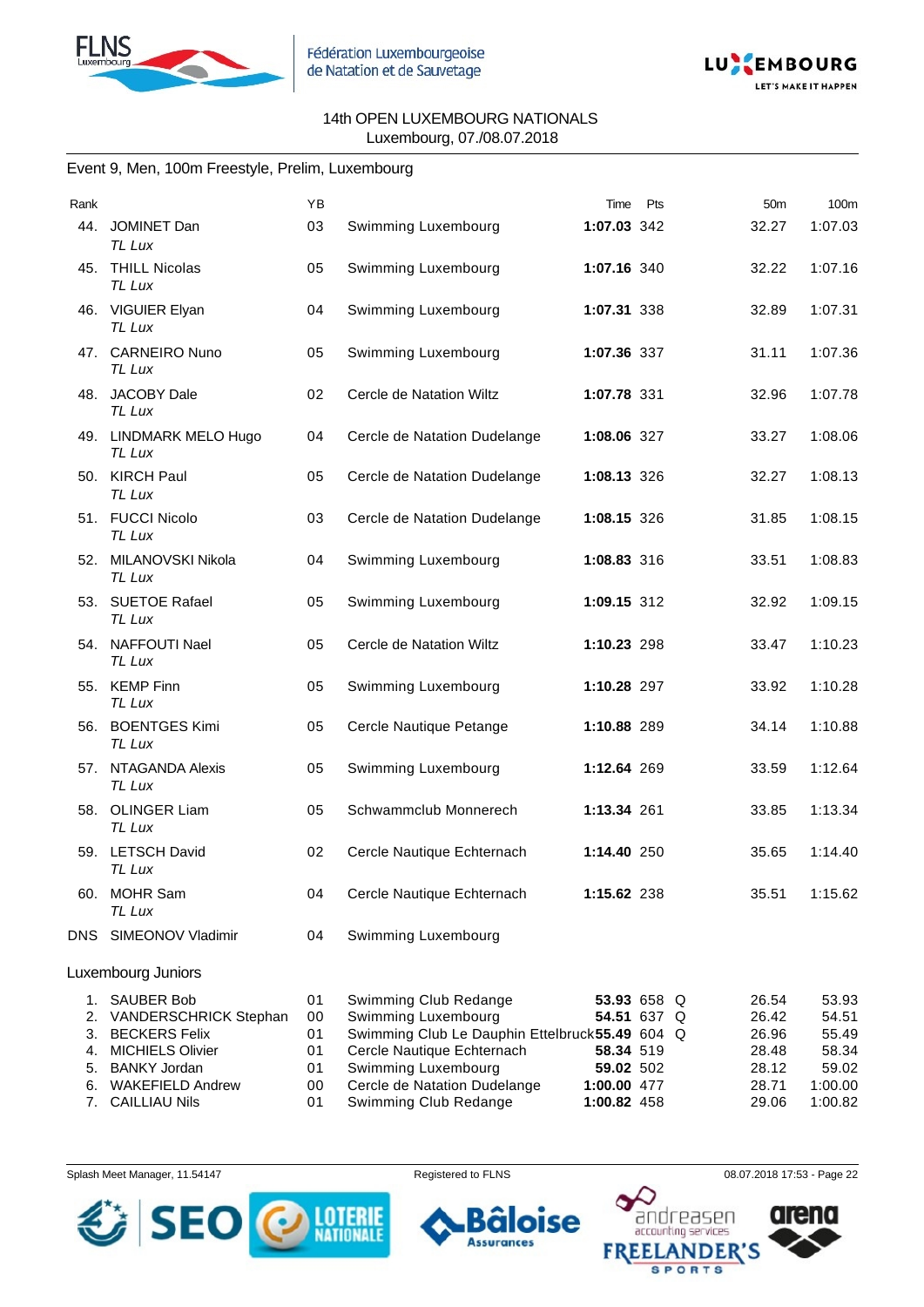14th OPEN LUXEMBOURG NATIONALS
Luxembourg, 07./08.07.2018

## Event 9, Men, 100m Freestyle, Prelim, Luxembourg

| Rank | | YB | | Time | Pts | | 50m | 100m |
|---|---|---|---|---|---|---|---|---|
| 44. | JOMINET Dan<br>*TL Lux* | 03 | Swimming Luxembourg | **1:07.03** | 342 | | 32.27 | 1:07.03 |
| 45. | THILL Nicolas<br>*TL Lux* | 05 | Swimming Luxembourg | **1:07.16** | 340 | | 32.22 | 1:07.16 |
| 46. | VIGUIER Elyan<br>*TL Lux* | 04 | Swimming Luxembourg | **1:07.31** | 338 | | 32.89 | 1:07.31 |
| 47. | CARNEIRO Nuno<br>*TL Lux* | 05 | Swimming Luxembourg | **1:07.36** | 337 | | 31.11 | 1:07.36 |
| 48. | JACOBY Dale<br>*TL Lux* | 02 | Cercle de Natation Wiltz | **1:07.78** | 331 | | 32.96 | 1:07.78 |
| 49. | LINDMARK MELO Hugo<br>*TL Lux* | 04 | Cercle de Natation Dudelange | **1:08.06** | 327 | | 33.27 | 1:08.06 |
| 50. | KIRCH Paul<br>*TL Lux* | 05 | Cercle de Natation Dudelange | **1:08.13** | 326 | | 32.27 | 1:08.13 |
| 51. | FUCCI Nicolo<br>*TL Lux* | 03 | Cercle de Natation Dudelange | **1:08.15** | 326 | | 31.85 | 1:08.15 |
| 52. | MILANOVSKI Nikola<br>*TL Lux* | 04 | Swimming Luxembourg | **1:08.83** | 316 | | 33.51 | 1:08.83 |
| 53. | SUETOE Rafael<br>*TL Lux* | 05 | Swimming Luxembourg | **1:09.15** | 312 | | 32.92 | 1:09.15 |
| 54. | NAFFOUTI Nael<br>*TL Lux* | 05 | Cercle de Natation Wiltz | **1:10.23** | 298 | | 33.47 | 1:10.23 |
| 55. | KEMP Finn<br>*TL Lux* | 05 | Swimming Luxembourg | **1:10.28** | 297 | | 33.92 | 1:10.28 |
| 56. | BOENTGES Kimi<br>*TL Lux* | 05 | Cercle Nautique Petange | **1:10.88** | 289 | | 34.14 | 1:10.88 |
| 57. | NTAGANDA Alexis<br>*TL Lux* | 05 | Swimming Luxembourg | **1:12.64** | 269 | | 33.59 | 1:12.64 |
| 58. | OLINGER Liam<br>*TL Lux* | 05 | Schwammclub Monnerech | **1:13.34** | 261 | | 33.85 | 1:13.34 |
| 59. | LETSCH David<br>*TL Lux* | 02 | Cercle Nautique Echternach | **1:14.40** | 250 | | 35.65 | 1:14.40 |
| 60. | MOHR Sam<br>*TL Lux* | 04 | Cercle Nautique Echternach | **1:15.62** | 238 | | 35.51 | 1:15.62 |
| DNS | SIMEONOV Vladimir | 04 | Swimming Luxembourg | | | | | |

### Luxembourg Juniors

| Rank | | YB | | Time | Pts | | 50m | 100m |
|---|---|---|---|---|---|---|---|---|
| 1. | SAUBER Bob | 01 | Swimming Club Redange | **53.93** | 658 | Q | 26.54 | 53.93 |
| 2. | VANDERSCHRICK Stephan | 00 | Swimming Luxembourg | **54.51** | 637 | Q | 26.42 | 54.51 |
| 3. | BECKERS Felix | 01 | Swimming Club Le Dauphin Ettelbruck | **55.49** | 604 | Q | 26.96 | 55.49 |
| 4. | MICHIELS Olivier | 01 | Cercle Nautique Echternach | **58.34** | 519 | | 28.48 | 58.34 |
| 5. | BANKY Jordan | 01 | Swimming Luxembourg | **59.02** | 502 | | 28.12 | 59.02 |
| 6. | WAKEFIELD Andrew | 00 | Cercle de Natation Dudelange | **1:00.00** | 477 | | 28.71 | 1:00.00 |
| 7. | CAILLIAU Nils | 01 | Swimming Club Redange | **1:00.82** | 458 | | 29.06 | 1:00.82 |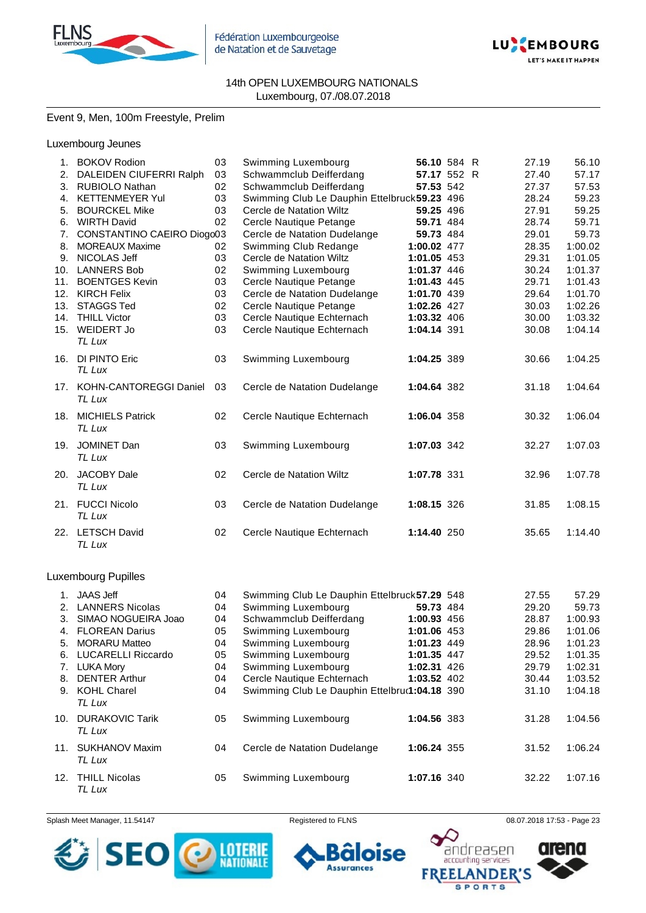14th OPEN LUXEMBOURG NATIONALS
Luxembourg, 07./08.07.2018

Event 9, Men, 100m Freestyle, Prelim

Luxembourg Jeunes

| Rank | Name | YB | Club | Time | Points | | 50m | 100m |
|---|---|---|---|---|---|---|---|---|
| 1. | BOKOV Rodion | 03 | Swimming Luxembourg | **56.10** | 584 | R | 27.19 | 56.10 |
| 2. | DALEIDEN CIUFERRI Ralph | 03 | Schwammclub Deifferdang | **57.17** | 552 | R | 27.40 | 57.17 |
| 3. | RUBIOLO Nathan | 02 | Schwammclub Deifferdang | **57.53** | 542 | | 27.37 | 57.53 |
| 4. | KETTENMEYER Yul | 03 | Swimming Club Le Dauphin Ettelbruck | **59.23** | 496 | | 28.24 | 59.23 |
| 5. | BOURCKEL Mike | 03 | Cercle de Natation Wiltz | **59.25** | 496 | | 27.91 | 59.25 |
| 6. | WIRTH David | 02 | Cercle Nautique Petange | **59.71** | 484 | | 28.74 | 59.71 |
| 7. | CONSTANTINO CAEIRO Diogo | 03 | Cercle de Natation Dudelange | **59.73** | 484 | | 29.01 | 59.73 |
| 8. | MOREAUX Maxime | 02 | Swimming Club Redange | **1:00.02** | 477 | | 28.35 | 1:00.02 |
| 9. | NICOLAS Jeff | 03 | Cercle de Natation Wiltz | **1:01.05** | 453 | | 29.31 | 1:01.05 |
| 10. | LANNERS Bob | 02 | Swimming Luxembourg | **1:01.37** | 446 | | 30.24 | 1:01.37 |
| 11. | BOENTGES Kevin | 03 | Cercle Nautique Petange | **1:01.43** | 445 | | 29.71 | 1:01.43 |
| 12. | KIRCH Felix | 03 | Cercle de Natation Dudelange | **1:01.70** | 439 | | 29.64 | 1:01.70 |
| 13. | STAGGS Ted | 02 | Cercle Nautique Petange | **1:02.26** | 427 | | 30.03 | 1:02.26 |
| 14. | THILL Victor | 03 | Cercle Nautique Echternach | **1:03.32** | 406 | | 30.00 | 1:03.32 |
| 15. | WEIDERT Jo *TL Lux* | 03 | Cercle Nautique Echternach | **1:04.14** | 391 | | 30.08 | 1:04.14 |
| 16. | DI PINTO Eric *TL Lux* | 03 | Swimming Luxembourg | **1:04.25** | 389 | | 30.66 | 1:04.25 |
| 17. | KOHN-CANTOREGGI Daniel *TL Lux* | 03 | Cercle de Natation Dudelange | **1:04.64** | 382 | | 31.18 | 1:04.64 |
| 18. | MICHIELS Patrick *TL Lux* | 02 | Cercle Nautique Echternach | **1:06.04** | 358 | | 30.32 | 1:06.04 |
| 19. | JOMINET Dan *TL Lux* | 03 | Swimming Luxembourg | **1:07.03** | 342 | | 32.27 | 1:07.03 |
| 20. | JACOBY Dale *TL Lux* | 02 | Cercle de Natation Wiltz | **1:07.78** | 331 | | 32.96 | 1:07.78 |
| 21. | FUCCI Nicolo *TL Lux* | 03 | Cercle de Natation Dudelange | **1:08.15** | 326 | | 31.85 | 1:08.15 |
| 22. | LETSCH David *TL Lux* | 02 | Cercle Nautique Echternach | **1:14.40** | 250 | | 35.65 | 1:14.40 |

Luxembourg Pupilles

| Rank | Name | YB | Club | Time | Points | | 50m | 100m |
|---|---|---|---|---|---|---|---|---|
| 1. | JAAS Jeff | 04 | Swimming Club Le Dauphin Ettelbruck | **57.29** | 548 | | 27.55 | 57.29 |
| 2. | LANNERS Nicolas | 04 | Swimming Luxembourg | **59.73** | 484 | | 29.20 | 59.73 |
| 3. | SIMAO NOGUEIRA Joao | 04 | Schwammclub Deifferdang | **1:00.93** | 456 | | 28.87 | 1:00.93 |
| 4. | FLOREAN Darius | 05 | Swimming Luxembourg | **1:01.06** | 453 | | 29.86 | 1:01.06 |
| 5. | MORARU Matteo | 04 | Swimming Luxembourg | **1:01.23** | 449 | | 28.96 | 1:01.23 |
| 6. | LUCARELLI Riccardo | 05 | Swimming Luxembourg | **1:01.35** | 447 | | 29.52 | 1:01.35 |
| 7. | LUKA Mory | 04 | Swimming Luxembourg | **1:02.31** | 426 | | 29.79 | 1:02.31 |
| 8. | DENTER Arthur | 04 | Cercle Nautique Echternach | **1:03.52** | 402 | | 30.44 | 1:03.52 |
| 9. | KOHL Charel *TL Lux* | 04 | Swimming Club Le Dauphin Ettelbru | **1:04.18** | 390 | | 31.10 | 1:04.18 |
| 10. | DURAKOVIC Tarik *TL Lux* | 05 | Swimming Luxembourg | **1:04.56** | 383 | | 31.28 | 1:04.56 |
| 11. | SUKHANOV Maxim *TL Lux* | 04 | Cercle de Natation Dudelange | **1:06.24** | 355 | | 31.52 | 1:06.24 |
| 12. | THILL Nicolas *TL Lux* | 05 | Swimming Luxembourg | **1:07.16** | 340 | | 32.22 | 1:07.16 |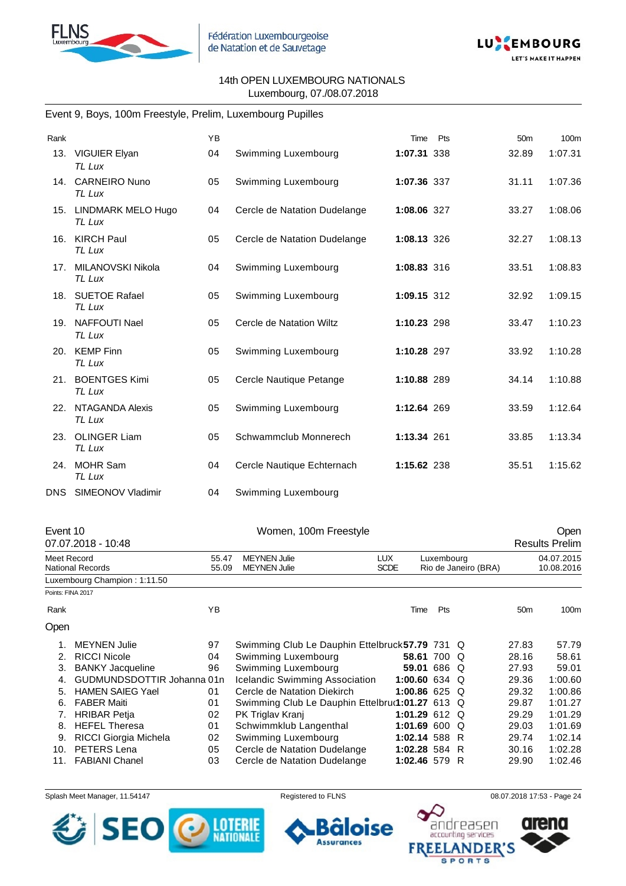14th OPEN LUXEMBOURG NATIONALS
Luxembourg, 07./08.07.2018

## Event 9, Boys, 100m Freestyle, Prelim, Luxembourg Pupilles

| Rank | | YB | | Time | Pts | 50m | 100m |
|---|---|---|---|---|---|---|---|
| 13. | VIGUIER Elyan *TL Lux* | 04 | Swimming Luxembourg | **1:07.31** | 338 | 32.89 | 1:07.31 |
| 14. | CARNEIRO Nuno *TL Lux* | 05 | Swimming Luxembourg | **1:07.36** | 337 | 31.11 | 1:07.36 |
| 15. | LINDMARK MELO Hugo *TL Lux* | 04 | Cercle de Natation Dudelange | **1:08.06** | 327 | 33.27 | 1:08.06 |
| 16. | KIRCH Paul *TL Lux* | 05 | Cercle de Natation Dudelange | **1:08.13** | 326 | 32.27 | 1:08.13 |
| 17. | MILANOVSKI Nikola *TL Lux* | 04 | Swimming Luxembourg | **1:08.83** | 316 | 33.51 | 1:08.83 |
| 18. | SUETOE Rafael *TL Lux* | 05 | Swimming Luxembourg | **1:09.15** | 312 | 32.92 | 1:09.15 |
| 19. | NAFFOUTI Nael *TL Lux* | 05 | Cercle de Natation Wiltz | **1:10.23** | 298 | 33.47 | 1:10.23 |
| 20. | KEMP Finn *TL Lux* | 05 | Swimming Luxembourg | **1:10.28** | 297 | 33.92 | 1:10.28 |
| 21. | BOENTGES Kimi *TL Lux* | 05 | Cercle Nautique Petange | **1:10.88** | 289 | 34.14 | 1:10.88 |
| 22. | NTAGANDA Alexis *TL Lux* | 05 | Swimming Luxembourg | **1:12.64** | 269 | 33.59 | 1:12.64 |
| 23. | OLINGER Liam *TL Lux* | 05 | Schwammclub Monnerech | **1:13.34** | 261 | 33.85 | 1:13.34 |
| 24. | MOHR Sam *TL Lux* | 04 | Cercle Nautique Echternach | **1:15.62** | 238 | 35.51 | 1:15.62 |
| DNS | SIMEONOV Vladimir | 04 | Swimming Luxembourg | | | | |

## Event 10 — Women, 100m Freestyle — Open

07.07.2018 - 10:48 — Results Prelim

| | | | | | | |
|---|---|---|---|---|---|---|
| Meet Record | 55.47 | MEYNEN Julie | LUX | Luxembourg | 04.07.2015 |
| National Records | 55.09 | MEYNEN Julie | SCDE | Rio de Janeiro (BRA) | 10.08.2016 |

Luxembourg Champion : 1:11.50

Points: FINA 2017

### Open

| Rank | | YB | | Time | Pts | | 50m | 100m |
|---|---|---|---|---|---|---|---|---|
| 1. | MEYNEN Julie | 97 | Swimming Club Le Dauphin Ettelbruck | **57.79** | 731 | Q | 27.83 | 57.79 |
| 2. | RICCI Nicole | 04 | Swimming Luxembourg | **58.61** | 700 | Q | 28.16 | 58.61 |
| 3. | BANKY Jacqueline | 96 | Swimming Luxembourg | **59.01** | 686 | Q | 27.93 | 59.01 |
| 4. | GUDMUNDSDOTTIR Johanna | 01 | Icelandic Swimming Association | **1:00.60** | 634 | Q | 29.36 | 1:00.60 |
| 5. | HAMEN SAIEG Yael | 01 | Cercle de Natation Diekirch | **1:00.86** | 625 | Q | 29.32 | 1:00.86 |
| 6. | FABER Maiti | 01 | Swimming Club Le Dauphin Ettelbruck | **1:01.27** | 613 | Q | 29.87 | 1:01.27 |
| 7. | HRIBAR Petja | 02 | PK Triglav Kranj | **1:01.29** | 612 | Q | 29.29 | 1:01.29 |
| 8. | HEFEL Theresa | 01 | Schwimmklub Langenthal | **1:01.69** | 600 | Q | 29.03 | 1:01.69 |
| 9. | RICCI Giorgia Michela | 02 | Swimming Luxembourg | **1:02.14** | 588 | R | 29.74 | 1:02.14 |
| 10. | PETERS Lena | 05 | Cercle de Natation Dudelange | **1:02.28** | 584 | R | 30.16 | 1:02.28 |
| 11. | FABIANI Chanel | 03 | Cercle de Natation Dudelange | **1:02.46** | 579 | R | 29.90 | 1:02.46 |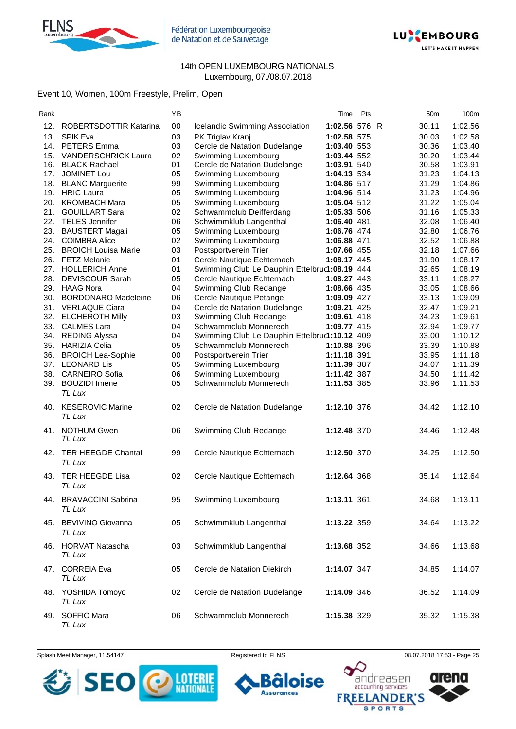14th OPEN LUXEMBOURG NATIONALS
Luxembourg, 07./08.07.2018

Event 10, Women, 100m Freestyle, Prelim, Open

| Rank | | YB | | Time | Pts | | 50m | 100m |
|---|---|---|---|---|---|---|---|---|
| 12. | ROBERTSDOTTIR Katarina | 00 | Icelandic Swimming Association | **1:02.56** | 576 | R | 30.11 | 1:02.56 |
| 13. | SPIK Eva | 03 | PK Triglav Kranj | **1:02.58** | 575 | | 30.03 | 1:02.58 |
| 14. | PETERS Emma | 03 | Cercle de Natation Dudelange | **1:03.40** | 553 | | 30.36 | 1:03.40 |
| 15. | VANDERSCHRICK Laura | 02 | Swimming Luxembourg | **1:03.44** | 552 | | 30.20 | 1:03.44 |
| 16. | BLACK Rachael | 01 | Cercle de Natation Dudelange | **1:03.91** | 540 | | 30.58 | 1:03.91 |
| 17. | JOMINET Lou | 05 | Swimming Luxembourg | **1:04.13** | 534 | | 31.23 | 1:04.13 |
| 18. | BLANC Marguerite | 99 | Swimming Luxembourg | **1:04.86** | 517 | | 31.29 | 1:04.86 |
| 19. | HRIC Laura | 05 | Swimming Luxembourg | **1:04.96** | 514 | | 31.23 | 1:04.96 |
| 20. | KROMBACH Mara | 05 | Swimming Luxembourg | **1:05.04** | 512 | | 31.22 | 1:05.04 |
| 21. | GOUILLART Sara | 02 | Schwammclub Deifferdang | **1:05.33** | 506 | | 31.16 | 1:05.33 |
| 22. | TELES Jennifer | 06 | Schwimmklub Langenthal | **1:06.40** | 481 | | 32.08 | 1:06.40 |
| 23. | BAUSTERT Magali | 05 | Swimming Luxembourg | **1:06.76** | 474 | | 32.80 | 1:06.76 |
| 24. | COIMBRA Alice | 02 | Swimming Luxembourg | **1:06.88** | 471 | | 32.52 | 1:06.88 |
| 25. | BROICH Louisa Marie | 03 | Postsportverein Trier | **1:07.66** | 455 | | 32.18 | 1:07.66 |
| 26. | FETZ Melanie | 01 | Cercle Nautique Echternach | **1:08.17** | 445 | | 31.90 | 1:08.17 |
| 27. | HOLLERICH Anne | 01 | Swimming Club Le Dauphin Ettelbruck | **1:08.19** | 444 | | 32.65 | 1:08.19 |
| 28. | DEVISCOUR Sarah | 05 | Cercle Nautique Echternach | **1:08.27** | 443 | | 33.11 | 1:08.27 |
| 29. | HAAG Nora | 04 | Swimming Club Redange | **1:08.66** | 435 | | 33.05 | 1:08.66 |
| 30. | BORDONARO Madeleine | 06 | Cercle Nautique Petange | **1:09.09** | 427 | | 33.13 | 1:09.09 |
| 31. | VERLAQUE Ciara | 04 | Cercle de Natation Dudelange | **1:09.21** | 425 | | 32.47 | 1:09.21 |
| 32. | ELCHEROTH Milly | 03 | Swimming Club Redange | **1:09.61** | 418 | | 34.23 | 1:09.61 |
| 33. | CALMES Lara | 04 | Schwammclub Monnerech | **1:09.77** | 415 | | 32.94 | 1:09.77 |
| 34. | REDING Alyssa | 04 | Swimming Club Le Dauphin Ettelbruck | **1:10.12** | 409 | | 33.00 | 1:10.12 |
| 35. | HARIZIA Celia | 05 | Schwammclub Monnerech | **1:10.88** | 396 | | 33.39 | 1:10.88 |
| 36. | BROICH Lea-Sophie | 00 | Postsportverein Trier | **1:11.18** | 391 | | 33.95 | 1:11.18 |
| 37. | LEONARD Lis | 05 | Swimming Luxembourg | **1:11.39** | 387 | | 34.07 | 1:11.39 |
| 38. | CARNEIRO Sofia | 06 | Swimming Luxembourg | **1:11.42** | 387 | | 34.50 | 1:11.42 |
| 39. | BOUZIDI Imene *TL Lux* | 05 | Schwammclub Monnerech | **1:11.53** | 385 | | 33.96 | 1:11.53 |
| 40. | KESEROVIC Marine *TL Lux* | 02 | Cercle de Natation Dudelange | **1:12.10** | 376 | | 34.42 | 1:12.10 |
| 41. | NOTHUM Gwen *TL Lux* | 06 | Swimming Club Redange | **1:12.48** | 370 | | 34.46 | 1:12.48 |
| 42. | TER HEEGDE Chantal *TL Lux* | 99 | Cercle Nautique Echternach | **1:12.50** | 370 | | 34.25 | 1:12.50 |
| 43. | TER HEEGDE Lisa *TL Lux* | 02 | Cercle Nautique Echternach | **1:12.64** | 368 | | 35.14 | 1:12.64 |
| 44. | BRAVACCINI Sabrina *TL Lux* | 95 | Swimming Luxembourg | **1:13.11** | 361 | | 34.68 | 1:13.11 |
| 45. | BEVIVINO Giovanna *TL Lux* | 05 | Schwimmklub Langenthal | **1:13.22** | 359 | | 34.64 | 1:13.22 |
| 46. | HORVAT Natascha *TL Lux* | 03 | Schwimmklub Langenthal | **1:13.68** | 352 | | 34.66 | 1:13.68 |
| 47. | CORREIA Eva *TL Lux* | 05 | Cercle de Natation Diekirch | **1:14.07** | 347 | | 34.85 | 1:14.07 |
| 48. | YOSHIDA Tomoyo *TL Lux* | 02 | Cercle de Natation Dudelange | **1:14.09** | 346 | | 36.52 | 1:14.09 |
| 49. | SOFFIO Mara *TL Lux* | 06 | Schwammclub Monnerech | **1:15.38** | 329 | | 35.32 | 1:15.38 |

Splash Meet Manager, 11.54147 — Registered to FLNS — 08.07.2018 17:53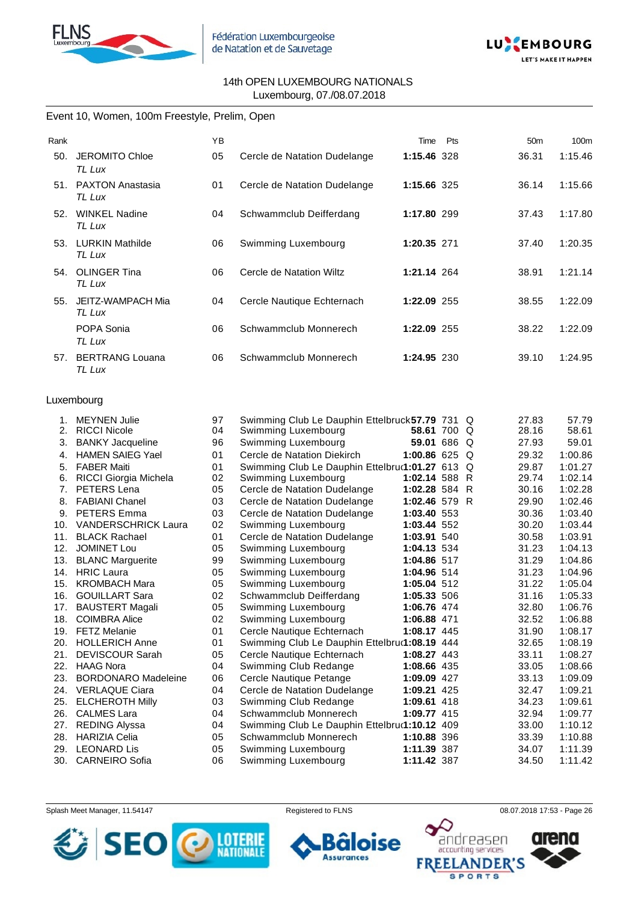14th OPEN LUXEMBOURG NATIONALS
Luxembourg, 07./08.07.2018

## Event 10, Women, 100m Freestyle, Prelim, Open

| Rank | Name | YB | Club | Time | Pts | | 50m | 100m |
|---|---|---|---|---|---|---|---|---|
| 50. | JEROMITO Chloe *TL Lux* | 05 | Cercle de Natation Dudelange | **1:15.46** | 328 | | 36.31 | 1:15.46 |
| 51. | PAXTON Anastasia *TL Lux* | 01 | Cercle de Natation Dudelange | **1:15.66** | 325 | | 36.14 | 1:15.66 |
| 52. | WINKEL Nadine *TL Lux* | 04 | Schwammclub Deifferdang | **1:17.80** | 299 | | 37.43 | 1:17.80 |
| 53. | LURKIN Mathilde *TL Lux* | 06 | Swimming Luxembourg | **1:20.35** | 271 | | 37.40 | 1:20.35 |
| 54. | OLINGER Tina *TL Lux* | 06 | Cercle de Natation Wiltz | **1:21.14** | 264 | | 38.91 | 1:21.14 |
| 55. | JEITZ-WAMPACH Mia *TL Lux* | 04 | Cercle Nautique Echternach | **1:22.09** | 255 | | 38.55 | 1:22.09 |
| | POPA Sonia *TL Lux* | 06 | Schwammclub Monnerech | **1:22.09** | 255 | | 38.22 | 1:22.09 |
| 57. | BERTRANG Louana *TL Lux* | 06 | Schwammclub Monnerech | **1:24.95** | 230 | | 39.10 | 1:24.95 |

### Luxembourg

| Rank | Name | YB | Club | Time | Pts | | 50m | 100m |
|---|---|---|---|---|---|---|---|---|
| 1. | MEYNEN Julie | 97 | Swimming Club Le Dauphin Ettelbruck | **57.79** | 731 | Q | 27.83 | 57.79 |
| 2. | RICCI Nicole | 04 | Swimming Luxembourg | **58.61** | 700 | Q | 28.16 | 58.61 |
| 3. | BANKY Jacqueline | 96 | Swimming Luxembourg | **59.01** | 686 | Q | 27.93 | 59.01 |
| 4. | HAMEN SAIEG Yael | 01 | Cercle de Natation Diekirch | **1:00.86** | 625 | Q | 29.32 | 1:00.86 |
| 5. | FABER Maiti | 01 | Swimming Club Le Dauphin Ettelbruck | **1:01.27** | 613 | Q | 29.87 | 1:01.27 |
| 6. | RICCI Giorgia Michela | 02 | Swimming Luxembourg | **1:02.14** | 588 | R | 29.74 | 1:02.14 |
| 7. | PETERS Lena | 05 | Cercle de Natation Dudelange | **1:02.28** | 584 | R | 30.16 | 1:02.28 |
| 8. | FABIANI Chanel | 03 | Cercle de Natation Dudelange | **1:02.46** | 579 | R | 29.90 | 1:02.46 |
| 9. | PETERS Emma | 03 | Cercle de Natation Dudelange | **1:03.40** | 553 | | 30.36 | 1:03.40 |
| 10. | VANDERSCHRICK Laura | 02 | Swimming Luxembourg | **1:03.44** | 552 | | 30.20 | 1:03.44 |
| 11. | BLACK Rachael | 01 | Cercle de Natation Dudelange | **1:03.91** | 540 | | 30.58 | 1:03.91 |
| 12. | JOMINET Lou | 05 | Swimming Luxembourg | **1:04.13** | 534 | | 31.23 | 1:04.13 |
| 13. | BLANC Marguerite | 99 | Swimming Luxembourg | **1:04.86** | 517 | | 31.29 | 1:04.86 |
| 14. | HRIC Laura | 05 | Swimming Luxembourg | **1:04.96** | 514 | | 31.23 | 1:04.96 |
| 15. | KROMBACH Mara | 05 | Swimming Luxembourg | **1:05.04** | 512 | | 31.22 | 1:05.04 |
| 16. | GOUILLART Sara | 02 | Schwammclub Deifferdang | **1:05.33** | 506 | | 31.16 | 1:05.33 |
| 17. | BAUSTERT Magali | 05 | Swimming Luxembourg | **1:06.76** | 474 | | 32.80 | 1:06.76 |
| 18. | COIMBRA Alice | 02 | Swimming Luxembourg | **1:06.88** | 471 | | 32.52 | 1:06.88 |
| 19. | FETZ Melanie | 01 | Cercle Nautique Echternach | **1:08.17** | 445 | | 31.90 | 1:08.17 |
| 20. | HOLLERICH Anne | 01 | Swimming Club Le Dauphin Ettelbruck | **1:08.19** | 444 | | 32.65 | 1:08.19 |
| 21. | DEVISCOUR Sarah | 05 | Cercle Nautique Echternach | **1:08.27** | 443 | | 33.11 | 1:08.27 |
| 22. | HAAG Nora | 04 | Swimming Club Redange | **1:08.66** | 435 | | 33.05 | 1:08.66 |
| 23. | BORDONARO Madeleine | 06 | Cercle Nautique Petange | **1:09.09** | 427 | | 33.13 | 1:09.09 |
| 24. | VERLAQUE Ciara | 04 | Cercle de Natation Dudelange | **1:09.21** | 425 | | 32.47 | 1:09.21 |
| 25. | ELCHEROTH Milly | 03 | Swimming Club Redange | **1:09.61** | 418 | | 34.23 | 1:09.61 |
| 26. | CALMES Lara | 04 | Schwammclub Monnerech | **1:09.77** | 415 | | 32.94 | 1:09.77 |
| 27. | REDING Alyssa | 04 | Swimming Club Le Dauphin Ettelbruck | **1:10.12** | 409 | | 33.00 | 1:10.12 |
| 28. | HARIZIA Celia | 05 | Schwammclub Monnerech | **1:10.88** | 396 | | 33.39 | 1:10.88 |
| 29. | LEONARD Lis | 05 | Swimming Luxembourg | **1:11.39** | 387 | | 34.07 | 1:11.39 |
| 30. | CARNEIRO Sofia | 06 | Swimming Luxembourg | **1:11.42** | 387 | | 34.50 | 1:11.42 |

Splash Meet Manager, 11.54147 — Registered to FLNS — 08.07.2018 17:53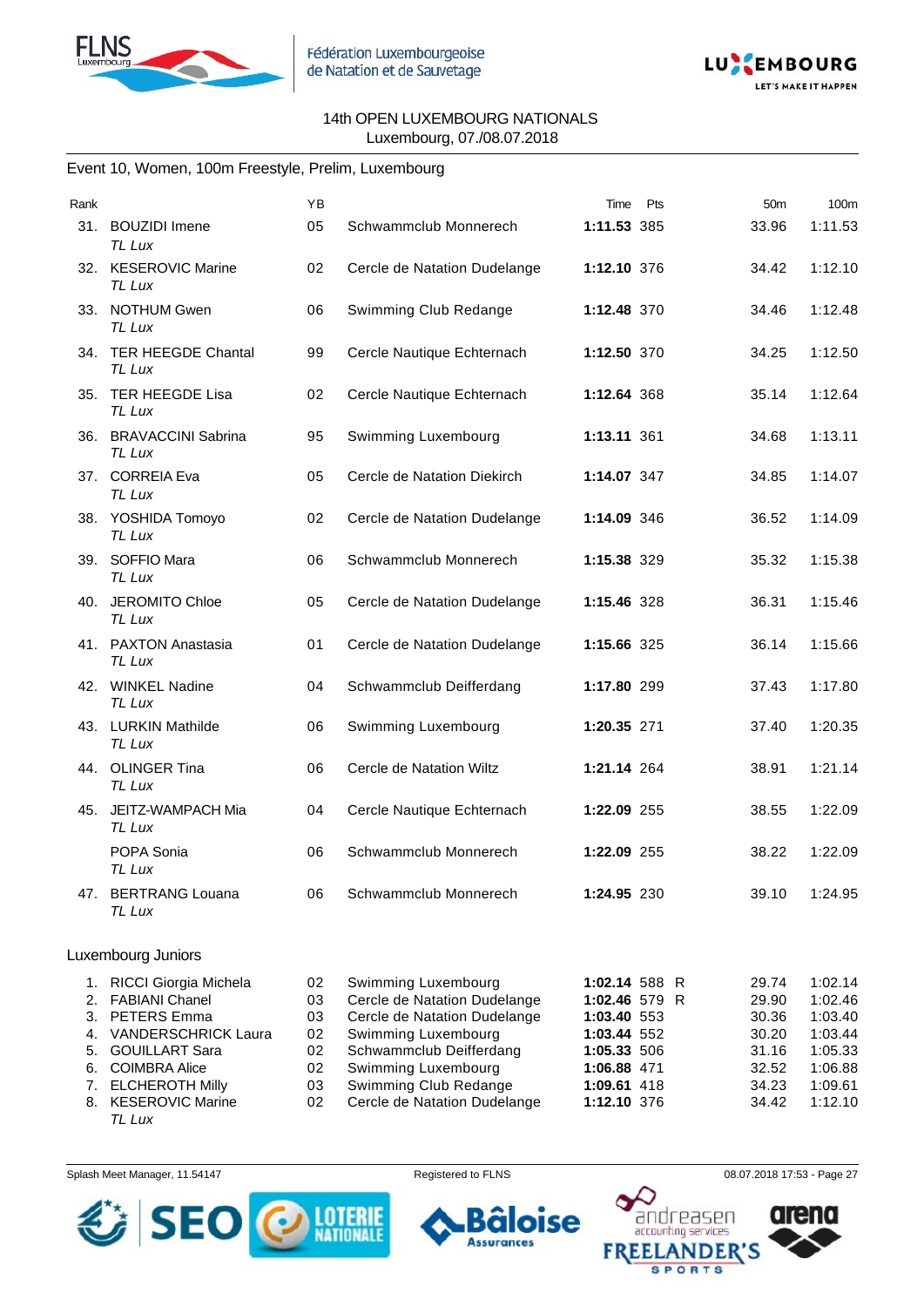14th OPEN LUXEMBOURG NATIONALS
Luxembourg, 07./08.07.2018

Event 10, Women, 100m Freestyle, Prelim, Luxembourg

| Rank | | YB | | Time | Pts | | 50m | 100m |
|---|---|---|---|---|---|---|---|---|
| 31. | BOUZIDI Imene *TL Lux* | 05 | Schwammclub Monnerech | **1:11.53** | 385 | | 33.96 | 1:11.53 |
| 32. | KESEROVIC Marine *TL Lux* | 02 | Cercle de Natation Dudelange | **1:12.10** | 376 | | 34.42 | 1:12.10 |
| 33. | NOTHUM Gwen *TL Lux* | 06 | Swimming Club Redange | **1:12.48** | 370 | | 34.46 | 1:12.48 |
| 34. | TER HEEGDE Chantal *TL Lux* | 99 | Cercle Nautique Echternach | **1:12.50** | 370 | | 34.25 | 1:12.50 |
| 35. | TER HEEGDE Lisa *TL Lux* | 02 | Cercle Nautique Echternach | **1:12.64** | 368 | | 35.14 | 1:12.64 |
| 36. | BRAVACCINI Sabrina *TL Lux* | 95 | Swimming Luxembourg | **1:13.11** | 361 | | 34.68 | 1:13.11 |
| 37. | CORREIA Eva *TL Lux* | 05 | Cercle de Natation Diekirch | **1:14.07** | 347 | | 34.85 | 1:14.07 |
| 38. | YOSHIDA Tomoyo *TL Lux* | 02 | Cercle de Natation Dudelange | **1:14.09** | 346 | | 36.52 | 1:14.09 |
| 39. | SOFFIO Mara *TL Lux* | 06 | Schwammclub Monnerech | **1:15.38** | 329 | | 35.32 | 1:15.38 |
| 40. | JEROMITO Chloe *TL Lux* | 05 | Cercle de Natation Dudelange | **1:15.46** | 328 | | 36.31 | 1:15.46 |
| 41. | PAXTON Anastasia *TL Lux* | 01 | Cercle de Natation Dudelange | **1:15.66** | 325 | | 36.14 | 1:15.66 |
| 42. | WINKEL Nadine *TL Lux* | 04 | Schwammclub Deifferdang | **1:17.80** | 299 | | 37.43 | 1:17.80 |
| 43. | LURKIN Mathilde *TL Lux* | 06 | Swimming Luxembourg | **1:20.35** | 271 | | 37.40 | 1:20.35 |
| 44. | OLINGER Tina *TL Lux* | 06 | Cercle de Natation Wiltz | **1:21.14** | 264 | | 38.91 | 1:21.14 |
| 45. | JEITZ-WAMPACH Mia *TL Lux* | 04 | Cercle Nautique Echternach | **1:22.09** | 255 | | 38.55 | 1:22.09 |
| | POPA Sonia *TL Lux* | 06 | Schwammclub Monnerech | **1:22.09** | 255 | | 38.22 | 1:22.09 |
| 47. | BERTRANG Louana *TL Lux* | 06 | Schwammclub Monnerech | **1:24.95** | 230 | | 39.10 | 1:24.95 |

Luxembourg Juniors

| Rank | | YB | | Time | Pts | | 50m | 100m |
|---|---|---|---|---|---|---|---|---|
| 1. | RICCI Giorgia Michela | 02 | Swimming Luxembourg | **1:02.14** | 588 | R | 29.74 | 1:02.14 |
| 2. | FABIANI Chanel | 03 | Cercle de Natation Dudelange | **1:02.46** | 579 | R | 29.90 | 1:02.46 |
| 3. | PETERS Emma | 03 | Cercle de Natation Dudelange | **1:03.40** | 553 | | 30.36 | 1:03.40 |
| 4. | VANDERSCHRICK Laura | 02 | Swimming Luxembourg | **1:03.44** | 552 | | 30.20 | 1:03.44 |
| 5. | GOUILLART Sara | 02 | Schwammclub Deifferdang | **1:05.33** | 506 | | 31.16 | 1:05.33 |
| 6. | COIMBRA Alice | 02 | Swimming Luxembourg | **1:06.88** | 471 | | 32.52 | 1:06.88 |
| 7. | ELCHEROTH Milly | 03 | Swimming Club Redange | **1:09.61** | 418 | | 34.23 | 1:09.61 |
| 8. | KESEROVIC Marine *TL Lux* | 02 | Cercle de Natation Dudelange | **1:12.10** | 376 | | 34.42 | 1:12.10 |

Splash Meet Manager, 11.54147 Registered to FLNS 08.07.2018 17:53 - Page 27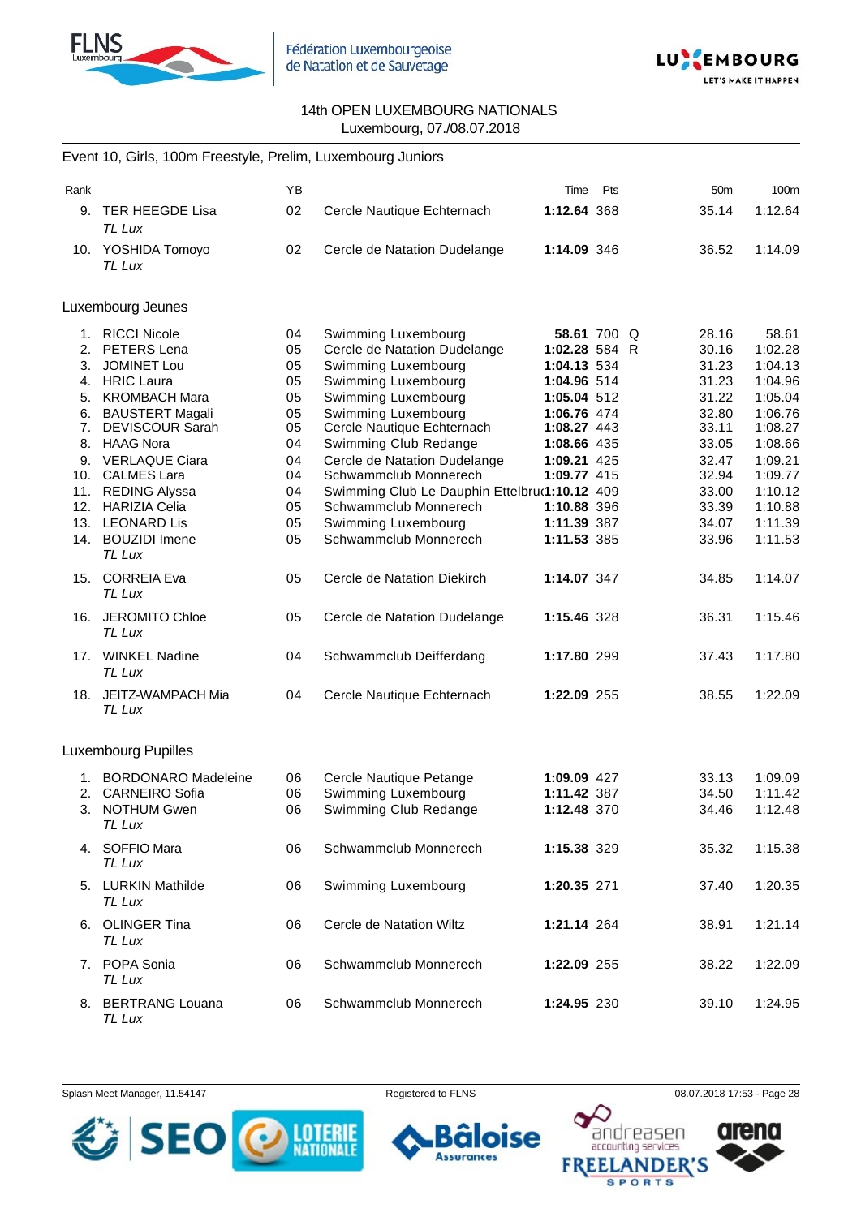14th OPEN LUXEMBOURG NATIONALS
Luxembourg, 07./08.07.2018

## Event 10, Girls, 100m Freestyle, Prelim, Luxembourg Juniors

| Rank | | YB | | Time | Pts | | 50m | 100m |
|---|---|---|---|---|---|---|---|---|
| 9. | TER HEEGDE Lisa *TL Lux* | 02 | Cercle Nautique Echternach | **1:12.64** | 368 | | 35.14 | 1:12.64 |
| 10. | YOSHIDA Tomoyo *TL Lux* | 02 | Cercle de Natation Dudelange | **1:14.09** | 346 | | 36.52 | 1:14.09 |

### Luxembourg Jeunes

| Rank | | YB | | Time | Pts | | 50m | 100m |
|---|---|---|---|---|---|---|---|---|
| 1. | RICCI Nicole | 04 | Swimming Luxembourg | **58.61** | 700 | Q | 28.16 | 58.61 |
| 2. | PETERS Lena | 05 | Cercle de Natation Dudelange | **1:02.28** | 584 | R | 30.16 | 1:02.28 |
| 3. | JOMINET Lou | 05 | Swimming Luxembourg | **1:04.13** | 534 | | 31.23 | 1:04.13 |
| 4. | HRIC Laura | 05 | Swimming Luxembourg | **1:04.96** | 514 | | 31.23 | 1:04.96 |
| 5. | KROMBACH Mara | 05 | Swimming Luxembourg | **1:05.04** | 512 | | 31.22 | 1:05.04 |
| 6. | BAUSTERT Magali | 05 | Swimming Luxembourg | **1:06.76** | 474 | | 32.80 | 1:06.76 |
| 7. | DEVISCOUR Sarah | 05 | Cercle Nautique Echternach | **1:08.27** | 443 | | 33.11 | 1:08.27 |
| 8. | HAAG Nora | 04 | Swimming Club Redange | **1:08.66** | 435 | | 33.05 | 1:08.66 |
| 9. | VERLAQUE Ciara | 04 | Cercle de Natation Dudelange | **1:09.21** | 425 | | 32.47 | 1:09.21 |
| 10. | CALMES Lara | 04 | Schwammclub Monnerech | **1:09.77** | 415 | | 32.94 | 1:09.77 |
| 11. | REDING Alyssa | 04 | Swimming Club Le Dauphin Ettelbruck | **1:10.12** | 409 | | 33.00 | 1:10.12 |
| 12. | HARIZIA Celia | 05 | Schwammclub Monnerech | **1:10.88** | 396 | | 33.39 | 1:10.88 |
| 13. | LEONARD Lis | 05 | Swimming Luxembourg | **1:11.39** | 387 | | 34.07 | 1:11.39 |
| 14. | BOUZIDI Imene *TL Lux* | 05 | Schwammclub Monnerech | **1:11.53** | 385 | | 33.96 | 1:11.53 |
| 15. | CORREIA Eva *TL Lux* | 05 | Cercle de Natation Diekirch | **1:14.07** | 347 | | 34.85 | 1:14.07 |
| 16. | JEROMITO Chloe *TL Lux* | 05 | Cercle de Natation Dudelange | **1:15.46** | 328 | | 36.31 | 1:15.46 |
| 17. | WINKEL Nadine *TL Lux* | 04 | Schwammclub Deifferdang | **1:17.80** | 299 | | 37.43 | 1:17.80 |
| 18. | JEITZ-WAMPACH Mia *TL Lux* | 04 | Cercle Nautique Echternach | **1:22.09** | 255 | | 38.55 | 1:22.09 |

### Luxembourg Pupilles

| Rank | | YB | | Time | Pts | | 50m | 100m |
|---|---|---|---|---|---|---|---|---|
| 1. | BORDONARO Madeleine | 06 | Cercle Nautique Petange | **1:09.09** | 427 | | 33.13 | 1:09.09 |
| 2. | CARNEIRO Sofia | 06 | Swimming Luxembourg | **1:11.42** | 387 | | 34.50 | 1:11.42 |
| 3. | NOTHUM Gwen *TL Lux* | 06 | Swimming Club Redange | **1:12.48** | 370 | | 34.46 | 1:12.48 |
| 4. | SOFFIO Mara *TL Lux* | 06 | Schwammclub Monnerech | **1:15.38** | 329 | | 35.32 | 1:15.38 |
| 5. | LURKIN Mathilde *TL Lux* | 06 | Swimming Luxembourg | **1:20.35** | 271 | | 37.40 | 1:20.35 |
| 6. | OLINGER Tina *TL Lux* | 06 | Cercle de Natation Wiltz | **1:21.14** | 264 | | 38.91 | 1:21.14 |
| 7. | POPA Sonia *TL Lux* | 06 | Schwammclub Monnerech | **1:22.09** | 255 | | 38.22 | 1:22.09 |
| 8. | BERTRANG Louana *TL Lux* | 06 | Schwammclub Monnerech | **1:24.95** | 230 | | 39.10 | 1:24.95 |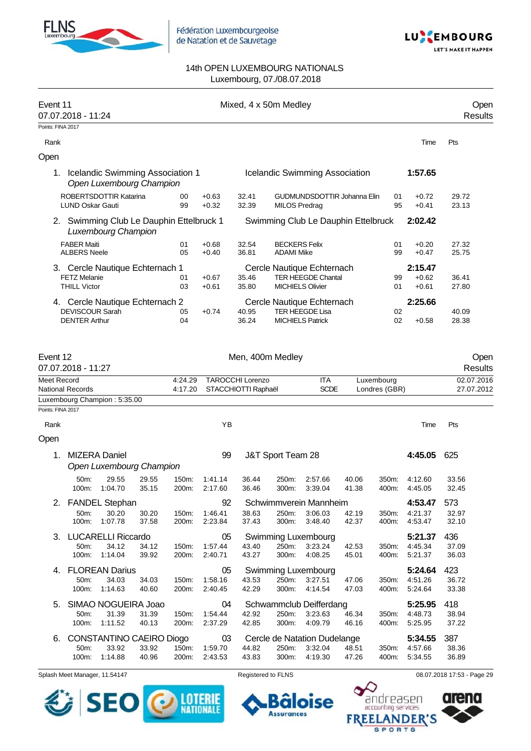14th OPEN LUXEMBOURG NATIONALS
Luxembourg, 07./08.07.2018

## Event 11 — Mixed, 4 x 50m Medley — Open Results

07.07.2018 - 11:24

Points: FINA 2017

### Open

| Rank | Team | | | | Club | | | Time | Pts |
|---|---|---|---|---|---|---|---|---|---|
| 1. | Icelandic Swimming Association 1 *Open Luxembourg Champion* | | | | Icelandic Swimming Association | | | **1:57.65** | |
| | ROBERTSDOTTIR Katarina | 00 | +0.63 | 32.41 | GUDMUNDSDOTTIR Johanna Elin | 01 | +0.72 | 29.72 | |
| | LUND Oskar Gauti | 99 | +0.32 | 32.39 | MILOS Predrag | 95 | +0.41 | 23.13 | |
| 2. | Swimming Club Le Dauphin Ettelbruck 1 *Luxembourg Champion* | | | | Swimming Club Le Dauphin Ettelbruck | | | **2:02.42** | |
| | FABER Maiti | 01 | +0.68 | 32.54 | BECKERS Felix | 01 | +0.20 | 27.32 | |
| | ALBERS Neele | 05 | +0.40 | 36.81 | ADAMI Mike | 99 | +0.47 | 25.75 | |
| 3. | Cercle Nautique Echternach 1 | | | | Cercle Nautique Echternach | | | **2:15.47** | |
| | FETZ Melanie | 01 | +0.67 | 35.46 | TER HEEGDE Chantal | 99 | +0.62 | 36.41 | |
| | THILL Victor | 03 | +0.61 | 35.80 | MICHIELS Olivier | 01 | +0.61 | 27.80 | |
| 4. | Cercle Nautique Echternach 2 | | | | Cercle Nautique Echternach | | | **2:25.66** | |
| | DEVISCOUR Sarah | 05 | +0.74 | 40.95 | TER HEEGDE Lisa | 02 | | 40.09 | |
| | DENTER Arthur | 04 | | 36.24 | MICHIELS Patrick | 02 | +0.58 | 28.38 | |

## Event 12 — Men, 400m Medley — Open Results

07.07.2018 - 11:27

| | | | | | |
|---|---|---|---|---|---|
| Meet Record | 4:24.29 | TAROCCHI Lorenzo | ITA | Luxembourg | 02.07.2016 |
| National Records | 4:17.20 | STACCHIOTTI Raphaël | SCDE | Londres (GBR) | 27.07.2012 |

Luxembourg Champion : 5:35.00

Points: FINA 2017

### Open

| Rank | Name | YB | Club | Time | Pts |
|---|---|---|---|---|---|
| 1. | MIZERA Daniel *Open Luxembourg Champion* | 99 | J&T Sport Team 28 | **4:45.05** | 625 |
| 2. | FANDEL Stephan | 92 | Schwimmverein Mannheim | **4:53.47** | 573 |
| 3. | LUCARELLI Riccardo | 05 | Swimming Luxembourg | **5:21.37** | 436 |
| 4. | FLOREAN Darius | 05 | Swimming Luxembourg | **5:24.64** | 423 |
| 5. | SIMAO NOGUEIRA Joao | 04 | Schwammclub Deifferdang | **5:25.95** | 418 |
| 6. | CONSTANTINO CAEIRO Diogo | 03 | Cercle de Natation Dudelange | **5:34.55** | 387 |

Splits:

| Rank | 50m | | 100m | | 150m | | 200m | | 250m | | 300m | | 350m | | 400m | |
|---|---|---|---|---|---|---|---|---|---|---|---|---|---|---|---|---|
| 1. | 29.55 | 29.55 | 1:04.70 | 35.15 | 1:41.14 | 36.44 | 2:17.60 | 36.46 | 2:57.66 | 40.06 | 3:39.04 | 41.38 | 4:12.60 | 33.56 | 4:45.05 | 32.45 |
| 2. | 30.20 | 30.20 | 1:07.78 | 37.58 | 1:46.41 | 38.63 | 2:23.84 | 37.43 | 3:06.03 | 42.19 | 3:48.40 | 42.37 | 4:21.37 | 32.97 | 4:53.47 | 32.10 |
| 3. | 34.12 | 34.12 | 1:14.04 | 39.92 | 1:57.44 | 43.40 | 2:40.71 | 43.27 | 3:23.24 | 42.53 | 4:08.25 | 45.01 | 4:45.34 | 37.09 | 5:21.37 | 36.03 |
| 4. | 34.03 | 34.03 | 1:14.63 | 40.60 | 1:58.16 | 43.53 | 2:40.45 | 42.29 | 3:27.51 | 47.06 | 4:14.54 | 47.03 | 4:51.26 | 36.72 | 5:24.64 | 33.38 |
| 5. | 31.39 | 31.39 | 1:11.52 | 40.13 | 1:54.44 | 42.92 | 2:37.29 | 42.85 | 3:23.63 | 46.34 | 4:09.79 | 46.16 | 4:48.73 | 38.94 | 5:25.95 | 37.22 |
| 6. | 33.92 | 33.92 | 1:14.88 | 40.96 | 1:59.70 | 44.82 | 2:43.53 | 43.83 | 3:32.04 | 48.51 | 4:19.30 | 47.26 | 4:57.66 | 38.36 | 5:34.55 | 36.89 |

Splash Meet Manager, 11.54147 — Registered to FLNS — 08.07.2018 17:53 - Page 29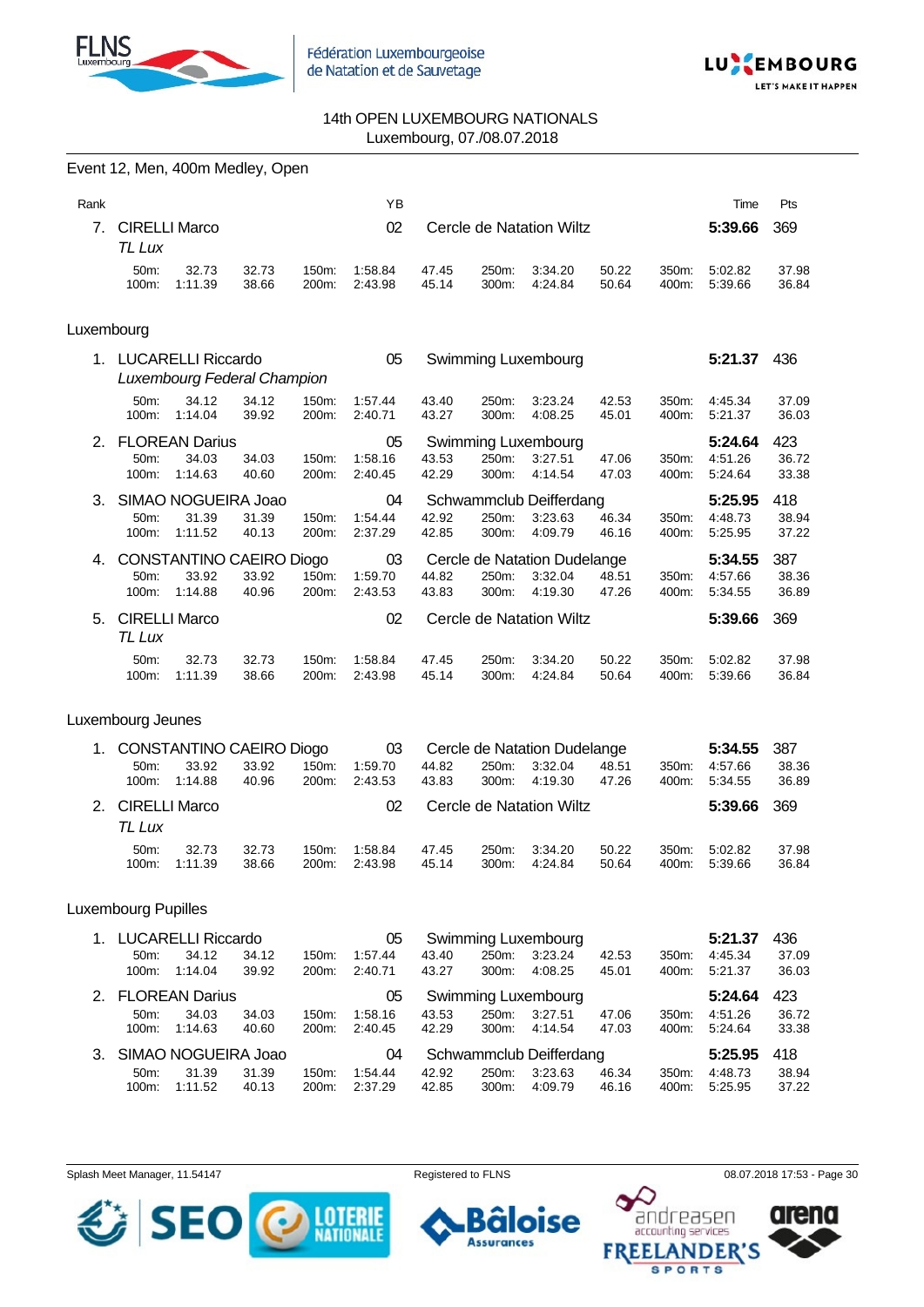14th OPEN LUXEMBOURG NATIONALS
Luxembourg, 07./08.07.2018

## Event 12, Men, 400m Medley, Open

| Rank | | YB | | Time | Pts |
|---|---|---|---|---|---|
| 7. | CIRELLI Marco<br>*TL Lux* | 02 | Cercle de Natation Wiltz | **5:39.66** | 369 |

| | | | | | | | | | | | |
|---|---|---|---|---|---|---|---|---|---|---|---|
| 50m: | 32.73 | 32.73 | 150m: | 1:58.84 | 47.45 | 250m: | 3:34.20 | 50.22 | 350m: | 5:02.82 | 37.98 |
| 100m: | 1:11.39 | 38.66 | 200m: | 2:43.98 | 45.14 | 300m: | 4:24.84 | 50.64 | 400m: | 5:39.66 | 36.84 |

### Luxembourg

| Rank | Name | YB | Club | Time | Pts |
|---|---|---|---|---|---|
| 1. | LUCARELLI Riccardo<br>*Luxembourg Federal Champion* | 05 | Swimming Luxembourg | **5:21.37** | 436 |
| | 50m: 34.12 34.12 / 100m: 1:14.04 39.92 | | 150m: 1:57.44 43.40 / 200m: 2:40.71 43.27 | 250m: 3:23.24 42.53 / 300m: 4:08.25 45.01 | 350m: 4:45.34 37.09 / 400m: 5:21.37 36.03 |
| 2. | FLOREAN Darius | 05 | Swimming Luxembourg | **5:24.64** | 423 |
| | 50m: 34.03 34.03 / 100m: 1:14.63 40.60 | | 150m: 1:58.16 43.53 / 200m: 2:40.45 42.29 | 250m: 3:27.51 47.06 / 300m: 4:14.54 47.03 | 350m: 4:51.26 36.72 / 400m: 5:24.64 33.38 |
| 3. | SIMAO NOGUEIRA Joao | 04 | Schwammclub Deifferdang | **5:25.95** | 418 |
| | 50m: 31.39 31.39 / 100m: 1:11.52 40.13 | | 150m: 1:54.44 42.92 / 200m: 2:37.29 42.85 | 250m: 3:23.63 46.34 / 300m: 4:09.79 46.16 | 350m: 4:48.73 38.94 / 400m: 5:25.95 37.22 |
| 4. | CONSTANTINO CAEIRO Diogo | 03 | Cercle de Natation Dudelange | **5:34.55** | 387 |
| | 50m: 33.92 33.92 / 100m: 1:14.88 40.96 | | 150m: 1:59.70 44.82 / 200m: 2:43.53 43.83 | 250m: 3:32.04 48.51 / 300m: 4:19.30 47.26 | 350m: 4:57.66 38.36 / 400m: 5:34.55 36.89 |
| 5. | CIRELLI Marco<br>*TL Lux* | 02 | Cercle de Natation Wiltz | **5:39.66** | 369 |
| | 50m: 32.73 32.73 / 100m: 1:11.39 38.66 | | 150m: 1:58.84 47.45 / 200m: 2:43.98 45.14 | 250m: 3:34.20 50.22 / 300m: 4:24.84 50.64 | 350m: 5:02.82 37.98 / 400m: 5:39.66 36.84 |

### Luxembourg Jeunes

| Rank | Name | YB | Club | Time | Pts |
|---|---|---|---|---|---|
| 1. | CONSTANTINO CAEIRO Diogo | 03 | Cercle de Natation Dudelange | **5:34.55** | 387 |
| | 50m: 33.92 33.92 / 100m: 1:14.88 40.96 | | 150m: 1:59.70 44.82 / 200m: 2:43.53 43.83 | 250m: 3:32.04 48.51 / 300m: 4:19.30 47.26 | 350m: 4:57.66 38.36 / 400m: 5:34.55 36.89 |
| 2. | CIRELLI Marco<br>*TL Lux* | 02 | Cercle de Natation Wiltz | **5:39.66** | 369 |
| | 50m: 32.73 32.73 / 100m: 1:11.39 38.66 | | 150m: 1:58.84 47.45 / 200m: 2:43.98 45.14 | 250m: 3:34.20 50.22 / 300m: 4:24.84 50.64 | 350m: 5:02.82 37.98 / 400m: 5:39.66 36.84 |

### Luxembourg Pupilles

| Rank | Name | YB | Club | Time | Pts |
|---|---|---|---|---|---|
| 1. | LUCARELLI Riccardo | 05 | Swimming Luxembourg | **5:21.37** | 436 |
| | 50m: 34.12 34.12 / 100m: 1:14.04 39.92 | | 150m: 1:57.44 43.40 / 200m: 2:40.71 43.27 | 250m: 3:23.24 42.53 / 300m: 4:08.25 45.01 | 350m: 4:45.34 37.09 / 400m: 5:21.37 36.03 |
| 2. | FLOREAN Darius | 05 | Swimming Luxembourg | **5:24.64** | 423 |
| | 50m: 34.03 34.03 / 100m: 1:14.63 40.60 | | 150m: 1:58.16 43.53 / 200m: 2:40.45 42.29 | 250m: 3:27.51 47.06 / 300m: 4:14.54 47.03 | 350m: 4:51.26 36.72 / 400m: 5:24.64 33.38 |
| 3. | SIMAO NOGUEIRA Joao | 04 | Schwammclub Deifferdang | **5:25.95** | 418 |
| | 50m: 31.39 31.39 / 100m: 1:11.52 40.13 | | 150m: 1:54.44 42.92 / 200m: 2:37.29 42.85 | 250m: 3:23.63 46.34 / 300m: 4:09.79 46.16 | 350m: 4:48.73 38.94 / 400m: 5:25.95 37.22 |

Splash Meet Manager, 11.54147 — Registered to FLNS — 08.07.2018 17:53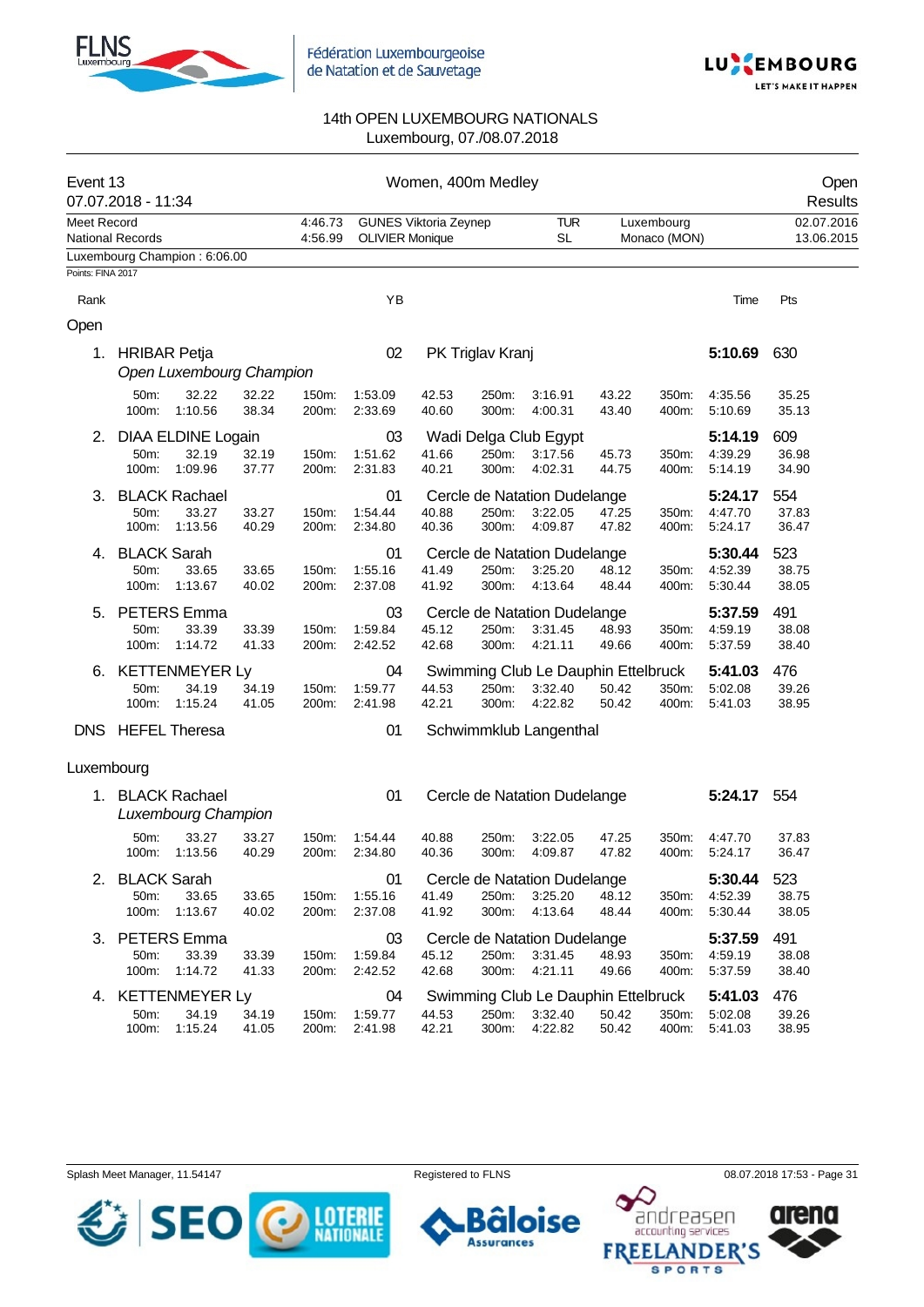Fédération Luxembourgeoise de Natation et de Sauvetage

## 14th OPEN LUXEMBOURG NATIONALS
Luxembourg, 07./08.07.2018

**Event 13** — Women, 400m Medley — Open Results
07.07.2018 - 11:34

| | | | | | |
|---|---|---|---|---|---|
| Meet Record | 4:46.73 | GUNES Viktoria Zeynep | TUR | Luxembourg | 02.07.2016 |
| National Records | 4:56.99 | OLIVIER Monique | SL | Monaco (MON) | 13.06.2015 |

Luxembourg Champion : 6:06.00

Points: FINA 2017

### Open

| Rank | Name | YB | Club | Time | Pts |
|---|---|---|---|---|---|
| 1. | HRIBAR Petja *Open Luxembourg Champion* | 02 | PK Triglav Kranj | **5:10.69** | 630 |
| | 50m: 32.22 32.22 / 100m: 1:10.56 38.34 / 150m: 1:53.09 42.53 / 200m: 2:33.69 40.60 / 250m: 3:16.91 43.22 / 300m: 4:00.31 43.40 / 350m: 4:35.56 35.25 / 400m: 5:10.69 35.13 | | | | |
| 2. | DIAA ELDINE Logain | 03 | Wadi Delga Club Egypt | **5:14.19** | 609 |
| | 50m: 32.19 32.19 / 100m: 1:09.96 37.77 / 150m: 1:51.62 41.66 / 200m: 2:31.83 40.21 / 250m: 3:17.56 45.73 / 300m: 4:02.31 44.75 / 350m: 4:39.29 36.98 / 400m: 5:14.19 34.90 | | | | |
| 3. | BLACK Rachael | 01 | Cercle de Natation Dudelange | **5:24.17** | 554 |
| | 50m: 33.27 33.27 / 100m: 1:13.56 40.29 / 150m: 1:54.44 40.88 / 200m: 2:34.80 40.36 / 250m: 3:22.05 47.25 / 300m: 4:09.87 47.82 / 350m: 4:47.70 37.83 / 400m: 5:24.17 36.47 | | | | |
| 4. | BLACK Sarah | 01 | Cercle de Natation Dudelange | **5:30.44** | 523 |
| | 50m: 33.65 33.65 / 100m: 1:13.67 40.02 / 150m: 1:55.16 41.49 / 200m: 2:37.08 41.92 / 250m: 3:25.20 48.12 / 300m: 4:13.64 48.44 / 350m: 4:52.39 38.75 / 400m: 5:30.44 38.05 | | | | |
| 5. | PETERS Emma | 03 | Cercle de Natation Dudelange | **5:37.59** | 491 |
| | 50m: 33.39 33.39 / 100m: 1:14.72 41.33 / 150m: 1:59.84 45.12 / 200m: 2:42.52 42.68 / 250m: 3:31.45 48.93 / 300m: 4:21.11 49.66 / 350m: 4:59.19 38.08 / 400m: 5:37.59 38.40 | | | | |
| 6. | KETTENMEYER Ly | 04 | Swimming Club Le Dauphin Ettelbruck | **5:41.03** | 476 |
| | 50m: 34.19 34.19 / 100m: 1:15.24 41.05 / 150m: 1:59.77 44.53 / 200m: 2:41.98 42.21 / 250m: 3:32.40 50.42 / 300m: 4:22.82 50.42 / 350m: 5:02.08 39.26 / 400m: 5:41.03 38.95 | | | | |
| DNS | HEFEL Theresa | 01 | Schwimmklub Langenthal | | |

### Luxembourg

| Rank | Name | YB | Club | Time | Pts |
|---|---|---|---|---|---|
| 1. | BLACK Rachael *Luxembourg Champion* | 01 | Cercle de Natation Dudelange | **5:24.17** | 554 |
| | 50m: 33.27 33.27 / 100m: 1:13.56 40.29 / 150m: 1:54.44 40.88 / 200m: 2:34.80 40.36 / 250m: 3:22.05 47.25 / 300m: 4:09.87 47.82 / 350m: 4:47.70 37.83 / 400m: 5:24.17 36.47 | | | | |
| 2. | BLACK Sarah | 01 | Cercle de Natation Dudelange | **5:30.44** | 523 |
| | 50m: 33.65 33.65 / 100m: 1:13.67 40.02 / 150m: 1:55.16 41.49 / 200m: 2:37.08 41.92 / 250m: 3:25.20 48.12 / 300m: 4:13.64 48.44 / 350m: 4:52.39 38.75 / 400m: 5:30.44 38.05 | | | | |
| 3. | PETERS Emma | 03 | Cercle de Natation Dudelange | **5:37.59** | 491 |
| | 50m: 33.39 33.39 / 100m: 1:14.72 41.33 / 150m: 1:59.84 45.12 / 200m: 2:42.52 42.68 / 250m: 3:31.45 48.93 / 300m: 4:21.11 49.66 / 350m: 4:59.19 38.08 / 400m: 5:37.59 38.40 | | | | |
| 4. | KETTENMEYER Ly | 04 | Swimming Club Le Dauphin Ettelbruck | **5:41.03** | 476 |
| | 50m: 34.19 34.19 / 100m: 1:15.24 41.05 / 150m: 1:59.77 44.53 / 200m: 2:41.98 42.21 / 250m: 3:32.40 50.42 / 300m: 4:22.82 50.42 / 350m: 5:02.08 39.26 / 400m: 5:41.03 38.95 | | | | |

Splash Meet Manager, 11.54147 — Registered to FLNS — 08.07.2018 17:53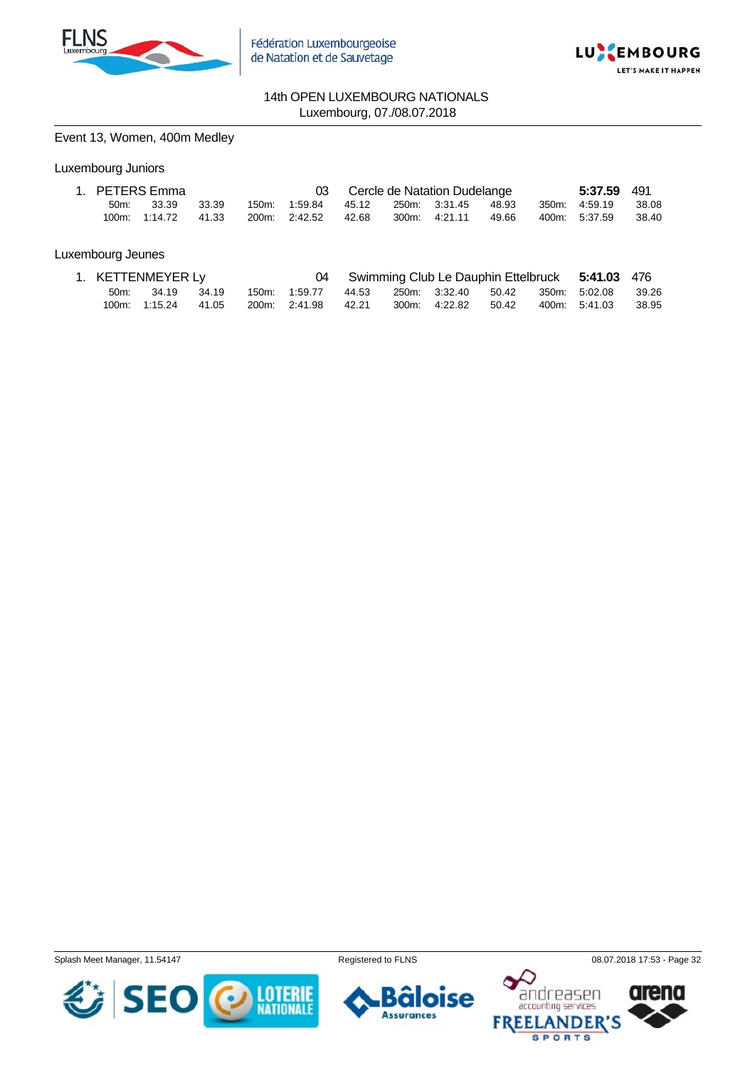14th OPEN LUXEMBOURG NATIONALS
Luxembourg, 07./08.07.2018

Event 13, Women, 400m Medley

Luxembourg Juniors

| | | | | | | | | | | | |
|---|---|---|---|---|---|---|---|---|---|---|---|
| 1. PETERS Emma | | | | 03 | Cercle de Natation Dudelange | | | | | 5:37.59 | 491 |
| 50m: | 33.39 | 33.39 | 150m: | 1:59.84 | 45.12 | 250m: | 3:31.45 | 48.93 | 350m: | 4:59.19 | 38.08 |
| 100m: | 1:14.72 | 41.33 | 200m: | 2:42.52 | 42.68 | 300m: | 4:21.11 | 49.66 | 400m: | 5:37.59 | 38.40 |

Luxembourg Jeunes

| | | | | | | | | | | | |
|---|---|---|---|---|---|---|---|---|---|---|---|
| 1. KETTENMEYER Ly | | | | 04 | Swimming Club Le Dauphin Ettelbruck | | | | | 5:41.03 | 476 |
| 50m: | 34.19 | 34.19 | 150m: | 1:59.77 | 44.53 | 250m: | 3:32.40 | 50.42 | 350m: | 5:02.08 | 39.26 |
| 100m: | 1:15.24 | 41.05 | 200m: | 2:41.98 | 42.21 | 300m: | 4:22.82 | 50.42 | 400m: | 5:41.03 | 38.95 |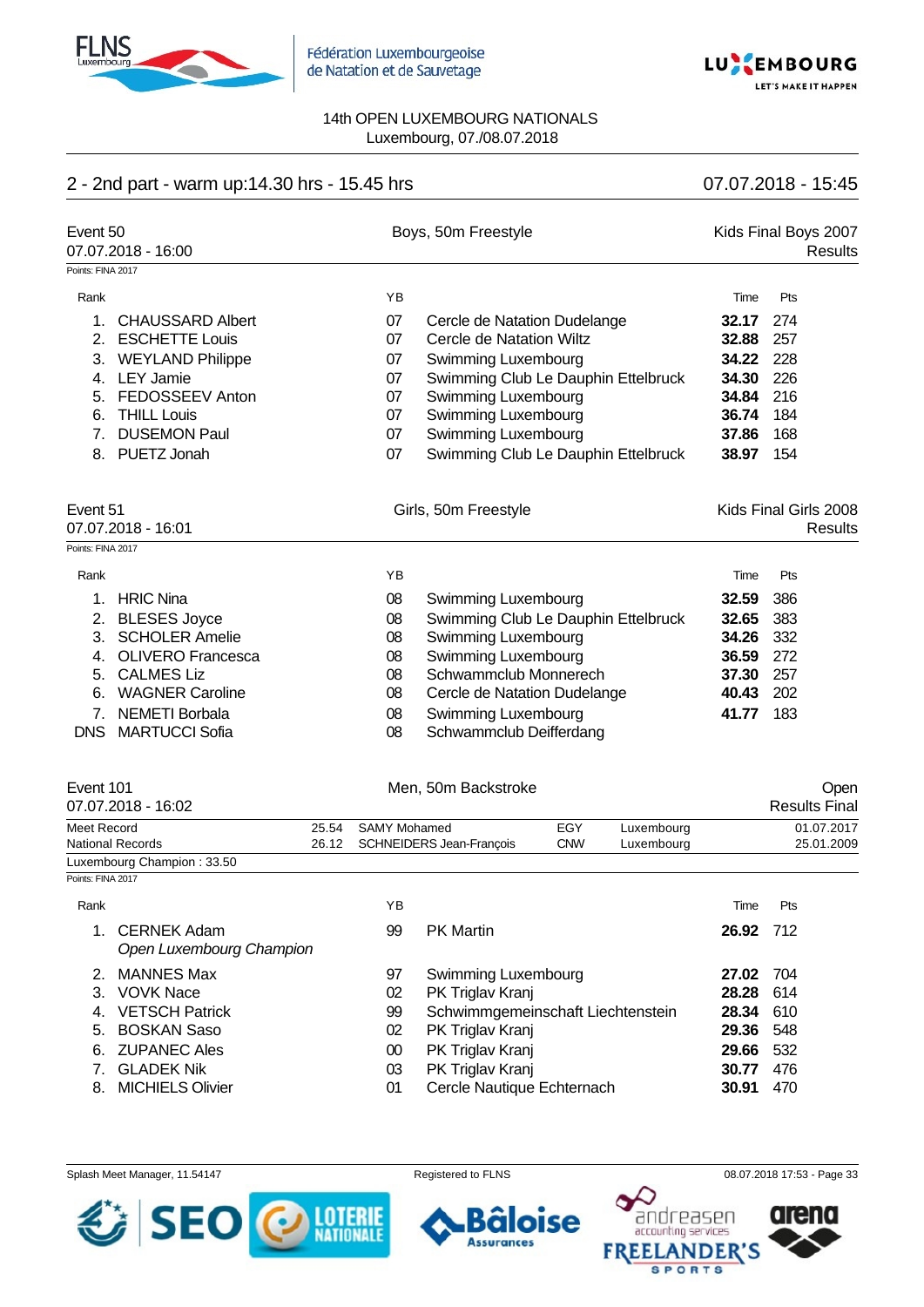14th OPEN LUXEMBOURG NATIONALS
Luxembourg, 07./08.07.2018

## 2 - 2nd part - warm up:14.30 hrs - 15.45 hrs — 07.07.2018 - 15:45

### Event 50 — Boys, 50m Freestyle — Kids Final Boys 2007

07.07.2018 - 16:00 — Results

Points: FINA 2017

| Rank | Name | YB | Club | Time | Pts |
|---|---|---|---|---|---|
| 1. | CHAUSSARD Albert | 07 | Cercle de Natation Dudelange | **32.17** | 274 |
| 2. | ESCHETTE Louis | 07 | Cercle de Natation Wiltz | **32.88** | 257 |
| 3. | WEYLAND Philippe | 07 | Swimming Luxembourg | **34.22** | 228 |
| 4. | LEY Jamie | 07 | Swimming Club Le Dauphin Ettelbruck | **34.30** | 226 |
| 5. | FEDOSSEEV Anton | 07 | Swimming Luxembourg | **34.84** | 216 |
| 6. | THILL Louis | 07 | Swimming Luxembourg | **36.74** | 184 |
| 7. | DUSEMON Paul | 07 | Swimming Luxembourg | **37.86** | 168 |
| 8. | PUETZ Jonah | 07 | Swimming Club Le Dauphin Ettelbruck | **38.97** | 154 |

### Event 51 — Girls, 50m Freestyle — Kids Final Girls 2008

07.07.2018 - 16:01 — Results

Points: FINA 2017

| Rank | Name | YB | Club | Time | Pts |
|---|---|---|---|---|---|
| 1. | HRIC Nina | 08 | Swimming Luxembourg | **32.59** | 386 |
| 2. | BLESES Joyce | 08 | Swimming Club Le Dauphin Ettelbruck | **32.65** | 383 |
| 3. | SCHOLER Amelie | 08 | Swimming Luxembourg | **34.26** | 332 |
| 4. | OLIVERO Francesca | 08 | Swimming Luxembourg | **36.59** | 272 |
| 5. | CALMES Liz | 08 | Schwammclub Monnerech | **37.30** | 257 |
| 6. | WAGNER Caroline | 08 | Cercle de Natation Dudelange | **40.43** | 202 |
| 7. | NEMETI Borbala | 08 | Swimming Luxembourg | **41.77** | 183 |
| DNS | MARTUCCI Sofia | 08 | Schwammclub Deifferdang | | |

### Event 101 — Men, 50m Backstroke — Open

07.07.2018 - 16:02 — Results Final

| | Time | Name | Nat | Place | Date |
|---|---|---|---|---|---|
| Meet Record | 25.54 | SAMY Mohamed | EGY | Luxembourg | 01.07.2017 |
| National Records | 26.12 | SCHNEIDERS Jean-François | CNW | Luxembourg | 25.01.2009 |

Luxembourg Champion : 33.50

Points: FINA 2017

| Rank | Name | YB | Club | Time | Pts |
|---|---|---|---|---|---|
| 1. | CERNEK Adam *Open Luxembourg Champion* | 99 | PK Martin | **26.92** | 712 |
| 2. | MANNES Max | 97 | Swimming Luxembourg | **27.02** | 704 |
| 3. | VOVK Nace | 02 | PK Triglav Kranj | **28.28** | 614 |
| 4. | VETSCH Patrick | 99 | Schwimmgemeinschaft Liechtenstein | **28.34** | 610 |
| 5. | BOSKAN Saso | 02 | PK Triglav Kranj | **29.36** | 548 |
| 6. | ZUPANEC Ales | 00 | PK Triglav Kranj | **29.66** | 532 |
| 7. | GLADEK Nik | 03 | PK Triglav Kranj | **30.77** | 476 |
| 8. | MICHIELS Olivier | 01 | Cercle Nautique Echternach | **30.91** | 470 |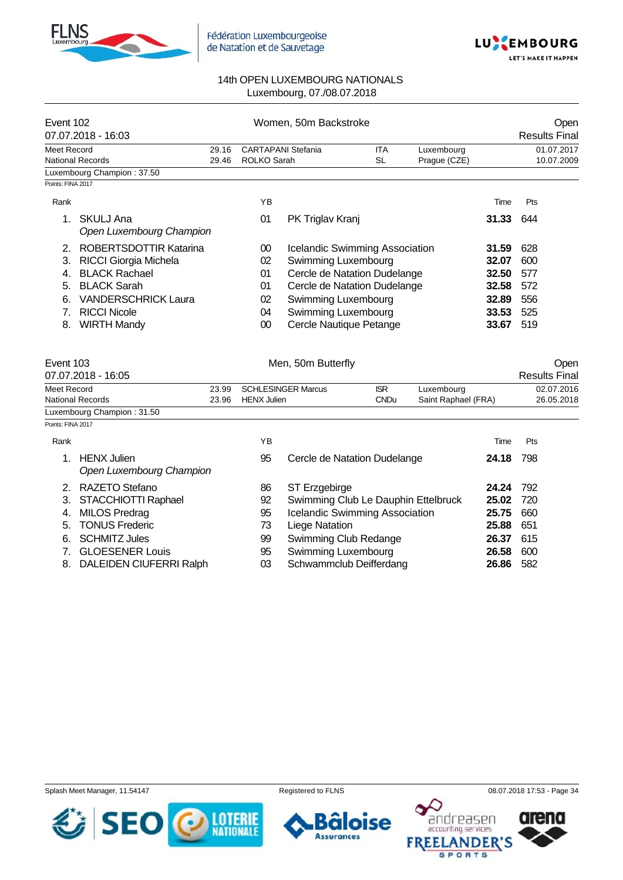14th OPEN LUXEMBOURG NATIONALS
Luxembourg, 07./08.07.2018

## Event 102 — Women, 50m Backstroke — Open

07.07.2018 - 16:03 — Results Final

| | | | | | |
|---|---|---|---|---|---|
| Meet Record | 29.16 | CARTAPANI Stefania | ITA | Luxembourg | 01.07.2017 |
| National Records | 29.46 | ROLKO Sarah | SL | Prague (CZE) | 10.07.2009 |

Luxembourg Champion : 37.50

Points: FINA 2017

| Rank | Name | YB | Club | Time | Pts |
|---|---|---|---|---|---|
| 1. | SKULJ Ana<br>*Open Luxembourg Champion* | 01 | PK Triglav Kranj | **31.33** | 644 |
| 2. | ROBERTSDOTTIR Katarina | 00 | Icelandic Swimming Association | **31.59** | 628 |
| 3. | RICCI Giorgia Michela | 02 | Swimming Luxembourg | **32.07** | 600 |
| 4. | BLACK Rachael | 01 | Cercle de Natation Dudelange | **32.50** | 577 |
| 5. | BLACK Sarah | 01 | Cercle de Natation Dudelange | **32.58** | 572 |
| 6. | VANDERSCHRICK Laura | 02 | Swimming Luxembourg | **32.89** | 556 |
| 7. | RICCI Nicole | 04 | Swimming Luxembourg | **33.53** | 525 |
| 8. | WIRTH Mandy | 00 | Cercle Nautique Petange | **33.67** | 519 |

## Event 103 — Men, 50m Butterfly — Open

07.07.2018 - 16:05 — Results Final

| | | | | | |
|---|---|---|---|---|---|
| Meet Record | 23.99 | SCHLESINGER Marcus | ISR | Luxembourg | 02.07.2016 |
| National Records | 23.96 | HENX Julien | CNDu | Saint Raphael (FRA) | 26.05.2018 |

Luxembourg Champion : 31.50

Points: FINA 2017

| Rank | Name | YB | Club | Time | Pts |
|---|---|---|---|---|---|
| 1. | HENX Julien<br>*Open Luxembourg Champion* | 95 | Cercle de Natation Dudelange | **24.18** | 798 |
| 2. | RAZETO Stefano | 86 | ST Erzgebirge | **24.24** | 792 |
| 3. | STACCHIOTTI Raphael | 92 | Swimming Club Le Dauphin Ettelbruck | **25.02** | 720 |
| 4. | MILOS Predrag | 95 | Icelandic Swimming Association | **25.75** | 660 |
| 5. | TONUS Frederic | 73 | Liege Natation | **25.88** | 651 |
| 6. | SCHMITZ Jules | 99 | Swimming Club Redange | **26.37** | 615 |
| 7. | GLOESENER Louis | 95 | Swimming Luxembourg | **26.58** | 600 |
| 8. | DALEIDEN CIUFERRI Ralph | 03 | Schwammclub Deifferdang | **26.86** | 582 |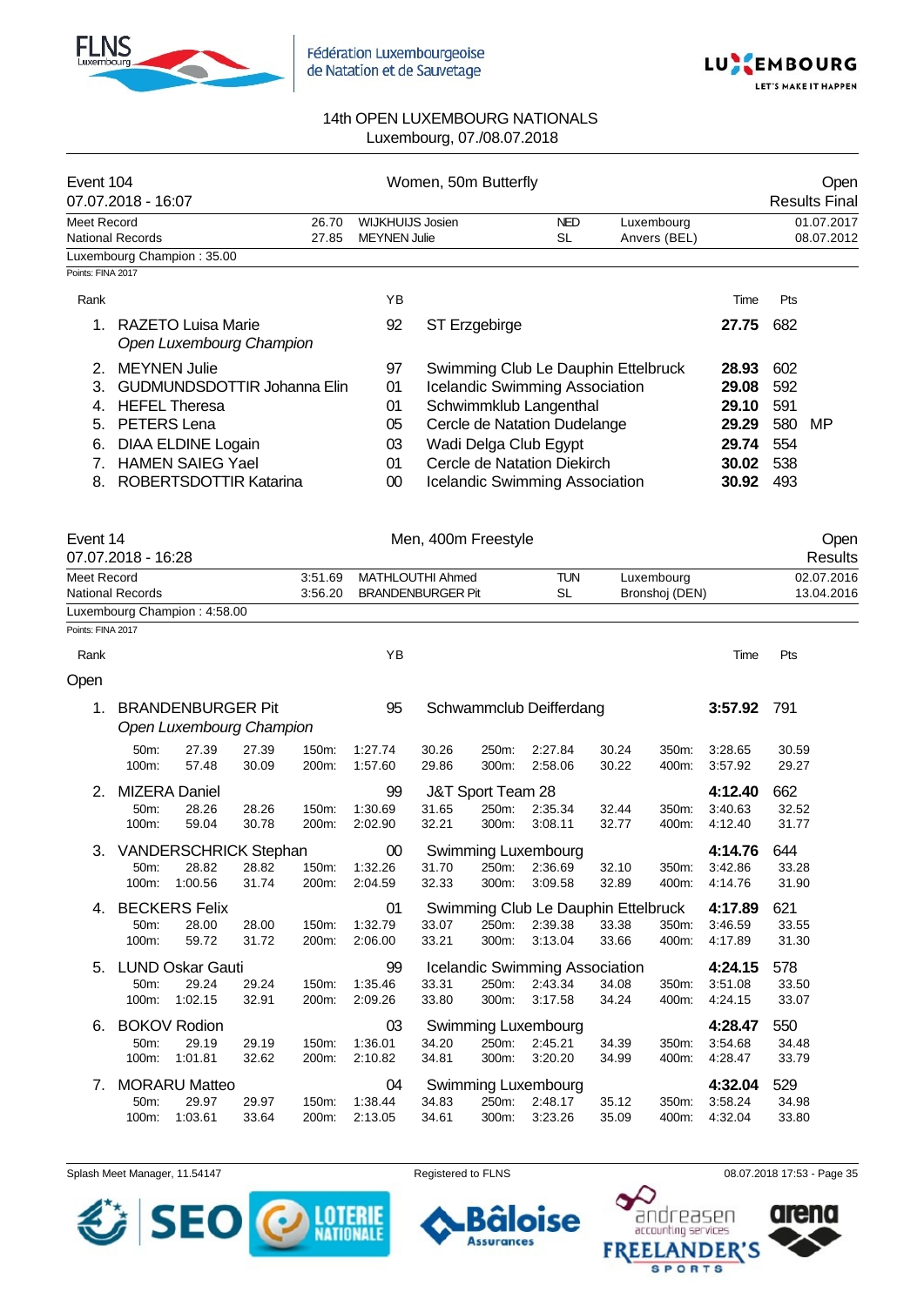# 14th OPEN LUXEMBOURG NATIONALS

Luxembourg, 07./08.07.2018

## Event 104 — Women, 50m Butterfly — Open

07.07.2018 - 16:07 — Results Final

| | Time | Name | Nat | Place | Date |
|---|---|---|---|---|---|
| Meet Record | 26.70 | WIJKHUIJS Josien | NED | Luxembourg | 01.07.2017 |
| National Records | 27.85 | MEYNEN Julie | SL | Anvers (BEL) | 08.07.2012 |

Luxembourg Champion : 35.00

Points: FINA 2017

| Rank | Name | YB | Club | Time | Pts | |
|---|---|---|---|---|---|---|
| 1. | RAZETO Luisa Marie *Open Luxembourg Champion* | 92 | ST Erzgebirge | **27.75** | 682 | |
| 2. | MEYNEN Julie | 97 | Swimming Club Le Dauphin Ettelbruck | **28.93** | 602 | |
| 3. | GUDMUNDSDOTTIR Johanna Elin | 01 | Icelandic Swimming Association | **29.08** | 592 | |
| 4. | HEFEL Theresa | 01 | Schwimmklub Langenthal | **29.10** | 591 | |
| 5. | PETERS Lena | 05 | Cercle de Natation Dudelange | **29.29** | 580 | MP |
| 6. | DIAA ELDINE Logain | 03 | Wadi Delga Club Egypt | **29.74** | 554 | |
| 7. | HAMEN SAIEG Yael | 01 | Cercle de Natation Diekirch | **30.02** | 538 | |
| 8. | ROBERTSDOTTIR Katarina | 00 | Icelandic Swimming Association | **30.92** | 493 | |

## Event 14 — Men, 400m Freestyle — Open

07.07.2018 - 16:28 — Results

| | Time | Name | Nat | Place | Date |
|---|---|---|---|---|---|
| Meet Record | 3:51.69 | MATHLOUTHI Ahmed | TUN | Luxembourg | 02.07.2016 |
| National Records | 3:56.20 | BRANDENBURGER Pit | SL | Bronshoj (DEN) | 13.04.2016 |

Luxembourg Champion : 4:58.00

Points: FINA 2017

### Open

| Rank | Name | YB | Club | Time | Pts |
|---|---|---|---|---|---|
| 1. | BRANDENBURGER Pit *Open Luxembourg Champion* | 95 | Schwammclub Deifferdang | **3:57.92** | 791 |
| 2. | MIZERA Daniel | 99 | J&T Sport Team 28 | **4:12.40** | 662 |
| 3. | VANDERSCHRICK Stephan | 00 | Swimming Luxembourg | **4:14.76** | 644 |
| 4. | BECKERS Felix | 01 | Swimming Club Le Dauphin Ettelbruck | **4:17.89** | 621 |
| 5. | LUND Oskar Gauti | 99 | Icelandic Swimming Association | **4:24.15** | 578 |
| 6. | BOKOV Rodion | 03 | Swimming Luxembourg | **4:28.47** | 550 |
| 7. | MORARU Matteo | 04 | Swimming Luxembourg | **4:32.04** | 529 |

Splits:

| Rank | 50m | 100m | 150m | 200m | 250m | 300m | 350m | 400m |
|---|---|---|---|---|---|---|---|---|
| 1. | 27.39 (27.39) | 57.48 (30.09) | 1:27.74 (30.26) | 1:57.60 (29.86) | 2:27.84 (30.24) | 2:58.06 (30.22) | 3:28.65 (30.59) | 3:57.92 (29.27) |
| 2. | 28.26 (28.26) | 59.04 (30.78) | 1:30.69 (31.65) | 2:02.90 (32.21) | 2:35.34 (32.44) | 3:08.11 (32.77) | 3:40.63 (32.52) | 4:12.40 (31.77) |
| 3. | 28.82 (28.82) | 1:00.56 (31.74) | 1:32.26 (31.70) | 2:04.59 (32.33) | 2:36.69 (32.10) | 3:09.58 (32.89) | 3:42.86 (33.28) | 4:14.76 (31.90) |
| 4. | 28.00 (28.00) | 59.72 (31.72) | 1:32.79 (33.07) | 2:06.00 (33.21) | 2:39.38 (33.38) | 3:13.04 (33.66) | 3:46.59 (33.55) | 4:17.89 (31.30) |
| 5. | 29.24 (29.24) | 1:02.15 (32.91) | 1:35.46 (33.31) | 2:09.26 (33.80) | 2:43.34 (34.08) | 3:17.58 (34.24) | 3:51.08 (33.50) | 4:24.15 (33.07) |
| 6. | 29.19 (29.19) | 1:01.81 (32.62) | 1:36.01 (34.20) | 2:10.82 (34.81) | 2:45.21 (34.39) | 3:20.20 (34.99) | 3:54.68 (34.48) | 4:28.47 (33.79) |
| 7. | 29.97 (29.97) | 1:03.61 (33.64) | 1:38.44 (34.83) | 2:13.05 (34.61) | 2:48.17 (35.12) | 3:23.26 (35.09) | 3:58.24 (34.98) | 4:32.04 (33.80) |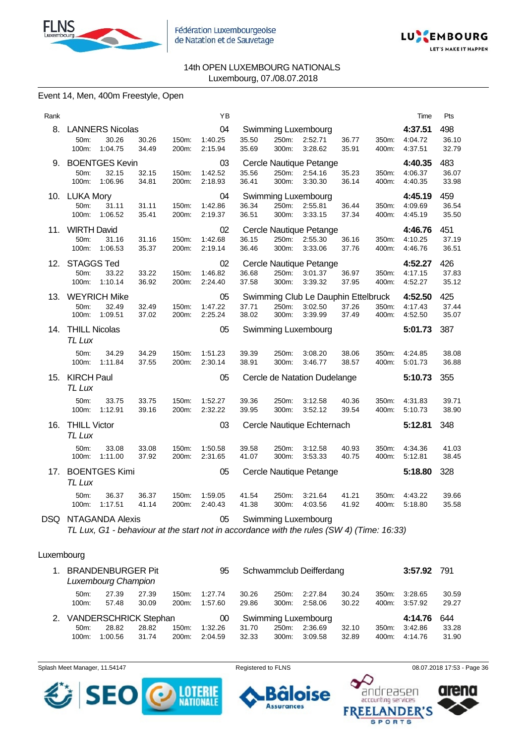14th OPEN LUXEMBOURG NATIONALS
Luxembourg, 07./08.07.2018

## Event 14, Men, 400m Freestyle, Open

| Rank | Name | YB | Club | Time | Pts |
|---|---|---|---|---|---|
| 8. | LANNERS Nicolas | 04 | Swimming Luxembourg | **4:37.51** | 498 |
| | 50m: 30.26 30.26 / 100m: 1:04.75 34.49 / 150m: 1:40.25 35.50 / 200m: 2:15.94 35.69 / 250m: 2:52.71 36.77 / 300m: 3:28.62 35.91 / 350m: 4:04.72 36.10 / 400m: 4:37.51 32.79 | | | | |
| 9. | BOENTGES Kevin | 03 | Cercle Nautique Petange | **4:40.35** | 483 |
| | 50m: 32.15 32.15 / 100m: 1:06.96 34.81 / 150m: 1:42.52 35.56 / 200m: 2:18.93 36.41 / 250m: 2:54.16 35.23 / 300m: 3:30.30 36.14 / 350m: 4:06.37 36.07 / 400m: 4:40.35 33.98 | | | | |
| 10. | LUKA Mory | 04 | Swimming Luxembourg | **4:45.19** | 459 |
| | 50m: 31.11 31.11 / 100m: 1:06.52 35.41 / 150m: 1:42.86 36.34 / 200m: 2:19.37 36.51 / 250m: 2:55.81 36.44 / 300m: 3:33.15 37.34 / 350m: 4:09.69 36.54 / 400m: 4:45.19 35.50 | | | | |
| 11. | WIRTH David | 02 | Cercle Nautique Petange | **4:46.76** | 451 |
| | 50m: 31.16 31.16 / 100m: 1:06.53 35.37 / 150m: 1:42.68 36.15 / 200m: 2:19.14 36.46 / 250m: 2:55.30 36.16 / 300m: 3:33.06 37.76 / 350m: 4:10.25 37.19 / 400m: 4:46.76 36.51 | | | | |
| 12. | STAGGS Ted | 02 | Cercle Nautique Petange | **4:52.27** | 426 |
| | 50m: 33.22 33.22 / 100m: 1:10.14 36.92 / 150m: 1:46.82 36.68 / 200m: 2:24.40 37.58 / 250m: 3:01.37 36.97 / 300m: 3:39.32 37.95 / 350m: 4:17.15 37.83 / 400m: 4:52.27 35.12 | | | | |
| 13. | WEYRICH Mike | 05 | Swimming Club Le Dauphin Ettelbruck | **4:52.50** | 425 |
| | 50m: 32.49 32.49 / 100m: 1:09.51 37.02 / 150m: 1:47.22 37.71 / 200m: 2:25.24 38.02 / 250m: 3:02.50 37.26 / 300m: 3:39.99 37.49 / 350m: 4:17.43 37.44 / 400m: 4:52.50 35.07 | | | | |
| 14. | THILL Nicolas *TL Lux* | 05 | Swimming Luxembourg | **5:01.73** | 387 |
| | 50m: 34.29 34.29 / 100m: 1:11.84 37.55 / 150m: 1:51.23 39.39 / 200m: 2:30.14 38.91 / 250m: 3:08.20 38.06 / 300m: 3:46.77 38.57 / 350m: 4:24.85 38.08 / 400m: 5:01.73 36.88 | | | | |
| 15. | KIRCH Paul *TL Lux* | 05 | Cercle de Natation Dudelange | **5:10.73** | 355 |
| | 50m: 33.75 33.75 / 100m: 1:12.91 39.16 / 150m: 1:52.27 39.36 / 200m: 2:32.22 39.95 / 250m: 3:12.58 40.36 / 300m: 3:52.12 39.54 / 350m: 4:31.83 39.71 / 400m: 5:10.73 38.90 | | | | |
| 16. | THILL Victor *TL Lux* | 03 | Cercle Nautique Echternach | **5:12.81** | 348 |
| | 50m: 33.08 33.08 / 100m: 1:11.00 37.92 / 150m: 1:50.58 39.58 / 200m: 2:31.65 41.07 / 250m: 3:12.58 40.93 / 300m: 3:53.33 40.75 / 350m: 4:34.36 41.03 / 400m: 5:12.81 38.45 | | | | |
| 17. | BOENTGES Kimi *TL Lux* | 05 | Cercle Nautique Petange | **5:18.80** | 328 |
| | 50m: 36.37 36.37 / 100m: 1:17.51 41.14 / 150m: 1:59.05 41.54 / 200m: 2:40.43 41.38 / 250m: 3:21.64 41.21 / 300m: 4:03.56 41.92 / 350m: 4:43.22 39.66 / 400m: 5:18.80 35.58 | | | | |
| DSQ | NTAGANDA Alexis | 05 | Swimming Luxembourg | | |

*TL Lux, G1 - behaviour at the start not in accordance with the rules (SW 4) (Time: 16:33)*

## Luxembourg

| Rank | Name | YB | Club | Time | Pts |
|---|---|---|---|---|---|
| 1. | BRANDENBURGER Pit *Luxembourg Champion* | 95 | Schwammclub Deifferdang | **3:57.92** | 791 |
| | 50m: 27.39 27.39 / 100m: 57.48 30.09 / 150m: 1:27.74 30.26 / 200m: 1:57.60 29.86 / 250m: 2:27.84 30.24 / 300m: 2:58.06 30.22 / 350m: 3:28.65 30.59 / 400m: 3:57.92 29.27 | | | | |
| 2. | VANDERSCHRICK Stephan | 00 | Swimming Luxembourg | **4:14.76** | 644 |
| | 50m: 28.82 28.82 / 100m: 1:00.56 31.74 / 150m: 1:32.26 31.70 / 200m: 2:04.59 32.33 / 250m: 2:36.69 32.10 / 300m: 3:09.58 32.89 / 350m: 3:42.86 33.28 / 400m: 4:14.76 31.90 | | | | |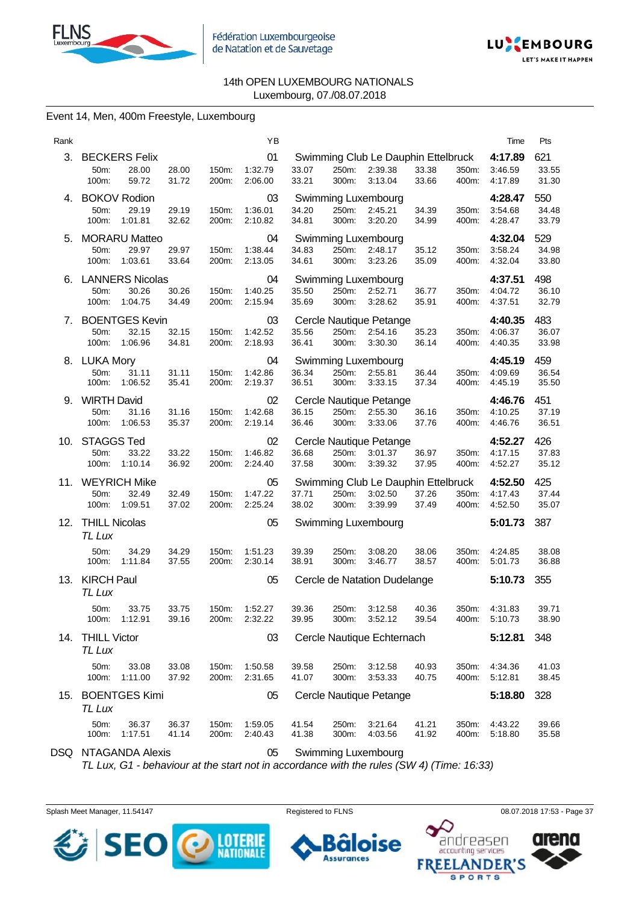14th OPEN LUXEMBOURG NATIONALS
Luxembourg, 07./08.07.2018

## Event 14, Men, 400m Freestyle, Luxembourg

| Rank | Name | YB | Club | Time | Pts |
|---|---|---|---|---|---|
| 3. | BECKERS Felix | 01 | Swimming Club Le Dauphin Ettelbruck | 4:17.89 | 621 |
| | 50m: 28.00 28.00 · 150m: 1:32.79 33.07 · 250m: 2:39.38 33.38 · 350m: 3:46.59 33.55 | | | | |
| | 100m: 59.72 31.72 · 200m: 2:06.00 33.21 · 300m: 3:13.04 33.66 · 400m: 4:17.89 31.30 | | | | |
| 4. | BOKOV Rodion | 03 | Swimming Luxembourg | 4:28.47 | 550 |
| | 50m: 29.19 29.19 · 150m: 1:36.01 34.20 · 250m: 2:45.21 34.39 · 350m: 3:54.68 34.48 | | | | |
| | 100m: 1:01.81 32.62 · 200m: 2:10.82 34.81 · 300m: 3:20.20 34.99 · 400m: 4:28.47 33.79 | | | | |
| 5. | MORARU Matteo | 04 | Swimming Luxembourg | 4:32.04 | 529 |
| | 50m: 29.97 29.97 · 150m: 1:38.44 34.83 · 250m: 2:48.17 35.12 · 350m: 3:58.24 34.98 | | | | |
| | 100m: 1:03.61 33.64 · 200m: 2:13.05 34.61 · 300m: 3:23.26 35.09 · 400m: 4:32.04 33.80 | | | | |
| 6. | LANNERS Nicolas | 04 | Swimming Luxembourg | 4:37.51 | 498 |
| | 50m: 30.26 30.26 · 150m: 1:40.25 35.50 · 250m: 2:52.71 36.77 · 350m: 4:04.72 36.10 | | | | |
| | 100m: 1:04.75 34.49 · 200m: 2:15.94 35.69 · 300m: 3:28.62 35.91 · 400m: 4:37.51 32.79 | | | | |
| 7. | BOENTGES Kevin | 03 | Cercle Nautique Petange | 4:40.35 | 483 |
| | 50m: 32.15 32.15 · 150m: 1:42.52 35.56 · 250m: 2:54.16 35.23 · 350m: 4:06.37 36.07 | | | | |
| | 100m: 1:06.96 34.81 · 200m: 2:18.93 36.41 · 300m: 3:30.30 36.14 · 400m: 4:40.35 33.98 | | | | |
| 8. | LUKA Mory | 04 | Swimming Luxembourg | 4:45.19 | 459 |
| | 50m: 31.11 31.11 · 150m: 1:42.86 36.34 · 250m: 2:55.81 36.44 · 350m: 4:09.69 36.54 | | | | |
| | 100m: 1:06.52 35.41 · 200m: 2:19.37 36.51 · 300m: 3:33.15 37.34 · 400m: 4:45.19 35.50 | | | | |
| 9. | WIRTH David | 02 | Cercle Nautique Petange | 4:46.76 | 451 |
| | 50m: 31.16 31.16 · 150m: 1:42.68 36.15 · 250m: 2:55.30 36.16 · 350m: 4:10.25 37.19 | | | | |
| | 100m: 1:06.53 35.37 · 200m: 2:19.14 36.46 · 300m: 3:33.06 37.76 · 400m: 4:46.76 36.51 | | | | |
| 10. | STAGGS Ted | 02 | Cercle Nautique Petange | 4:52.27 | 426 |
| | 50m: 33.22 33.22 · 150m: 1:46.82 36.68 · 250m: 3:01.37 36.97 · 350m: 4:17.15 37.83 | | | | |
| | 100m: 1:10.14 36.92 · 200m: 2:24.40 37.58 · 300m: 3:39.32 37.95 · 400m: 4:52.27 35.12 | | | | |
| 11. | WEYRICH Mike | 05 | Swimming Club Le Dauphin Ettelbruck | 4:52.50 | 425 |
| | 50m: 32.49 32.49 · 150m: 1:47.22 37.71 · 250m: 3:02.50 37.26 · 350m: 4:17.43 37.44 | | | | |
| | 100m: 1:09.51 37.02 · 200m: 2:25.24 38.02 · 300m: 3:39.99 37.49 · 400m: 4:52.50 35.07 | | | | |
| 12. | THILL Nicolas *TL Lux* | 05 | Swimming Luxembourg | 5:01.73 | 387 |
| | 50m: 34.29 34.29 · 150m: 1:51.23 39.39 · 250m: 3:08.20 38.06 · 350m: 4:24.85 38.08 | | | | |
| | 100m: 1:11.84 37.55 · 200m: 2:30.14 38.91 · 300m: 3:46.77 38.57 · 400m: 5:01.73 36.88 | | | | |
| 13. | KIRCH Paul *TL Lux* | 05 | Cercle de Natation Dudelange | 5:10.73 | 355 |
| | 50m: 33.75 33.75 · 150m: 1:52.27 39.36 · 250m: 3:12.58 40.36 · 350m: 4:31.83 39.71 | | | | |
| | 100m: 1:12.91 39.16 · 200m: 2:32.22 39.95 · 300m: 3:52.12 39.54 · 400m: 5:10.73 38.90 | | | | |
| 14. | THILL Victor *TL Lux* | 03 | Cercle Nautique Echternach | 5:12.81 | 348 |
| | 50m: 33.08 33.08 · 150m: 1:50.58 39.58 · 250m: 3:12.58 40.93 · 350m: 4:34.36 41.03 | | | | |
| | 100m: 1:11.00 37.92 · 200m: 2:31.65 41.07 · 300m: 3:53.33 40.75 · 400m: 5:12.81 38.45 | | | | |
| 15. | BOENTGES Kimi *TL Lux* | 05 | Cercle Nautique Petange | 5:18.80 | 328 |
| | 50m: 36.37 36.37 · 150m: 1:59.05 41.54 · 250m: 3:21.64 41.21 · 350m: 4:43.22 39.66 | | | | |
| | 100m: 1:17.51 41.14 · 200m: 2:40.43 41.38 · 300m: 4:03.56 41.92 · 400m: 5:18.80 35.58 | | | | |
| DSQ | NTAGANDA Alexis | 05 | Swimming Luxembourg | | |
| | *TL Lux, G1 - behaviour at the start not in accordance with the rules (SW 4) (Time: 16:33)* | | | | |

Splash Meet Manager, 11.54147 · Registered to FLNS · 08.07.2018 17:53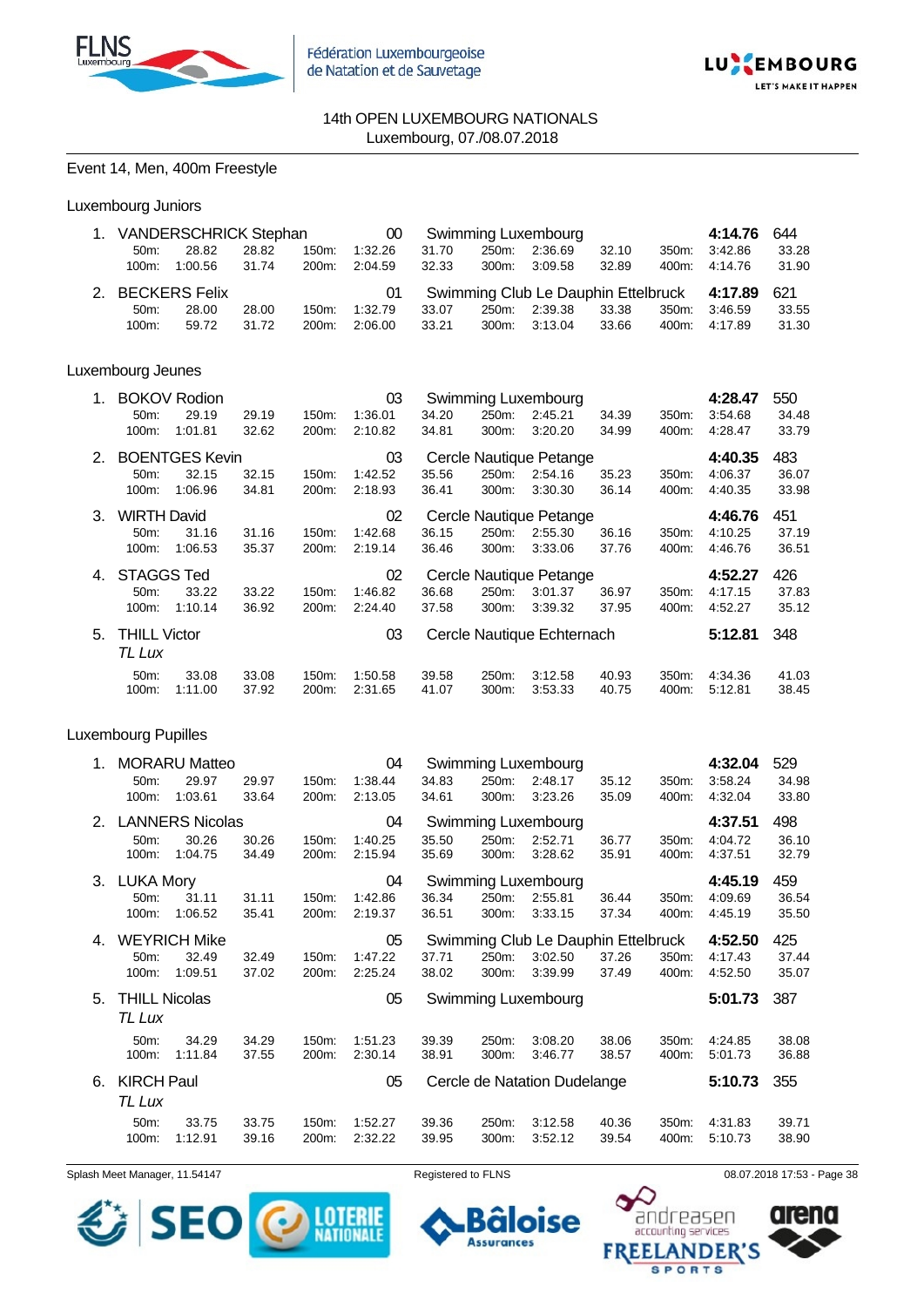14th OPEN LUXEMBOURG NATIONALS
Luxembourg, 07./08.07.2018

Event 14, Men, 400m Freestyle

Luxembourg Juniors

1. VANDERSCHRICK Stephan 00 Swimming Luxembourg **4:14.76** 644

| 50m: | 28.82 | 28.82 | 150m: | 1:32.26 | 31.70 | 250m: | 2:36.69 | 32.10 | 350m: | 3:42.86 | 33.28 |
|---|---|---|---|---|---|---|---|---|---|---|---|
| 100m: | 1:00.56 | 31.74 | 200m: | 2:04.59 | 32.33 | 300m: | 3:09.58 | 32.89 | 400m: | 4:14.76 | 31.90 |

2. BECKERS Felix 01 Swimming Club Le Dauphin Ettelbruck **4:17.89** 621

| 50m: | 28.00 | 28.00 | 150m: | 1:32.79 | 33.07 | 250m: | 2:39.38 | 33.38 | 350m: | 3:46.59 | 33.55 |
|---|---|---|---|---|---|---|---|---|---|---|---|
| 100m: | 59.72 | 31.72 | 200m: | 2:06.00 | 33.21 | 300m: | 3:13.04 | 33.66 | 400m: | 4:17.89 | 31.30 |

Luxembourg Jeunes

1. BOKOV Rodion 03 Swimming Luxembourg **4:28.47** 550

| 50m: | 29.19 | 29.19 | 150m: | 1:36.01 | 34.20 | 250m: | 2:45.21 | 34.39 | 350m: | 3:54.68 | 34.48 |
|---|---|---|---|---|---|---|---|---|---|---|---|
| 100m: | 1:01.81 | 32.62 | 200m: | 2:10.82 | 34.81 | 300m: | 3:20.20 | 34.99 | 400m: | 4:28.47 | 33.79 |

2. BOENTGES Kevin 03 Cercle Nautique Petange **4:40.35** 483

| 50m: | 32.15 | 32.15 | 150m: | 1:42.52 | 35.56 | 250m: | 2:54.16 | 35.23 | 350m: | 4:06.37 | 36.07 |
|---|---|---|---|---|---|---|---|---|---|---|---|
| 100m: | 1:06.96 | 34.81 | 200m: | 2:18.93 | 36.41 | 300m: | 3:30.30 | 36.14 | 400m: | 4:40.35 | 33.98 |

3. WIRTH David 02 Cercle Nautique Petange **4:46.76** 451

| 50m: | 31.16 | 31.16 | 150m: | 1:42.68 | 36.15 | 250m: | 2:55.30 | 36.16 | 350m: | 4:10.25 | 37.19 |
|---|---|---|---|---|---|---|---|---|---|---|---|
| 100m: | 1:06.53 | 35.37 | 200m: | 2:19.14 | 36.46 | 300m: | 3:33.06 | 37.76 | 400m: | 4:46.76 | 36.51 |

4. STAGGS Ted 02 Cercle Nautique Petange **4:52.27** 426

| 50m: | 33.22 | 33.22 | 150m: | 1:46.82 | 36.68 | 250m: | 3:01.37 | 36.97 | 350m: | 4:17.15 | 37.83 |
|---|---|---|---|---|---|---|---|---|---|---|---|
| 100m: | 1:10.14 | 36.92 | 200m: | 2:24.40 | 37.58 | 300m: | 3:39.32 | 37.95 | 400m: | 4:52.27 | 35.12 |

5. THILL Victor 03 Cercle Nautique Echternach **5:12.81** 348
*TL Lux*

| 50m: | 33.08 | 33.08 | 150m: | 1:50.58 | 39.58 | 250m: | 3:12.58 | 40.93 | 350m: | 4:34.36 | 41.03 |
|---|---|---|---|---|---|---|---|---|---|---|---|
| 100m: | 1:11.00 | 37.92 | 200m: | 2:31.65 | 41.07 | 300m: | 3:53.33 | 40.75 | 400m: | 5:12.81 | 38.45 |

Luxembourg Pupilles

1. MORARU Matteo 04 Swimming Luxembourg **4:32.04** 529

| 50m: | 29.97 | 29.97 | 150m: | 1:38.44 | 34.83 | 250m: | 2:48.17 | 35.12 | 350m: | 3:58.24 | 34.98 |
|---|---|---|---|---|---|---|---|---|---|---|---|
| 100m: | 1:03.61 | 33.64 | 200m: | 2:13.05 | 34.61 | 300m: | 3:23.26 | 35.09 | 400m: | 4:32.04 | 33.80 |

2. LANNERS Nicolas 04 Swimming Luxembourg **4:37.51** 498

| 50m: | 30.26 | 30.26 | 150m: | 1:40.25 | 35.50 | 250m: | 2:52.71 | 36.77 | 350m: | 4:04.72 | 36.10 |
|---|---|---|---|---|---|---|---|---|---|---|---|
| 100m: | 1:04.75 | 34.49 | 200m: | 2:15.94 | 35.69 | 300m: | 3:28.62 | 35.91 | 400m: | 4:37.51 | 32.79 |

3. LUKA Mory 04 Swimming Luxembourg **4:45.19** 459

| 50m: | 31.11 | 31.11 | 150m: | 1:42.86 | 36.34 | 250m: | 2:55.81 | 36.44 | 350m: | 4:09.69 | 36.54 |
|---|---|---|---|---|---|---|---|---|---|---|---|
| 100m: | 1:06.52 | 35.41 | 200m: | 2:19.37 | 36.51 | 300m: | 3:33.15 | 37.34 | 400m: | 4:45.19 | 35.50 |

4. WEYRICH Mike 05 Swimming Club Le Dauphin Ettelbruck **4:52.50** 425

| 50m: | 32.49 | 32.49 | 150m: | 1:47.22 | 37.71 | 250m: | 3:02.50 | 37.26 | 350m: | 4:17.43 | 37.44 |
|---|---|---|---|---|---|---|---|---|---|---|---|
| 100m: | 1:09.51 | 37.02 | 200m: | 2:25.24 | 38.02 | 300m: | 3:39.99 | 37.49 | 400m: | 4:52.50 | 35.07 |

5. THILL Nicolas 05 Swimming Luxembourg **5:01.73** 387
*TL Lux*

| 50m: | 34.29 | 34.29 | 150m: | 1:51.23 | 39.39 | 250m: | 3:08.20 | 38.06 | 350m: | 4:24.85 | 38.08 |
|---|---|---|---|---|---|---|---|---|---|---|---|
| 100m: | 1:11.84 | 37.55 | 200m: | 2:30.14 | 38.91 | 300m: | 3:46.77 | 38.57 | 400m: | 5:01.73 | 36.88 |

6. KIRCH Paul 05 Cercle de Natation Dudelange **5:10.73** 355
*TL Lux*

| 50m: | 33.75 | 33.75 | 150m: | 1:52.27 | 39.36 | 250m: | 3:12.58 | 40.36 | 350m: | 4:31.83 | 39.71 |
|---|---|---|---|---|---|---|---|---|---|---|---|
| 100m: | 1:12.91 | 39.16 | 200m: | 2:32.22 | 39.95 | 300m: | 3:52.12 | 39.54 | 400m: | 5:10.73 | 38.90 |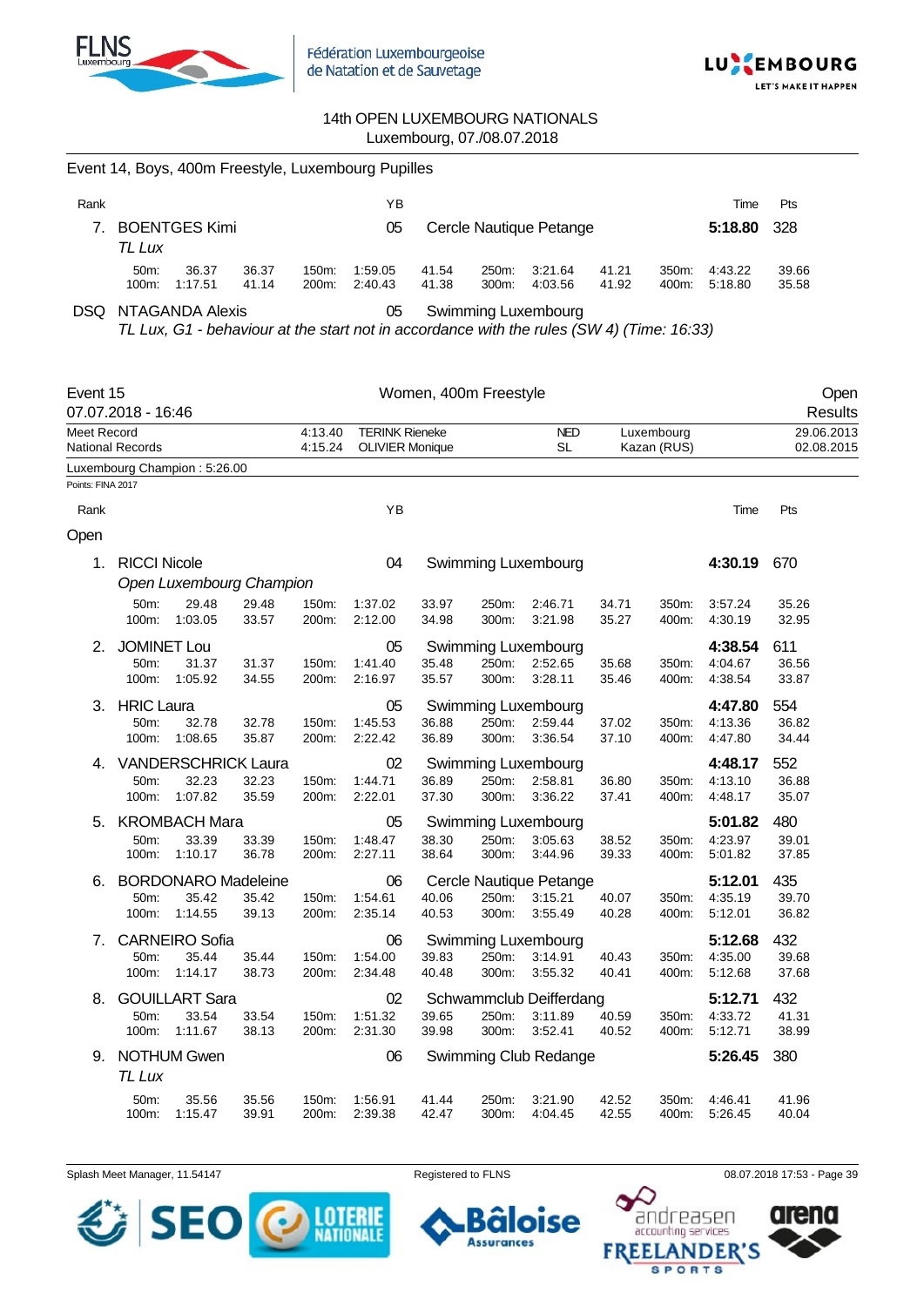14th OPEN LUXEMBOURG NATIONALS
Luxembourg, 07./08.07.2018

## Event 14, Boys, 400m Freestyle, Luxembourg Pupilles

| Rank | Name | YB | Club | Time | Pts |
|---|---|---|---|---|---|
| 7. | BOENTGES Kimi *TL Lux* | 05 | Cercle Nautique Petange | **5:18.80** | 328 |

| | | | | | | | | | | | |
|---|---|---|---|---|---|---|---|---|---|---|---|
| 50m: | 36.37 | 36.37 | 150m: | 1:59.05 | 41.54 | 250m: | 3:21.64 | 41.21 | 350m: | 4:43.22 | 39.66 |
| 100m: | 1:17.51 | 41.14 | 200m: | 2:40.43 | 41.38 | 300m: | 4:03.56 | 41.92 | 400m: | 5:18.80 | 35.58 |

| Rank | Name | YB | Club |
|---|---|---|---|
| DSQ | NTAGANDA Alexis | 05 | Swimming Luxembourg |

*TL Lux, G1 - behaviour at the start not in accordance with the rules (SW 4) (Time: 16:33)*

## Event 15 — Women, 400m Freestyle — Open

07.07.2018 - 16:46 — Results

| | | | | | |
|---|---|---|---|---|---|
| Meet Record | 4:13.40 | TERINK Rieneke | NED | Luxembourg | 29.06.2013 |
| National Records | 4:15.24 | OLIVIER Monique | SL | Kazan (RUS) | 02.08.2015 |

Luxembourg Champion : 5:26.00

Points: FINA 2017

### Open

| Rank | Name | YB | Club | Time | Pts |
|---|---|---|---|---|---|
| 1. | RICCI Nicole *Open Luxembourg Champion* | 04 | Swimming Luxembourg | **4:30.19** | 670 |
| 2. | JOMINET Lou | 05 | Swimming Luxembourg | **4:38.54** | 611 |
| 3. | HRIC Laura | 05 | Swimming Luxembourg | **4:47.80** | 554 |
| 4. | VANDERSCHRICK Laura | 02 | Swimming Luxembourg | **4:48.17** | 552 |
| 5. | KROMBACH Mara | 05 | Swimming Luxembourg | **5:01.82** | 480 |
| 6. | BORDONARO Madeleine | 06 | Cercle Nautique Petange | **5:12.01** | 435 |
| 7. | CARNEIRO Sofia | 06 | Swimming Luxembourg | **5:12.68** | 432 |
| 8. | GOUILLART Sara | 02 | Schwammclub Deifferdang | **5:12.71** | 432 |
| 9. | NOTHUM Gwen *TL Lux* | 06 | Swimming Club Redange | **5:26.45** | 380 |

Splits:

| Rank | | | | | | | | | | | | | |
|---|---|---|---|---|---|---|---|---|---|---|---|---|---|
| 1. | 50m: | 29.48 | 29.48 | 150m: | 1:37.02 | 33.97 | 250m: | 2:46.71 | 34.71 | 350m: | 3:57.24 | 35.26 |
| | 100m: | 1:03.05 | 33.57 | 200m: | 2:12.00 | 34.98 | 300m: | 3:21.98 | 35.27 | 400m: | 4:30.19 | 32.95 |
| 2. | 50m: | 31.37 | 31.37 | 150m: | 1:41.40 | 35.48 | 250m: | 2:52.65 | 35.68 | 350m: | 4:04.67 | 36.56 |
| | 100m: | 1:05.92 | 34.55 | 200m: | 2:16.97 | 35.57 | 300m: | 3:28.11 | 35.46 | 400m: | 4:38.54 | 33.87 |
| 3. | 50m: | 32.78 | 32.78 | 150m: | 1:45.53 | 36.88 | 250m: | 2:59.44 | 37.02 | 350m: | 4:13.36 | 36.82 |
| | 100m: | 1:08.65 | 35.87 | 200m: | 2:22.42 | 36.89 | 300m: | 3:36.54 | 37.10 | 400m: | 4:47.80 | 34.44 |
| 4. | 50m: | 32.23 | 32.23 | 150m: | 1:44.71 | 36.89 | 250m: | 2:58.81 | 36.80 | 350m: | 4:13.10 | 36.88 |
| | 100m: | 1:07.82 | 35.59 | 200m: | 2:22.01 | 37.30 | 300m: | 3:36.22 | 37.41 | 400m: | 4:48.17 | 35.07 |
| 5. | 50m: | 33.39 | 33.39 | 150m: | 1:48.47 | 38.30 | 250m: | 3:05.63 | 38.52 | 350m: | 4:23.97 | 39.01 |
| | 100m: | 1:10.17 | 36.78 | 200m: | 2:27.11 | 38.64 | 300m: | 3:44.96 | 39.33 | 400m: | 5:01.82 | 37.85 |
| 6. | 50m: | 35.42 | 35.42 | 150m: | 1:54.61 | 40.06 | 250m: | 3:15.21 | 40.07 | 350m: | 4:35.19 | 39.70 |
| | 100m: | 1:14.55 | 39.13 | 200m: | 2:35.14 | 40.53 | 300m: | 3:55.49 | 40.28 | 400m: | 5:12.01 | 36.82 |
| 7. | 50m: | 35.44 | 35.44 | 150m: | 1:54.00 | 39.83 | 250m: | 3:14.91 | 40.43 | 350m: | 4:35.00 | 39.68 |
| | 100m: | 1:14.17 | 38.73 | 200m: | 2:34.48 | 40.48 | 300m: | 3:55.32 | 40.41 | 400m: | 5:12.68 | 37.68 |
| 8. | 50m: | 33.54 | 33.54 | 150m: | 1:51.32 | 39.65 | 250m: | 3:11.89 | 40.59 | 350m: | 4:33.72 | 41.31 |
| | 100m: | 1:11.67 | 38.13 | 200m: | 2:31.30 | 39.98 | 300m: | 3:52.41 | 40.52 | 400m: | 5:12.71 | 38.99 |
| 9. | 50m: | 35.56 | 35.56 | 150m: | 1:56.91 | 41.44 | 250m: | 3:21.90 | 42.52 | 350m: | 4:46.41 | 41.96 |
| | 100m: | 1:15.47 | 39.91 | 200m: | 2:39.38 | 42.47 | 300m: | 4:04.45 | 42.55 | 400m: | 5:26.45 | 40.04 |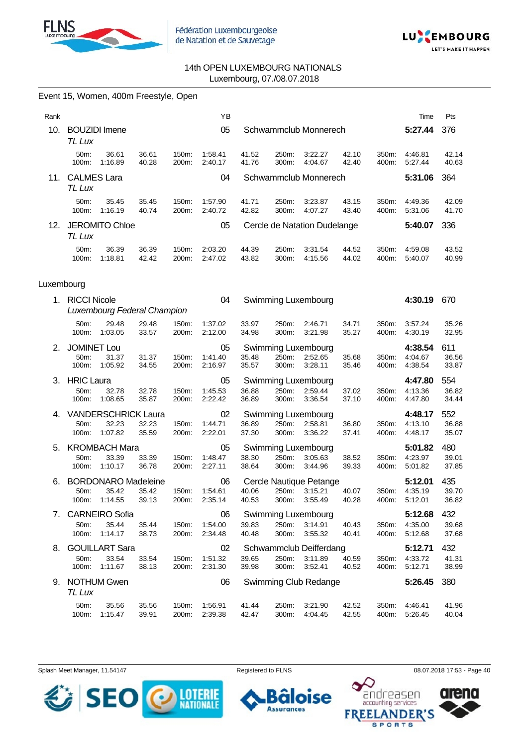14th OPEN LUXEMBOURG NATIONALS
Luxembourg, 07./08.07.2018

## Event 15, Women, 400m Freestyle, Open

| Rank | Name | YB | Club | Time | Pts |
|---|---|---|---|---|---|
| 10. | BOUZIDI Imene *TL Lux* | 05 | Schwammclub Monnerech | **5:27.44** | 376 |
| | 50m: 36.61 36.61 / 100m: 1:16.89 40.28 / 150m: 1:58.41 41.52 / 200m: 2:40.17 41.76 / 250m: 3:22.27 42.10 / 300m: 4:04.67 42.40 / 350m: 4:46.81 42.14 / 400m: 5:27.44 40.63 | | | | |
| 11. | CALMES Lara *TL Lux* | 04 | Schwammclub Monnerech | **5:31.06** | 364 |
| | 50m: 35.45 35.45 / 100m: 1:16.19 40.74 / 150m: 1:57.90 41.71 / 200m: 2:40.72 42.82 / 250m: 3:23.87 43.15 / 300m: 4:07.27 43.40 / 350m: 4:49.36 42.09 / 400m: 5:31.06 41.70 | | | | |
| 12. | JEROMITO Chloe *TL Lux* | 05 | Cercle de Natation Dudelange | **5:40.07** | 336 |
| | 50m: 36.39 36.39 / 100m: 1:18.81 42.42 / 150m: 2:03.20 44.39 / 200m: 2:47.02 43.82 / 250m: 3:31.54 44.52 / 300m: 4:15.56 44.02 / 350m: 4:59.08 43.52 / 400m: 5:40.07 40.99 | | | | |

### Luxembourg

| Rank | Name | YB | Club | Time | Pts |
|---|---|---|---|---|---|
| 1. | RICCI Nicole *Luxembourg Federal Champion* | 04 | Swimming Luxembourg | **4:30.19** | 670 |
| | 50m: 29.48 29.48 / 100m: 1:03.05 33.57 / 150m: 1:37.02 33.97 / 200m: 2:12.00 34.98 / 250m: 2:46.71 34.71 / 300m: 3:21.98 35.27 / 350m: 3:57.24 35.26 / 400m: 4:30.19 32.95 | | | | |
| 2. | JOMINET Lou | 05 | Swimming Luxembourg | **4:38.54** | 611 |
| | 50m: 31.37 31.37 / 100m: 1:05.92 34.55 / 150m: 1:41.40 35.48 / 200m: 2:16.97 35.57 / 250m: 2:52.65 35.68 / 300m: 3:28.11 35.46 / 350m: 4:04.67 36.56 / 400m: 4:38.54 33.87 | | | | |
| 3. | HRIC Laura | 05 | Swimming Luxembourg | **4:47.80** | 554 |
| | 50m: 32.78 32.78 / 100m: 1:08.65 35.87 / 150m: 1:45.53 36.88 / 200m: 2:22.42 36.89 / 250m: 2:59.44 37.02 / 300m: 3:36.54 37.10 / 350m: 4:13.36 36.82 / 400m: 4:47.80 34.44 | | | | |
| 4. | VANDERSCHRICK Laura | 02 | Swimming Luxembourg | **4:48.17** | 552 |
| | 50m: 32.23 32.23 / 100m: 1:07.82 35.59 / 150m: 1:44.71 36.89 / 200m: 2:22.01 37.30 / 250m: 2:58.81 36.80 / 300m: 3:36.22 37.41 / 350m: 4:13.10 36.88 / 400m: 4:48.17 35.07 | | | | |
| 5. | KROMBACH Mara | 05 | Swimming Luxembourg | **5:01.82** | 480 |
| | 50m: 33.39 33.39 / 100m: 1:10.17 36.78 / 150m: 1:48.47 38.30 / 200m: 2:27.11 38.64 / 250m: 3:05.63 38.52 / 300m: 3:44.96 39.33 / 350m: 4:23.97 39.01 / 400m: 5:01.82 37.85 | | | | |
| 6. | BORDONARO Madeleine | 06 | Cercle Nautique Petange | **5:12.01** | 435 |
| | 50m: 35.42 35.42 / 100m: 1:14.55 39.13 / 150m: 1:54.61 40.06 / 200m: 2:35.14 40.53 / 250m: 3:15.21 40.07 / 300m: 3:55.49 40.28 / 350m: 4:35.19 39.70 / 400m: 5:12.01 36.82 | | | | |
| 7. | CARNEIRO Sofia | 06 | Swimming Luxembourg | **5:12.68** | 432 |
| | 50m: 35.44 35.44 / 100m: 1:14.17 38.73 / 150m: 1:54.00 39.83 / 200m: 2:34.48 40.48 / 250m: 3:14.91 40.43 / 300m: 3:55.32 40.41 / 350m: 4:35.00 39.68 / 400m: 5:12.68 37.68 | | | | |
| 8. | GOUILLART Sara | 02 | Schwammclub Deifferdang | **5:12.71** | 432 |
| | 50m: 33.54 33.54 / 100m: 1:11.67 38.13 / 150m: 1:51.32 39.65 / 200m: 2:31.30 39.98 / 250m: 3:11.89 40.59 / 300m: 3:52.41 40.52 / 350m: 4:33.72 41.31 / 400m: 5:12.71 38.99 | | | | |
| 9. | NOTHUM Gwen *TL Lux* | 06 | Swimming Club Redange | **5:26.45** | 380 |
| | 50m: 35.56 35.56 / 100m: 1:15.47 39.91 / 150m: 1:56.91 41.44 / 200m: 2:39.38 42.47 / 250m: 3:21.90 42.52 / 300m: 4:04.45 42.55 / 350m: 4:46.41 41.96 / 400m: 5:26.45 40.04 | | | | |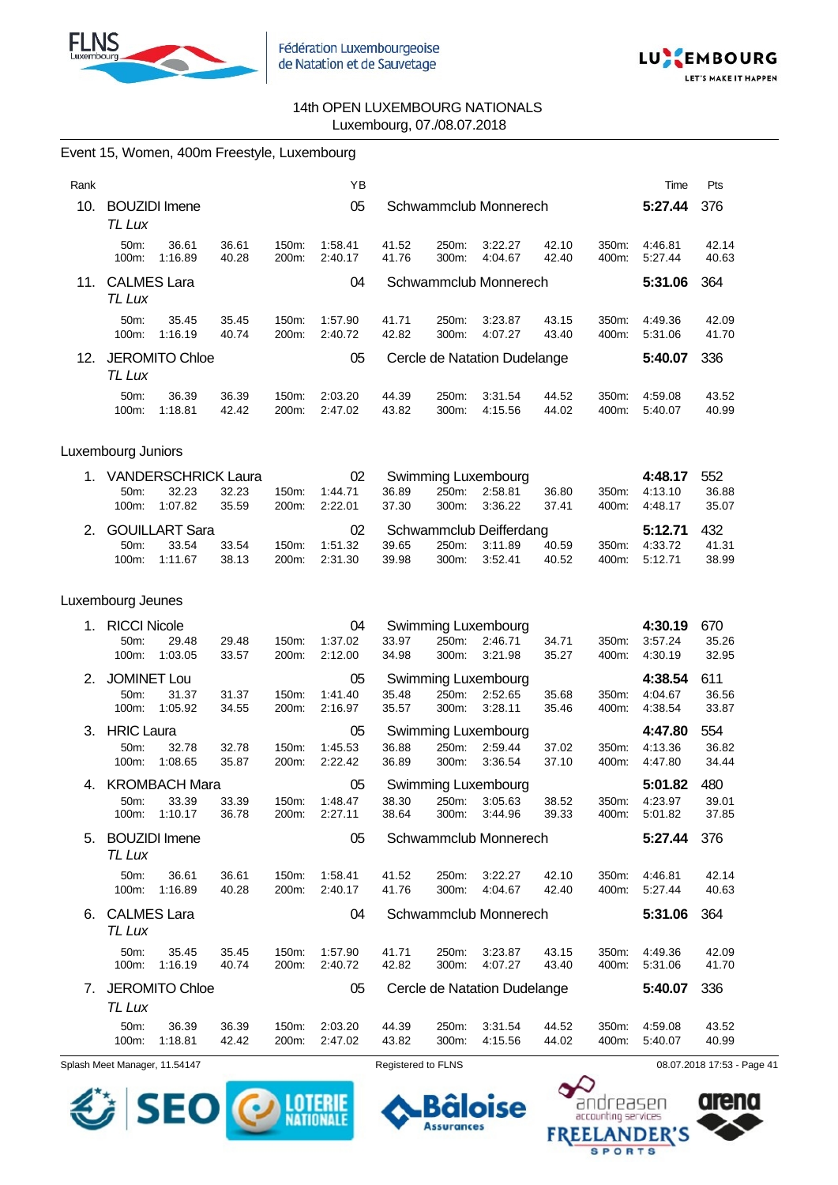14th OPEN LUXEMBOURG NATIONALS
Luxembourg, 07./08.07.2018

## Event 15, Women, 400m Freestyle, Luxembourg

| Rank | | YB | | Time | Pts |
|---|---|---|---|---|---|
| 10. | BOUZIDI Imene *TL Lux* | 05 | Schwammclub Monnerech | **5:27.44** | 376 |
| | 50m: 36.61 36.61 / 100m: 1:16.89 40.28 / 150m: 1:58.41 41.52 / 200m: 2:40.17 41.76 / 250m: 3:22.27 42.10 / 300m: 4:04.67 42.40 / 350m: 4:46.81 42.14 / 400m: 5:27.44 40.63 | | | | |
| 11. | CALMES Lara *TL Lux* | 04 | Schwammclub Monnerech | **5:31.06** | 364 |
| | 50m: 35.45 35.45 / 100m: 1:16.19 40.74 / 150m: 1:57.90 41.71 / 200m: 2:40.72 42.82 / 250m: 3:23.87 43.15 / 300m: 4:07.27 43.40 / 350m: 4:49.36 42.09 / 400m: 5:31.06 41.70 | | | | |
| 12. | JEROMITO Chloe *TL Lux* | 05 | Cercle de Natation Dudelange | **5:40.07** | 336 |
| | 50m: 36.39 36.39 / 100m: 1:18.81 42.42 / 150m: 2:03.20 44.39 / 200m: 2:47.02 43.82 / 250m: 3:31.54 44.52 / 300m: 4:15.56 44.02 / 350m: 4:59.08 43.52 / 400m: 5:40.07 40.99 | | | | |

### Luxembourg Juniors

| Rank | | YB | | Time | Pts |
|---|---|---|---|---|---|
| 1. | VANDERSCHRICK Laura | 02 | Swimming Luxembourg | **4:48.17** | 552 |
| | 50m: 32.23 32.23 / 100m: 1:07.82 35.59 / 150m: 1:44.71 36.89 / 200m: 2:22.01 37.30 / 250m: 2:58.81 36.80 / 300m: 3:36.22 37.41 / 350m: 4:13.10 36.88 / 400m: 4:48.17 35.07 | | | | |
| 2. | GOUILLART Sara | 02 | Schwammclub Deifferdang | **5:12.71** | 432 |
| | 50m: 33.54 33.54 / 100m: 1:11.67 38.13 / 150m: 1:51.32 39.65 / 200m: 2:31.30 39.98 / 250m: 3:11.89 40.59 / 300m: 3:52.41 40.52 / 350m: 4:33.72 41.31 / 400m: 5:12.71 38.99 | | | | |

### Luxembourg Jeunes

| Rank | | YB | | Time | Pts |
|---|---|---|---|---|---|
| 1. | RICCI Nicole | 04 | Swimming Luxembourg | **4:30.19** | 670 |
| | 50m: 29.48 29.48 / 100m: 1:03.05 33.57 / 150m: 1:37.02 33.97 / 200m: 2:12.00 34.98 / 250m: 2:46.71 34.71 / 300m: 3:21.98 35.27 / 350m: 3:57.24 35.26 / 400m: 4:30.19 32.95 | | | | |
| 2. | JOMINET Lou | 05 | Swimming Luxembourg | **4:38.54** | 611 |
| | 50m: 31.37 31.37 / 100m: 1:05.92 34.55 / 150m: 1:41.40 35.48 / 200m: 2:16.97 35.57 / 250m: 2:52.65 35.68 / 300m: 3:28.11 35.46 / 350m: 4:04.67 36.56 / 400m: 4:38.54 33.87 | | | | |
| 3. | HRIC Laura | 05 | Swimming Luxembourg | **4:47.80** | 554 |
| | 50m: 32.78 32.78 / 100m: 1:08.65 35.87 / 150m: 1:45.53 36.88 / 200m: 2:22.42 36.89 / 250m: 2:59.44 37.02 / 300m: 3:36.54 37.10 / 350m: 4:13.36 36.82 / 400m: 4:47.80 34.44 | | | | |
| 4. | KROMBACH Mara | 05 | Swimming Luxembourg | **5:01.82** | 480 |
| | 50m: 33.39 33.39 / 100m: 1:10.17 36.78 / 150m: 1:48.47 38.30 / 200m: 2:27.11 38.64 / 250m: 3:05.63 38.52 / 300m: 3:44.96 39.33 / 350m: 4:23.97 39.01 / 400m: 5:01.82 37.85 | | | | |
| 5. | BOUZIDI Imene *TL Lux* | 05 | Schwammclub Monnerech | **5:27.44** | 376 |
| | 50m: 36.61 36.61 / 100m: 1:16.89 40.28 / 150m: 1:58.41 41.52 / 200m: 2:40.17 41.76 / 250m: 3:22.27 42.10 / 300m: 4:04.67 42.40 / 350m: 4:46.81 42.14 / 400m: 5:27.44 40.63 | | | | |
| 6. | CALMES Lara *TL Lux* | 04 | Schwammclub Monnerech | **5:31.06** | 364 |
| | 50m: 35.45 35.45 / 100m: 1:16.19 40.74 / 150m: 1:57.90 41.71 / 200m: 2:40.72 42.82 / 250m: 3:23.87 43.15 / 300m: 4:07.27 43.40 / 350m: 4:49.36 42.09 / 400m: 5:31.06 41.70 | | | | |
| 7. | JEROMITO Chloe *TL Lux* | 05 | Cercle de Natation Dudelange | **5:40.07** | 336 |
| | 50m: 36.39 36.39 / 100m: 1:18.81 42.42 / 150m: 2:03.20 44.39 / 200m: 2:47.02 43.82 / 250m: 3:31.54 44.52 / 300m: 4:15.56 44.02 / 350m: 4:59.08 43.52 / 400m: 5:40.07 40.99 | | | | |

Splash Meet Manager, 11.54147 — Registered to FLNS — 08.07.2018 17:53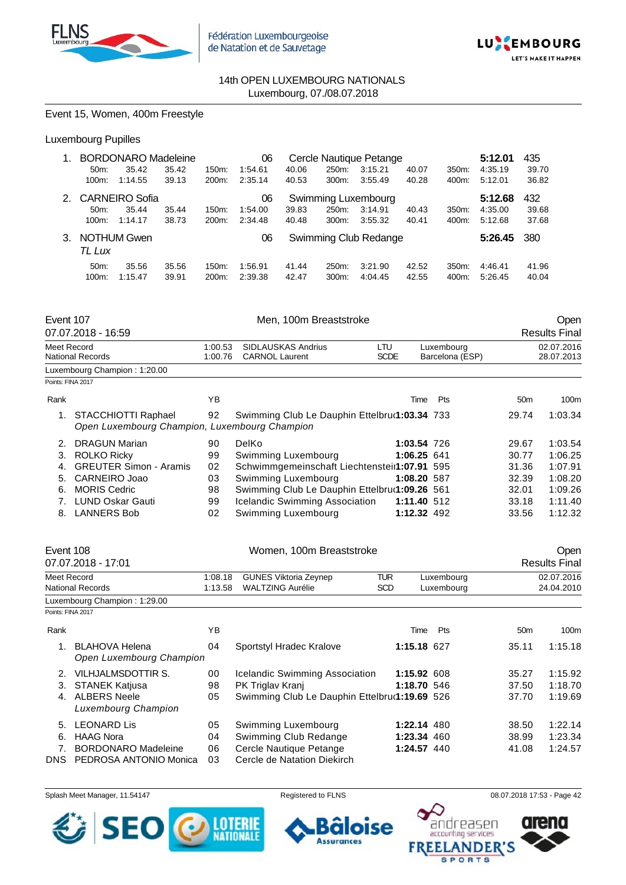14th OPEN LUXEMBOURG NATIONALS
Luxembourg, 07./08.07.2018

## Event 15, Women, 400m Freestyle

### Luxembourg Pupilles

| Rank | Name | YB | Club | Time | Pts |
|---|---|---|---|---|---|
| 1. | BORDONARO Madeleine | 06 | Cercle Nautique Petange | **5:12.01** | 435 |
| | 50m: 35.42 (35.42), 100m: 1:14.55 (39.13), 150m: 1:54.61 (40.06), 200m: 2:35.14 (40.53), 250m: 3:15.21 (40.07), 300m: 3:55.49 (40.28), 350m: 4:35.19 (39.70), 400m: 5:12.01 (36.82) | | | | |
| 2. | CARNEIRO Sofia | 06 | Swimming Luxembourg | **5:12.68** | 432 |
| | 50m: 35.44 (35.44), 100m: 1:14.17 (38.73), 150m: 1:54.00 (39.83), 200m: 2:34.48 (40.48), 250m: 3:14.91 (40.43), 300m: 3:55.32 (40.41), 350m: 4:35.00 (39.68), 400m: 5:12.68 (37.68) | | | | |
| 3. | NOTHUM Gwen *TL Lux* | 06 | Swimming Club Redange | **5:26.45** | 380 |
| | 50m: 35.56 (35.56), 100m: 1:15.47 (39.91), 150m: 1:56.91 (41.44), 200m: 2:39.38 (42.47), 250m: 3:21.90 (42.52), 300m: 4:04.45 (42.55), 350m: 4:46.41 (41.96), 400m: 5:26.45 (40.04) | | | | |

## Event 107 — Men, 100m Breaststroke — Open

07.07.2018 - 16:59 — Results Final

| | | | | | |
|---|---|---|---|---|---|
| Meet Record | 1:00.53 | SIDLAUSKAS Andrius | LTU | Luxembourg | 02.07.2016 |
| National Records | 1:00.76 | CARNOL Laurent | SCDE | Barcelona (ESP) | 28.07.2013 |

Luxembourg Champion : 1:20.00

Points: FINA 2017

| Rank | Name | YB | Club | Time | Pts | 50m | 100m |
|---|---|---|---|---|---|---|---|
| 1. | STACCHIOTTI Raphael *Open Luxembourg Champion, Luxembourg Champion* | 92 | Swimming Club Le Dauphin Ettelbruck | **1:03.34** | 733 | 29.74 | 1:03.34 |
| 2. | DRAGUN Marian | 90 | DelKo | **1:03.54** | 726 | 29.67 | 1:03.54 |
| 3. | ROLKO Ricky | 99 | Swimming Luxembourg | **1:06.25** | 641 | 30.77 | 1:06.25 |
| 4. | GREUTER Simon - Aramis | 02 | Schwimmgemeinschaft Liechtenstein | **1:07.91** | 595 | 31.36 | 1:07.91 |
| 5. | CARNEIRO Joao | 03 | Swimming Luxembourg | **1:08.20** | 587 | 32.39 | 1:08.20 |
| 6. | MORIS Cedric | 98 | Swimming Club Le Dauphin Ettelbruck | **1:09.26** | 561 | 32.01 | 1:09.26 |
| 7. | LUND Oskar Gauti | 99 | Icelandic Swimming Association | **1:11.40** | 512 | 33.18 | 1:11.40 |
| 8. | LANNERS Bob | 02 | Swimming Luxembourg | **1:12.32** | 492 | 33.56 | 1:12.32 |

## Event 108 — Women, 100m Breaststroke — Open

07.07.2018 - 17:01 — Results Final

| | | | | | |
|---|---|---|---|---|---|
| Meet Record | 1:08.18 | GUNES Viktoria Zeynep | TUR | Luxembourg | 02.07.2016 |
| National Records | 1:13.58 | WALTZING Aurélie | SCD | Luxembourg | 24.04.2010 |

Luxembourg Champion : 1:29.00

Points: FINA 2017

| Rank | Name | YB | Club | Time | Pts | 50m | 100m |
|---|---|---|---|---|---|---|---|
| 1. | BLAHOVA Helena *Open Luxembourg Champion* | 04 | Sportstyl Hradec Kralove | **1:15.18** | 627 | 35.11 | 1:15.18 |
| 2. | VILHJALMSDOTTIR S. | 00 | Icelandic Swimming Association | **1:15.92** | 608 | 35.27 | 1:15.92 |
| 3. | STANEK Katjusa | 98 | PK Triglav Kranj | **1:18.70** | 546 | 37.50 | 1:18.70 |
| 4. | ALBERS Neele *Luxembourg Champion* | 05 | Swimming Club Le Dauphin Ettelbruck | **1:19.69** | 526 | 37.70 | 1:19.69 |
| 5. | LEONARD Lis | 05 | Swimming Luxembourg | **1:22.14** | 480 | 38.50 | 1:22.14 |
| 6. | HAAG Nora | 04 | Swimming Club Redange | **1:23.34** | 460 | 38.99 | 1:23.34 |
| 7. | BORDONARO Madeleine | 06 | Cercle Nautique Petange | **1:24.57** | 440 | 41.08 | 1:24.57 |
| DNS | PEDROSA ANTONIO Monica | 03 | Cercle de Natation Diekirch | | | | |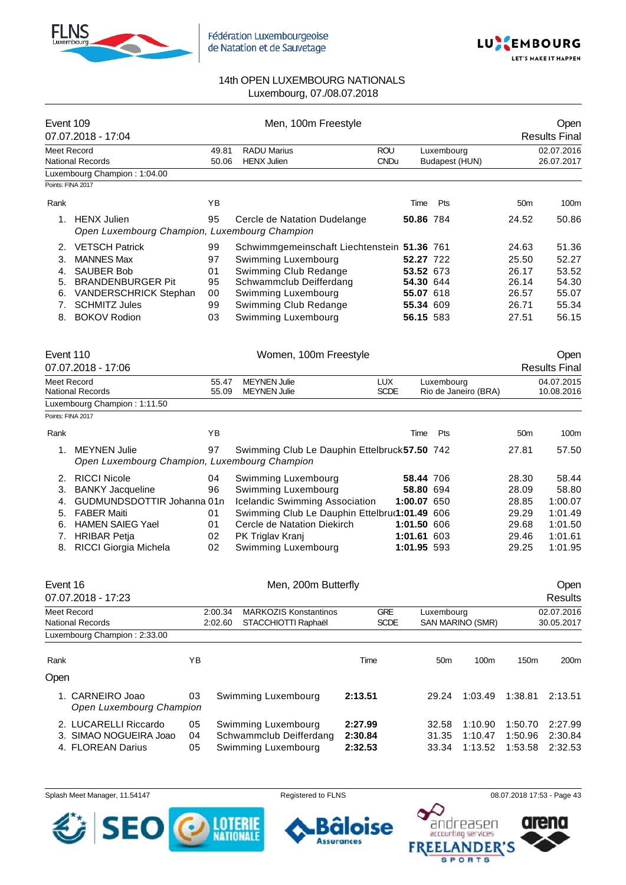14th OPEN LUXEMBOURG NATIONALS
Luxembourg, 07./08.07.2018

## Event 109 — Men, 100m Freestyle — Open

07.07.2018 - 17:04 — Results Final

| | | | | | |
|---|---|---|---|---|---|
| Meet Record | 49.81 | RADU Marius | ROU | Luxembourg | 02.07.2016 |
| National Records | 50.06 | HENX Julien | CNDu | Budapest (HUN) | 26.07.2017 |

Luxembourg Champion : 1:04.00

Points: FINA 2017

| Rank | | YB | | Time | Pts | 50m | 100m |
|---|---|---|---|---|---|---|---|
| 1. | HENX Julien | 95 | Cercle de Natation Dudelange | **50.86** | 784 | 24.52 | 50.86 |
| | *Open Luxembourg Champion, Luxembourg Champion* | | | | | | |
| 2. | VETSCH Patrick | 99 | Schwimmgemeinschaft Liechtenstein | **51.36** | 761 | 24.63 | 51.36 |
| 3. | MANNES Max | 97 | Swimming Luxembourg | **52.27** | 722 | 25.50 | 52.27 |
| 4. | SAUBER Bob | 01 | Swimming Club Redange | **53.52** | 673 | 26.17 | 53.52 |
| 5. | BRANDENBURGER Pit | 95 | Schwammclub Deifferdang | **54.30** | 644 | 26.14 | 54.30 |
| 6. | VANDERSCHRICK Stephan | 00 | Swimming Luxembourg | **55.07** | 618 | 26.57 | 55.07 |
| 7. | SCHMITZ Jules | 99 | Swimming Club Redange | **55.34** | 609 | 26.71 | 55.34 |
| 8. | BOKOV Rodion | 03 | Swimming Luxembourg | **56.15** | 583 | 27.51 | 56.15 |

## Event 110 — Women, 100m Freestyle — Open

07.07.2018 - 17:06 — Results Final

| | | | | | |
|---|---|---|---|---|---|
| Meet Record | 55.47 | MEYNEN Julie | LUX | Luxembourg | 04.07.2015 |
| National Records | 55.09 | MEYNEN Julie | SCDE | Rio de Janeiro (BRA) | 10.08.2016 |

Luxembourg Champion : 1:11.50

Points: FINA 2017

| Rank | | YB | | Time | Pts | 50m | 100m |
|---|---|---|---|---|---|---|---|
| 1. | MEYNEN Julie | 97 | Swimming Club Le Dauphin Ettelbruck | **57.50** | 742 | 27.81 | 57.50 |
| | *Open Luxembourg Champion, Luxembourg Champion* | | | | | | |
| 2. | RICCI Nicole | 04 | Swimming Luxembourg | **58.44** | 706 | 28.30 | 58.44 |
| 3. | BANKY Jacqueline | 96 | Swimming Luxembourg | **58.80** | 694 | 28.09 | 58.80 |
| 4. | GUDMUNDSDOTTIR Johanna | 01n | Icelandic Swimming Association | **1:00.07** | 650 | 28.85 | 1:00.07 |
| 5. | FABER Maiti | 01 | Swimming Club Le Dauphin Ettelbruck | **1:01.49** | 606 | 29.29 | 1:01.49 |
| 6. | HAMEN SAIEG Yael | 01 | Cercle de Natation Diekirch | **1:01.50** | 606 | 29.68 | 1:01.50 |
| 7. | HRIBAR Petja | 02 | PK Triglav Kranj | **1:01.61** | 603 | 29.46 | 1:01.61 |
| 8. | RICCI Giorgia Michela | 02 | Swimming Luxembourg | **1:01.95** | 593 | 29.25 | 1:01.95 |

## Event 16 — Men, 200m Butterfly — Open

07.07.2018 - 17:23 — Results

| | | | | | |
|---|---|---|---|---|---|
| Meet Record | 2:00.34 | MARKOZIS Konstantinos | GRE | Luxembourg | 02.07.2016 |
| National Records | 2:02.60 | STACCHIOTTI Raphaël | SCDE | SAN MARINO (SMR) | 30.05.2017 |

Luxembourg Champion : 2:33.00

**Open**

| Rank | | YB | | Time | 50m | 100m | 150m | 200m |
|---|---|---|---|---|---|---|---|---|
| 1. | CARNEIRO Joao | 03 | Swimming Luxembourg | **2:13.51** | 29.24 | 1:03.49 | 1:38.81 | 2:13.51 |
| | *Open Luxembourg Champion* | | | | | | | |
| 2. | LUCARELLI Riccardo | 05 | Swimming Luxembourg | **2:27.99** | 32.58 | 1:10.90 | 1:50.70 | 2:27.99 |
| 3. | SIMAO NOGUEIRA Joao | 04 | Schwammclub Deifferdang | **2:30.84** | 31.35 | 1:10.47 | 1:50.96 | 2:30.84 |
| 4. | FLOREAN Darius | 05 | Swimming Luxembourg | **2:32.53** | 33.34 | 1:13.52 | 1:53.58 | 2:32.53 |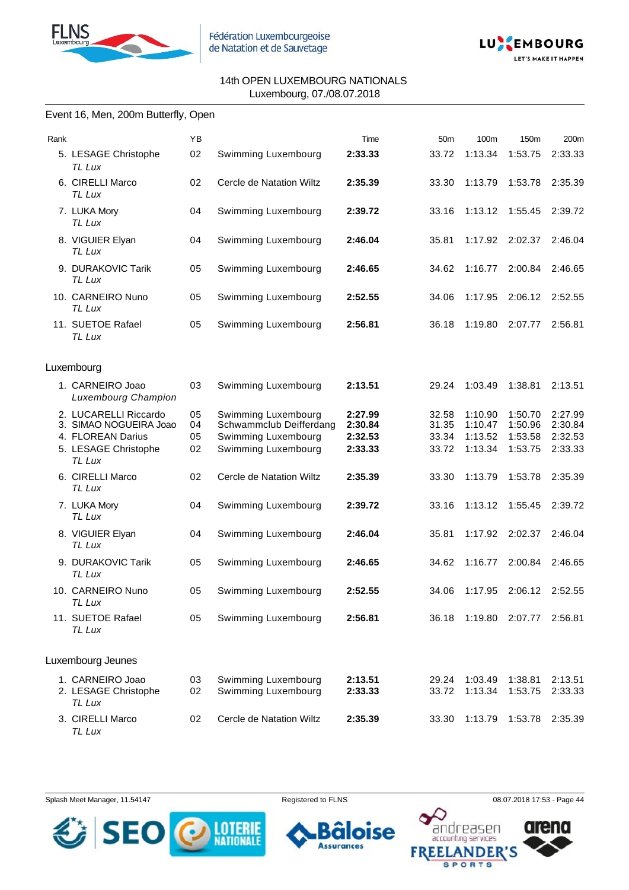14th OPEN LUXEMBOURG NATIONALS
Luxembourg, 07./08.07.2018

## Event 16, Men, 200m Butterfly, Open

| Rank | | YB | | Time | 50m | 100m | 150m | 200m |
|---|---|---|---|---|---|---|---|---|
| 5. | LESAGE Christophe *TL Lux* | 02 | Swimming Luxembourg | **2:33.33** | 33.72 | 1:13.34 | 1:53.75 | 2:33.33 |
| 6. | CIRELLI Marco *TL Lux* | 02 | Cercle de Natation Wiltz | **2:35.39** | 33.30 | 1:13.79 | 1:53.78 | 2:35.39 |
| 7. | LUKA Mory *TL Lux* | 04 | Swimming Luxembourg | **2:39.72** | 33.16 | 1:13.12 | 1:55.45 | 2:39.72 |
| 8. | VIGUIER Elyan *TL Lux* | 04 | Swimming Luxembourg | **2:46.04** | 35.81 | 1:17.92 | 2:02.37 | 2:46.04 |
| 9. | DURAKOVIC Tarik *TL Lux* | 05 | Swimming Luxembourg | **2:46.65** | 34.62 | 1:16.77 | 2:00.84 | 2:46.65 |
| 10. | CARNEIRO Nuno *TL Lux* | 05 | Swimming Luxembourg | **2:52.55** | 34.06 | 1:17.95 | 2:06.12 | 2:52.55 |
| 11. | SUETOE Rafael *TL Lux* | 05 | Swimming Luxembourg | **2:56.81** | 36.18 | 1:19.80 | 2:07.77 | 2:56.81 |

### Luxembourg

| Rank | | YB | | Time | 50m | 100m | 150m | 200m |
|---|---|---|---|---|---|---|---|---|
| 1. | CARNEIRO Joao *Luxembourg Champion* | 03 | Swimming Luxembourg | **2:13.51** | 29.24 | 1:03.49 | 1:38.81 | 2:13.51 |
| 2. | LUCARELLI Riccardo | 05 | Swimming Luxembourg | **2:27.99** | 32.58 | 1:10.90 | 1:50.70 | 2:27.99 |
| 3. | SIMAO NOGUEIRA Joao | 04 | Schwammclub Deifferdang | **2:30.84** | 31.35 | 1:10.47 | 1:50.96 | 2:30.84 |
| 4. | FLOREAN Darius | 05 | Swimming Luxembourg | **2:32.53** | 33.34 | 1:13.52 | 1:53.58 | 2:32.53 |
| 5. | LESAGE Christophe *TL Lux* | 02 | Swimming Luxembourg | **2:33.33** | 33.72 | 1:13.34 | 1:53.75 | 2:33.33 |
| 6. | CIRELLI Marco *TL Lux* | 02 | Cercle de Natation Wiltz | **2:35.39** | 33.30 | 1:13.79 | 1:53.78 | 2:35.39 |
| 7. | LUKA Mory *TL Lux* | 04 | Swimming Luxembourg | **2:39.72** | 33.16 | 1:13.12 | 1:55.45 | 2:39.72 |
| 8. | VIGUIER Elyan *TL Lux* | 04 | Swimming Luxembourg | **2:46.04** | 35.81 | 1:17.92 | 2:02.37 | 2:46.04 |
| 9. | DURAKOVIC Tarik *TL Lux* | 05 | Swimming Luxembourg | **2:46.65** | 34.62 | 1:16.77 | 2:00.84 | 2:46.65 |
| 10. | CARNEIRO Nuno *TL Lux* | 05 | Swimming Luxembourg | **2:52.55** | 34.06 | 1:17.95 | 2:06.12 | 2:52.55 |
| 11. | SUETOE Rafael *TL Lux* | 05 | Swimming Luxembourg | **2:56.81** | 36.18 | 1:19.80 | 2:07.77 | 2:56.81 |

### Luxembourg Jeunes

| Rank | | YB | | Time | 50m | 100m | 150m | 200m |
|---|---|---|---|---|---|---|---|---|
| 1. | CARNEIRO Joao | 03 | Swimming Luxembourg | **2:13.51** | 29.24 | 1:03.49 | 1:38.81 | 2:13.51 |
| 2. | LESAGE Christophe *TL Lux* | 02 | Swimming Luxembourg | **2:33.33** | 33.72 | 1:13.34 | 1:53.75 | 2:33.33 |
| 3. | CIRELLI Marco *TL Lux* | 02 | Cercle de Natation Wiltz | **2:35.39** | 33.30 | 1:13.79 | 1:53.78 | 2:35.39 |

Splash Meet Manager, 11.54147 — Registered to FLNS — 08.07.2018 17:53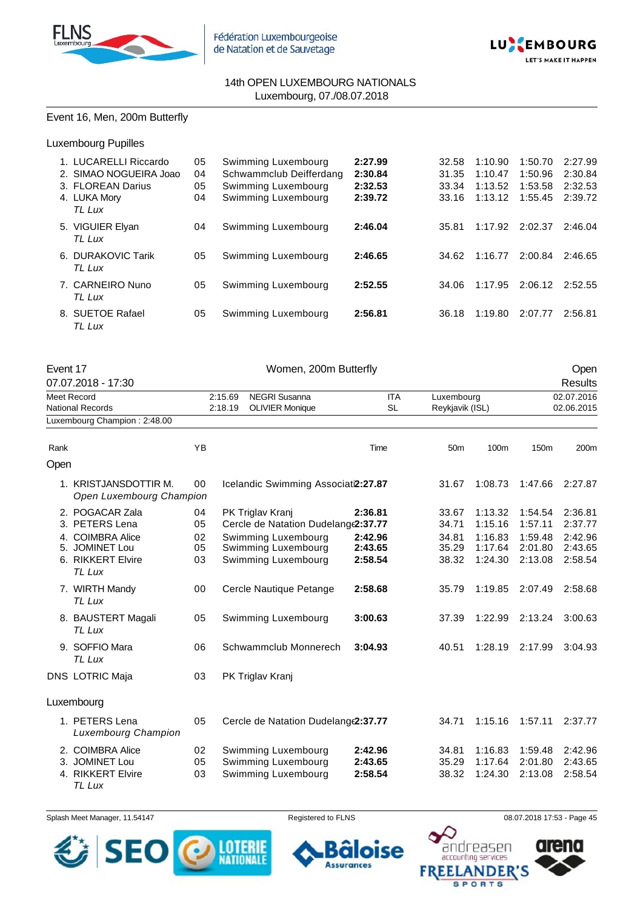14th OPEN LUXEMBOURG NATIONALS
Luxembourg, 07./08.07.2018

## Event 16, Men, 200m Butterfly

### Luxembourg Pupilles

| Rank | Name | YB | Club | Time | 50m | 100m | 150m | 200m |
|---|---|---|---|---|---|---|---|---|
| 1. | LUCARELLI Riccardo | 05 | Swimming Luxembourg | **2:27.99** | 32.58 | 1:10.90 | 1:50.70 | 2:27.99 |
| 2. | SIMAO NOGUEIRA Joao | 04 | Schwammclub Deifferdang | **2:30.84** | 31.35 | 1:10.47 | 1:50.96 | 2:30.84 |
| 3. | FLOREAN Darius | 05 | Swimming Luxembourg | **2:32.53** | 33.34 | 1:13.52 | 1:53.58 | 2:32.53 |
| 4. | LUKA Mory *TL Lux* | 04 | Swimming Luxembourg | **2:39.72** | 33.16 | 1:13.12 | 1:55.45 | 2:39.72 |
| 5. | VIGUIER Elyan *TL Lux* | 04 | Swimming Luxembourg | **2:46.04** | 35.81 | 1:17.92 | 2:02.37 | 2:46.04 |
| 6. | DURAKOVIC Tarik *TL Lux* | 05 | Swimming Luxembourg | **2:46.65** | 34.62 | 1:16.77 | 2:00.84 | 2:46.65 |
| 7. | CARNEIRO Nuno *TL Lux* | 05 | Swimming Luxembourg | **2:52.55** | 34.06 | 1:17.95 | 2:06.12 | 2:52.55 |
| 8. | SUETOE Rafael *TL Lux* | 05 | Swimming Luxembourg | **2:56.81** | 36.18 | 1:19.80 | 2:07.77 | 2:56.81 |

## Event 17 — Women, 200m Butterfly — Open Results

07.07.2018 - 17:30

| | Time | Name | Nat | Place | Date |
|---|---|---|---|---|---|
| Meet Record | 2:15.69 | NEGRI Susanna | ITA | Luxembourg | 02.07.2016 |
| National Records | 2:18.19 | OLIVIER Monique | SL | Reykjavik (ISL) | 02.06.2015 |

Luxembourg Champion : 2:48.00

### Open

| Rank | Name | YB | Club | Time | 50m | 100m | 150m | 200m |
|---|---|---|---|---|---|---|---|---|
| 1. | KRISTJANSDOTTIR M. *Open Luxembourg Champion* | 00 | Icelandic Swimming Associati | **2:27.87** | 31.67 | 1:08.73 | 1:47.66 | 2:27.87 |
| 2. | POGACAR Zala | 04 | PK Triglav Kranj | **2:36.81** | 33.67 | 1:13.32 | 1:54.54 | 2:36.81 |
| 3. | PETERS Lena | 05 | Cercle de Natation Dudelange | **2:37.77** | 34.71 | 1:15.16 | 1:57.11 | 2:37.77 |
| 4. | COIMBRA Alice | 02 | Swimming Luxembourg | **2:42.96** | 34.81 | 1:16.83 | 1:59.48 | 2:42.96 |
| 5. | JOMINET Lou | 05 | Swimming Luxembourg | **2:43.65** | 35.29 | 1:17.64 | 2:01.80 | 2:43.65 |
| 6. | RIKKERT Elvire *TL Lux* | 03 | Swimming Luxembourg | **2:58.54** | 38.32 | 1:24.30 | 2:13.08 | 2:58.54 |
| 7. | WIRTH Mandy *TL Lux* | 00 | Cercle Nautique Petange | **2:58.68** | 35.79 | 1:19.85 | 2:07.49 | 2:58.68 |
| 8. | BAUSTERT Magali *TL Lux* | 05 | Swimming Luxembourg | **3:00.63** | 37.39 | 1:22.99 | 2:13.24 | 3:00.63 |
| 9. | SOFFIO Mara *TL Lux* | 06 | Schwammclub Monnerech | **3:04.93** | 40.51 | 1:28.19 | 2:17.99 | 3:04.93 |
| DNS | LOTRIC Maja | 03 | PK Triglav Kranj | | | | | |

### Luxembourg

| Rank | Name | YB | Club | Time | 50m | 100m | 150m | 200m |
|---|---|---|---|---|---|---|---|---|
| 1. | PETERS Lena *Luxembourg Champion* | 05 | Cercle de Natation Dudelange | **2:37.77** | 34.71 | 1:15.16 | 1:57.11 | 2:37.77 |
| 2. | COIMBRA Alice | 02 | Swimming Luxembourg | **2:42.96** | 34.81 | 1:16.83 | 1:59.48 | 2:42.96 |
| 3. | JOMINET Lou | 05 | Swimming Luxembourg | **2:43.65** | 35.29 | 1:17.64 | 2:01.80 | 2:43.65 |
| 4. | RIKKERT Elvire *TL Lux* | 03 | Swimming Luxembourg | **2:58.54** | 38.32 | 1:24.30 | 2:13.08 | 2:58.54 |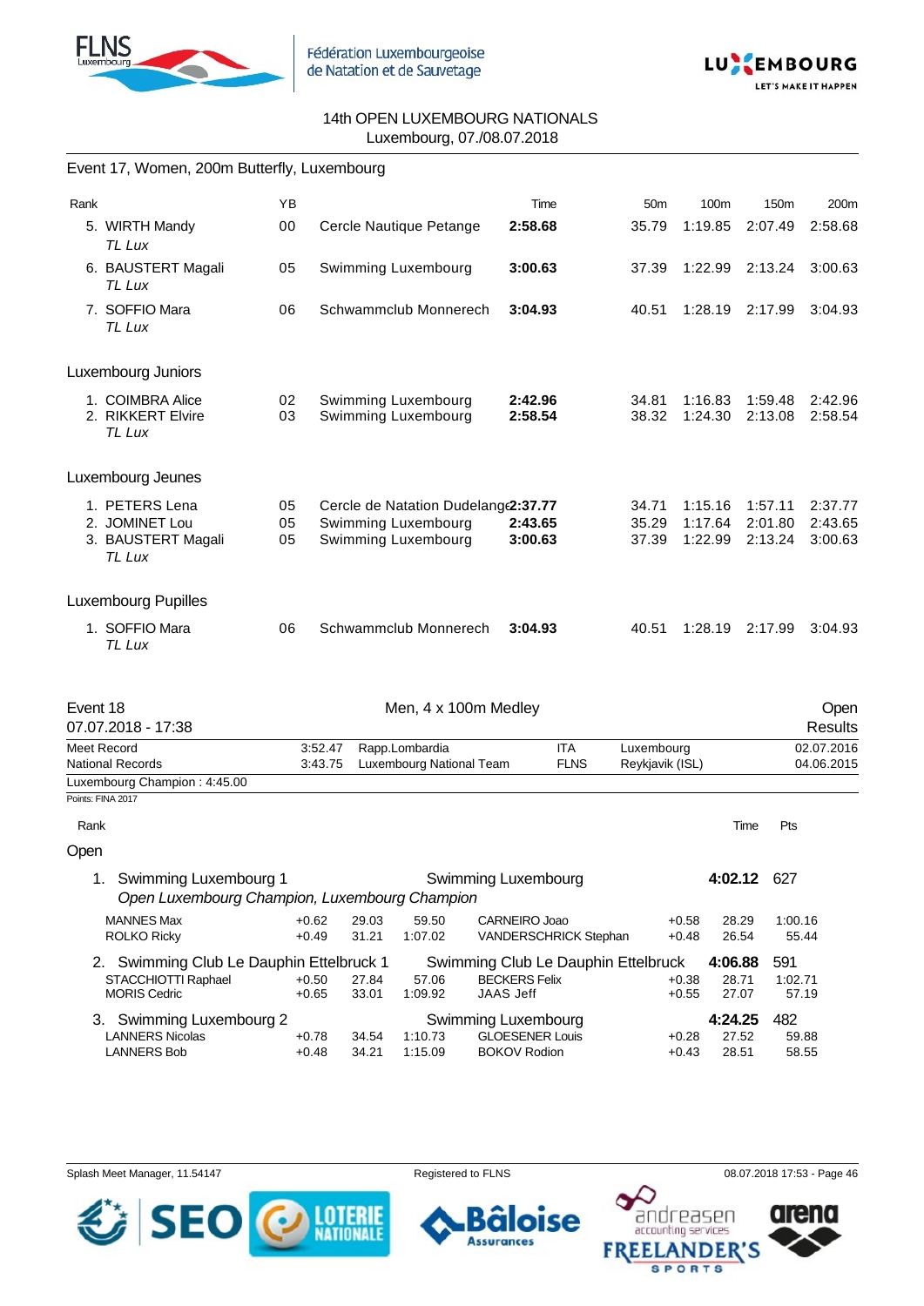14th OPEN LUXEMBOURG NATIONALS
Luxembourg, 07./08.07.2018

## Event 17, Women, 200m Butterfly, Luxembourg

| Rank | | YB | | Time | 50m | 100m | 150m | 200m |
|---|---|---|---|---|---|---|---|---|
| 5. | WIRTH Mandy *TL Lux* | 00 | Cercle Nautique Petange | **2:58.68** | 35.79 | 1:19.85 | 2:07.49 | 2:58.68 |
| 6. | BAUSTERT Magali *TL Lux* | 05 | Swimming Luxembourg | **3:00.63** | 37.39 | 1:22.99 | 2:13.24 | 3:00.63 |
| 7. | SOFFIO Mara *TL Lux* | 06 | Schwammclub Monnerech | **3:04.93** | 40.51 | 1:28.19 | 2:17.99 | 3:04.93 |

### Luxembourg Juniors

| Rank | | YB | | Time | 50m | 100m | 150m | 200m |
|---|---|---|---|---|---|---|---|---|
| 1. | COIMBRA Alice | 02 | Swimming Luxembourg | **2:42.96** | 34.81 | 1:16.83 | 1:59.48 | 2:42.96 |
| 2. | RIKKERT Elvire *TL Lux* | 03 | Swimming Luxembourg | **2:58.54** | 38.32 | 1:24.30 | 2:13.08 | 2:58.54 |

### Luxembourg Jeunes

| Rank | | YB | | Time | 50m | 100m | 150m | 200m |
|---|---|---|---|---|---|---|---|---|
| 1. | PETERS Lena | 05 | Cercle de Natation Dudelange | **2:37.77** | 34.71 | 1:15.16 | 1:57.11 | 2:37.77 |
| 2. | JOMINET Lou | 05 | Swimming Luxembourg | **2:43.65** | 35.29 | 1:17.64 | 2:01.80 | 2:43.65 |
| 3. | BAUSTERT Magali *TL Lux* | 05 | Swimming Luxembourg | **3:00.63** | 37.39 | 1:22.99 | 2:13.24 | 3:00.63 |

### Luxembourg Pupilles

| Rank | | YB | | Time | 50m | 100m | 150m | 200m |
|---|---|---|---|---|---|---|---|---|
| 1. | SOFFIO Mara *TL Lux* | 06 | Schwammclub Monnerech | **3:04.93** | 40.51 | 1:28.19 | 2:17.99 | 3:04.93 |

## Event 18 — Men, 4 x 100m Medley — Open Results

07.07.2018 - 17:38

| | | | | | |
|---|---|---|---|---|---|
| Meet Record | 3:52.47 | Rapp.Lombardia | ITA | Luxembourg | 02.07.2016 |
| National Records | 3:43.75 | Luxembourg National Team | FLNS | Reykjavik (ISL) | 04.06.2015 |

Luxembourg Champion : 4:45.00

Points: FINA 2017

### Open

| Rank | Team | Club | Time | Pts |
|---|---|---|---|---|
| 1. | Swimming Luxembourg 1 *Open Luxembourg Champion, Luxembourg Champion* | Swimming Luxembourg | **4:02.12** | 627 |
| 2. | Swimming Club Le Dauphin Ettelbruck 1 | Swimming Club Le Dauphin Ettelbruck | **4:06.88** | 591 |
| 3. | Swimming Luxembourg 2 | Swimming Luxembourg | **4:24.25** | 482 |

| Team | Swimmer | Reaction | 50m | Split | Swimmer | Reaction | 50m | Split |
|---|---|---|---|---|---|---|---|---|
| Swimming Luxembourg 1 | MANNES Max | +0.62 | 29.03 | 59.50 | CARNEIRO Joao | +0.58 | 28.29 | 1:00.16 |
| | ROLKO Ricky | +0.49 | 31.21 | 1:07.02 | VANDERSCHRICK Stephan | +0.48 | 26.54 | 55.44 |
| Swimming Club Le Dauphin Ettelbruck 1 | STACCHIOTTI Raphael | +0.50 | 27.84 | 57.06 | BECKERS Felix | +0.38 | 28.71 | 1:02.71 |
| | MORIS Cedric | +0.65 | 33.01 | 1:09.92 | JAAS Jeff | +0.55 | 27.07 | 57.19 |
| Swimming Luxembourg 2 | LANNERS Nicolas | +0.78 | 34.54 | 1:10.73 | GLOESENER Louis | +0.28 | 27.52 | 59.88 |
| | LANNERS Bob | +0.48 | 34.21 | 1:15.09 | BOKOV Rodion | +0.43 | 28.51 | 58.55 |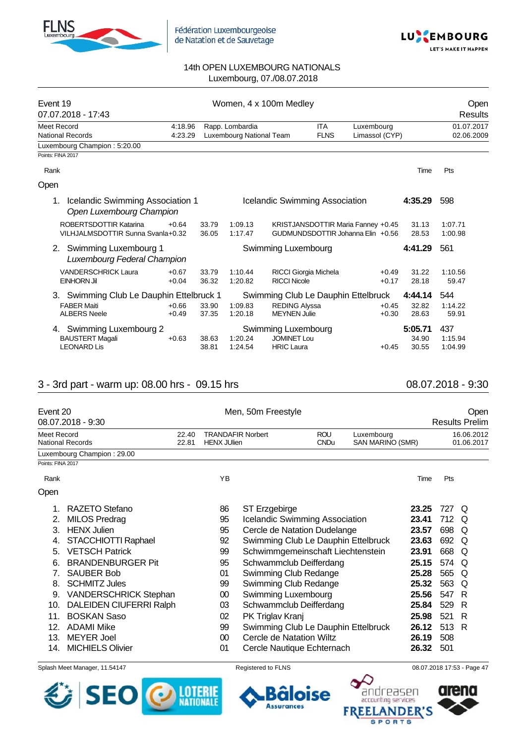14th OPEN LUXEMBOURG NATIONALS
Luxembourg, 07./08.07.2018

## Event 19 — Women, 4 x 100m Medley — Open

07.07.2018 - 17:43 — Results

| | | | | | | |
|---|---|---|---|---|---|---|
| Meet Record | 4:18.96 | Rapp. Lombardia | ITA | Luxembourg | | 01.07.2017 |
| National Records | 4:23.29 | Luxembourg National Team | FLNS | Limassol (CYP) | | 02.06.2009 |

Luxembourg Champion : 5:20.00

Points: FINA 2017

### Open

| Rank | | | | | | Time | Pts |
|---|---|---|---|---|---|---|---|
| 1. | Icelandic Swimming Association 1 *Open Luxembourg Champion* | | | Icelandic Swimming Association | | 4:35.29 | 598 |
| | ROBERTSDOTTIR Katarina | +0.64 | 33.79 | 1:09.13 | KRISTJANSDOTTIR Maria Fanney +0.45 | 31.13 | 1:07.71 |
| | VILHJALMSDOTTIR Sunna Svanla | +0.32 | 36.05 | 1:17.47 | GUDMUNDSDOTTIR Johanna Elin +0.56 | 28.53 | 1:00.98 |
| 2. | Swimming Luxembourg 1 *Luxembourg Federal Champion* | | | Swimming Luxembourg | | 4:41.29 | 561 |
| | VANDERSCHRICK Laura | +0.67 | 33.79 | 1:10.44 | RICCI Giorgia Michela +0.49 | 31.22 | 1:10.56 |
| | EINHORN Jil | +0.04 | 36.32 | 1:20.82 | RICCI Nicole +0.17 | 28.18 | 59.47 |
| 3. | Swimming Club Le Dauphin Ettelbruck 1 | | | Swimming Club Le Dauphin Ettelbruck | | 4:44.14 | 544 |
| | FABER Maiti | +0.66 | 33.90 | 1:09.83 | REDING Alyssa +0.45 | 32.82 | 1:14.22 |
| | ALBERS Neele | +0.49 | 37.35 | 1:20.18 | MEYNEN Julie +0.30 | 28.63 | 59.91 |
| 4. | Swimming Luxembourg 2 | | | Swimming Luxembourg | | 5:05.71 | 437 |
| | BAUSTERT Magali | +0.63 | 38.63 | 1:20.24 | JOMINET Lou | 34.90 | 1:15.94 |
| | LEONARD Lis | | 38.81 | 1:24.54 | HRIC Laura +0.45 | 30.55 | 1:04.99 |

## 3 - 3rd part - warm up: 08.00 hrs - 09.15 hrs — 08.07.2018 - 9:30

## Event 20 — Men, 50m Freestyle — Open

08.07.2018 - 9:30 — Results Prelim

| | | | | | |
|---|---|---|---|---|---|
| Meet Record | 22.40 | TRANDAFIR Norbert | ROU | Luxembourg | 16.06.2012 |
| National Records | 22.81 | HENX JUlien | CNDu | SAN MARINO (SMR) | 01.06.2017 |

Luxembourg Champion : 29.00

Points: FINA 2017

### Open

| Rank | Name | YB | Club | Time | Pts | |
|---|---|---|---|---|---|---|
| 1. | RAZETO Stefano | 86 | ST Erzgebirge | 23.25 | 727 | Q |
| 2. | MILOS Predrag | 95 | Icelandic Swimming Association | 23.41 | 712 | Q |
| 3. | HENX Julien | 95 | Cercle de Natation Dudelange | 23.57 | 698 | Q |
| 4. | STACCHIOTTI Raphael | 92 | Swimming Club Le Dauphin Ettelbruck | 23.63 | 692 | Q |
| 5. | VETSCH Patrick | 99 | Schwimmgemeinschaft Liechtenstein | 23.91 | 668 | Q |
| 6. | BRANDENBURGER Pit | 95 | Schwammclub Deifferdang | 25.15 | 574 | Q |
| 7. | SAUBER Bob | 01 | Swimming Club Redange | 25.28 | 565 | Q |
| 8. | SCHMITZ Jules | 99 | Swimming Club Redange | 25.32 | 563 | Q |
| 9. | VANDERSCHRICK Stephan | 00 | Swimming Luxembourg | 25.56 | 547 | R |
| 10. | DALEIDEN CIUFERRI Ralph | 03 | Schwammclub Deifferdang | 25.84 | 529 | R |
| 11. | BOSKAN Saso | 02 | PK Triglav Kranj | 25.98 | 521 | R |
| 12. | ADAMI Mike | 99 | Swimming Club Le Dauphin Ettelbruck | 26.12 | 513 | R |
| 13. | MEYER Joel | 00 | Cercle de Natation Wiltz | 26.19 | 508 | |
| 14. | MICHIELS Olivier | 01 | Cercle Nautique Echternach | 26.32 | 501 | |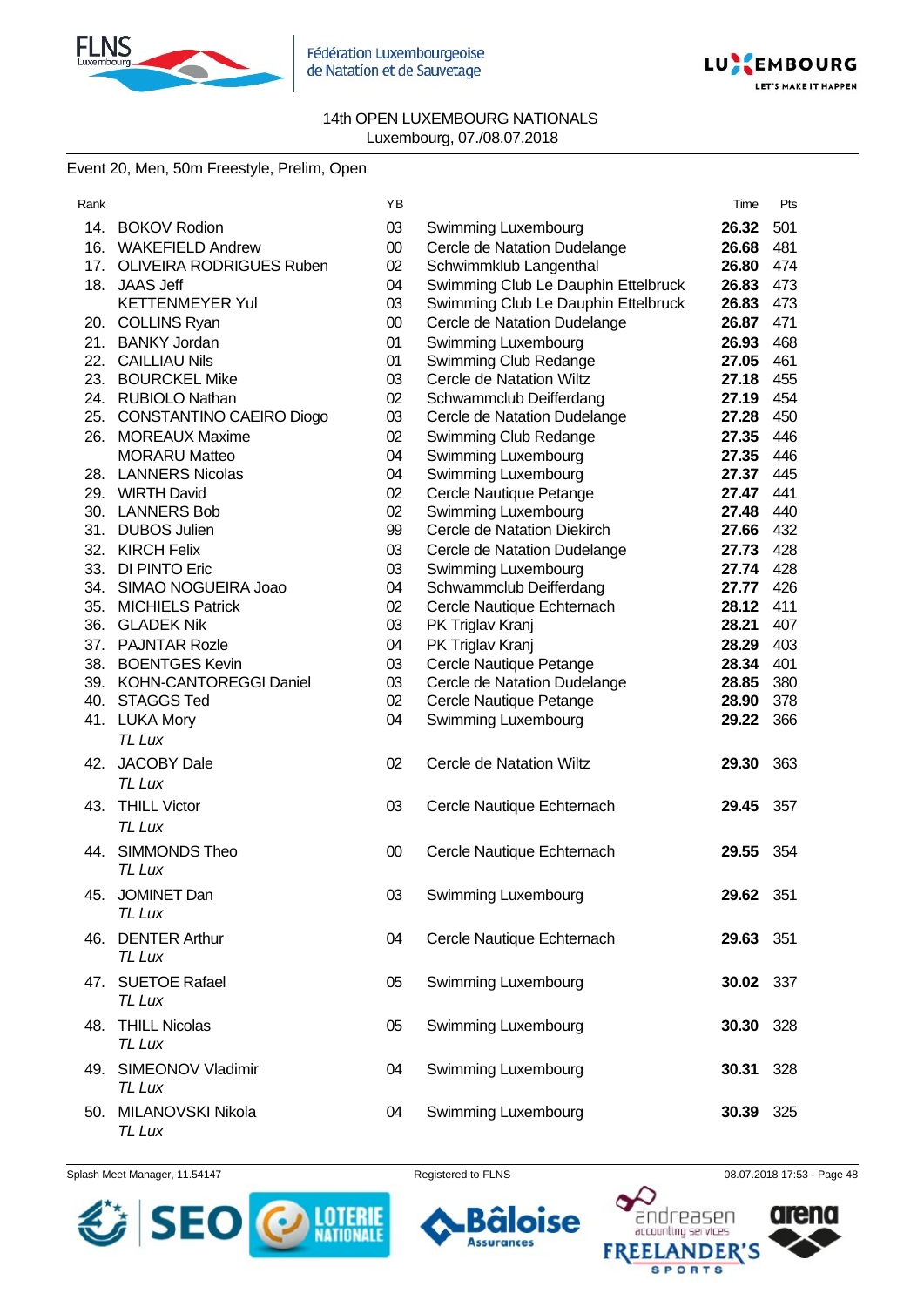14th OPEN LUXEMBOURG NATIONALS
Luxembourg, 07./08.07.2018

Event 20, Men, 50m Freestyle, Prelim, Open

| Rank | | YB | | Time | Pts |
|---|---|---|---|---|---|
| 14. | BOKOV Rodion | 03 | Swimming Luxembourg | **26.32** | 501 |
| 16. | WAKEFIELD Andrew | 00 | Cercle de Natation Dudelange | **26.68** | 481 |
| 17. | OLIVEIRA RODRIGUES Ruben | 02 | Schwimmklub Langenthal | **26.80** | 474 |
| 18. | JAAS Jeff | 04 | Swimming Club Le Dauphin Ettelbruck | **26.83** | 473 |
| | KETTENMEYER Yul | 03 | Swimming Club Le Dauphin Ettelbruck | **26.83** | 473 |
| 20. | COLLINS Ryan | 00 | Cercle de Natation Dudelange | **26.87** | 471 |
| 21. | BANKY Jordan | 01 | Swimming Luxembourg | **26.93** | 468 |
| 22. | CAILLIAU Nils | 01 | Swimming Club Redange | **27.05** | 461 |
| 23. | BOURCKEL Mike | 03 | Cercle de Natation Wiltz | **27.18** | 455 |
| 24. | RUBIOLO Nathan | 02 | Schwammclub Deifferdang | **27.19** | 454 |
| 25. | CONSTANTINO CAEIRO Diogo | 03 | Cercle de Natation Dudelange | **27.28** | 450 |
| 26. | MOREAUX Maxime | 02 | Swimming Club Redange | **27.35** | 446 |
| | MORARU Matteo | 04 | Swimming Luxembourg | **27.35** | 446 |
| 28. | LANNERS Nicolas | 04 | Swimming Luxembourg | **27.37** | 445 |
| 29. | WIRTH David | 02 | Cercle Nautique Petange | **27.47** | 441 |
| 30. | LANNERS Bob | 02 | Swimming Luxembourg | **27.48** | 440 |
| 31. | DUBOS Julien | 99 | Cercle de Natation Diekirch | **27.66** | 432 |
| 32. | KIRCH Felix | 03 | Cercle de Natation Dudelange | **27.73** | 428 |
| 33. | DI PINTO Eric | 03 | Swimming Luxembourg | **27.74** | 428 |
| 34. | SIMAO NOGUEIRA Joao | 04 | Schwammclub Deifferdang | **27.77** | 426 |
| 35. | MICHIELS Patrick | 02 | Cercle Nautique Echternach | **28.12** | 411 |
| 36. | GLADEK Nik | 03 | PK Triglav Kranj | **28.21** | 407 |
| 37. | PAJNTAR Rozle | 04 | PK Triglav Kranj | **28.29** | 403 |
| 38. | BOENTGES Kevin | 03 | Cercle Nautique Petange | **28.34** | 401 |
| 39. | KOHN-CANTOREGGI Daniel | 03 | Cercle de Natation Dudelange | **28.85** | 380 |
| 40. | STAGGS Ted | 02 | Cercle Nautique Petange | **28.90** | 378 |
| 41. | LUKA Mory *TL Lux* | 04 | Swimming Luxembourg | **29.22** | 366 |
| 42. | JACOBY Dale *TL Lux* | 02 | Cercle de Natation Wiltz | **29.30** | 363 |
| 43. | THILL Victor *TL Lux* | 03 | Cercle Nautique Echternach | **29.45** | 357 |
| 44. | SIMMONDS Theo *TL Lux* | 00 | Cercle Nautique Echternach | **29.55** | 354 |
| 45. | JOMINET Dan *TL Lux* | 03 | Swimming Luxembourg | **29.62** | 351 |
| 46. | DENTER Arthur *TL Lux* | 04 | Cercle Nautique Echternach | **29.63** | 351 |
| 47. | SUETOE Rafael *TL Lux* | 05 | Swimming Luxembourg | **30.02** | 337 |
| 48. | THILL Nicolas *TL Lux* | 05 | Swimming Luxembourg | **30.30** | 328 |
| 49. | SIMEONOV Vladimir *TL Lux* | 04 | Swimming Luxembourg | **30.31** | 328 |
| 50. | MILANOVSKI Nikola *TL Lux* | 04 | Swimming Luxembourg | **30.39** | 325 |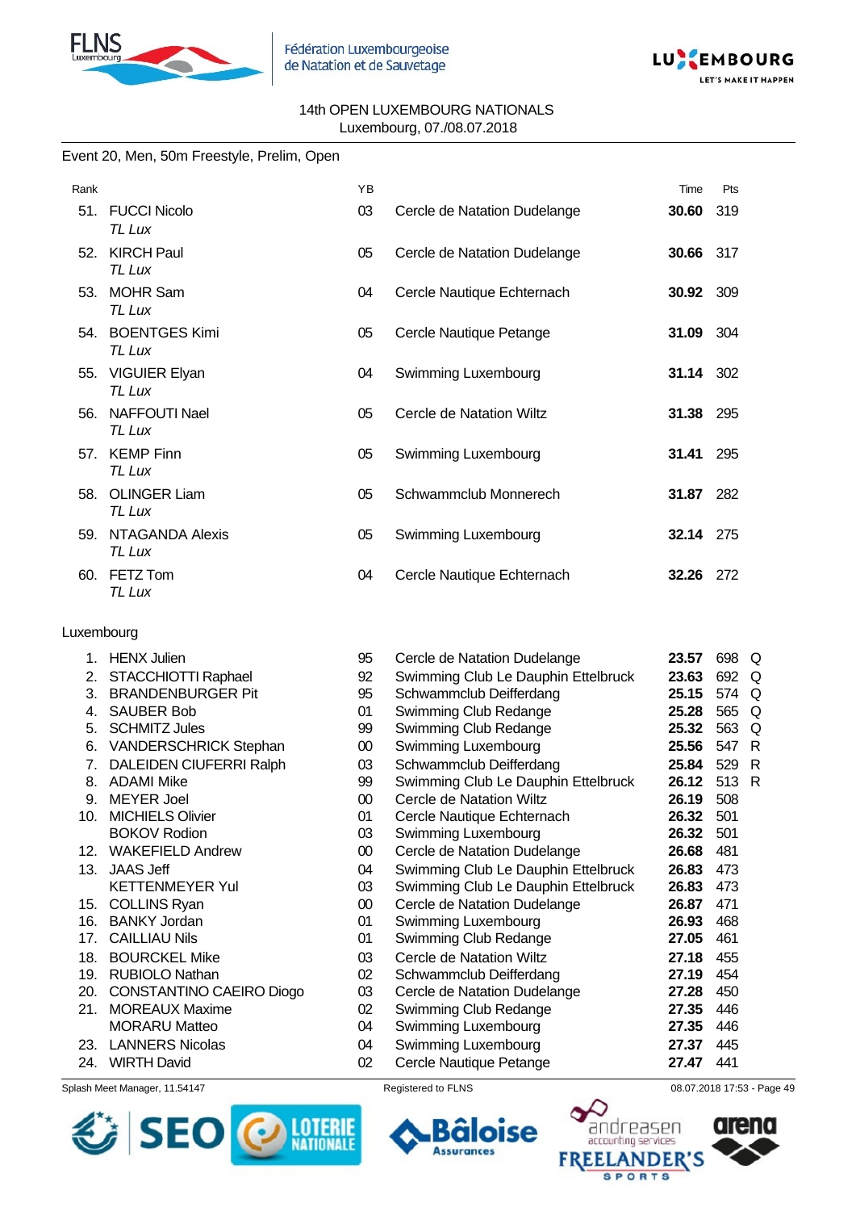14th OPEN LUXEMBOURG NATIONALS
Luxembourg, 07./08.07.2018

Event 20, Men, 50m Freestyle, Prelim, Open

| Rank | | YB | | Time | Pts | |
|---|---|---|---|---|---|---|
| 51. | FUCCI Nicolo *TL Lux* | 03 | Cercle de Natation Dudelange | **30.60** | 319 | |
| 52. | KIRCH Paul *TL Lux* | 05 | Cercle de Natation Dudelange | **30.66** | 317 | |
| 53. | MOHR Sam *TL Lux* | 04 | Cercle Nautique Echternach | **30.92** | 309 | |
| 54. | BOENTGES Kimi *TL Lux* | 05 | Cercle Nautique Petange | **31.09** | 304 | |
| 55. | VIGUIER Elyan *TL Lux* | 04 | Swimming Luxembourg | **31.14** | 302 | |
| 56. | NAFFOUTI Nael *TL Lux* | 05 | Cercle de Natation Wiltz | **31.38** | 295 | |
| 57. | KEMP Finn *TL Lux* | 05 | Swimming Luxembourg | **31.41** | 295 | |
| 58. | OLINGER Liam *TL Lux* | 05 | Schwammclub Monnerech | **31.87** | 282 | |
| 59. | NTAGANDA Alexis *TL Lux* | 05 | Swimming Luxembourg | **32.14** | 275 | |
| 60. | FETZ Tom *TL Lux* | 04 | Cercle Nautique Echternach | **32.26** | 272 | |

Luxembourg

| Rank | | YB | | Time | Pts | |
|---|---|---|---|---|---|---|
| 1. | HENX Julien | 95 | Cercle de Natation Dudelange | **23.57** | 698 | Q |
| 2. | STACCHIOTTI Raphael | 92 | Swimming Club Le Dauphin Ettelbruck | **23.63** | 692 | Q |
| 3. | BRANDENBURGER Pit | 95 | Schwammclub Deifferdang | **25.15** | 574 | Q |
| 4. | SAUBER Bob | 01 | Swimming Club Redange | **25.28** | 565 | Q |
| 5. | SCHMITZ Jules | 99 | Swimming Club Redange | **25.32** | 563 | Q |
| 6. | VANDERSCHRICK Stephan | 00 | Swimming Luxembourg | **25.56** | 547 | R |
| 7. | DALEIDEN CIUFERRI Ralph | 03 | Schwammclub Deifferdang | **25.84** | 529 | R |
| 8. | ADAMI Mike | 99 | Swimming Club Le Dauphin Ettelbruck | **26.12** | 513 | R |
| 9. | MEYER Joel | 00 | Cercle de Natation Wiltz | **26.19** | 508 | |
| 10. | MICHIELS Olivier | 01 | Cercle Nautique Echternach | **26.32** | 501 | |
| | BOKOV Rodion | 03 | Swimming Luxembourg | **26.32** | 501 | |
| 12. | WAKEFIELD Andrew | 00 | Cercle de Natation Dudelange | **26.68** | 481 | |
| 13. | JAAS Jeff | 04 | Swimming Club Le Dauphin Ettelbruck | **26.83** | 473 | |
| | KETTENMEYER Yul | 03 | Swimming Club Le Dauphin Ettelbruck | **26.83** | 473 | |
| 15. | COLLINS Ryan | 00 | Cercle de Natation Dudelange | **26.87** | 471 | |
| 16. | BANKY Jordan | 01 | Swimming Luxembourg | **26.93** | 468 | |
| 17. | CAILLIAU Nils | 01 | Swimming Club Redange | **27.05** | 461 | |
| 18. | BOURCKEL Mike | 03 | Cercle de Natation Wiltz | **27.18** | 455 | |
| 19. | RUBIOLO Nathan | 02 | Schwammclub Deifferdang | **27.19** | 454 | |
| 20. | CONSTANTINO CAEIRO Diogo | 03 | Cercle de Natation Dudelange | **27.28** | 450 | |
| 21. | MOREAUX Maxime | 02 | Swimming Club Redange | **27.35** | 446 | |
| | MORARU Matteo | 04 | Swimming Luxembourg | **27.35** | 446 | |
| 23. | LANNERS Nicolas | 04 | Swimming Luxembourg | **27.37** | 445 | |
| 24. | WIRTH David | 02 | Cercle Nautique Petange | **27.47** | 441 | |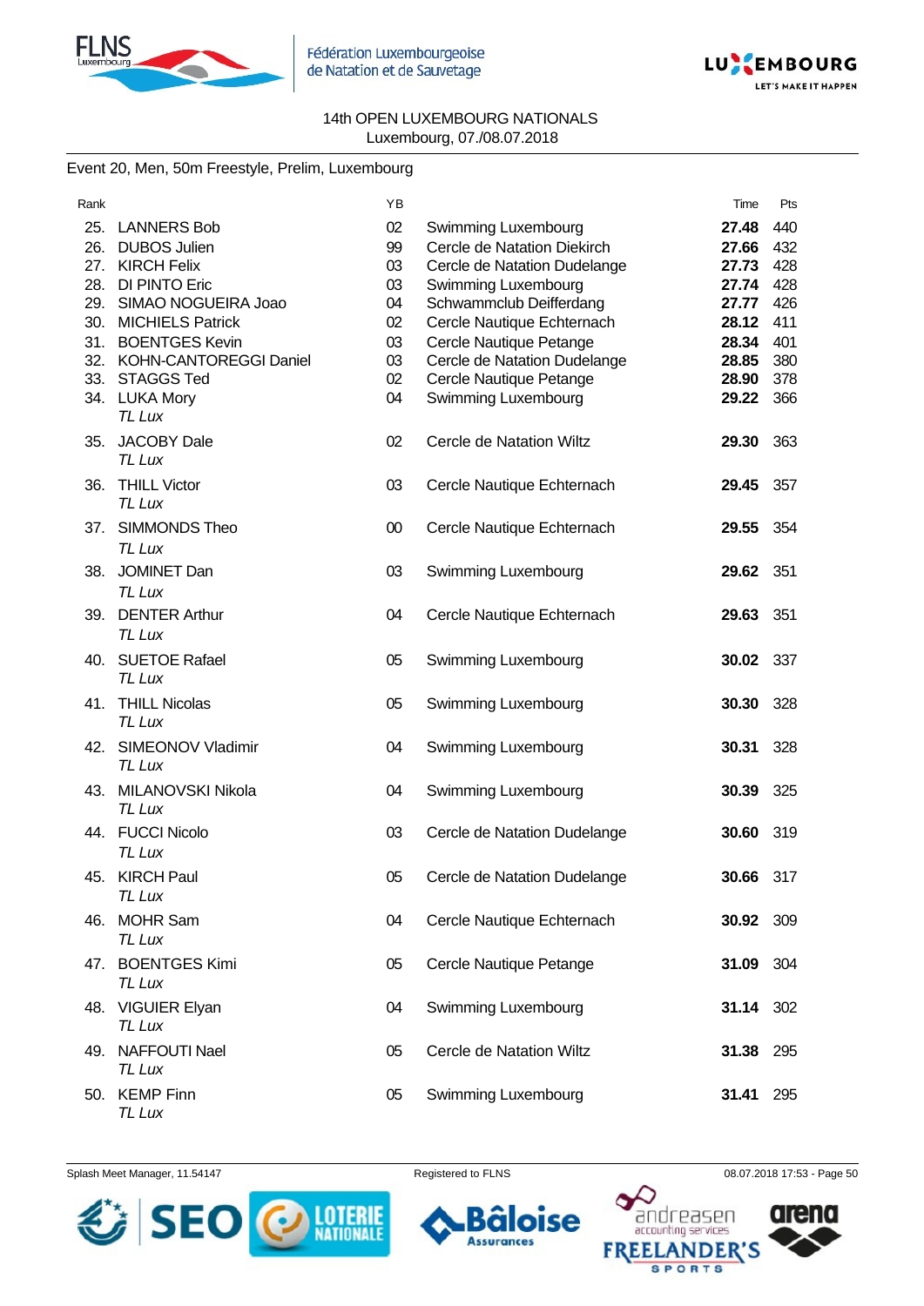14th OPEN LUXEMBOURG NATIONALS
Luxembourg, 07./08.07.2018

Event 20, Men, 50m Freestyle, Prelim, Luxembourg

| Rank | | YB | | Time | Pts |
|---|---|---|---|---|---|
| 25. | LANNERS Bob | 02 | Swimming Luxembourg | **27.48** | 440 |
| 26. | DUBOS Julien | 99 | Cercle de Natation Diekirch | **27.66** | 432 |
| 27. | KIRCH Felix | 03 | Cercle de Natation Dudelange | **27.73** | 428 |
| 28. | DI PINTO Eric | 03 | Swimming Luxembourg | **27.74** | 428 |
| 29. | SIMAO NOGUEIRA Joao | 04 | Schwammclub Deifferdang | **27.77** | 426 |
| 30. | MICHIELS Patrick | 02 | Cercle Nautique Echternach | **28.12** | 411 |
| 31. | BOENTGES Kevin | 03 | Cercle Nautique Petange | **28.34** | 401 |
| 32. | KOHN-CANTOREGGI Daniel | 03 | Cercle de Natation Dudelange | **28.85** | 380 |
| 33. | STAGGS Ted | 02 | Cercle Nautique Petange | **28.90** | 378 |
| 34. | LUKA Mory *TL Lux* | 04 | Swimming Luxembourg | **29.22** | 366 |
| 35. | JACOBY Dale *TL Lux* | 02 | Cercle de Natation Wiltz | **29.30** | 363 |
| 36. | THILL Victor *TL Lux* | 03 | Cercle Nautique Echternach | **29.45** | 357 |
| 37. | SIMMONDS Theo *TL Lux* | 00 | Cercle Nautique Echternach | **29.55** | 354 |
| 38. | JOMINET Dan *TL Lux* | 03 | Swimming Luxembourg | **29.62** | 351 |
| 39. | DENTER Arthur *TL Lux* | 04 | Cercle Nautique Echternach | **29.63** | 351 |
| 40. | SUETOE Rafael *TL Lux* | 05 | Swimming Luxembourg | **30.02** | 337 |
| 41. | THILL Nicolas *TL Lux* | 05 | Swimming Luxembourg | **30.30** | 328 |
| 42. | SIMEONOV Vladimir *TL Lux* | 04 | Swimming Luxembourg | **30.31** | 328 |
| 43. | MILANOVSKI Nikola *TL Lux* | 04 | Swimming Luxembourg | **30.39** | 325 |
| 44. | FUCCI Nicolo *TL Lux* | 03 | Cercle de Natation Dudelange | **30.60** | 319 |
| 45. | KIRCH Paul *TL Lux* | 05 | Cercle de Natation Dudelange | **30.66** | 317 |
| 46. | MOHR Sam *TL Lux* | 04 | Cercle Nautique Echternach | **30.92** | 309 |
| 47. | BOENTGES Kimi *TL Lux* | 05 | Cercle Nautique Petange | **31.09** | 304 |
| 48. | VIGUIER Elyan *TL Lux* | 04 | Swimming Luxembourg | **31.14** | 302 |
| 49. | NAFFOUTI Nael *TL Lux* | 05 | Cercle de Natation Wiltz | **31.38** | 295 |
| 50. | KEMP Finn *TL Lux* | 05 | Swimming Luxembourg | **31.41** | 295 |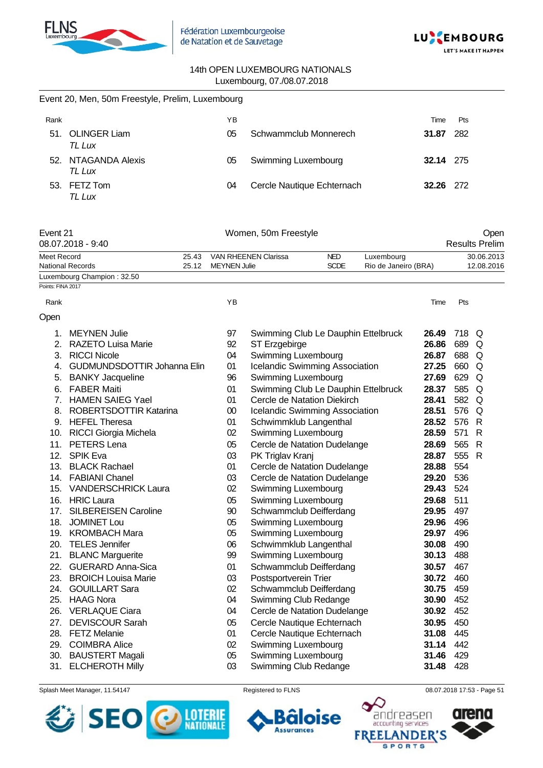14th OPEN LUXEMBOURG NATIONALS
Luxembourg, 07./08.07.2018

## Event 20, Men, 50m Freestyle, Prelim, Luxembourg

| Rank | | YB | | Time | Pts |
|---|---|---|---|---|---|
| 51. | OLINGER Liam<br>*TL Lux* | 05 | Schwammclub Monnerech | **31.87** | 282 |
| 52. | NTAGANDA Alexis<br>*TL Lux* | 05 | Swimming Luxembourg | **32.14** | 275 |
| 53. | FETZ Tom<br>*TL Lux* | 04 | Cercle Nautique Echternach | **32.26** | 272 |

## Event 21 — Women, 50m Freestyle — Open

08.07.2018 - 9:40 — Results Prelim

| | | | | | |
|---|---|---|---|---|---|
| Meet Record | 25.43 | VAN RHEENEN Clarissa | NED | Luxembourg | 30.06.2013 |
| National Records | 25.12 | MEYNEN Julie | SCDE | Rio de Janeiro (BRA) | 12.08.2016 |

Luxembourg Champion : 32.50

Points: FINA 2017

### Open

| Rank | | YB | | Time | Pts | |
|---|---|---|---|---|---|---|
| 1. | MEYNEN Julie | 97 | Swimming Club Le Dauphin Ettelbruck | **26.49** | 718 | Q |
| 2. | RAZETO Luisa Marie | 92 | ST Erzgebirge | **26.86** | 689 | Q |
| 3. | RICCI Nicole | 04 | Swimming Luxembourg | **26.87** | 688 | Q |
| 4. | GUDMUNDSDOTTIR Johanna Elin | 01 | Icelandic Swimming Association | **27.25** | 660 | Q |
| 5. | BANKY Jacqueline | 96 | Swimming Luxembourg | **27.69** | 629 | Q |
| 6. | FABER Maiti | 01 | Swimming Club Le Dauphin Ettelbruck | **28.37** | 585 | Q |
| 7. | HAMEN SAIEG Yael | 01 | Cercle de Natation Diekirch | **28.41** | 582 | Q |
| 8. | ROBERTSDOTTIR Katarina | 00 | Icelandic Swimming Association | **28.51** | 576 | Q |
| 9. | HEFEL Theresa | 01 | Schwimmklub Langenthal | **28.52** | 576 | R |
| 10. | RICCI Giorgia Michela | 02 | Swimming Luxembourg | **28.59** | 571 | R |
| 11. | PETERS Lena | 05 | Cercle de Natation Dudelange | **28.69** | 565 | R |
| 12. | SPIK Eva | 03 | PK Triglav Kranj | **28.87** | 555 | R |
| 13. | BLACK Rachael | 01 | Cercle de Natation Dudelange | **28.88** | 554 | |
| 14. | FABIANI Chanel | 03 | Cercle de Natation Dudelange | **29.20** | 536 | |
| 15. | VANDERSCHRICK Laura | 02 | Swimming Luxembourg | **29.43** | 524 | |
| 16. | HRIC Laura | 05 | Swimming Luxembourg | **29.68** | 511 | |
| 17. | SILBEREISEN Caroline | 90 | Schwammclub Deifferdang | **29.95** | 497 | |
| 18. | JOMINET Lou | 05 | Swimming Luxembourg | **29.96** | 496 | |
| 19. | KROMBACH Mara | 05 | Swimming Luxembourg | **29.97** | 496 | |
| 20. | TELES Jennifer | 06 | Schwimmklub Langenthal | **30.08** | 490 | |
| 21. | BLANC Marguerite | 99 | Swimming Luxembourg | **30.13** | 488 | |
| 22. | GUERARD Anna-Sica | 01 | Schwammclub Deifferdang | **30.57** | 467 | |
| 23. | BROICH Louisa Marie | 03 | Postsportverein Trier | **30.72** | 460 | |
| 24. | GOUILLART Sara | 02 | Schwammclub Deifferdang | **30.75** | 459 | |
| 25. | HAAG Nora | 04 | Swimming Club Redange | **30.90** | 452 | |
| 26. | VERLAQUE Ciara | 04 | Cercle de Natation Dudelange | **30.92** | 452 | |
| 27. | DEVISCOUR Sarah | 05 | Cercle Nautique Echternach | **30.95** | 450 | |
| 28. | FETZ Melanie | 01 | Cercle Nautique Echternach | **31.08** | 445 | |
| 29. | COIMBRA Alice | 02 | Swimming Luxembourg | **31.14** | 442 | |
| 30. | BAUSTERT Magali | 05 | Swimming Luxembourg | **31.46** | 429 | |
| 31. | ELCHEROTH Milly | 03 | Swimming Club Redange | **31.48** | 428 | |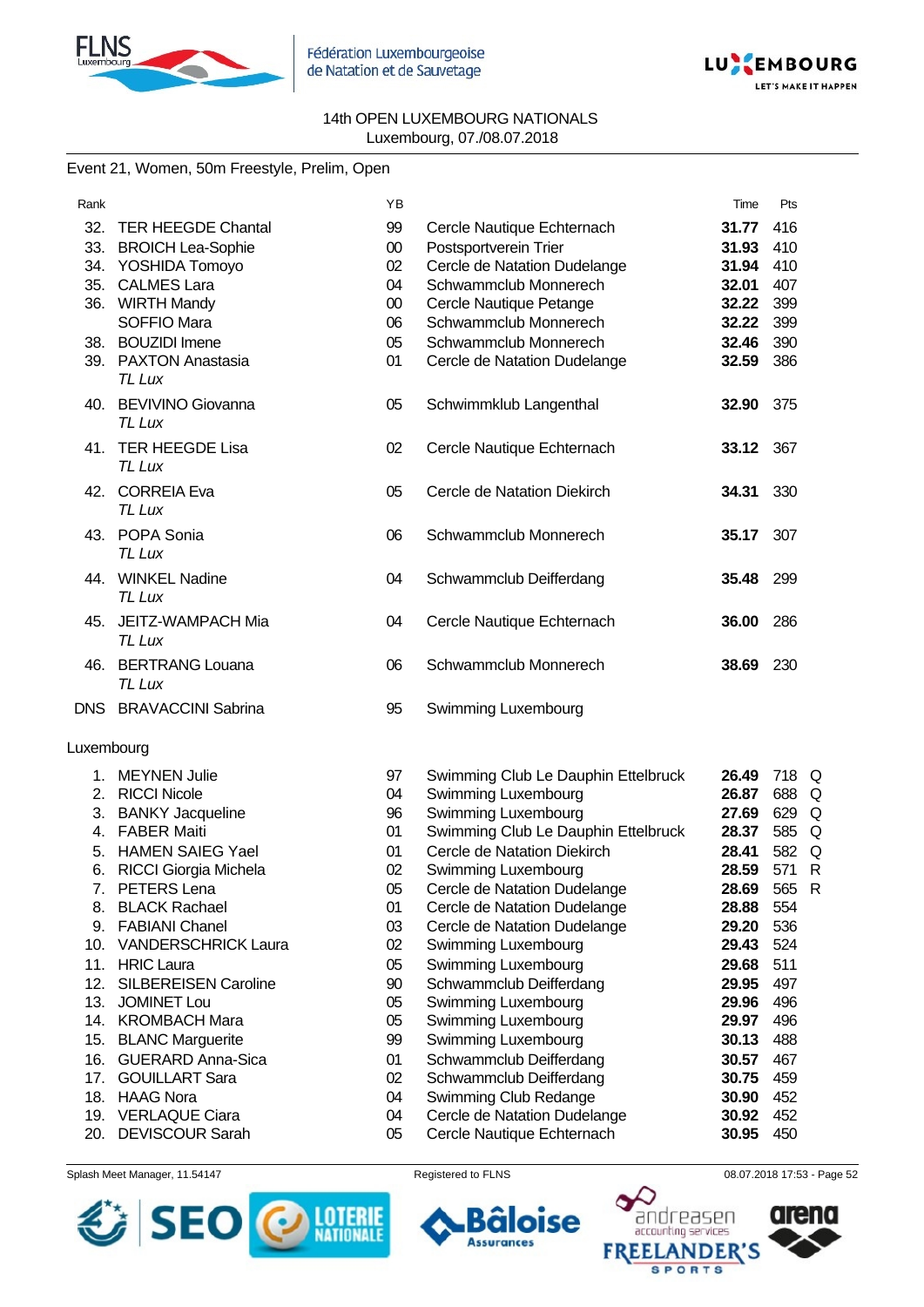14th OPEN LUXEMBOURG NATIONALS
Luxembourg, 07./08.07.2018

Event 21, Women, 50m Freestyle, Prelim, Open

| Rank | | YB | | Time | Pts | |
|---|---|---|---|---|---|---|
| 32. | TER HEEGDE Chantal | 99 | Cercle Nautique Echternach | **31.77** | 416 | |
| 33. | BROICH Lea-Sophie | 00 | Postsportverein Trier | **31.93** | 410 | |
| 34. | YOSHIDA Tomoyo | 02 | Cercle de Natation Dudelange | **31.94** | 410 | |
| 35. | CALMES Lara | 04 | Schwammclub Monnerech | **32.01** | 407 | |
| 36. | WIRTH Mandy | 00 | Cercle Nautique Petange | **32.22** | 399 | |
| | SOFFIO Mara | 06 | Schwammclub Monnerech | **32.22** | 399 | |
| 38. | BOUZIDI Imene | 05 | Schwammclub Monnerech | **32.46** | 390 | |
| 39. | PAXTON Anastasia *TL Lux* | 01 | Cercle de Natation Dudelange | **32.59** | 386 | |
| 40. | BEVIVINO Giovanna *TL Lux* | 05 | Schwimmklub Langenthal | **32.90** | 375 | |
| 41. | TER HEEGDE Lisa *TL Lux* | 02 | Cercle Nautique Echternach | **33.12** | 367 | |
| 42. | CORREIA Eva *TL Lux* | 05 | Cercle de Natation Diekirch | **34.31** | 330 | |
| 43. | POPA Sonia *TL Lux* | 06 | Schwammclub Monnerech | **35.17** | 307 | |
| 44. | WINKEL Nadine *TL Lux* | 04 | Schwammclub Deifferdang | **35.48** | 299 | |
| 45. | JEITZ-WAMPACH Mia *TL Lux* | 04 | Cercle Nautique Echternach | **36.00** | 286 | |
| 46. | BERTRANG Louana *TL Lux* | 06 | Schwammclub Monnerech | **38.69** | 230 | |
| DNS | BRAVACCINI Sabrina | 95 | Swimming Luxembourg | | | |

Luxembourg

| Rank | | YB | | Time | Pts | |
|---|---|---|---|---|---|---|
| 1. | MEYNEN Julie | 97 | Swimming Club Le Dauphin Ettelbruck | **26.49** | 718 | Q |
| 2. | RICCI Nicole | 04 | Swimming Luxembourg | **26.87** | 688 | Q |
| 3. | BANKY Jacqueline | 96 | Swimming Luxembourg | **27.69** | 629 | Q |
| 4. | FABER Maiti | 01 | Swimming Club Le Dauphin Ettelbruck | **28.37** | 585 | Q |
| 5. | HAMEN SAIEG Yael | 01 | Cercle de Natation Diekirch | **28.41** | 582 | Q |
| 6. | RICCI Giorgia Michela | 02 | Swimming Luxembourg | **28.59** | 571 | R |
| 7. | PETERS Lena | 05 | Cercle de Natation Dudelange | **28.69** | 565 | R |
| 8. | BLACK Rachael | 01 | Cercle de Natation Dudelange | **28.88** | 554 | |
| 9. | FABIANI Chanel | 03 | Cercle de Natation Dudelange | **29.20** | 536 | |
| 10. | VANDERSCHRICK Laura | 02 | Swimming Luxembourg | **29.43** | 524 | |
| 11. | HRIC Laura | 05 | Swimming Luxembourg | **29.68** | 511 | |
| 12. | SILBEREISEN Caroline | 90 | Schwammclub Deifferdang | **29.95** | 497 | |
| 13. | JOMINET Lou | 05 | Swimming Luxembourg | **29.96** | 496 | |
| 14. | KROMBACH Mara | 05 | Swimming Luxembourg | **29.97** | 496 | |
| 15. | BLANC Marguerite | 99 | Swimming Luxembourg | **30.13** | 488 | |
| 16. | GUERARD Anna-Sica | 01 | Schwammclub Deifferdang | **30.57** | 467 | |
| 17. | GOUILLART Sara | 02 | Schwammclub Deifferdang | **30.75** | 459 | |
| 18. | HAAG Nora | 04 | Swimming Club Redange | **30.90** | 452 | |
| 19. | VERLAQUE Ciara | 04 | Cercle de Natation Dudelange | **30.92** | 452 | |
| 20. | DEVISCOUR Sarah | 05 | Cercle Nautique Echternach | **30.95** | 450 | |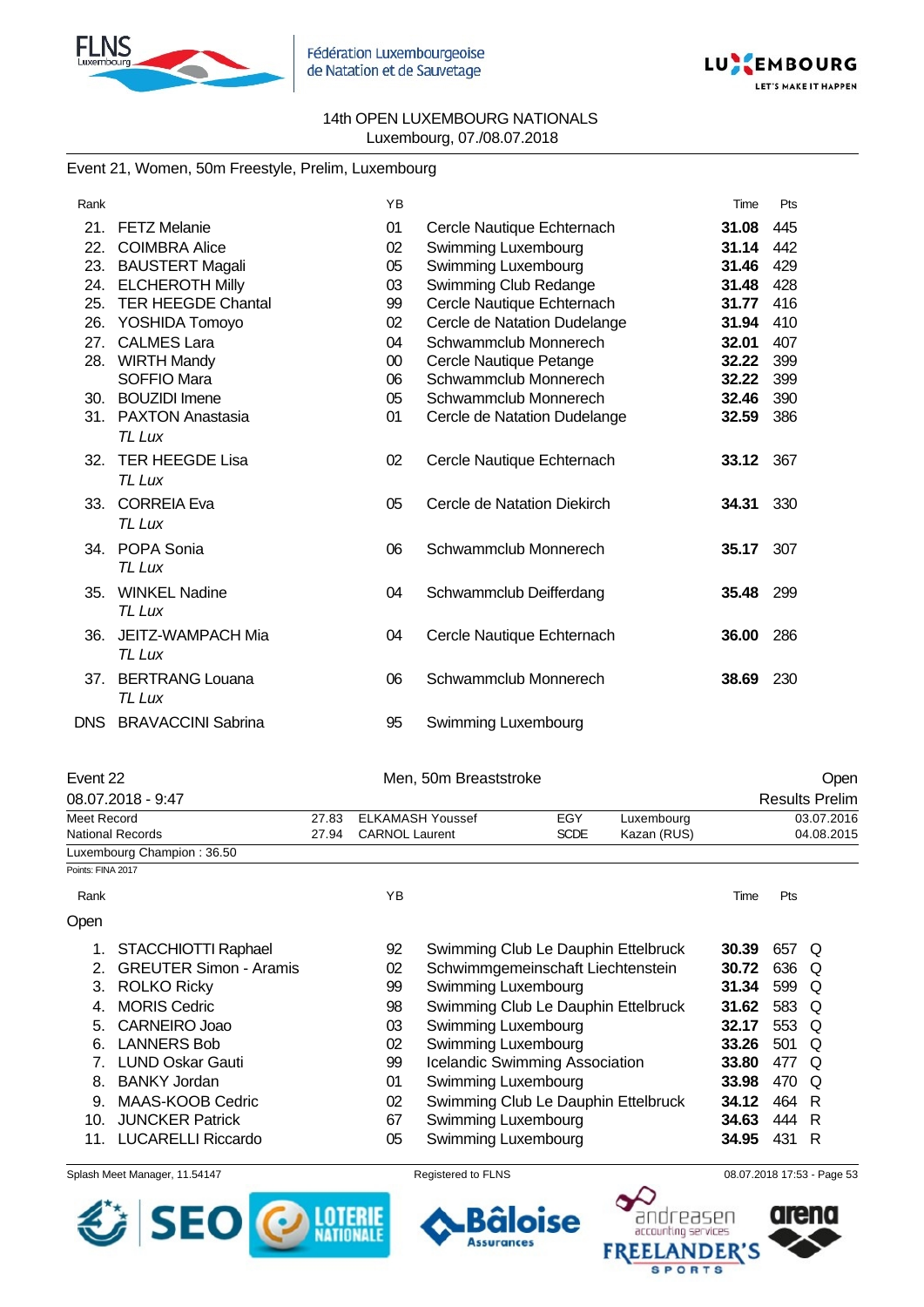14th OPEN LUXEMBOURG NATIONALS
Luxembourg, 07./08.07.2018

## Event 21, Women, 50m Freestyle, Prelim, Luxembourg

| Rank | | YB | | Time | Pts |
|---|---|---|---|---|---|
| 21. | FETZ Melanie | 01 | Cercle Nautique Echternach | **31.08** | 445 |
| 22. | COIMBRA Alice | 02 | Swimming Luxembourg | **31.14** | 442 |
| 23. | BAUSTERT Magali | 05 | Swimming Luxembourg | **31.46** | 429 |
| 24. | ELCHEROTH Milly | 03 | Swimming Club Redange | **31.48** | 428 |
| 25. | TER HEEGDE Chantal | 99 | Cercle Nautique Echternach | **31.77** | 416 |
| 26. | YOSHIDA Tomoyo | 02 | Cercle de Natation Dudelange | **31.94** | 410 |
| 27. | CALMES Lara | 04 | Schwammclub Monnerech | **32.01** | 407 |
| 28. | WIRTH Mandy | 00 | Cercle Nautique Petange | **32.22** | 399 |
| | SOFFIO Mara | 06 | Schwammclub Monnerech | **32.22** | 399 |
| 30. | BOUZIDI Imene | 05 | Schwammclub Monnerech | **32.46** | 390 |
| 31. | PAXTON Anastasia *TL Lux* | 01 | Cercle de Natation Dudelange | **32.59** | 386 |
| 32. | TER HEEGDE Lisa *TL Lux* | 02 | Cercle Nautique Echternach | **33.12** | 367 |
| 33. | CORREIA Eva *TL Lux* | 05 | Cercle de Natation Diekirch | **34.31** | 330 |
| 34. | POPA Sonia *TL Lux* | 06 | Schwammclub Monnerech | **35.17** | 307 |
| 35. | WINKEL Nadine *TL Lux* | 04 | Schwammclub Deifferdang | **35.48** | 299 |
| 36. | JEITZ-WAMPACH Mia *TL Lux* | 04 | Cercle Nautique Echternach | **36.00** | 286 |
| 37. | BERTRANG Louana *TL Lux* | 06 | Schwammclub Monnerech | **38.69** | 230 |
| DNS | BRAVACCINI Sabrina | 95 | Swimming Luxembourg | | |

## Event 22 — Men, 50m Breaststroke — Open

08.07.2018 - 9:47 — Results Prelim

| | | | | | |
|---|---|---|---|---|---|
| Meet Record | 27.83 | ELKAMASH Youssef | EGY | Luxembourg | 03.07.2016 |
| National Records | 27.94 | CARNOL Laurent | SCDE | Kazan (RUS) | 04.08.2015 |

Luxembourg Champion : 36.50

Points: FINA 2017

**Open**

| Rank | | YB | | Time | Pts | |
|---|---|---|---|---|---|---|
| 1. | STACCHIOTTI Raphael | 92 | Swimming Club Le Dauphin Ettelbruck | **30.39** | 657 | Q |
| 2. | GREUTER Simon - Aramis | 02 | Schwimmgemeinschaft Liechtenstein | **30.72** | 636 | Q |
| 3. | ROLKO Ricky | 99 | Swimming Luxembourg | **31.34** | 599 | Q |
| 4. | MORIS Cedric | 98 | Swimming Club Le Dauphin Ettelbruck | **31.62** | 583 | Q |
| 5. | CARNEIRO Joao | 03 | Swimming Luxembourg | **32.17** | 553 | Q |
| 6. | LANNERS Bob | 02 | Swimming Luxembourg | **33.26** | 501 | Q |
| 7. | LUND Oskar Gauti | 99 | Icelandic Swimming Association | **33.80** | 477 | Q |
| 8. | BANKY Jordan | 01 | Swimming Luxembourg | **33.98** | 470 | Q |
| 9. | MAAS-KOOB Cedric | 02 | Swimming Club Le Dauphin Ettelbruck | **34.12** | 464 | R |
| 10. | JUNCKER Patrick | 67 | Swimming Luxembourg | **34.63** | 444 | R |
| 11. | LUCARELLI Riccardo | 05 | Swimming Luxembourg | **34.95** | 431 | R |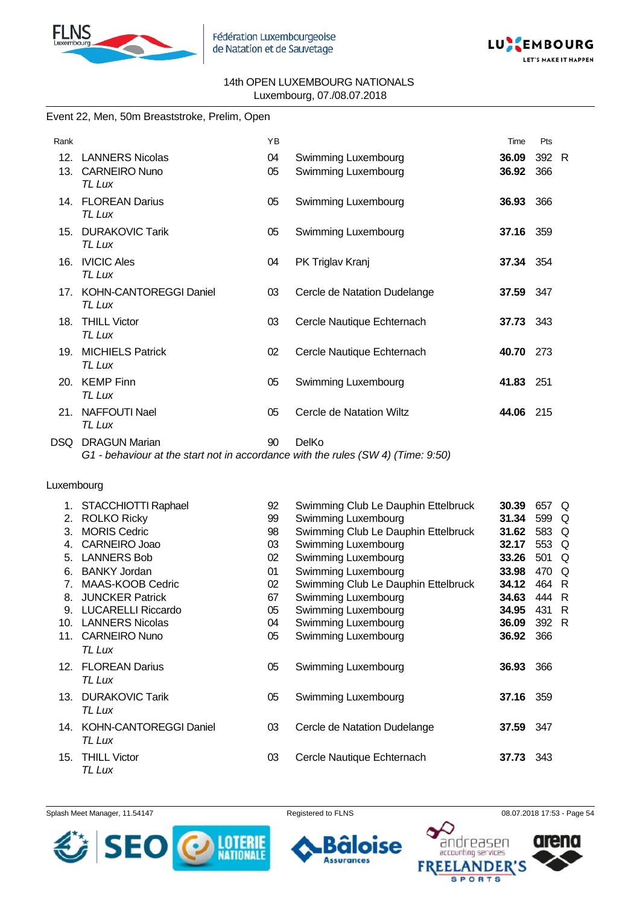14th OPEN LUXEMBOURG NATIONALS
Luxembourg, 07./08.07.2018

Event 22, Men, 50m Breaststroke, Prelim, Open

| Rank | | YB | | Time | Pts | |
|---|---|---|---|---|---|---|
| 12. | LANNERS Nicolas | 04 | Swimming Luxembourg | **36.09** | 392 | R |
| 13. | CARNEIRO Nuno<br>*TL Lux* | 05 | Swimming Luxembourg | **36.92** | 366 | |
| 14. | FLOREAN Darius<br>*TL Lux* | 05 | Swimming Luxembourg | **36.93** | 366 | |
| 15. | DURAKOVIC Tarik<br>*TL Lux* | 05 | Swimming Luxembourg | **37.16** | 359 | |
| 16. | IVICIC Ales<br>*TL Lux* | 04 | PK Triglav Kranj | **37.34** | 354 | |
| 17. | KOHN-CANTOREGGI Daniel<br>*TL Lux* | 03 | Cercle de Natation Dudelange | **37.59** | 347 | |
| 18. | THILL Victor<br>*TL Lux* | 03 | Cercle Nautique Echternach | **37.73** | 343 | |
| 19. | MICHIELS Patrick<br>*TL Lux* | 02 | Cercle Nautique Echternach | **40.70** | 273 | |
| 20. | KEMP Finn<br>*TL Lux* | 05 | Swimming Luxembourg | **41.83** | 251 | |
| 21. | NAFFOUTI Nael<br>*TL Lux* | 05 | Cercle de Natation Wiltz | **44.06** | 215 | |
| DSQ | DRAGUN Marian<br>*G1 - behaviour at the start not in accordance with the rules (SW 4) (Time: 9:50)* | 90 | DelKo | | | |

Luxembourg

| Rank | | YB | | Time | Pts | |
|---|---|---|---|---|---|---|
| 1. | STACCHIOTTI Raphael | 92 | Swimming Club Le Dauphin Ettelbruck | **30.39** | 657 | Q |
| 2. | ROLKO Ricky | 99 | Swimming Luxembourg | **31.34** | 599 | Q |
| 3. | MORIS Cedric | 98 | Swimming Club Le Dauphin Ettelbruck | **31.62** | 583 | Q |
| 4. | CARNEIRO Joao | 03 | Swimming Luxembourg | **32.17** | 553 | Q |
| 5. | LANNERS Bob | 02 | Swimming Luxembourg | **33.26** | 501 | Q |
| 6. | BANKY Jordan | 01 | Swimming Luxembourg | **33.98** | 470 | Q |
| 7. | MAAS-KOOB Cedric | 02 | Swimming Club Le Dauphin Ettelbruck | **34.12** | 464 | R |
| 8. | JUNCKER Patrick | 67 | Swimming Luxembourg | **34.63** | 444 | R |
| 9. | LUCARELLI Riccardo | 05 | Swimming Luxembourg | **34.95** | 431 | R |
| 10. | LANNERS Nicolas | 04 | Swimming Luxembourg | **36.09** | 392 | R |
| 11. | CARNEIRO Nuno<br>*TL Lux* | 05 | Swimming Luxembourg | **36.92** | 366 | |
| 12. | FLOREAN Darius<br>*TL Lux* | 05 | Swimming Luxembourg | **36.93** | 366 | |
| 13. | DURAKOVIC Tarik<br>*TL Lux* | 05 | Swimming Luxembourg | **37.16** | 359 | |
| 14. | KOHN-CANTOREGGI Daniel<br>*TL Lux* | 03 | Cercle de Natation Dudelange | **37.59** | 347 | |
| 15. | THILL Victor<br>*TL Lux* | 03 | Cercle Nautique Echternach | **37.73** | 343 | |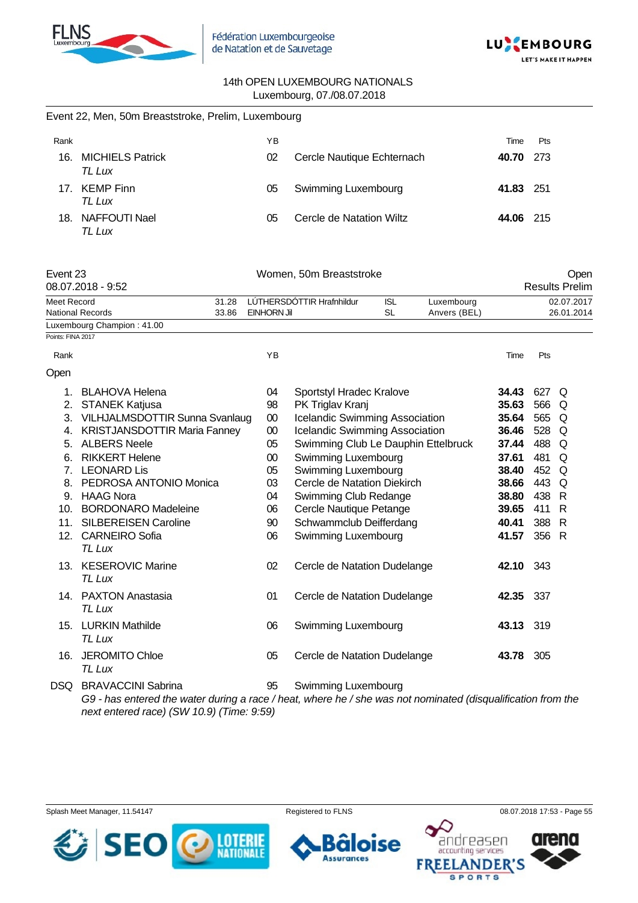14th OPEN LUXEMBOURG NATIONALS
Luxembourg, 07./08.07.2018

Event 22, Men, 50m Breaststroke, Prelim, Luxembourg

| Rank | | YB | | Time | Pts | |
|---|---|---|---|---|---|---|
| 16. | MICHIELS Patrick *TL Lux* | 02 | Cercle Nautique Echternach | **40.70** | 273 | |
| 17. | KEMP Finn *TL Lux* | 05 | Swimming Luxembourg | **41.83** | 251 | |
| 18. | NAFFOUTI Nael *TL Lux* | 05 | Cercle de Natation Wiltz | **44.06** | 215 | |

Event 23 — Women, 50m Breaststroke — Open
08.07.2018 - 9:52 — Results Prelim

| | | | | | |
|---|---|---|---|---|---|
| Meet Record | 31.28 | LÚTHERSDÓTTIR Hrafnhildur | ISL | Luxembourg | 02.07.2017 |
| National Records | 33.86 | EINHORN Jil | SL | Anvers (BEL) | 26.01.2014 |

Luxembourg Champion : 41.00

Points: FINA 2017

Open

| Rank | | YB | | Time | Pts | |
|---|---|---|---|---|---|---|
| 1. | BLAHOVA Helena | 04 | Sportstyl Hradec Kralove | **34.43** | 627 | Q |
| 2. | STANEK Katjusa | 98 | PK Triglav Kranj | **35.63** | 566 | Q |
| 3. | VILHJALMSDOTTIR Sunna Svanlaug | 00 | Icelandic Swimming Association | **35.64** | 565 | Q |
| 4. | KRISTJANSDOTTIR Maria Fanney | 00 | Icelandic Swimming Association | **36.46** | 528 | Q |
| 5. | ALBERS Neele | 05 | Swimming Club Le Dauphin Ettelbruck | **37.44** | 488 | Q |
| 6. | RIKKERT Helene | 00 | Swimming Luxembourg | **37.61** | 481 | Q |
| 7. | LEONARD Lis | 05 | Swimming Luxembourg | **38.40** | 452 | Q |
| 8. | PEDROSA ANTONIO Monica | 03 | Cercle de Natation Diekirch | **38.66** | 443 | Q |
| 9. | HAAG Nora | 04 | Swimming Club Redange | **38.80** | 438 | R |
| 10. | BORDONARO Madeleine | 06 | Cercle Nautique Petange | **39.65** | 411 | R |
| 11. | SILBEREISEN Caroline | 90 | Schwammclub Deifferdang | **40.41** | 388 | R |
| 12. | CARNEIRO Sofia *TL Lux* | 06 | Swimming Luxembourg | **41.57** | 356 | R |
| 13. | KESEROVIC Marine *TL Lux* | 02 | Cercle de Natation Dudelange | **42.10** | 343 | |
| 14. | PAXTON Anastasia *TL Lux* | 01 | Cercle de Natation Dudelange | **42.35** | 337 | |
| 15. | LURKIN Mathilde *TL Lux* | 06 | Swimming Luxembourg | **43.13** | 319 | |
| 16. | JEROMITO Chloe *TL Lux* | 05 | Cercle de Natation Dudelange | **43.78** | 305 | |
| DSQ | BRAVACCINI Sabrina | 95 | Swimming Luxembourg | | | |

*G9 - has entered the water during a race / heat, where he / she was not nominated (disqualification from the next entered race) (SW 10.9) (Time: 9:59)*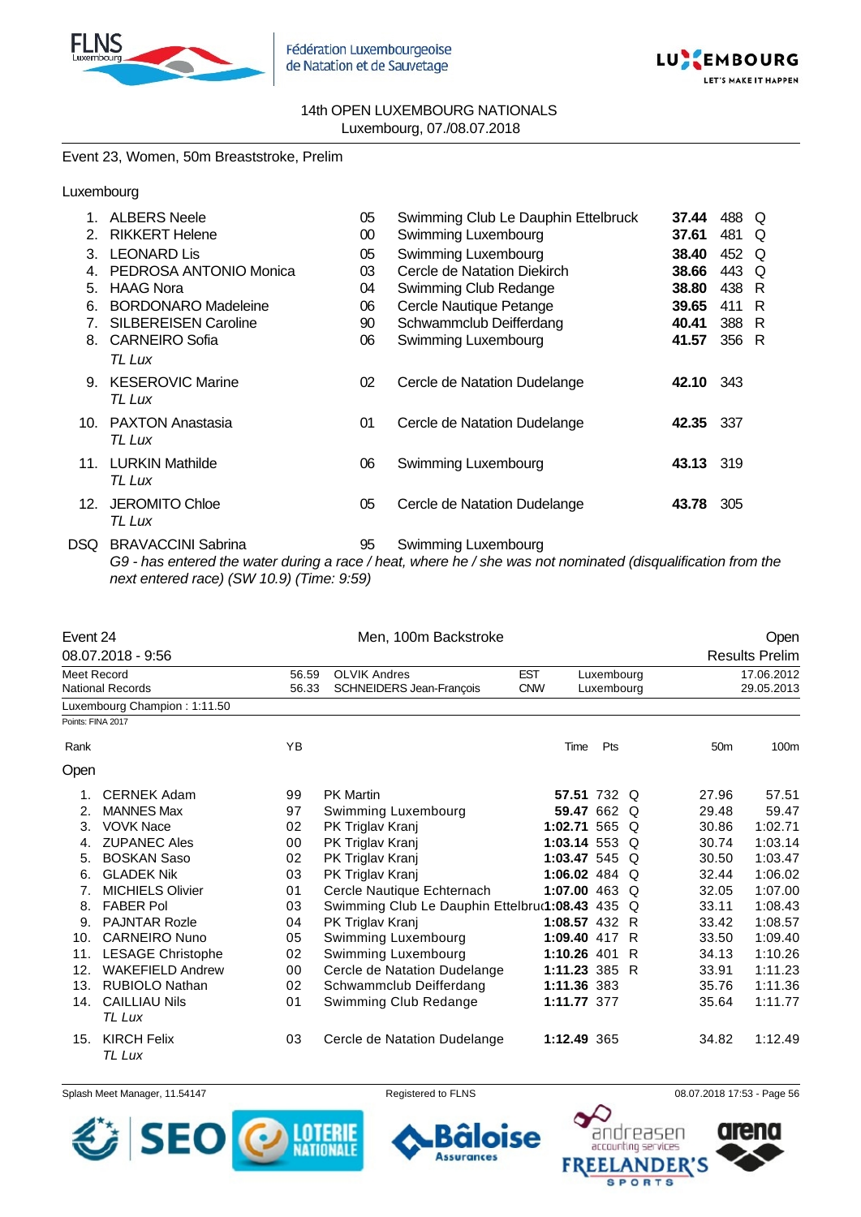14th OPEN LUXEMBOURG NATIONALS
Luxembourg, 07./08.07.2018

Event 23, Women, 50m Breaststroke, Prelim

Luxembourg

| Rank | Name | YB | Club | Time | Pts | |
|---|---|---|---|---|---|---|
| 1. | ALBERS Neele | 05 | Swimming Club Le Dauphin Ettelbruck | **37.44** | 488 | Q |
| 2. | RIKKERT Helene | 00 | Swimming Luxembourg | **37.61** | 481 | Q |
| 3. | LEONARD Lis | 05 | Swimming Luxembourg | **38.40** | 452 | Q |
| 4. | PEDROSA ANTONIO Monica | 03 | Cercle de Natation Diekirch | **38.66** | 443 | Q |
| 5. | HAAG Nora | 04 | Swimming Club Redange | **38.80** | 438 | R |
| 6. | BORDONARO Madeleine | 06 | Cercle Nautique Petange | **39.65** | 411 | R |
| 7. | SILBEREISEN Caroline | 90 | Schwammclub Deifferdang | **40.41** | 388 | R |
| 8. | CARNEIRO Sofia *TL Lux* | 06 | Swimming Luxembourg | **41.57** | 356 | R |
| 9. | KESEROVIC Marine *TL Lux* | 02 | Cercle de Natation Dudelange | **42.10** | 343 | |
| 10. | PAXTON Anastasia *TL Lux* | 01 | Cercle de Natation Dudelange | **42.35** | 337 | |
| 11. | LURKIN Mathilde *TL Lux* | 06 | Swimming Luxembourg | **43.13** | 319 | |
| 12. | JEROMITO Chloe *TL Lux* | 05 | Cercle de Natation Dudelange | **43.78** | 305 | |
| DSQ | BRAVACCINI Sabrina | 95 | Swimming Luxembourg | | | |

*G9 - has entered the water during a race / heat, where he / she was not nominated (disqualification from the next entered race) (SW 10.9) (Time: 9:59)*

## Event 24 — Men, 100m Backstroke — Open

08.07.2018 - 9:56 — Results Prelim

| | Time | Name | Nation | Place | Date |
|---|---|---|---|---|---|
| Meet Record | 56.59 | OLVIK Andres | EST | Luxembourg | 17.06.2012 |
| National Records | 56.33 | SCHNEIDERS Jean-François | CNW | Luxembourg | 29.05.2013 |

Luxembourg Champion : 1:11.50

Points: FINA 2017

Open

| Rank | Name | YB | Club | Time | Pts | | 50m | 100m |
|---|---|---|---|---|---|---|---|---|
| 1. | CERNEK Adam | 99 | PK Martin | **57.51** | 732 | Q | 27.96 | 57.51 |
| 2. | MANNES Max | 97 | Swimming Luxembourg | **59.47** | 662 | Q | 29.48 | 59.47 |
| 3. | VOVK Nace | 02 | PK Triglav Kranj | **1:02.71** | 565 | Q | 30.86 | 1:02.71 |
| 4. | ZUPANEC Ales | 00 | PK Triglav Kranj | **1:03.14** | 553 | Q | 30.74 | 1:03.14 |
| 5. | BOSKAN Saso | 02 | PK Triglav Kranj | **1:03.47** | 545 | Q | 30.50 | 1:03.47 |
| 6. | GLADEK Nik | 03 | PK Triglav Kranj | **1:06.02** | 484 | Q | 32.44 | 1:06.02 |
| 7. | MICHIELS Olivier | 01 | Cercle Nautique Echternach | **1:07.00** | 463 | Q | 32.05 | 1:07.00 |
| 8. | FABER Pol | 03 | Swimming Club Le Dauphin Ettelbruck | **1:08.43** | 435 | Q | 33.11 | 1:08.43 |
| 9. | PAJNTAR Rozle | 04 | PK Triglav Kranj | **1:08.57** | 432 | R | 33.42 | 1:08.57 |
| 10. | CARNEIRO Nuno | 05 | Swimming Luxembourg | **1:09.40** | 417 | R | 33.50 | 1:09.40 |
| 11. | LESAGE Christophe | 02 | Swimming Luxembourg | **1:10.26** | 401 | R | 34.13 | 1:10.26 |
| 12. | WAKEFIELD Andrew | 00 | Cercle de Natation Dudelange | **1:11.23** | 385 | R | 33.91 | 1:11.23 |
| 13. | RUBIOLO Nathan | 02 | Schwammclub Deifferdang | **1:11.36** | 383 | | 35.76 | 1:11.36 |
| 14. | CAILLIAU Nils *TL Lux* | 01 | Swimming Club Redange | **1:11.77** | 377 | | 35.64 | 1:11.77 |
| 15. | KIRCH Felix *TL Lux* | 03 | Cercle de Natation Dudelange | **1:12.49** | 365 | | 34.82 | 1:12.49 |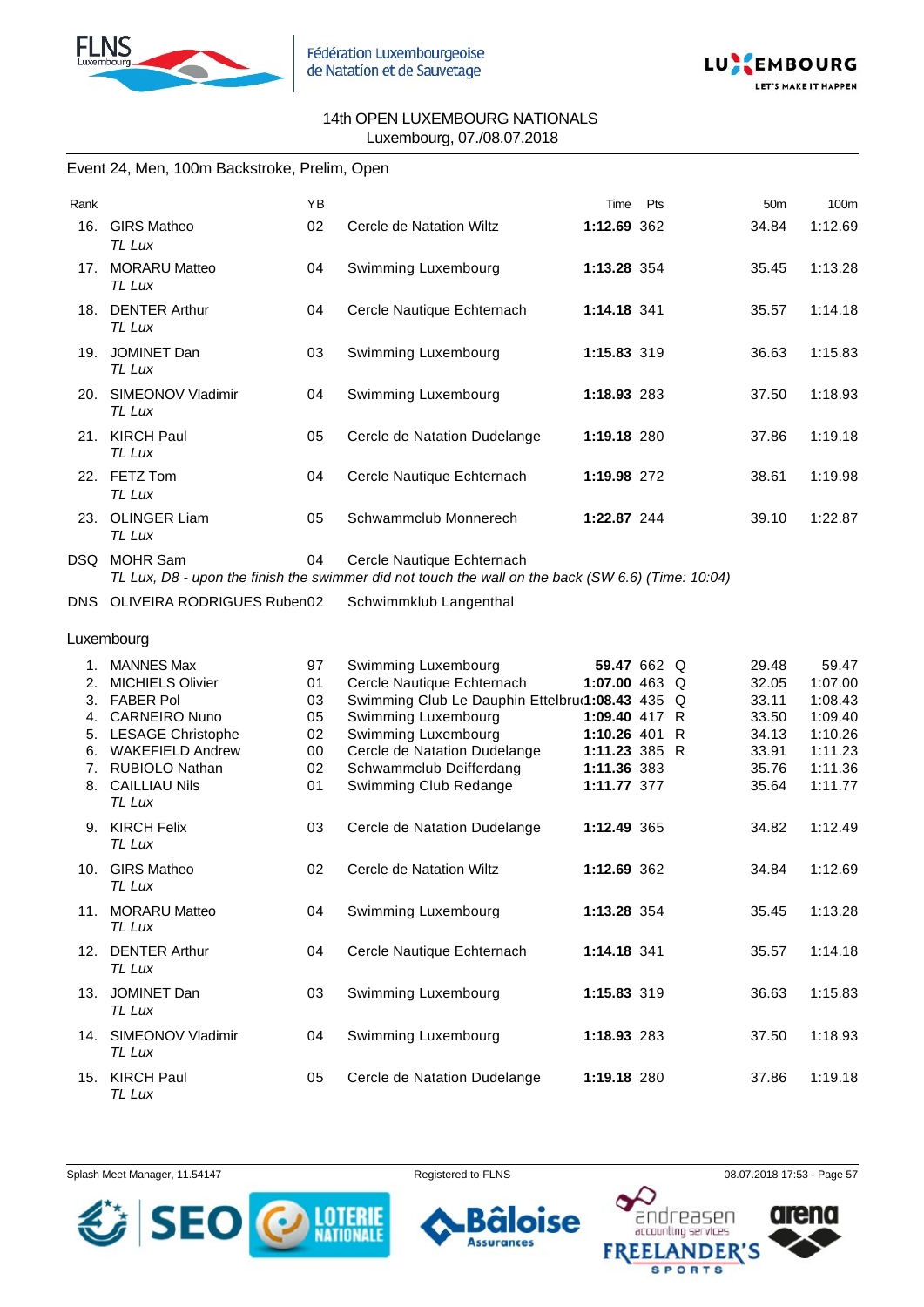14th OPEN LUXEMBOURG NATIONALS
Luxembourg, 07./08.07.2018

## Event 24, Men, 100m Backstroke, Prelim, Open

| Rank | | YB | | Time | Pts | | 50m | 100m |
|---|---|---|---|---|---|---|---|---|
| 16. | GIRS Matheo<br>*TL Lux* | 02 | Cercle de Natation Wiltz | **1:12.69** | 362 | | 34.84 | 1:12.69 |
| 17. | MORARU Matteo<br>*TL Lux* | 04 | Swimming Luxembourg | **1:13.28** | 354 | | 35.45 | 1:13.28 |
| 18. | DENTER Arthur<br>*TL Lux* | 04 | Cercle Nautique Echternach | **1:14.18** | 341 | | 35.57 | 1:14.18 |
| 19. | JOMINET Dan<br>*TL Lux* | 03 | Swimming Luxembourg | **1:15.83** | 319 | | 36.63 | 1:15.83 |
| 20. | SIMEONOV Vladimir<br>*TL Lux* | 04 | Swimming Luxembourg | **1:18.93** | 283 | | 37.50 | 1:18.93 |
| 21. | KIRCH Paul<br>*TL Lux* | 05 | Cercle de Natation Dudelange | **1:19.18** | 280 | | 37.86 | 1:19.18 |
| 22. | FETZ Tom<br>*TL Lux* | 04 | Cercle Nautique Echternach | **1:19.98** | 272 | | 38.61 | 1:19.98 |
| 23. | OLINGER Liam<br>*TL Lux* | 05 | Schwammclub Monnerech | **1:22.87** | 244 | | 39.10 | 1:22.87 |
| DSQ | MOHR Sam<br>*TL Lux, D8 - upon the finish the swimmer did not touch the wall on the back (SW 6.6) (Time: 10:04)* | 04 | Cercle Nautique Echternach | | | | | |
| DNS | OLIVEIRA RODRIGUES Ruben | 02 | Schwimmklub Langenthal | | | | | |

### Luxembourg

| Rank | | YB | | Time | Pts | | 50m | 100m |
|---|---|---|---|---|---|---|---|---|
| 1. | MANNES Max | 97 | Swimming Luxembourg | **59.47** | 662 | Q | 29.48 | 59.47 |
| 2. | MICHIELS Olivier | 01 | Cercle Nautique Echternach | **1:07.00** | 463 | Q | 32.05 | 1:07.00 |
| 3. | FABER Pol | 03 | Swimming Club Le Dauphin Ettelbruck | **1:08.43** | 435 | Q | 33.11 | 1:08.43 |
| 4. | CARNEIRO Nuno | 05 | Swimming Luxembourg | **1:09.40** | 417 | R | 33.50 | 1:09.40 |
| 5. | LESAGE Christophe | 02 | Swimming Luxembourg | **1:10.26** | 401 | R | 34.13 | 1:10.26 |
| 6. | WAKEFIELD Andrew | 00 | Cercle de Natation Dudelange | **1:11.23** | 385 | R | 33.91 | 1:11.23 |
| 7. | RUBIOLO Nathan | 02 | Schwammclub Deifferdang | **1:11.36** | 383 | | 35.76 | 1:11.36 |
| 8. | CAILLIAU Nils<br>*TL Lux* | 01 | Swimming Club Redange | **1:11.77** | 377 | | 35.64 | 1:11.77 |
| 9. | KIRCH Felix<br>*TL Lux* | 03 | Cercle de Natation Dudelange | **1:12.49** | 365 | | 34.82 | 1:12.49 |
| 10. | GIRS Matheo<br>*TL Lux* | 02 | Cercle de Natation Wiltz | **1:12.69** | 362 | | 34.84 | 1:12.69 |
| 11. | MORARU Matteo<br>*TL Lux* | 04 | Swimming Luxembourg | **1:13.28** | 354 | | 35.45 | 1:13.28 |
| 12. | DENTER Arthur<br>*TL Lux* | 04 | Cercle Nautique Echternach | **1:14.18** | 341 | | 35.57 | 1:14.18 |
| 13. | JOMINET Dan<br>*TL Lux* | 03 | Swimming Luxembourg | **1:15.83** | 319 | | 36.63 | 1:15.83 |
| 14. | SIMEONOV Vladimir<br>*TL Lux* | 04 | Swimming Luxembourg | **1:18.93** | 283 | | 37.50 | 1:18.93 |
| 15. | KIRCH Paul<br>*TL Lux* | 05 | Cercle de Natation Dudelange | **1:19.18** | 280 | | 37.86 | 1:19.18 |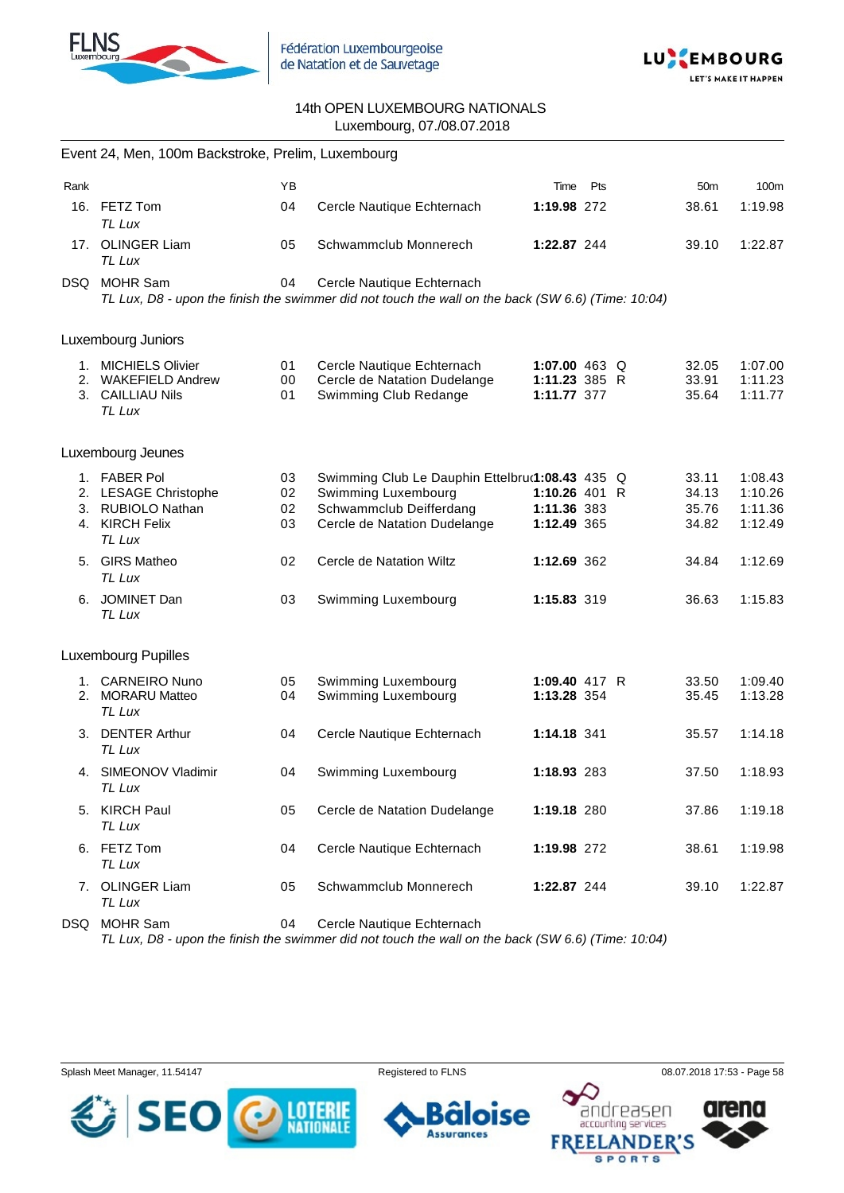14th OPEN LUXEMBOURG NATIONALS
Luxembourg, 07./08.07.2018

## Event 24, Men, 100m Backstroke, Prelim, Luxembourg

| Rank | | YB | | Time | Pts | | 50m | 100m |
|---|---|---|---|---|---|---|---|---|
| 16. | FETZ Tom *TL Lux* | 04 | Cercle Nautique Echternach | **1:19.98** | 272 | | 38.61 | 1:19.98 |
| 17. | OLINGER Liam *TL Lux* | 05 | Schwammclub Monnerech | **1:22.87** | 244 | | 39.10 | 1:22.87 |
| DSQ | MOHR Sam | 04 | Cercle Nautique Echternach | | | | | |

*TL Lux, D8 - upon the finish the swimmer did not touch the wall on the back (SW 6.6) (Time: 10:04)*

### Luxembourg Juniors

| Rank | | YB | | Time | Pts | | 50m | 100m |
|---|---|---|---|---|---|---|---|---|
| 1. | MICHIELS Olivier | 01 | Cercle Nautique Echternach | **1:07.00** | 463 | Q | 32.05 | 1:07.00 |
| 2. | WAKEFIELD Andrew | 00 | Cercle de Natation Dudelange | **1:11.23** | 385 | R | 33.91 | 1:11.23 |
| 3. | CAILLIAU Nils *TL Lux* | 01 | Swimming Club Redange | **1:11.77** | 377 | | 35.64 | 1:11.77 |

### Luxembourg Jeunes

| Rank | | YB | | Time | Pts | | 50m | 100m |
|---|---|---|---|---|---|---|---|---|
| 1. | FABER Pol | 03 | Swimming Club Le Dauphin Ettelbruck | **1:08.43** | 435 | Q | 33.11 | 1:08.43 |
| 2. | LESAGE Christophe | 02 | Swimming Luxembourg | **1:10.26** | 401 | R | 34.13 | 1:10.26 |
| 3. | RUBIOLO Nathan | 02 | Schwammclub Deifferdang | **1:11.36** | 383 | | 35.76 | 1:11.36 |
| 4. | KIRCH Felix *TL Lux* | 03 | Cercle de Natation Dudelange | **1:12.49** | 365 | | 34.82 | 1:12.49 |
| 5. | GIRS Matheo *TL Lux* | 02 | Cercle de Natation Wiltz | **1:12.69** | 362 | | 34.84 | 1:12.69 |
| 6. | JOMINET Dan *TL Lux* | 03 | Swimming Luxembourg | **1:15.83** | 319 | | 36.63 | 1:15.83 |

### Luxembourg Pupilles

| Rank | | YB | | Time | Pts | | 50m | 100m |
|---|---|---|---|---|---|---|---|---|
| 1. | CARNEIRO Nuno | 05 | Swimming Luxembourg | **1:09.40** | 417 | R | 33.50 | 1:09.40 |
| 2. | MORARU Matteo *TL Lux* | 04 | Swimming Luxembourg | **1:13.28** | 354 | | 35.45 | 1:13.28 |
| 3. | DENTER Arthur *TL Lux* | 04 | Cercle Nautique Echternach | **1:14.18** | 341 | | 35.57 | 1:14.18 |
| 4. | SIMEONOV Vladimir *TL Lux* | 04 | Swimming Luxembourg | **1:18.93** | 283 | | 37.50 | 1:18.93 |
| 5. | KIRCH Paul *TL Lux* | 05 | Cercle de Natation Dudelange | **1:19.18** | 280 | | 37.86 | 1:19.18 |
| 6. | FETZ Tom *TL Lux* | 04 | Cercle Nautique Echternach | **1:19.98** | 272 | | 38.61 | 1:19.98 |
| 7. | OLINGER Liam *TL Lux* | 05 | Schwammclub Monnerech | **1:22.87** | 244 | | 39.10 | 1:22.87 |
| DSQ | MOHR Sam | 04 | Cercle Nautique Echternach | | | | | |

*TL Lux, D8 - upon the finish the swimmer did not touch the wall on the back (SW 6.6) (Time: 10:04)*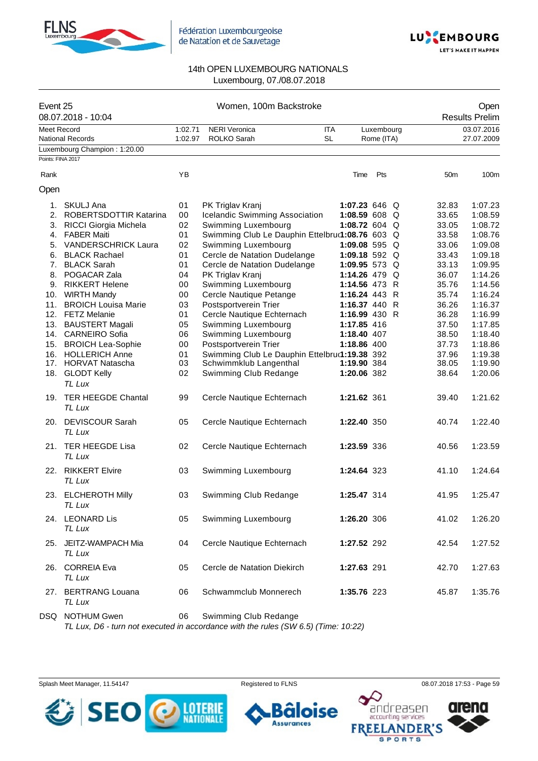14th OPEN LUXEMBOURG NATIONALS
Luxembourg, 07./08.07.2018

## Event 25 — Women, 100m Backstroke — Open

08.07.2018 - 10:04 — Results Prelim

| | | | | | |
|---|---|---|---|---|---|
| Meet Record | 1:02.71 | NERI Veronica | ITA | Luxembourg | 03.07.2016 |
| National Records | 1:02.97 | ROLKO Sarah | SL | Rome (ITA) | 27.07.2009 |

Luxembourg Champion : 1:20.00

Points: FINA 2017

### Open

| Rank | Name | YB | Club | Time | Pts | | 50m | 100m |
|---|---|---|---|---|---|---|---|---|
| 1. | SKULJ Ana | 01 | PK Triglav Kranj | **1:07.23** | 646 | Q | 32.83 | 1:07.23 |
| 2. | ROBERTSDOTTIR Katarina | 00 | Icelandic Swimming Association | **1:08.59** | 608 | Q | 33.65 | 1:08.59 |
| 3. | RICCI Giorgia Michela | 02 | Swimming Luxembourg | **1:08.72** | 604 | Q | 33.05 | 1:08.72 |
| 4. | FABER Maiti | 01 | Swimming Club Le Dauphin Ettelbruck | **1:08.76** | 603 | Q | 33.58 | 1:08.76 |
| 5. | VANDERSCHRICK Laura | 02 | Swimming Luxembourg | **1:09.08** | 595 | Q | 33.06 | 1:09.08 |
| 6. | BLACK Rachael | 01 | Cercle de Natation Dudelange | **1:09.18** | 592 | Q | 33.43 | 1:09.18 |
| 7. | BLACK Sarah | 01 | Cercle de Natation Dudelange | **1:09.95** | 573 | Q | 33.13 | 1:09.95 |
| 8. | POGACAR Zala | 04 | PK Triglav Kranj | **1:14.26** | 479 | Q | 36.07 | 1:14.26 |
| 9. | RIKKERT Helene | 00 | Swimming Luxembourg | **1:14.56** | 473 | R | 35.76 | 1:14.56 |
| 10. | WIRTH Mandy | 00 | Cercle Nautique Petange | **1:16.24** | 443 | R | 35.74 | 1:16.24 |
| 11. | BROICH Louisa Marie | 03 | Postsportverein Trier | **1:16.37** | 440 | R | 36.26 | 1:16.37 |
| 12. | FETZ Melanie | 01 | Cercle Nautique Echternach | **1:16.99** | 430 | R | 36.28 | 1:16.99 |
| 13. | BAUSTERT Magali | 05 | Swimming Luxembourg | **1:17.85** | 416 | | 37.50 | 1:17.85 |
| 14. | CARNEIRO Sofia | 06 | Swimming Luxembourg | **1:18.40** | 407 | | 38.50 | 1:18.40 |
| 15. | BROICH Lea-Sophie | 00 | Postsportverein Trier | **1:18.86** | 400 | | 37.73 | 1:18.86 |
| 16. | HOLLERICH Anne | 01 | Swimming Club Le Dauphin Ettelbruck | **1:19.38** | 392 | | 37.96 | 1:19.38 |
| 17. | HORVAT Natascha | 03 | Schwimmklub Langenthal | **1:19.90** | 384 | | 38.05 | 1:19.90 |
| 18. | GLODT Kelly *TL Lux* | 02 | Swimming Club Redange | **1:20.06** | 382 | | 38.64 | 1:20.06 |
| 19. | TER HEEGDE Chantal *TL Lux* | 99 | Cercle Nautique Echternach | **1:21.62** | 361 | | 39.40 | 1:21.62 |
| 20. | DEVISCOUR Sarah *TL Lux* | 05 | Cercle Nautique Echternach | **1:22.40** | 350 | | 40.74 | 1:22.40 |
| 21. | TER HEEGDE Lisa *TL Lux* | 02 | Cercle Nautique Echternach | **1:23.59** | 336 | | 40.56 | 1:23.59 |
| 22. | RIKKERT Elvire *TL Lux* | 03 | Swimming Luxembourg | **1:24.64** | 323 | | 41.10 | 1:24.64 |
| 23. | ELCHEROTH Milly *TL Lux* | 03 | Swimming Club Redange | **1:25.47** | 314 | | 41.95 | 1:25.47 |
| 24. | LEONARD Lis *TL Lux* | 05 | Swimming Luxembourg | **1:26.20** | 306 | | 41.02 | 1:26.20 |
| 25. | JEITZ-WAMPACH Mia *TL Lux* | 04 | Cercle Nautique Echternach | **1:27.52** | 292 | | 42.54 | 1:27.52 |
| 26. | CORREIA Eva *TL Lux* | 05 | Cercle de Natation Diekirch | **1:27.63** | 291 | | 42.70 | 1:27.63 |
| 27. | BERTRANG Louana *TL Lux* | 06 | Schwammclub Monnerech | **1:35.76** | 223 | | 45.87 | 1:35.76 |
| DSQ | NOTHUM Gwen | 06 | Swimming Club Redange | | | | | |

*TL Lux, D6 - turn not executed in accordance with the rules (SW 6.5) (Time: 10:22)*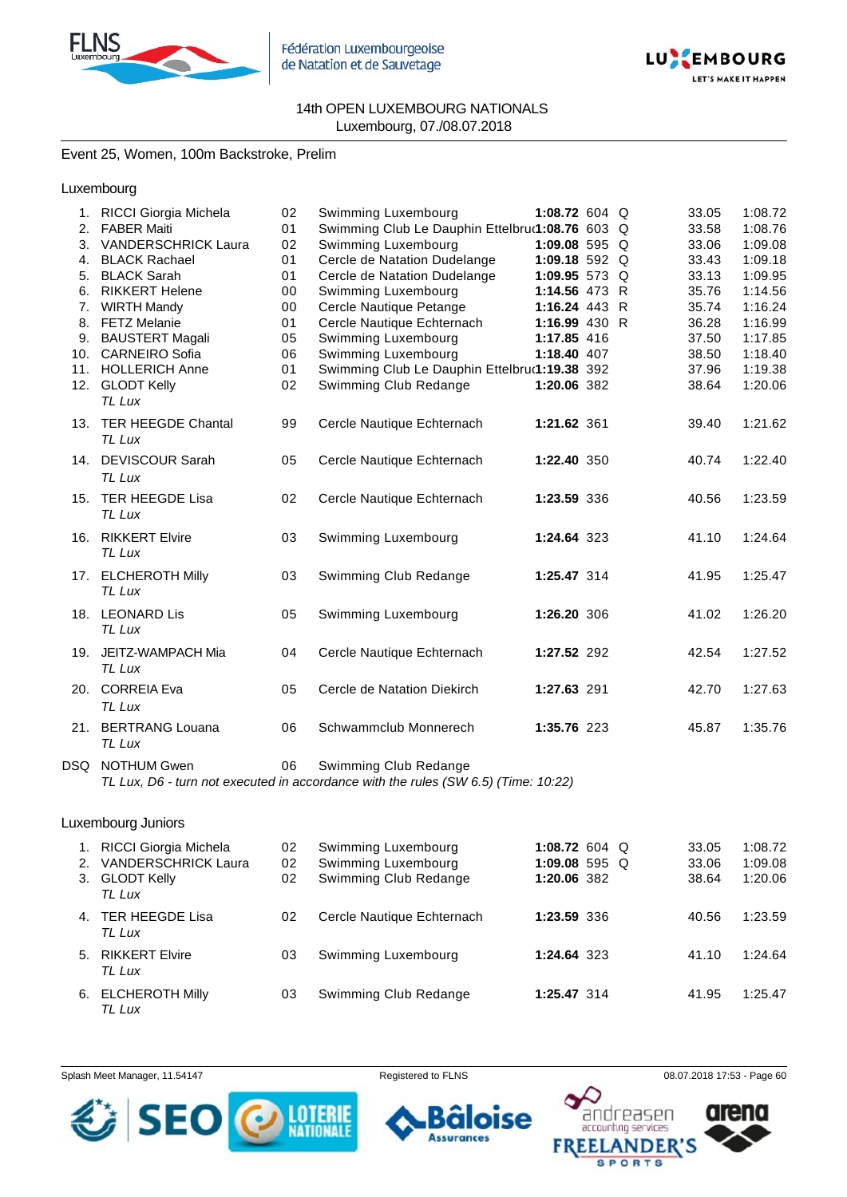14th OPEN LUXEMBOURG NATIONALS
Luxembourg, 07./08.07.2018

## Event 25, Women, 100m Backstroke, Prelim

### Luxembourg

| Place | Name | YB | Club | Time | Points | | 50m | 100m |
|---|---|---|---|---|---|---|---|---|
| 1. | RICCI Giorgia Michela | 02 | Swimming Luxembourg | **1:08.72** | 604 | Q | 33.05 | 1:08.72 |
| 2. | FABER Maiti | 01 | Swimming Club Le Dauphin Ettelbruck | **1:08.76** | 603 | Q | 33.58 | 1:08.76 |
| 3. | VANDERSCHRICK Laura | 02 | Swimming Luxembourg | **1:09.08** | 595 | Q | 33.06 | 1:09.08 |
| 4. | BLACK Rachael | 01 | Cercle de Natation Dudelange | **1:09.18** | 592 | Q | 33.43 | 1:09.18 |
| 5. | BLACK Sarah | 01 | Cercle de Natation Dudelange | **1:09.95** | 573 | Q | 33.13 | 1:09.95 |
| 6. | RIKKERT Helene | 00 | Swimming Luxembourg | **1:14.56** | 473 | R | 35.76 | 1:14.56 |
| 7. | WIRTH Mandy | 00 | Cercle Nautique Petange | **1:16.24** | 443 | R | 35.74 | 1:16.24 |
| 8. | FETZ Melanie | 01 | Cercle Nautique Echternach | **1:16.99** | 430 | R | 36.28 | 1:16.99 |
| 9. | BAUSTERT Magali | 05 | Swimming Luxembourg | **1:17.85** | 416 | | 37.50 | 1:17.85 |
| 10. | CARNEIRO Sofia | 06 | Swimming Luxembourg | **1:18.40** | 407 | | 38.50 | 1:18.40 |
| 11. | HOLLERICH Anne | 01 | Swimming Club Le Dauphin Ettelbruck | **1:19.38** | 392 | | 37.96 | 1:19.38 |
| 12. | GLODT Kelly *TL Lux* | 02 | Swimming Club Redange | **1:20.06** | 382 | | 38.64 | 1:20.06 |
| 13. | TER HEEGDE Chantal *TL Lux* | 99 | Cercle Nautique Echternach | **1:21.62** | 361 | | 39.40 | 1:21.62 |
| 14. | DEVISCOUR Sarah *TL Lux* | 05 | Cercle Nautique Echternach | **1:22.40** | 350 | | 40.74 | 1:22.40 |
| 15. | TER HEEGDE Lisa *TL Lux* | 02 | Cercle Nautique Echternach | **1:23.59** | 336 | | 40.56 | 1:23.59 |
| 16. | RIKKERT Elvire *TL Lux* | 03 | Swimming Luxembourg | **1:24.64** | 323 | | 41.10 | 1:24.64 |
| 17. | ELCHEROTH Milly *TL Lux* | 03 | Swimming Club Redange | **1:25.47** | 314 | | 41.95 | 1:25.47 |
| 18. | LEONARD Lis *TL Lux* | 05 | Swimming Luxembourg | **1:26.20** | 306 | | 41.02 | 1:26.20 |
| 19. | JEITZ-WAMPACH Mia *TL Lux* | 04 | Cercle Nautique Echternach | **1:27.52** | 292 | | 42.54 | 1:27.52 |
| 20. | CORREIA Eva *TL Lux* | 05 | Cercle de Natation Diekirch | **1:27.63** | 291 | | 42.70 | 1:27.63 |
| 21. | BERTRANG Louana *TL Lux* | 06 | Schwammclub Monnerech | **1:35.76** | 223 | | 45.87 | 1:35.76 |
| DSQ | NOTHUM Gwen | 06 | Swimming Club Redange | | | | | |

*TL Lux, D6 - turn not executed in accordance with the rules (SW 6.5) (Time: 10:22)*

### Luxembourg Juniors

| Place | Name | YB | Club | Time | Points | | 50m | 100m |
|---|---|---|---|---|---|---|---|---|
| 1. | RICCI Giorgia Michela | 02 | Swimming Luxembourg | **1:08.72** | 604 | Q | 33.05 | 1:08.72 |
| 2. | VANDERSCHRICK Laura | 02 | Swimming Luxembourg | **1:09.08** | 595 | Q | 33.06 | 1:09.08 |
| 3. | GLODT Kelly *TL Lux* | 02 | Swimming Club Redange | **1:20.06** | 382 | | 38.64 | 1:20.06 |
| 4. | TER HEEGDE Lisa *TL Lux* | 02 | Cercle Nautique Echternach | **1:23.59** | 336 | | 40.56 | 1:23.59 |
| 5. | RIKKERT Elvire *TL Lux* | 03 | Swimming Luxembourg | **1:24.64** | 323 | | 41.10 | 1:24.64 |
| 6. | ELCHEROTH Milly *TL Lux* | 03 | Swimming Club Redange | **1:25.47** | 314 | | 41.95 | 1:25.47 |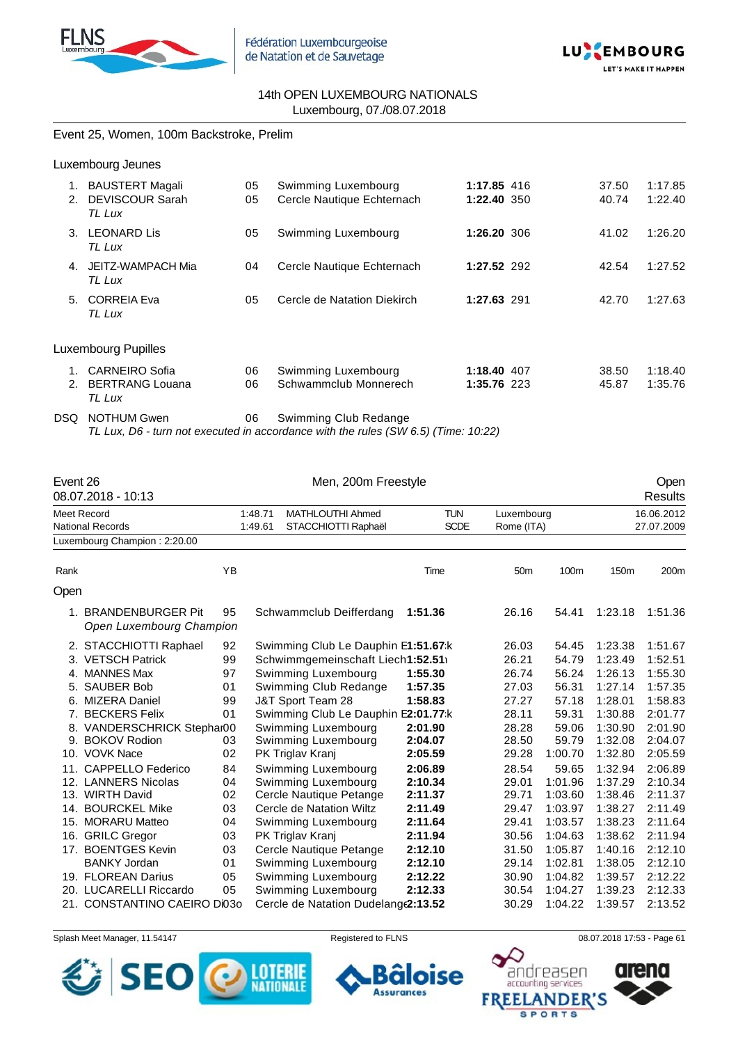14th OPEN LUXEMBOURG NATIONALS
Luxembourg, 07./08.07.2018

## Event 25, Women, 100m Backstroke, Prelim

### Luxembourg Jeunes

| Rank | Name | YB | Club | Time | Points | 50m | 100m |
|---|---|---|---|---|---|---|---|
| 1. | BAUSTERT Magali | 05 | Swimming Luxembourg | **1:17.85** | 416 | 37.50 | 1:17.85 |
| 2. | DEVISCOUR Sarah *TL Lux* | 05 | Cercle Nautique Echternach | **1:22.40** | 350 | 40.74 | 1:22.40 |
| 3. | LEONARD Lis *TL Lux* | 05 | Swimming Luxembourg | **1:26.20** | 306 | 41.02 | 1:26.20 |
| 4. | JEITZ-WAMPACH Mia *TL Lux* | 04 | Cercle Nautique Echternach | **1:27.52** | 292 | 42.54 | 1:27.52 |
| 5. | CORREIA Eva *TL Lux* | 05 | Cercle de Natation Diekirch | **1:27.63** | 291 | 42.70 | 1:27.63 |

### Luxembourg Pupilles

| Rank | Name | YB | Club | Time | Points | 50m | 100m |
|---|---|---|---|---|---|---|---|
| 1. | CARNEIRO Sofia | 06 | Swimming Luxembourg | **1:18.40** | 407 | 38.50 | 1:18.40 |
| 2. | BERTRANG Louana *TL Lux* | 06 | Schwammclub Monnerech | **1:35.76** | 223 | 45.87 | 1:35.76 |
| DSQ | NOTHUM Gwen | 06 | Swimming Club Redange | | | | |

*TL Lux, D6 - turn not executed in accordance with the rules (SW 6.5) (Time: 10:22)*

## Event 26 — Men, 200m Freestyle — Open

08.07.2018 - 10:13 — Results

| | Time | Name | Nation | Place | Date |
|---|---|---|---|---|---|
| Meet Record | 1:48.71 | MATHLOUTHI Ahmed | TUN | Luxembourg | 16.06.2012 |
| National Records | 1:49.61 | STACCHIOTTI Raphaël | SCDE | Rome (ITA) | 27.07.2009 |

Luxembourg Champion : 2:20.00

### Open

| Rank | Name | YB | Club | Time | 50m | 100m | 150m | 200m |
|---|---|---|---|---|---|---|---|---|
| 1. | BRANDENBURGER Pit *Open Luxembourg Champion* | 95 | Schwammclub Deifferdang | **1:51.36** | 26.16 | 54.41 | 1:23.18 | 1:51.36 |
| 2. | STACCHIOTTI Raphael | 92 | Swimming Club Le Dauphin E | **1:51.67** | 26.03 | 54.45 | 1:23.38 | 1:51.67 |
| 3. | VETSCH Patrick | 99 | Schwimmgemeinschaft Liech | **1:52.51** | 26.21 | 54.79 | 1:23.49 | 1:52.51 |
| 4. | MANNES Max | 97 | Swimming Luxembourg | **1:55.30** | 26.74 | 56.24 | 1:26.13 | 1:55.30 |
| 5. | SAUBER Bob | 01 | Swimming Club Redange | **1:57.35** | 27.03 | 56.31 | 1:27.14 | 1:57.35 |
| 6. | MIZERA Daniel | 99 | J&T Sport Team 28 | **1:58.83** | 27.27 | 57.18 | 1:28.01 | 1:58.83 |
| 7. | BECKERS Felix | 01 | Swimming Club Le Dauphin E | **2:01.77** | 28.11 | 59.31 | 1:30.88 | 2:01.77 |
| 8. | VANDERSCHRICK Stephan | 00 | Swimming Luxembourg | **2:01.90** | 28.28 | 59.06 | 1:30.90 | 2:01.90 |
| 9. | BOKOV Rodion | 03 | Swimming Luxembourg | **2:04.07** | 28.50 | 59.79 | 1:32.08 | 2:04.07 |
| 10. | VOVK Nace | 02 | PK Triglav Kranj | **2:05.59** | 29.28 | 1:00.70 | 1:32.80 | 2:05.59 |
| 11. | CAPPELLO Federico | 84 | Swimming Luxembourg | **2:06.89** | 28.54 | 59.65 | 1:32.94 | 2:06.89 |
| 12. | LANNERS Nicolas | 04 | Swimming Luxembourg | **2:10.34** | 29.01 | 1:01.96 | 1:37.29 | 2:10.34 |
| 13. | WIRTH David | 02 | Cercle Nautique Petange | **2:11.37** | 29.71 | 1:03.60 | 1:38.46 | 2:11.37 |
| 14. | BOURCKEL Mike | 03 | Cercle de Natation Wiltz | **2:11.49** | 29.47 | 1:03.97 | 1:38.27 | 2:11.49 |
| 15. | MORARU Matteo | 04 | Swimming Luxembourg | **2:11.64** | 29.41 | 1:03.57 | 1:38.23 | 2:11.64 |
| 16. | GRILC Gregor | 03 | PK Triglav Kranj | **2:11.94** | 30.56 | 1:04.63 | 1:38.62 | 2:11.94 |
| 17. | BOENTGES Kevin | 03 | Cercle Nautique Petange | **2:12.10** | 31.50 | 1:05.87 | 1:40.16 | 2:12.10 |
| | BANKY Jordan | 01 | Swimming Luxembourg | **2:12.10** | 29.14 | 1:02.81 | 1:38.05 | 2:12.10 |
| 19. | FLOREAN Darius | 05 | Swimming Luxembourg | **2:12.22** | 30.90 | 1:04.82 | 1:39.57 | 2:12.22 |
| 20. | LUCARELLI Riccardo | 05 | Swimming Luxembourg | **2:12.33** | 30.54 | 1:04.27 | 1:39.23 | 2:12.33 |
| 21. | CONSTANTINO CAEIRO Di | 03 | Cercle de Natation Dudelange | **2:13.52** | 30.29 | 1:04.22 | 1:39.57 | 2:13.52 |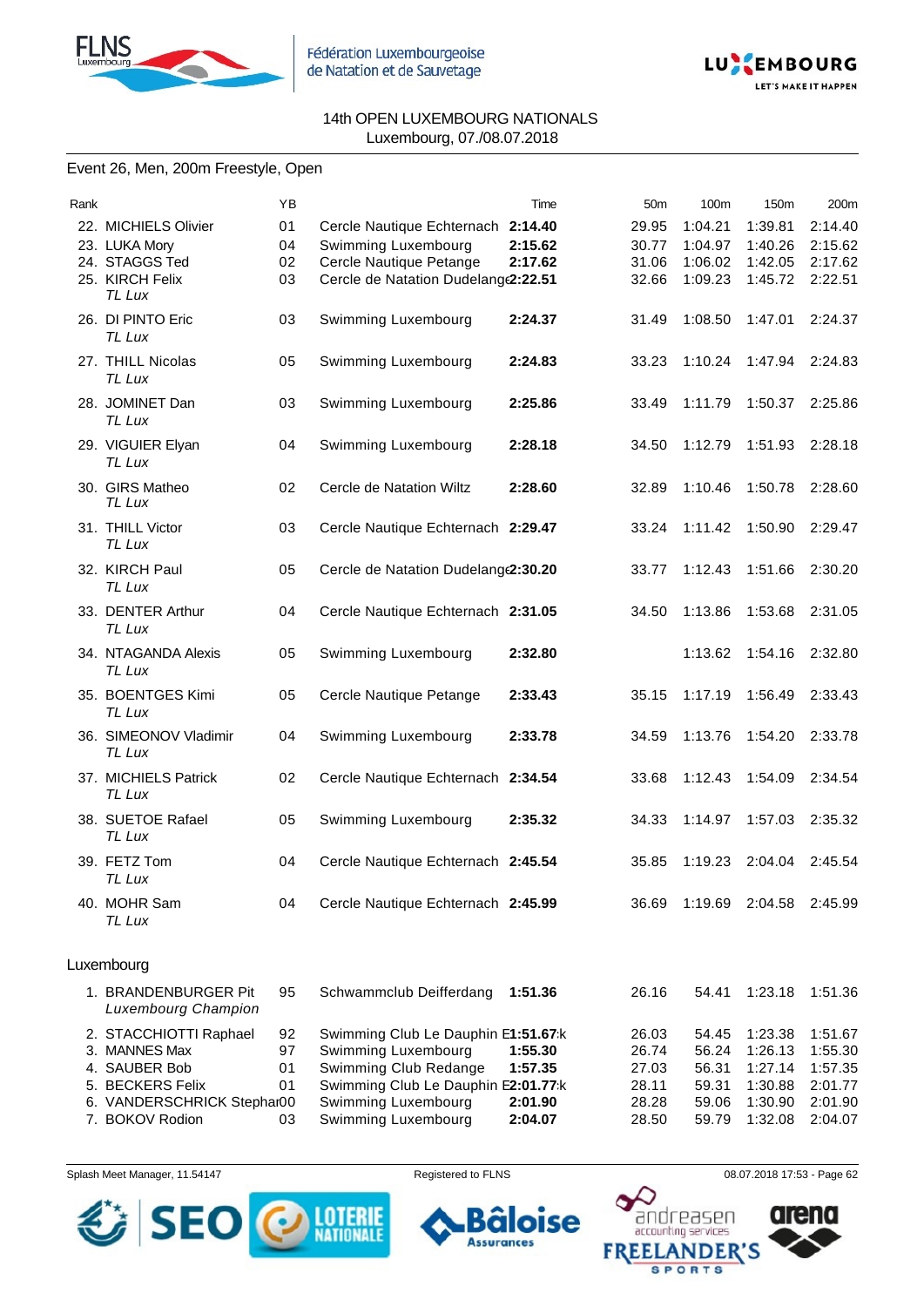14th OPEN LUXEMBOURG NATIONALS
Luxembourg, 07./08.07.2018

## Event 26, Men, 200m Freestyle, Open

| Rank | | YB | | Time | 50m | 100m | 150m | 200m |
|---|---|---|---|---|---|---|---|---|
| 22. | MICHIELS Olivier | 01 | Cercle Nautique Echternach | **2:14.40** | 29.95 | 1:04.21 | 1:39.81 | 2:14.40 |
| 23. | LUKA Mory | 04 | Swimming Luxembourg | **2:15.62** | 30.77 | 1:04.97 | 1:40.26 | 2:15.62 |
| 24. | STAGGS Ted | 02 | Cercle Nautique Petange | **2:17.62** | 31.06 | 1:06.02 | 1:42.05 | 2:17.62 |
| 25. | KIRCH Felix *TL Lux* | 03 | Cercle de Natation Dudelange | **2:22.51** | 32.66 | 1:09.23 | 1:45.72 | 2:22.51 |
| 26. | DI PINTO Eric *TL Lux* | 03 | Swimming Luxembourg | **2:24.37** | 31.49 | 1:08.50 | 1:47.01 | 2:24.37 |
| 27. | THILL Nicolas *TL Lux* | 05 | Swimming Luxembourg | **2:24.83** | 33.23 | 1:10.24 | 1:47.94 | 2:24.83 |
| 28. | JOMINET Dan *TL Lux* | 03 | Swimming Luxembourg | **2:25.86** | 33.49 | 1:11.79 | 1:50.37 | 2:25.86 |
| 29. | VIGUIER Elyan *TL Lux* | 04 | Swimming Luxembourg | **2:28.18** | 34.50 | 1:12.79 | 1:51.93 | 2:28.18 |
| 30. | GIRS Matheo *TL Lux* | 02 | Cercle de Natation Wiltz | **2:28.60** | 32.89 | 1:10.46 | 1:50.78 | 2:28.60 |
| 31. | THILL Victor *TL Lux* | 03 | Cercle Nautique Echternach | **2:29.47** | 33.24 | 1:11.42 | 1:50.90 | 2:29.47 |
| 32. | KIRCH Paul *TL Lux* | 05 | Cercle de Natation Dudelange | **2:30.20** | 33.77 | 1:12.43 | 1:51.66 | 2:30.20 |
| 33. | DENTER Arthur *TL Lux* | 04 | Cercle Nautique Echternach | **2:31.05** | 34.50 | 1:13.86 | 1:53.68 | 2:31.05 |
| 34. | NTAGANDA Alexis *TL Lux* | 05 | Swimming Luxembourg | **2:32.80** | | 1:13.62 | 1:54.16 | 2:32.80 |
| 35. | BOENTGES Kimi *TL Lux* | 05 | Cercle Nautique Petange | **2:33.43** | 35.15 | 1:17.19 | 1:56.49 | 2:33.43 |
| 36. | SIMEONOV Vladimir *TL Lux* | 04 | Swimming Luxembourg | **2:33.78** | 34.59 | 1:13.76 | 1:54.20 | 2:33.78 |
| 37. | MICHIELS Patrick *TL Lux* | 02 | Cercle Nautique Echternach | **2:34.54** | 33.68 | 1:12.43 | 1:54.09 | 2:34.54 |
| 38. | SUETOE Rafael *TL Lux* | 05 | Swimming Luxembourg | **2:35.32** | 34.33 | 1:14.97 | 1:57.03 | 2:35.32 |
| 39. | FETZ Tom *TL Lux* | 04 | Cercle Nautique Echternach | **2:45.54** | 35.85 | 1:19.23 | 2:04.04 | 2:45.54 |
| 40. | MOHR Sam *TL Lux* | 04 | Cercle Nautique Echternach | **2:45.99** | 36.69 | 1:19.69 | 2:04.58 | 2:45.99 |

### Luxembourg

| Rank | | YB | | Time | 50m | 100m | 150m | 200m |
|---|---|---|---|---|---|---|---|---|
| 1. | BRANDENBURGER Pit *Luxembourg Champion* | 95 | Schwammclub Deifferdang | **1:51.36** | 26.16 | 54.41 | 1:23.18 | 1:51.36 |
| 2. | STACCHIOTTI Raphael | 92 | Swimming Club Le Dauphin Ettelbruck | **1:51.67** | 26.03 | 54.45 | 1:23.38 | 1:51.67 |
| 3. | MANNES Max | 97 | Swimming Luxembourg | **1:55.30** | 26.74 | 56.24 | 1:26.13 | 1:55.30 |
| 4. | SAUBER Bob | 01 | Swimming Club Redange | **1:57.35** | 27.03 | 56.31 | 1:27.14 | 1:57.35 |
| 5. | BECKERS Felix | 01 | Swimming Club Le Dauphin Ettelbruck | **2:01.77** | 28.11 | 59.31 | 1:30.88 | 2:01.77 |
| 6. | VANDERSCHRICK Stephan | 00 | Swimming Luxembourg | **2:01.90** | 28.28 | 59.06 | 1:30.90 | 2:01.90 |
| 7. | BOKOV Rodion | 03 | Swimming Luxembourg | **2:04.07** | 28.50 | 59.79 | 1:32.08 | 2:04.07 |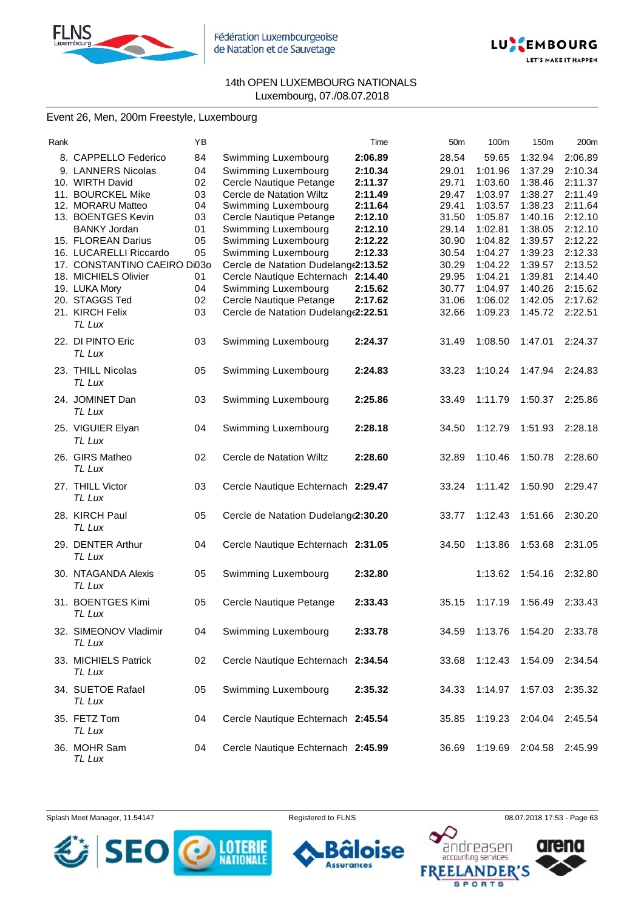14th OPEN LUXEMBOURG NATIONALS
Luxembourg, 07./08.07.2018

## Event 26, Men, 200m Freestyle, Luxembourg

| Rank | | YB | | Time | 50m | 100m | 150m | 200m |
|---|---|---|---|---|---|---|---|---|
| 8. | CAPPELLO Federico | 84 | Swimming Luxembourg | **2:06.89** | 28.54 | 59.65 | 1:32.94 | 2:06.89 |
| 9. | LANNERS Nicolas | 04 | Swimming Luxembourg | **2:10.34** | 29.01 | 1:01.96 | 1:37.29 | 2:10.34 |
| 10. | WIRTH David | 02 | Cercle Nautique Petange | **2:11.37** | 29.71 | 1:03.60 | 1:38.46 | 2:11.37 |
| 11. | BOURCKEL Mike | 03 | Cercle de Natation Wiltz | **2:11.49** | 29.47 | 1:03.97 | 1:38.27 | 2:11.49 |
| 12. | MORARU Matteo | 04 | Swimming Luxembourg | **2:11.64** | 29.41 | 1:03.57 | 1:38.23 | 2:11.64 |
| 13. | BOENTGES Kevin | 03 | Cercle Nautique Petange | **2:12.10** | 31.50 | 1:05.87 | 1:40.16 | 2:12.10 |
| | BANKY Jordan | 01 | Swimming Luxembourg | **2:12.10** | 29.14 | 1:02.81 | 1:38.05 | 2:12.10 |
| 15. | FLOREAN Darius | 05 | Swimming Luxembourg | **2:12.22** | 30.90 | 1:04.82 | 1:39.57 | 2:12.22 |
| 16. | LUCARELLI Riccardo | 05 | Swimming Luxembourg | **2:12.33** | 30.54 | 1:04.27 | 1:39.23 | 2:12.33 |
| 17. | CONSTANTINO CAEIRO Di | 03 | Cercle de Natation Dudelange | **2:13.52** | 30.29 | 1:04.22 | 1:39.57 | 2:13.52 |
| 18. | MICHIELS Olivier | 01 | Cercle Nautique Echternach | **2:14.40** | 29.95 | 1:04.21 | 1:39.81 | 2:14.40 |
| 19. | LUKA Mory | 04 | Swimming Luxembourg | **2:15.62** | 30.77 | 1:04.97 | 1:40.26 | 2:15.62 |
| 20. | STAGGS Ted | 02 | Cercle Nautique Petange | **2:17.62** | 31.06 | 1:06.02 | 1:42.05 | 2:17.62 |
| 21. | KIRCH Felix *TL Lux* | 03 | Cercle de Natation Dudelange | **2:22.51** | 32.66 | 1:09.23 | 1:45.72 | 2:22.51 |
| 22. | DI PINTO Eric *TL Lux* | 03 | Swimming Luxembourg | **2:24.37** | 31.49 | 1:08.50 | 1:47.01 | 2:24.37 |
| 23. | THILL Nicolas *TL Lux* | 05 | Swimming Luxembourg | **2:24.83** | 33.23 | 1:10.24 | 1:47.94 | 2:24.83 |
| 24. | JOMINET Dan *TL Lux* | 03 | Swimming Luxembourg | **2:25.86** | 33.49 | 1:11.79 | 1:50.37 | 2:25.86 |
| 25. | VIGUIER Elyan *TL Lux* | 04 | Swimming Luxembourg | **2:28.18** | 34.50 | 1:12.79 | 1:51.93 | 2:28.18 |
| 26. | GIRS Matheo *TL Lux* | 02 | Cercle de Natation Wiltz | **2:28.60** | 32.89 | 1:10.46 | 1:50.78 | 2:28.60 |
| 27. | THILL Victor *TL Lux* | 03 | Cercle Nautique Echternach | **2:29.47** | 33.24 | 1:11.42 | 1:50.90 | 2:29.47 |
| 28. | KIRCH Paul *TL Lux* | 05 | Cercle de Natation Dudelange | **2:30.20** | 33.77 | 1:12.43 | 1:51.66 | 2:30.20 |
| 29. | DENTER Arthur *TL Lux* | 04 | Cercle Nautique Echternach | **2:31.05** | 34.50 | 1:13.86 | 1:53.68 | 2:31.05 |
| 30. | NTAGANDA Alexis *TL Lux* | 05 | Swimming Luxembourg | **2:32.80** | | 1:13.62 | 1:54.16 | 2:32.80 |
| 31. | BOENTGES Kimi *TL Lux* | 05 | Cercle Nautique Petange | **2:33.43** | 35.15 | 1:17.19 | 1:56.49 | 2:33.43 |
| 32. | SIMEONOV Vladimir *TL Lux* | 04 | Swimming Luxembourg | **2:33.78** | 34.59 | 1:13.76 | 1:54.20 | 2:33.78 |
| 33. | MICHIELS Patrick *TL Lux* | 02 | Cercle Nautique Echternach | **2:34.54** | 33.68 | 1:12.43 | 1:54.09 | 2:34.54 |
| 34. | SUETOE Rafael *TL Lux* | 05 | Swimming Luxembourg | **2:35.32** | 34.33 | 1:14.97 | 1:57.03 | 2:35.32 |
| 35. | FETZ Tom *TL Lux* | 04 | Cercle Nautique Echternach | **2:45.54** | 35.85 | 1:19.23 | 2:04.04 | 2:45.54 |
| 36. | MOHR Sam *TL Lux* | 04 | Cercle Nautique Echternach | **2:45.99** | 36.69 | 1:19.69 | 2:04.58 | 2:45.99 |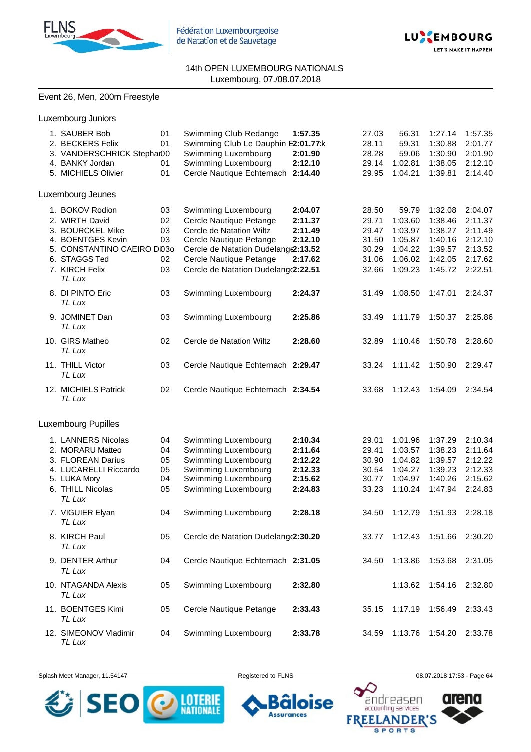14th OPEN LUXEMBOURG NATIONALS
Luxembourg, 07./08.07.2018

Event 26, Men, 200m Freestyle

### Luxembourg Juniors

| Place | Name | YOB | Club | Time | 50m | 100m | 150m | 200m |
|---|---|---|---|---|---|---|---|---|
| 1. | SAUBER Bob | 01 | Swimming Club Redange | **1:57.35** | 27.03 | 56.31 | 1:27.14 | 1:57.35 |
| 2. | BECKERS Felix | 01 | Swimming Club Le Dauphin E | **2:01.77** k | 28.11 | 59.31 | 1:30.88 | 2:01.77 |
| 3. | VANDERSCHRICK Stephan | 00 | Swimming Luxembourg | **2:01.90** | 28.28 | 59.06 | 1:30.90 | 2:01.90 |
| 4. | BANKY Jordan | 01 | Swimming Luxembourg | **2:12.10** | 29.14 | 1:02.81 | 1:38.05 | 2:12.10 |
| 5. | MICHIELS Olivier | 01 | Cercle Nautique Echternach | **2:14.40** | 29.95 | 1:04.21 | 1:39.81 | 2:14.40 |

### Luxembourg Jeunes

| Place | Name | YOB | Club | Time | 50m | 100m | 150m | 200m |
|---|---|---|---|---|---|---|---|---|
| 1. | BOKOV Rodion | 03 | Swimming Luxembourg | **2:04.07** | 28.50 | 59.79 | 1:32.08 | 2:04.07 |
| 2. | WIRTH David | 02 | Cercle Nautique Petange | **2:11.37** | 29.71 | 1:03.60 | 1:38.46 | 2:11.37 |
| 3. | BOURCKEL Mike | 03 | Cercle de Natation Wiltz | **2:11.49** | 29.47 | 1:03.97 | 1:38.27 | 2:11.49 |
| 4. | BOENTGES Kevin | 03 | Cercle Nautique Petange | **2:12.10** | 31.50 | 1:05.87 | 1:40.16 | 2:12.10 |
| 5. | CONSTANTINO CAEIRO Di | 03o | Cercle de Natation Dudelange | **2:13.52** | 30.29 | 1:04.22 | 1:39.57 | 2:13.52 |
| 6. | STAGGS Ted | 02 | Cercle Nautique Petange | **2:17.62** | 31.06 | 1:06.02 | 1:42.05 | 2:17.62 |
| 7. | KIRCH Felix<br>*TL Lux* | 03 | Cercle de Natation Dudelange | **2:22.51** | 32.66 | 1:09.23 | 1:45.72 | 2:22.51 |
| 8. | DI PINTO Eric<br>*TL Lux* | 03 | Swimming Luxembourg | **2:24.37** | 31.49 | 1:08.50 | 1:47.01 | 2:24.37 |
| 9. | JOMINET Dan<br>*TL Lux* | 03 | Swimming Luxembourg | **2:25.86** | 33.49 | 1:11.79 | 1:50.37 | 2:25.86 |
| 10. | GIRS Matheo<br>*TL Lux* | 02 | Cercle de Natation Wiltz | **2:28.60** | 32.89 | 1:10.46 | 1:50.78 | 2:28.60 |
| 11. | THILL Victor<br>*TL Lux* | 03 | Cercle Nautique Echternach | **2:29.47** | 33.24 | 1:11.42 | 1:50.90 | 2:29.47 |
| 12. | MICHIELS Patrick<br>*TL Lux* | 02 | Cercle Nautique Echternach | **2:34.54** | 33.68 | 1:12.43 | 1:54.09 | 2:34.54 |

### Luxembourg Pupilles

| Place | Name | YOB | Club | Time | 50m | 100m | 150m | 200m |
|---|---|---|---|---|---|---|---|---|
| 1. | LANNERS Nicolas | 04 | Swimming Luxembourg | **2:10.34** | 29.01 | 1:01.96 | 1:37.29 | 2:10.34 |
| 2. | MORARU Matteo | 04 | Swimming Luxembourg | **2:11.64** | 29.41 | 1:03.57 | 1:38.23 | 2:11.64 |
| 3. | FLOREAN Darius | 05 | Swimming Luxembourg | **2:12.22** | 30.90 | 1:04.82 | 1:39.57 | 2:12.22 |
| 4. | LUCARELLI Riccardo | 05 | Swimming Luxembourg | **2:12.33** | 30.54 | 1:04.27 | 1:39.23 | 2:12.33 |
| 5. | LUKA Mory | 04 | Swimming Luxembourg | **2:15.62** | 30.77 | 1:04.97 | 1:40.26 | 2:15.62 |
| 6. | THILL Nicolas<br>*TL Lux* | 05 | Swimming Luxembourg | **2:24.83** | 33.23 | 1:10.24 | 1:47.94 | 2:24.83 |
| 7. | VIGUIER Elyan<br>*TL Lux* | 04 | Swimming Luxembourg | **2:28.18** | 34.50 | 1:12.79 | 1:51.93 | 2:28.18 |
| 8. | KIRCH Paul<br>*TL Lux* | 05 | Cercle de Natation Dudelange | **2:30.20** | 33.77 | 1:12.43 | 1:51.66 | 2:30.20 |
| 9. | DENTER Arthur<br>*TL Lux* | 04 | Cercle Nautique Echternach | **2:31.05** | 34.50 | 1:13.86 | 1:53.68 | 2:31.05 |
| 10. | NTAGANDA Alexis<br>*TL Lux* | 05 | Swimming Luxembourg | **2:32.80** | | 1:13.62 | 1:54.16 | 2:32.80 |
| 11. | BOENTGES Kimi<br>*TL Lux* | 05 | Cercle Nautique Petange | **2:33.43** | 35.15 | 1:17.19 | 1:56.49 | 2:33.43 |
| 12. | SIMEONOV Vladimir<br>*TL Lux* | 04 | Swimming Luxembourg | **2:33.78** | 34.59 | 1:13.76 | 1:54.20 | 2:33.78 |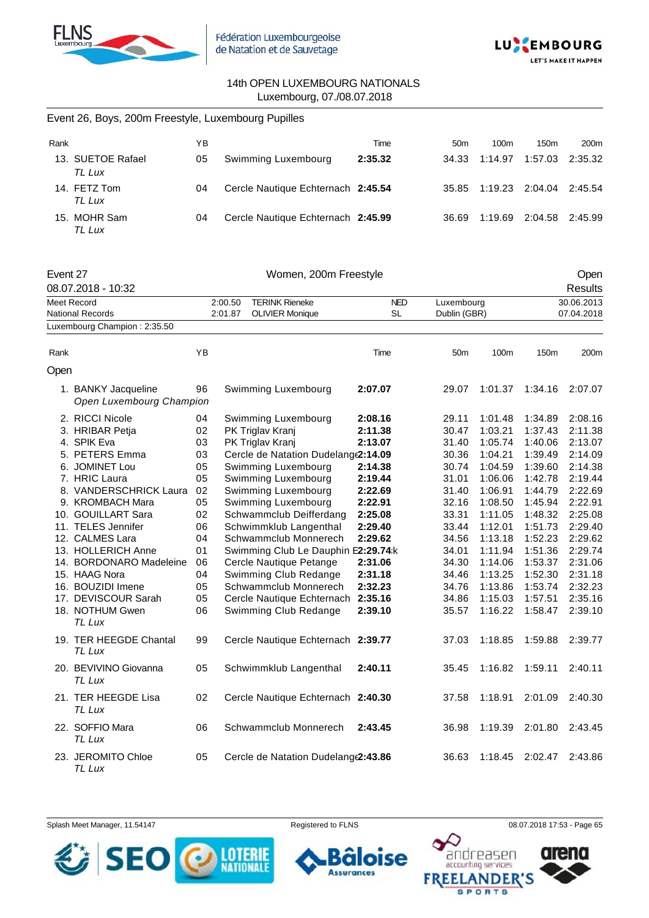14th OPEN LUXEMBOURG NATIONALS
Luxembourg, 07./08.07.2018

## Event 26, Boys, 200m Freestyle, Luxembourg Pupilles

| Rank | | YB | | Time | 50m | 100m | 150m | 200m |
|---|---|---|---|---|---|---|---|---|
| 13. | SUETOE Rafael *TL Lux* | 05 | Swimming Luxembourg | **2:35.32** | 34.33 | 1:14.97 | 1:57.03 | 2:35.32 |
| 14. | FETZ Tom *TL Lux* | 04 | Cercle Nautique Echternach | **2:45.54** | 35.85 | 1:19.23 | 2:04.04 | 2:45.54 |
| 15. | MOHR Sam *TL Lux* | 04 | Cercle Nautique Echternach | **2:45.99** | 36.69 | 1:19.69 | 2:04.58 | 2:45.99 |

## Event 27 Women, 200m Freestyle Open

08.07.2018 - 10:32 Results

| | | | | | |
|---|---|---|---|---|---|
| Meet Record | 2:00.50 | TERINK Rieneke | NED | Luxembourg | 30.06.2013 |
| National Records | 2:01.87 | OLIVIER Monique | SL | Dublin (GBR) | 07.04.2018 |

Luxembourg Champion : 2:35.50

| Rank | | YB | | Time | 50m | 100m | 150m | 200m |
|---|---|---|---|---|---|---|---|---|
| **Open** | | | | | | | | |
| 1. | BANKY Jacqueline *Open Luxembourg Champion* | 96 | Swimming Luxembourg | **2:07.07** | 29.07 | 1:01.37 | 1:34.16 | 2:07.07 |
| 2. | RICCI Nicole | 04 | Swimming Luxembourg | **2:08.16** | 29.11 | 1:01.48 | 1:34.89 | 2:08.16 |
| 3. | HRIBAR Petja | 02 | PK Triglav Kranj | **2:11.38** | 30.47 | 1:03.21 | 1:37.43 | 2:11.38 |
| 4. | SPIK Eva | 03 | PK Triglav Kranj | **2:13.07** | 31.40 | 1:05.74 | 1:40.06 | 2:13.07 |
| 5. | PETERS Emma | 03 | Cercle de Natation Dudelange | **2:14.09** | 30.36 | 1:04.21 | 1:39.49 | 2:14.09 |
| 6. | JOMINET Lou | 05 | Swimming Luxembourg | **2:14.38** | 30.74 | 1:04.59 | 1:39.60 | 2:14.38 |
| 7. | HRIC Laura | 05 | Swimming Luxembourg | **2:19.44** | 31.01 | 1:06.06 | 1:42.78 | 2:19.44 |
| 8. | VANDERSCHRICK Laura | 02 | Swimming Luxembourg | **2:22.69** | 31.40 | 1:06.91 | 1:44.79 | 2:22.69 |
| 9. | KROMBACH Mara | 05 | Swimming Luxembourg | **2:22.91** | 32.16 | 1:08.50 | 1:45.94 | 2:22.91 |
| 10. | GOUILLART Sara | 02 | Schwammclub Deifferdang | **2:25.08** | 33.31 | 1:11.05 | 1:48.32 | 2:25.08 |
| 11. | TELES Jennifer | 06 | Schwimmklub Langenthal | **2:29.40** | 33.44 | 1:12.01 | 1:51.73 | 2:29.40 |
| 12. | CALMES Lara | 04 | Schwammclub Monnerech | **2:29.62** | 34.56 | 1:13.18 | 1:52.23 | 2:29.62 |
| 13. | HOLLERICH Anne | 01 | Swimming Club Le Dauphin Ettelbruck | **2:29.74** | 34.01 | 1:11.94 | 1:51.36 | 2:29.74 |
| 14. | BORDONARO Madeleine | 06 | Cercle Nautique Petange | **2:31.06** | 34.30 | 1:14.06 | 1:53.37 | 2:31.06 |
| 15. | HAAG Nora | 04 | Swimming Club Redange | **2:31.18** | 34.46 | 1:13.25 | 1:52.30 | 2:31.18 |
| 16. | BOUZIDI Imene | 05 | Schwammclub Monnerech | **2:32.23** | 34.76 | 1:13.86 | 1:53.74 | 2:32.23 |
| 17. | DEVISCOUR Sarah | 05 | Cercle Nautique Echternach | **2:35.16** | 34.86 | 1:15.03 | 1:57.51 | 2:35.16 |
| 18. | NOTHUM Gwen *TL Lux* | 06 | Swimming Club Redange | **2:39.10** | 35.57 | 1:16.22 | 1:58.47 | 2:39.10 |
| 19. | TER HEEGDE Chantal *TL Lux* | 99 | Cercle Nautique Echternach | **2:39.77** | 37.03 | 1:18.85 | 1:59.88 | 2:39.77 |
| 20. | BEVIVINO Giovanna *TL Lux* | 05 | Schwimmklub Langenthal | **2:40.11** | 35.45 | 1:16.82 | 1:59.11 | 2:40.11 |
| 21. | TER HEEGDE Lisa *TL Lux* | 02 | Cercle Nautique Echternach | **2:40.30** | 37.58 | 1:18.91 | 2:01.09 | 2:40.30 |
| 22. | SOFFIO Mara *TL Lux* | 06 | Schwammclub Monnerech | **2:43.45** | 36.98 | 1:19.39 | 2:01.80 | 2:43.45 |
| 23. | JEROMITO Chloe *TL Lux* | 05 | Cercle de Natation Dudelange | **2:43.86** | 36.63 | 1:18.45 | 2:02.47 | 2:43.86 |

Splash Meet Manager, 11.54147 Registered to FLNS 08.07.2018 17:53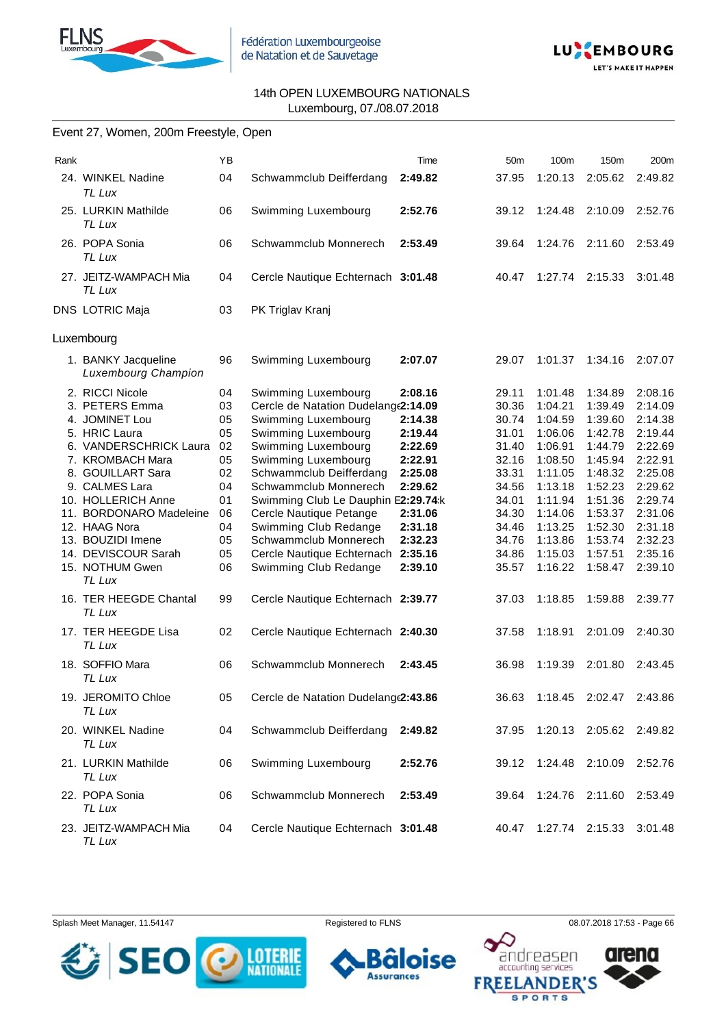14th OPEN LUXEMBOURG NATIONALS
Luxembourg, 07./08.07.2018

## Event 27, Women, 200m Freestyle, Open

| Rank | | YB | | Time | 50m | 100m | 150m | 200m |
|---|---|---|---|---|---|---|---|---|
| 24. | WINKEL Nadine *TL Lux* | 04 | Schwammclub Deifferdang | **2:49.82** | 37.95 | 1:20.13 | 2:05.62 | 2:49.82 |
| 25. | LURKIN Mathilde *TL Lux* | 06 | Swimming Luxembourg | **2:52.76** | 39.12 | 1:24.48 | 2:10.09 | 2:52.76 |
| 26. | POPA Sonia *TL Lux* | 06 | Schwammclub Monnerech | **2:53.49** | 39.64 | 1:24.76 | 2:11.60 | 2:53.49 |
| 27. | JEITZ-WAMPACH Mia *TL Lux* | 04 | Cercle Nautique Echternach | **3:01.48** | 40.47 | 1:27.74 | 2:15.33 | 3:01.48 |
| DNS | LOTRIC Maja | 03 | PK Triglav Kranj | | | | | |

### Luxembourg

| Rank | | YB | | Time | 50m | 100m | 150m | 200m |
|---|---|---|---|---|---|---|---|---|
| 1. | BANKY Jacqueline *Luxembourg Champion* | 96 | Swimming Luxembourg | **2:07.07** | 29.07 | 1:01.37 | 1:34.16 | 2:07.07 |
| 2. | RICCI Nicole | 04 | Swimming Luxembourg | **2:08.16** | 29.11 | 1:01.48 | 1:34.89 | 2:08.16 |
| 3. | PETERS Emma | 03 | Cercle de Natation Dudelange | **2:14.09** | 30.36 | 1:04.21 | 1:39.49 | 2:14.09 |
| 4. | JOMINET Lou | 05 | Swimming Luxembourg | **2:14.38** | 30.74 | 1:04.59 | 1:39.60 | 2:14.38 |
| 5. | HRIC Laura | 05 | Swimming Luxembourg | **2:19.44** | 31.01 | 1:06.06 | 1:42.78 | 2:19.44 |
| 6. | VANDERSCHRICK Laura | 02 | Swimming Luxembourg | **2:22.69** | 31.40 | 1:06.91 | 1:44.79 | 2:22.69 |
| 7. | KROMBACH Mara | 05 | Swimming Luxembourg | **2:22.91** | 32.16 | 1:08.50 | 1:45.94 | 2:22.91 |
| 8. | GOUILLART Sara | 02 | Schwammclub Deifferdang | **2:25.08** | 33.31 | 1:11.05 | 1:48.32 | 2:25.08 |
| 9. | CALMES Lara | 04 | Schwammclub Monnerech | **2:29.62** | 34.56 | 1:13.18 | 1:52.23 | 2:29.62 |
| 10. | HOLLERICH Anne | 01 | Swimming Club Le Dauphin E | **2:29.74** k | 34.01 | 1:11.94 | 1:51.36 | 2:29.74 |
| 11. | BORDONARO Madeleine | 06 | Cercle Nautique Petange | **2:31.06** | 34.30 | 1:14.06 | 1:53.37 | 2:31.06 |
| 12. | HAAG Nora | 04 | Swimming Club Redange | **2:31.18** | 34.46 | 1:13.25 | 1:52.30 | 2:31.18 |
| 13. | BOUZIDI Imene | 05 | Schwammclub Monnerech | **2:32.23** | 34.76 | 1:13.86 | 1:53.74 | 2:32.23 |
| 14. | DEVISCOUR Sarah | 05 | Cercle Nautique Echternach | **2:35.16** | 34.86 | 1:15.03 | 1:57.51 | 2:35.16 |
| 15. | NOTHUM Gwen *TL Lux* | 06 | Swimming Club Redange | **2:39.10** | 35.57 | 1:16.22 | 1:58.47 | 2:39.10 |
| 16. | TER HEEGDE Chantal *TL Lux* | 99 | Cercle Nautique Echternach | **2:39.77** | 37.03 | 1:18.85 | 1:59.88 | 2:39.77 |
| 17. | TER HEEGDE Lisa *TL Lux* | 02 | Cercle Nautique Echternach | **2:40.30** | 37.58 | 1:18.91 | 2:01.09 | 2:40.30 |
| 18. | SOFFIO Mara *TL Lux* | 06 | Schwammclub Monnerech | **2:43.45** | 36.98 | 1:19.39 | 2:01.80 | 2:43.45 |
| 19. | JEROMITO Chloe *TL Lux* | 05 | Cercle de Natation Dudelange | **2:43.86** | 36.63 | 1:18.45 | 2:02.47 | 2:43.86 |
| 20. | WINKEL Nadine *TL Lux* | 04 | Schwammclub Deifferdang | **2:49.82** | 37.95 | 1:20.13 | 2:05.62 | 2:49.82 |
| 21. | LURKIN Mathilde *TL Lux* | 06 | Swimming Luxembourg | **2:52.76** | 39.12 | 1:24.48 | 2:10.09 | 2:52.76 |
| 22. | POPA Sonia *TL Lux* | 06 | Schwammclub Monnerech | **2:53.49** | 39.64 | 1:24.76 | 2:11.60 | 2:53.49 |
| 23. | JEITZ-WAMPACH Mia *TL Lux* | 04 | Cercle Nautique Echternach | **3:01.48** | 40.47 | 1:27.74 | 2:15.33 | 3:01.48 |

Splash Meet Manager, 11.54147 — Registered to FLNS — 08.07.2018 17:53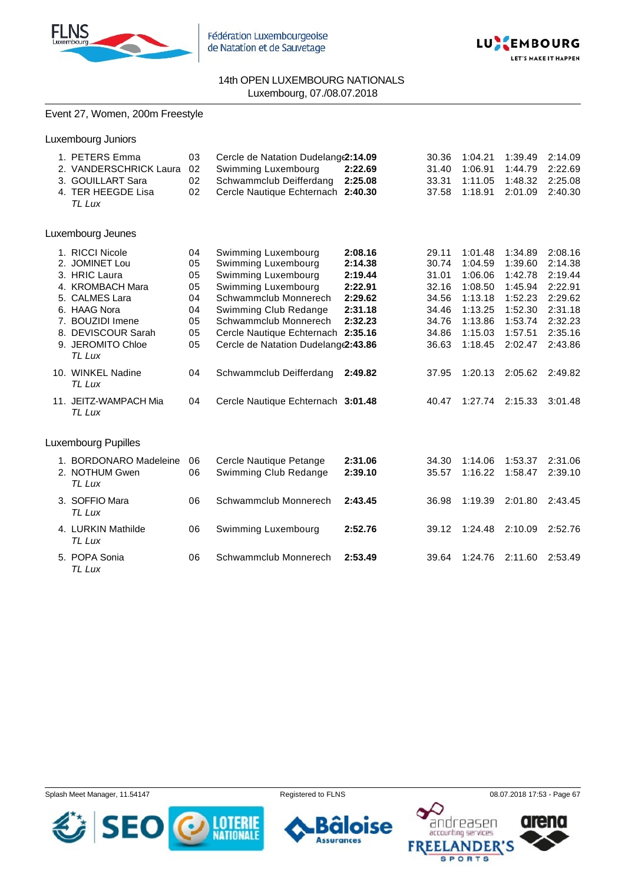14th OPEN LUXEMBOURG NATIONALS
Luxembourg, 07./08.07.2018

## Event 27, Women, 200m Freestyle

### Luxembourg Juniors

| Place | Name | YoB | Club | Time | 50m | 100m | 150m | 200m |
|---|---|---|---|---|---|---|---|---|
| 1. | PETERS Emma | 03 | Cercle de Natation Dudelange | **2:14.09** | 30.36 | 1:04.21 | 1:39.49 | 2:14.09 |
| 2. | VANDERSCHRICK Laura | 02 | Swimming Luxembourg | **2:22.69** | 31.40 | 1:06.91 | 1:44.79 | 2:22.69 |
| 3. | GOUILLART Sara | 02 | Schwammclub Deifferdang | **2:25.08** | 33.31 | 1:11.05 | 1:48.32 | 2:25.08 |
| 4. | TER HEEGDE Lisa *TL Lux* | 02 | Cercle Nautique Echternach | **2:40.30** | 37.58 | 1:18.91 | 2:01.09 | 2:40.30 |

### Luxembourg Jeunes

| Place | Name | YoB | Club | Time | 50m | 100m | 150m | 200m |
|---|---|---|---|---|---|---|---|---|
| 1. | RICCI Nicole | 04 | Swimming Luxembourg | **2:08.16** | 29.11 | 1:01.48 | 1:34.89 | 2:08.16 |
| 2. | JOMINET Lou | 05 | Swimming Luxembourg | **2:14.38** | 30.74 | 1:04.59 | 1:39.60 | 2:14.38 |
| 3. | HRIC Laura | 05 | Swimming Luxembourg | **2:19.44** | 31.01 | 1:06.06 | 1:42.78 | 2:19.44 |
| 4. | KROMBACH Mara | 05 | Swimming Luxembourg | **2:22.91** | 32.16 | 1:08.50 | 1:45.94 | 2:22.91 |
| 5. | CALMES Lara | 04 | Schwammclub Monnerech | **2:29.62** | 34.56 | 1:13.18 | 1:52.23 | 2:29.62 |
| 6. | HAAG Nora | 04 | Swimming Club Redange | **2:31.18** | 34.46 | 1:13.25 | 1:52.30 | 2:31.18 |
| 7. | BOUZIDI Imene | 05 | Schwammclub Monnerech | **2:32.23** | 34.76 | 1:13.86 | 1:53.74 | 2:32.23 |
| 8. | DEVISCOUR Sarah | 05 | Cercle Nautique Echternach | **2:35.16** | 34.86 | 1:15.03 | 1:57.51 | 2:35.16 |
| 9. | JEROMITO Chloe *TL Lux* | 05 | Cercle de Natation Dudelange | **2:43.86** | 36.63 | 1:18.45 | 2:02.47 | 2:43.86 |
| 10. | WINKEL Nadine *TL Lux* | 04 | Schwammclub Deifferdang | **2:49.82** | 37.95 | 1:20.13 | 2:05.62 | 2:49.82 |
| 11. | JEITZ-WAMPACH Mia *TL Lux* | 04 | Cercle Nautique Echternach | **3:01.48** | 40.47 | 1:27.74 | 2:15.33 | 3:01.48 |

### Luxembourg Pupilles

| Place | Name | YoB | Club | Time | 50m | 100m | 150m | 200m |
|---|---|---|---|---|---|---|---|---|
| 1. | BORDONARO Madeleine | 06 | Cercle Nautique Petange | **2:31.06** | 34.30 | 1:14.06 | 1:53.37 | 2:31.06 |
| 2. | NOTHUM Gwen *TL Lux* | 06 | Swimming Club Redange | **2:39.10** | 35.57 | 1:16.22 | 1:58.47 | 2:39.10 |
| 3. | SOFFIO Mara *TL Lux* | 06 | Schwammclub Monnerech | **2:43.45** | 36.98 | 1:19.39 | 2:01.80 | 2:43.45 |
| 4. | LURKIN Mathilde *TL Lux* | 06 | Swimming Luxembourg | **2:52.76** | 39.12 | 1:24.48 | 2:10.09 | 2:52.76 |
| 5. | POPA Sonia *TL Lux* | 06 | Schwammclub Monnerech | **2:53.49** | 39.64 | 1:24.76 | 2:11.60 | 2:53.49 |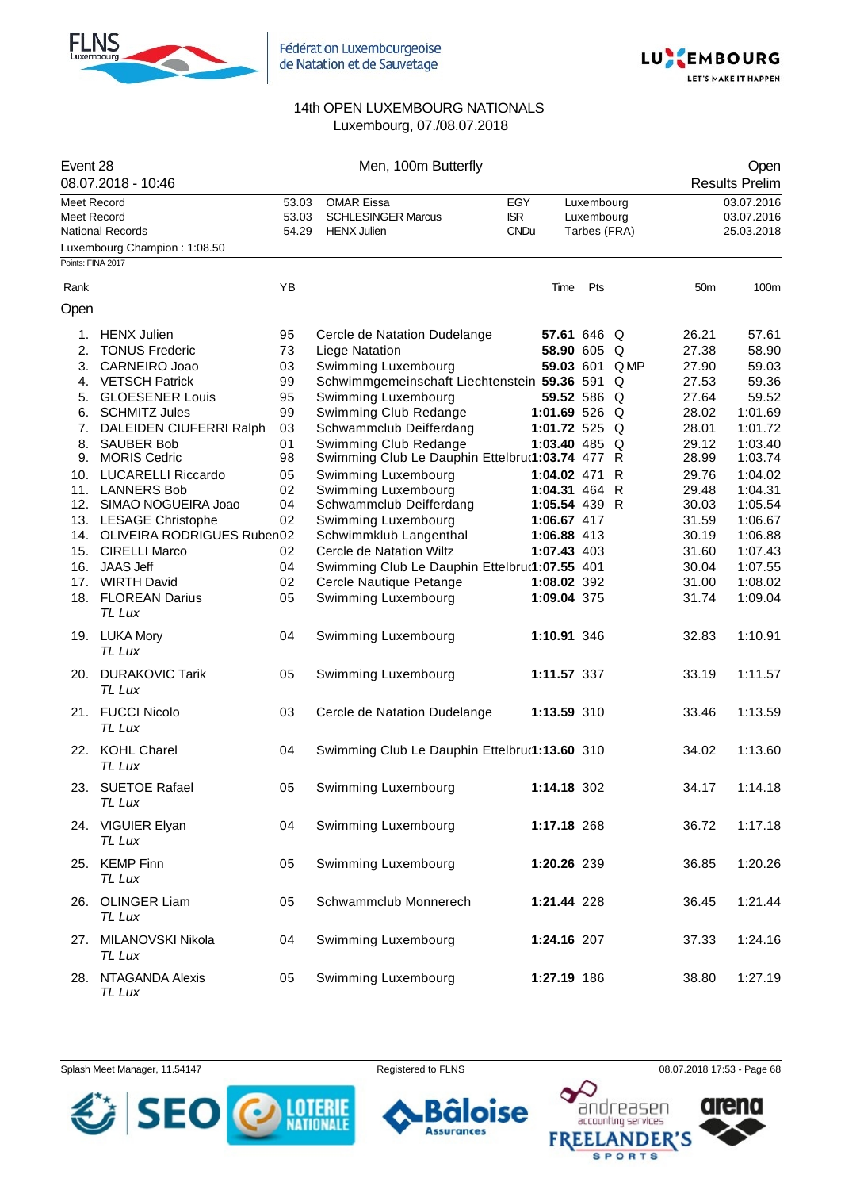14th OPEN LUXEMBOURG NATIONALS
Luxembourg, 07./08.07.2018

| Event 28 | Men, 100m Butterfly | Open |
|---|---|---|
| 08.07.2018 - 10:46 | | Results Prelim |

| | | | | | |
|---|---|---|---|---|---|
| Meet Record | 53.03 | OMAR Eissa | EGY | Luxembourg | 03.07.2016 |
| Meet Record | 53.03 | SCHLESINGER Marcus | ISR | Luxembourg | 03.07.2016 |
| National Records | 54.29 | HENX Julien | CNDu | Tarbes (FRA) | 25.03.2018 |

Luxembourg Champion : 1:08.50

Points: FINA 2017

## Open

| Rank | Name | YB | Club | Time | Pts | | 50m | 100m |
|---|---|---|---|---|---|---|---|---|
| 1. | HENX Julien | 95 | Cercle de Natation Dudelange | **57.61** | 646 | Q | 26.21 | 57.61 |
| 2. | TONUS Frederic | 73 | Liege Natation | **58.90** | 605 | Q | 27.38 | 58.90 |
| 3. | CARNEIRO Joao | 03 | Swimming Luxembourg | **59.03** | 601 | Q MP | 27.90 | 59.03 |
| 4. | VETSCH Patrick | 99 | Schwimmgemeinschaft Liechtenstein | **59.36** | 591 | Q | 27.53 | 59.36 |
| 5. | GLOESENER Louis | 95 | Swimming Luxembourg | **59.52** | 586 | Q | 27.64 | 59.52 |
| 6. | SCHMITZ Jules | 99 | Swimming Club Redange | **1:01.69** | 526 | Q | 28.02 | 1:01.69 |
| 7. | DALEIDEN CIUFERRI Ralph | 03 | Schwammclub Deifferdang | **1:01.72** | 525 | Q | 28.01 | 1:01.72 |
| 8. | SAUBER Bob | 01 | Swimming Club Redange | **1:03.40** | 485 | Q | 29.12 | 1:03.40 |
| 9. | MORIS Cedric | 98 | Swimming Club Le Dauphin Ettelbruck | **1:03.74** | 477 | R | 28.99 | 1:03.74 |
| 10. | LUCARELLI Riccardo | 05 | Swimming Luxembourg | **1:04.02** | 471 | R | 29.76 | 1:04.02 |
| 11. | LANNERS Bob | 02 | Swimming Luxembourg | **1:04.31** | 464 | R | 29.48 | 1:04.31 |
| 12. | SIMAO NOGUEIRA Joao | 04 | Schwammclub Deifferdang | **1:05.54** | 439 | R | 30.03 | 1:05.54 |
| 13. | LESAGE Christophe | 02 | Swimming Luxembourg | **1:06.67** | 417 | | 31.59 | 1:06.67 |
| 14. | OLIVEIRA RODRIGUES Ruben | 02 | Schwimmklub Langenthal | **1:06.88** | 413 | | 30.19 | 1:06.88 |
| 15. | CIRELLI Marco | 02 | Cercle de Natation Wiltz | **1:07.43** | 403 | | 31.60 | 1:07.43 |
| 16. | JAAS Jeff | 04 | Swimming Club Le Dauphin Ettelbruck | **1:07.55** | 401 | | 30.04 | 1:07.55 |
| 17. | WIRTH David | 02 | Cercle Nautique Petange | **1:08.02** | 392 | | 31.00 | 1:08.02 |
| 18. | FLOREAN Darius *TL Lux* | 05 | Swimming Luxembourg | **1:09.04** | 375 | | 31.74 | 1:09.04 |
| 19. | LUKA Mory *TL Lux* | 04 | Swimming Luxembourg | **1:10.91** | 346 | | 32.83 | 1:10.91 |
| 20. | DURAKOVIC Tarik *TL Lux* | 05 | Swimming Luxembourg | **1:11.57** | 337 | | 33.19 | 1:11.57 |
| 21. | FUCCI Nicolo *TL Lux* | 03 | Cercle de Natation Dudelange | **1:13.59** | 310 | | 33.46 | 1:13.59 |
| 22. | KOHL Charel *TL Lux* | 04 | Swimming Club Le Dauphin Ettelbruck | **1:13.60** | 310 | | 34.02 | 1:13.60 |
| 23. | SUETOE Rafael *TL Lux* | 05 | Swimming Luxembourg | **1:14.18** | 302 | | 34.17 | 1:14.18 |
| 24. | VIGUIER Elyan *TL Lux* | 04 | Swimming Luxembourg | **1:17.18** | 268 | | 36.72 | 1:17.18 |
| 25. | KEMP Finn *TL Lux* | 05 | Swimming Luxembourg | **1:20.26** | 239 | | 36.85 | 1:20.26 |
| 26. | OLINGER Liam *TL Lux* | 05 | Schwammclub Monnerech | **1:21.44** | 228 | | 36.45 | 1:21.44 |
| 27. | MILANOVSKI Nikola *TL Lux* | 04 | Swimming Luxembourg | **1:24.16** | 207 | | 37.33 | 1:24.16 |
| 28. | NTAGANDA Alexis *TL Lux* | 05 | Swimming Luxembourg | **1:27.19** | 186 | | 38.80 | 1:27.19 |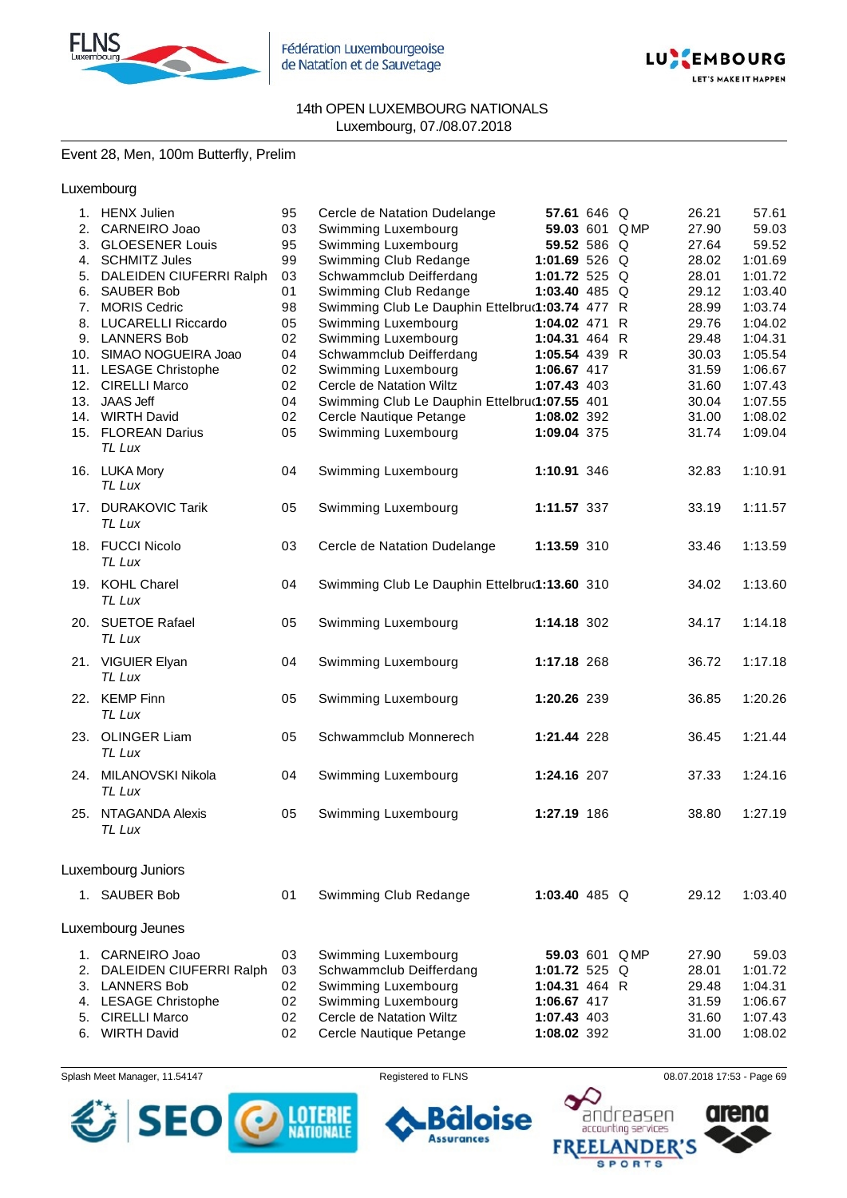14th OPEN LUXEMBOURG NATIONALS
Luxembourg, 07./08.07.2018

Event 28, Men, 100m Butterfly, Prelim

## Luxembourg

| Rank | Name | YoB | Club | Time | Pts | | Split 50m | Split 100m |
|---|---|---|---|---|---|---|---|---|
| 1. | HENX Julien | 95 | Cercle de Natation Dudelange | **57.61** | 646 | Q | 26.21 | 57.61 |
| 2. | CARNEIRO Joao | 03 | Swimming Luxembourg | **59.03** | 601 | Q MP | 27.90 | 59.03 |
| 3. | GLOESENER Louis | 95 | Swimming Luxembourg | **59.52** | 586 | Q | 27.64 | 59.52 |
| 4. | SCHMITZ Jules | 99 | Swimming Club Redange | **1:01.69** | 526 | Q | 28.02 | 1:01.69 |
| 5. | DALEIDEN CIUFERRI Ralph | 03 | Schwammclub Deifferdang | **1:01.72** | 525 | Q | 28.01 | 1:01.72 |
| 6. | SAUBER Bob | 01 | Swimming Club Redange | **1:03.40** | 485 | Q | 29.12 | 1:03.40 |
| 7. | MORIS Cedric | 98 | Swimming Club Le Dauphin Ettelbruck | **1:03.74** | 477 | R | 28.99 | 1:03.74 |
| 8. | LUCARELLI Riccardo | 05 | Swimming Luxembourg | **1:04.02** | 471 | R | 29.76 | 1:04.02 |
| 9. | LANNERS Bob | 02 | Swimming Luxembourg | **1:04.31** | 464 | R | 29.48 | 1:04.31 |
| 10. | SIMAO NOGUEIRA Joao | 04 | Schwammclub Deifferdang | **1:05.54** | 439 | R | 30.03 | 1:05.54 |
| 11. | LESAGE Christophe | 02 | Swimming Luxembourg | **1:06.67** | 417 | | 31.59 | 1:06.67 |
| 12. | CIRELLI Marco | 02 | Cercle de Natation Wiltz | **1:07.43** | 403 | | 31.60 | 1:07.43 |
| 13. | JAAS Jeff | 04 | Swimming Club Le Dauphin Ettelbruck | **1:07.55** | 401 | | 30.04 | 1:07.55 |
| 14. | WIRTH David | 02 | Cercle Nautique Petange | **1:08.02** | 392 | | 31.00 | 1:08.02 |
| 15. | FLOREAN Darius *TL Lux* | 05 | Swimming Luxembourg | **1:09.04** | 375 | | 31.74 | 1:09.04 |
| 16. | LUKA Mory *TL Lux* | 04 | Swimming Luxembourg | **1:10.91** | 346 | | 32.83 | 1:10.91 |
| 17. | DURAKOVIC Tarik *TL Lux* | 05 | Swimming Luxembourg | **1:11.57** | 337 | | 33.19 | 1:11.57 |
| 18. | FUCCI Nicolo *TL Lux* | 03 | Cercle de Natation Dudelange | **1:13.59** | 310 | | 33.46 | 1:13.59 |
| 19. | KOHL Charel *TL Lux* | 04 | Swimming Club Le Dauphin Ettelbruck | **1:13.60** | 310 | | 34.02 | 1:13.60 |
| 20. | SUETOE Rafael *TL Lux* | 05 | Swimming Luxembourg | **1:14.18** | 302 | | 34.17 | 1:14.18 |
| 21. | VIGUIER Elyan *TL Lux* | 04 | Swimming Luxembourg | **1:17.18** | 268 | | 36.72 | 1:17.18 |
| 22. | KEMP Finn *TL Lux* | 05 | Swimming Luxembourg | **1:20.26** | 239 | | 36.85 | 1:20.26 |
| 23. | OLINGER Liam *TL Lux* | 05 | Schwammclub Monnerech | **1:21.44** | 228 | | 36.45 | 1:21.44 |
| 24. | MILANOVSKI Nikola *TL Lux* | 04 | Swimming Luxembourg | **1:24.16** | 207 | | 37.33 | 1:24.16 |
| 25. | NTAGANDA Alexis *TL Lux* | 05 | Swimming Luxembourg | **1:27.19** | 186 | | 38.80 | 1:27.19 |

## Luxembourg Juniors

| Rank | Name | YoB | Club | Time | Pts | | Split 50m | Split 100m |
|---|---|---|---|---|---|---|---|---|
| 1. | SAUBER Bob | 01 | Swimming Club Redange | **1:03.40** | 485 | Q | 29.12 | 1:03.40 |

## Luxembourg Jeunes

| Rank | Name | YoB | Club | Time | Pts | | Split 50m | Split 100m |
|---|---|---|---|---|---|---|---|---|
| 1. | CARNEIRO Joao | 03 | Swimming Luxembourg | **59.03** | 601 | Q MP | 27.90 | 59.03 |
| 2. | DALEIDEN CIUFERRI Ralph | 03 | Schwammclub Deifferdang | **1:01.72** | 525 | Q | 28.01 | 1:01.72 |
| 3. | LANNERS Bob | 02 | Swimming Luxembourg | **1:04.31** | 464 | R | 29.48 | 1:04.31 |
| 4. | LESAGE Christophe | 02 | Swimming Luxembourg | **1:06.67** | 417 | | 31.59 | 1:06.67 |
| 5. | CIRELLI Marco | 02 | Cercle de Natation Wiltz | **1:07.43** | 403 | | 31.60 | 1:07.43 |
| 6. | WIRTH David | 02 | Cercle Nautique Petange | **1:08.02** | 392 | | 31.00 | 1:08.02 |

Splash Meet Manager, 11.54147 Registered to FLNS 08.07.2018 17:53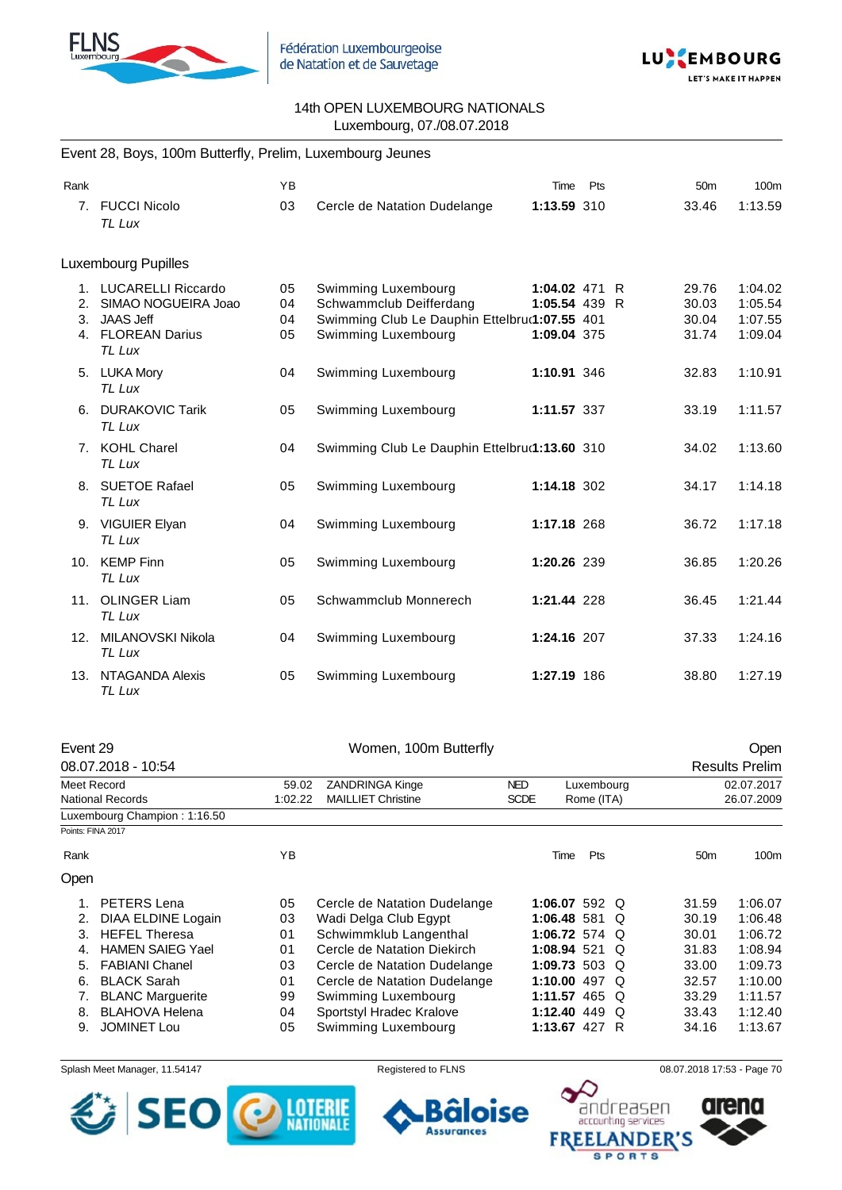14th OPEN LUXEMBOURG NATIONALS
Luxembourg, 07./08.07.2018

## Event 28, Boys, 100m Butterfly, Prelim, Luxembourg Jeunes

| Rank | | YB | | Time | Pts | | 50m | 100m |
|---|---|---|---|---|---|---|---|---|
| 7. | FUCCI Nicolo *TL Lux* | 03 | Cercle de Natation Dudelange | **1:13.59** | 310 | | 33.46 | 1:13.59 |

### Luxembourg Pupilles

| Rank | | YB | | Time | Pts | | 50m | 100m |
|---|---|---|---|---|---|---|---|---|
| 1. | LUCARELLI Riccardo | 05 | Swimming Luxembourg | **1:04.02** | 471 | R | 29.76 | 1:04.02 |
| 2. | SIMAO NOGUEIRA Joao | 04 | Schwammclub Deifferdang | **1:05.54** | 439 | R | 30.03 | 1:05.54 |
| 3. | JAAS Jeff | 04 | Swimming Club Le Dauphin Ettelbruck | **1:07.55** | 401 | | 30.04 | 1:07.55 |
| 4. | FLOREAN Darius *TL Lux* | 05 | Swimming Luxembourg | **1:09.04** | 375 | | 31.74 | 1:09.04 |
| 5. | LUKA Mory *TL Lux* | 04 | Swimming Luxembourg | **1:10.91** | 346 | | 32.83 | 1:10.91 |
| 6. | DURAKOVIC Tarik *TL Lux* | 05 | Swimming Luxembourg | **1:11.57** | 337 | | 33.19 | 1:11.57 |
| 7. | KOHL Charel *TL Lux* | 04 | Swimming Club Le Dauphin Ettelbruck | **1:13.60** | 310 | | 34.02 | 1:13.60 |
| 8. | SUETOE Rafael *TL Lux* | 05 | Swimming Luxembourg | **1:14.18** | 302 | | 34.17 | 1:14.18 |
| 9. | VIGUIER Elyan *TL Lux* | 04 | Swimming Luxembourg | **1:17.18** | 268 | | 36.72 | 1:17.18 |
| 10. | KEMP Finn *TL Lux* | 05 | Swimming Luxembourg | **1:20.26** | 239 | | 36.85 | 1:20.26 |
| 11. | OLINGER Liam *TL Lux* | 05 | Schwammclub Monnerech | **1:21.44** | 228 | | 36.45 | 1:21.44 |
| 12. | MILANOVSKI Nikola *TL Lux* | 04 | Swimming Luxembourg | **1:24.16** | 207 | | 37.33 | 1:24.16 |
| 13. | NTAGANDA Alexis *TL Lux* | 05 | Swimming Luxembourg | **1:27.19** | 186 | | 38.80 | 1:27.19 |

## Event 29 — Women, 100m Butterfly — Open

08.07.2018 - 10:54 — Results Prelim

| | | | | | |
|---|---|---|---|---|---|
| Meet Record | 59.02 | ZANDRINGA Kinge | NED | Luxembourg | 02.07.2017 |
| National Records | 1:02.22 | MAILLIET Christine | SCDE | Rome (ITA) | 26.07.2009 |

Luxembourg Champion : 1:16.50

Points: FINA 2017

### Open

| Rank | | YB | | Time | Pts | | 50m | 100m |
|---|---|---|---|---|---|---|---|---|
| 1. | PETERS Lena | 05 | Cercle de Natation Dudelange | **1:06.07** | 592 | Q | 31.59 | 1:06.07 |
| 2. | DIAA ELDINE Logain | 03 | Wadi Delga Club Egypt | **1:06.48** | 581 | Q | 30.19 | 1:06.48 |
| 3. | HEFEL Theresa | 01 | Schwimmklub Langenthal | **1:06.72** | 574 | Q | 30.01 | 1:06.72 |
| 4. | HAMEN SAIEG Yael | 01 | Cercle de Natation Diekirch | **1:08.94** | 521 | Q | 31.83 | 1:08.94 |
| 5. | FABIANI Chanel | 03 | Cercle de Natation Dudelange | **1:09.73** | 503 | Q | 33.00 | 1:09.73 |
| 6. | BLACK Sarah | 01 | Cercle de Natation Dudelange | **1:10.00** | 497 | Q | 32.57 | 1:10.00 |
| 7. | BLANC Marguerite | 99 | Swimming Luxembourg | **1:11.57** | 465 | Q | 33.29 | 1:11.57 |
| 8. | BLAHOVA Helena | 04 | Sportstyl Hradec Kralove | **1:12.40** | 449 | Q | 33.43 | 1:12.40 |
| 9. | JOMINET Lou | 05 | Swimming Luxembourg | **1:13.67** | 427 | R | 34.16 | 1:13.67 |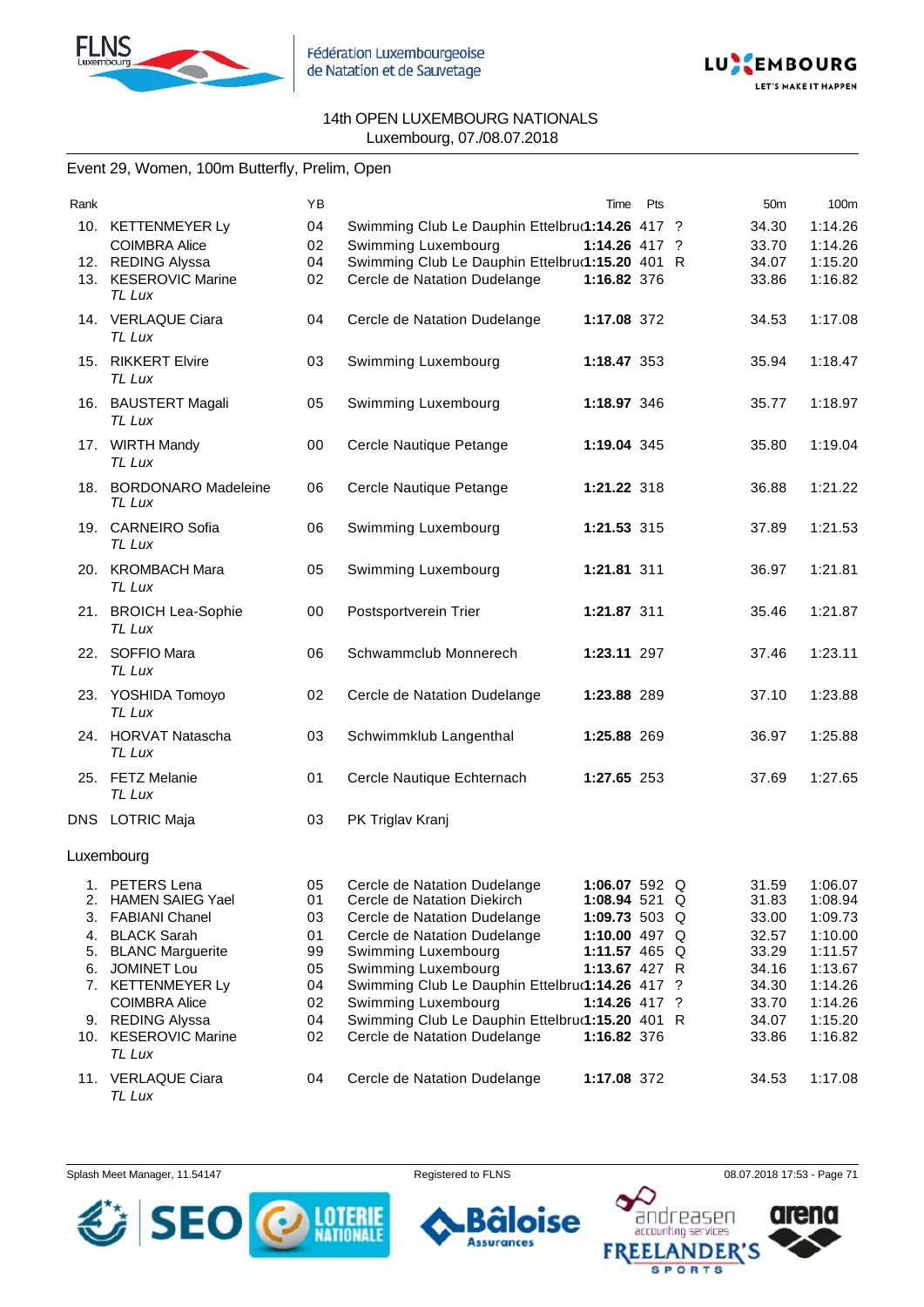14th OPEN LUXEMBOURG NATIONALS
Luxembourg, 07./08.07.2018

## Event 29, Women, 100m Butterfly, Prelim, Open

| Rank | | YB | | Time | Pts | | 50m | 100m |
|---|---|---|---|---|---|---|---|---|
| 10. | KETTENMEYER Ly | 04 | Swimming Club Le Dauphin Ettelbruck | **1:14.26** | 417 | ? | 34.30 | 1:14.26 |
| | COIMBRA Alice | 02 | Swimming Luxembourg | **1:14.26** | 417 | ? | 33.70 | 1:14.26 |
| 12. | REDING Alyssa | 04 | Swimming Club Le Dauphin Ettelbruck | **1:15.20** | 401 | R | 34.07 | 1:15.20 |
| 13. | KESEROVIC Marine *TL Lux* | 02 | Cercle de Natation Dudelange | **1:16.82** | 376 | | 33.86 | 1:16.82 |
| 14. | VERLAQUE Ciara *TL Lux* | 04 | Cercle de Natation Dudelange | **1:17.08** | 372 | | 34.53 | 1:17.08 |
| 15. | RIKKERT Elvire *TL Lux* | 03 | Swimming Luxembourg | **1:18.47** | 353 | | 35.94 | 1:18.47 |
| 16. | BAUSTERT Magali *TL Lux* | 05 | Swimming Luxembourg | **1:18.97** | 346 | | 35.77 | 1:18.97 |
| 17. | WIRTH Mandy *TL Lux* | 00 | Cercle Nautique Petange | **1:19.04** | 345 | | 35.80 | 1:19.04 |
| 18. | BORDONARO Madeleine *TL Lux* | 06 | Cercle Nautique Petange | **1:21.22** | 318 | | 36.88 | 1:21.22 |
| 19. | CARNEIRO Sofia *TL Lux* | 06 | Swimming Luxembourg | **1:21.53** | 315 | | 37.89 | 1:21.53 |
| 20. | KROMBACH Mara *TL Lux* | 05 | Swimming Luxembourg | **1:21.81** | 311 | | 36.97 | 1:21.81 |
| 21. | BROICH Lea-Sophie *TL Lux* | 00 | Postsportverein Trier | **1:21.87** | 311 | | 35.46 | 1:21.87 |
| 22. | SOFFIO Mara *TL Lux* | 06 | Schwammclub Monnerech | **1:23.11** | 297 | | 37.46 | 1:23.11 |
| 23. | YOSHIDA Tomoyo *TL Lux* | 02 | Cercle de Natation Dudelange | **1:23.88** | 289 | | 37.10 | 1:23.88 |
| 24. | HORVAT Natascha *TL Lux* | 03 | Schwimmklub Langenthal | **1:25.88** | 269 | | 36.97 | 1:25.88 |
| 25. | FETZ Melanie *TL Lux* | 01 | Cercle Nautique Echternach | **1:27.65** | 253 | | 37.69 | 1:27.65 |
| DNS | LOTRIC Maja | 03 | PK Triglav Kranj | | | | | |

### Luxembourg

| Rank | | YB | | Time | Pts | | 50m | 100m |
|---|---|---|---|---|---|---|---|---|
| 1. | PETERS Lena | 05 | Cercle de Natation Dudelange | **1:06.07** | 592 | Q | 31.59 | 1:06.07 |
| 2. | HAMEN SAIEG Yael | 01 | Cercle de Natation Diekirch | **1:08.94** | 521 | Q | 31.83 | 1:08.94 |
| 3. | FABIANI Chanel | 03 | Cercle de Natation Dudelange | **1:09.73** | 503 | Q | 33.00 | 1:09.73 |
| 4. | BLACK Sarah | 01 | Cercle de Natation Dudelange | **1:10.00** | 497 | Q | 32.57 | 1:10.00 |
| 5. | BLANC Marguerite | 99 | Swimming Luxembourg | **1:11.57** | 465 | Q | 33.29 | 1:11.57 |
| 6. | JOMINET Lou | 05 | Swimming Luxembourg | **1:13.67** | 427 | R | 34.16 | 1:13.67 |
| 7. | KETTENMEYER Ly | 04 | Swimming Club Le Dauphin Ettelbruck | **1:14.26** | 417 | ? | 34.30 | 1:14.26 |
| | COIMBRA Alice | 02 | Swimming Luxembourg | **1:14.26** | 417 | ? | 33.70 | 1:14.26 |
| 9. | REDING Alyssa | 04 | Swimming Club Le Dauphin Ettelbruck | **1:15.20** | 401 | R | 34.07 | 1:15.20 |
| 10. | KESEROVIC Marine *TL Lux* | 02 | Cercle de Natation Dudelange | **1:16.82** | 376 | | 33.86 | 1:16.82 |
| 11. | VERLAQUE Ciara *TL Lux* | 04 | Cercle de Natation Dudelange | **1:17.08** | 372 | | 34.53 | 1:17.08 |

Splash Meet Manager, 11.54147 — Registered to FLNS — 08.07.2018 17:53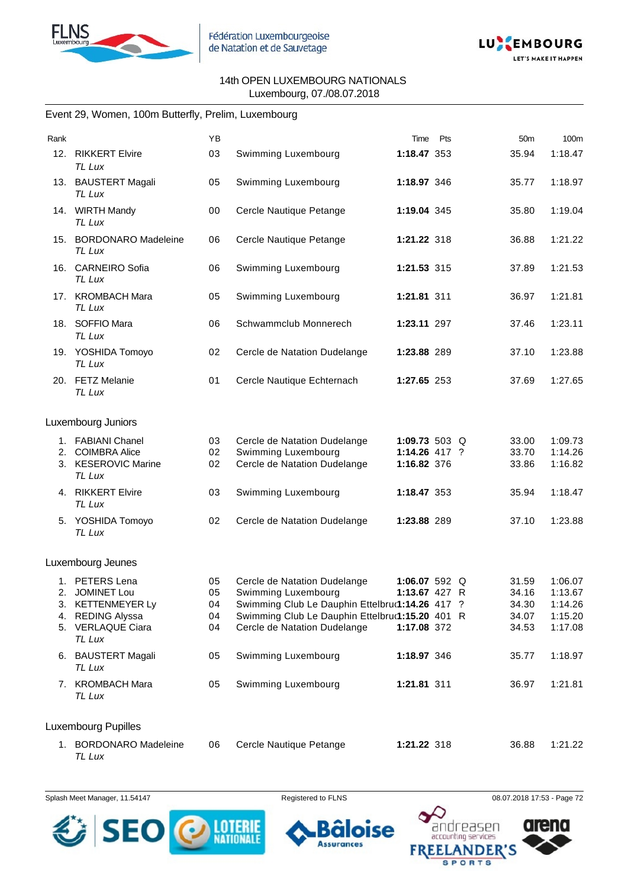14th OPEN LUXEMBOURG NATIONALS
Luxembourg, 07./08.07.2018

## Event 29, Women, 100m Butterfly, Prelim, Luxembourg

| Rank | | YB | | Time | Pts | | 50m | 100m |
|---|---|---|---|---|---|---|---|---|
| 12. | RIKKERT Elvire<br>*TL Lux* | 03 | Swimming Luxembourg | **1:18.47** | 353 | | 35.94 | 1:18.47 |
| 13. | BAUSTERT Magali<br>*TL Lux* | 05 | Swimming Luxembourg | **1:18.97** | 346 | | 35.77 | 1:18.97 |
| 14. | WIRTH Mandy<br>*TL Lux* | 00 | Cercle Nautique Petange | **1:19.04** | 345 | | 35.80 | 1:19.04 |
| 15. | BORDONARO Madeleine<br>*TL Lux* | 06 | Cercle Nautique Petange | **1:21.22** | 318 | | 36.88 | 1:21.22 |
| 16. | CARNEIRO Sofia<br>*TL Lux* | 06 | Swimming Luxembourg | **1:21.53** | 315 | | 37.89 | 1:21.53 |
| 17. | KROMBACH Mara<br>*TL Lux* | 05 | Swimming Luxembourg | **1:21.81** | 311 | | 36.97 | 1:21.81 |
| 18. | SOFFIO Mara<br>*TL Lux* | 06 | Schwammclub Monnerech | **1:23.11** | 297 | | 37.46 | 1:23.11 |
| 19. | YOSHIDA Tomoyo<br>*TL Lux* | 02 | Cercle de Natation Dudelange | **1:23.88** | 289 | | 37.10 | 1:23.88 |
| 20. | FETZ Melanie<br>*TL Lux* | 01 | Cercle Nautique Echternach | **1:27.65** | 253 | | 37.69 | 1:27.65 |

### Luxembourg Juniors

| Rank | | YB | | Time | Pts | | 50m | 100m |
|---|---|---|---|---|---|---|---|---|
| 1. | FABIANI Chanel | 03 | Cercle de Natation Dudelange | **1:09.73** | 503 | Q | 33.00 | 1:09.73 |
| 2. | COIMBRA Alice | 02 | Swimming Luxembourg | **1:14.26** | 417 | ? | 33.70 | 1:14.26 |
| 3. | KESEROVIC Marine<br>*TL Lux* | 02 | Cercle de Natation Dudelange | **1:16.82** | 376 | | 33.86 | 1:16.82 |
| 4. | RIKKERT Elvire<br>*TL Lux* | 03 | Swimming Luxembourg | **1:18.47** | 353 | | 35.94 | 1:18.47 |
| 5. | YOSHIDA Tomoyo<br>*TL Lux* | 02 | Cercle de Natation Dudelange | **1:23.88** | 289 | | 37.10 | 1:23.88 |

### Luxembourg Jeunes

| Rank | | YB | | Time | Pts | | 50m | 100m |
|---|---|---|---|---|---|---|---|---|
| 1. | PETERS Lena | 05 | Cercle de Natation Dudelange | **1:06.07** | 592 | Q | 31.59 | 1:06.07 |
| 2. | JOMINET Lou | 05 | Swimming Luxembourg | **1:13.67** | 427 | R | 34.16 | 1:13.67 |
| 3. | KETTENMEYER Ly | 04 | Swimming Club Le Dauphin Ettelbruck | **1:14.26** | 417 | ? | 34.30 | 1:14.26 |
| 4. | REDING Alyssa | 04 | Swimming Club Le Dauphin Ettelbruck | **1:15.20** | 401 | R | 34.07 | 1:15.20 |
| 5. | VERLAQUE Ciara<br>*TL Lux* | 04 | Cercle de Natation Dudelange | **1:17.08** | 372 | | 34.53 | 1:17.08 |
| 6. | BAUSTERT Magali<br>*TL Lux* | 05 | Swimming Luxembourg | **1:18.97** | 346 | | 35.77 | 1:18.97 |
| 7. | KROMBACH Mara<br>*TL Lux* | 05 | Swimming Luxembourg | **1:21.81** | 311 | | 36.97 | 1:21.81 |

### Luxembourg Pupilles

| Rank | | YB | | Time | Pts | | 50m | 100m |
|---|---|---|---|---|---|---|---|---|
| 1. | BORDONARO Madeleine<br>*TL Lux* | 06 | Cercle Nautique Petange | **1:21.22** | 318 | | 36.88 | 1:21.22 |

Splash Meet Manager, 11.54147 — Registered to FLNS — 08.07.2018 17:53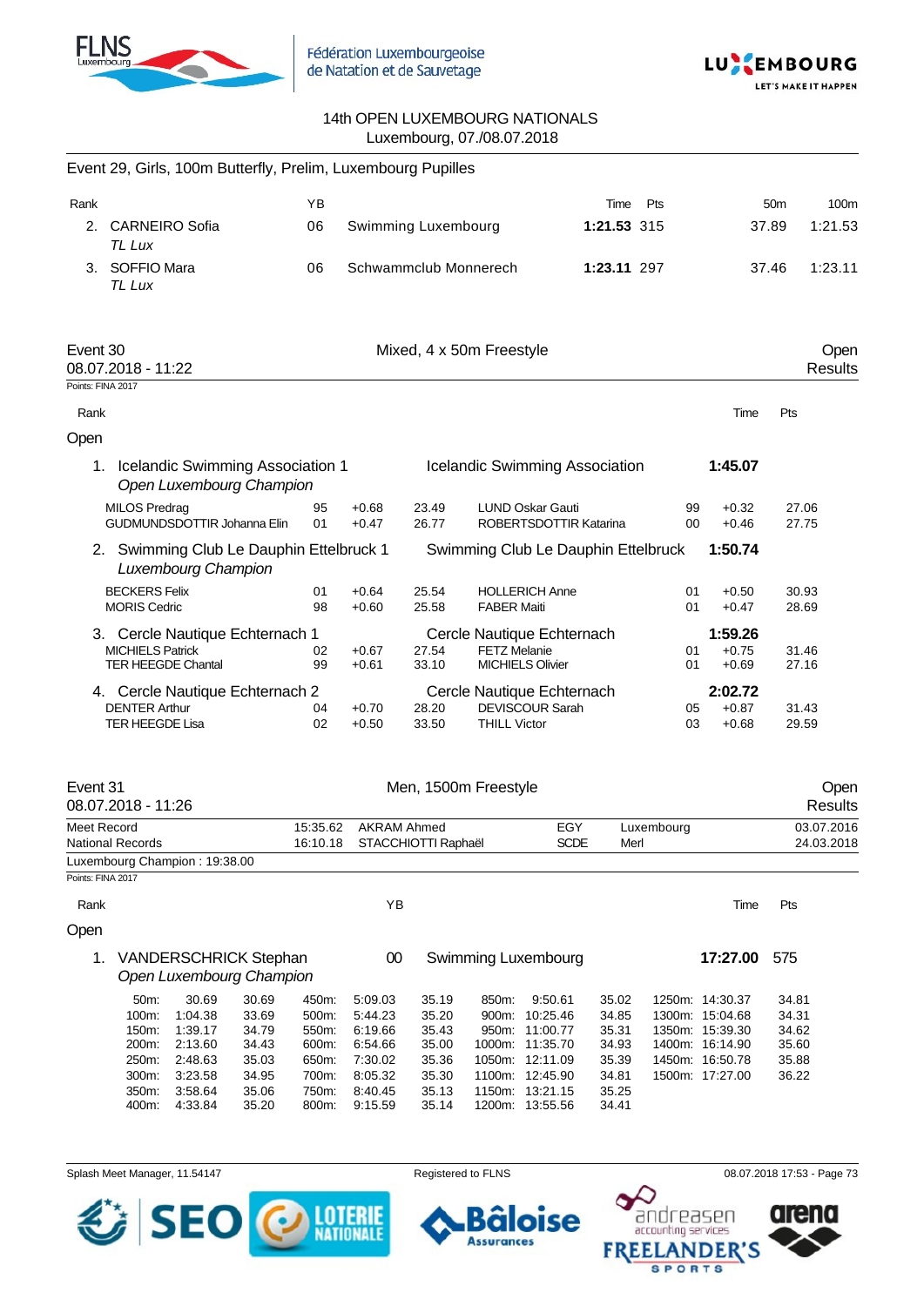14th OPEN LUXEMBOURG NATIONALS
Luxembourg, 07./08.07.2018

## Event 29, Girls, 100m Butterfly, Prelim, Luxembourg Pupilles

| Rank | | YB | | Time | Pts | 50m | 100m |
|---|---|---|---|---|---|---|---|
| 2. | CARNEIRO Sofia *TL Lux* | 06 | Swimming Luxembourg | **1:21.53** | 315 | 37.89 | 1:21.53 |
| 3. | SOFFIO Mara *TL Lux* | 06 | Schwammclub Monnerech | **1:23.11** | 297 | 37.46 | 1:23.11 |

## Event 30 — Mixed, 4 x 50m Freestyle — Open

08.07.2018 - 11:22 — Results

Points: FINA 2017

### Open

| Rank | Team | | Club | | | Time | Pts |
|---|---|---|---|---|---|---|---|
| 1. | Icelandic Swimming Association 1 *Open Luxembourg Champion* | | Icelandic Swimming Association | | | **1:45.07** | |
| | MILOS Predrag | 95 | +0.68 | 23.49 | LUND Oskar Gauti | 99 | +0.32 | 27.06 |
| | GUDMUNDSDOTTIR Johanna Elin | 01 | +0.47 | 26.77 | ROBERTSDOTTIR Katarina | 00 | +0.46 | 27.75 |
| 2. | Swimming Club Le Dauphin Ettelbruck 1 *Luxembourg Champion* | | Swimming Club Le Dauphin Ettelbruck | | | **1:50.74** | |
| | BECKERS Felix | 01 | +0.64 | 25.54 | HOLLERICH Anne | 01 | +0.50 | 30.93 |
| | MORIS Cedric | 98 | +0.60 | 25.58 | FABER Maiti | 01 | +0.47 | 28.69 |
| 3. | Cercle Nautique Echternach 1 | | Cercle Nautique Echternach | | | **1:59.26** | |
| | MICHIELS Patrick | 02 | +0.67 | 27.54 | FETZ Melanie | 01 | +0.75 | 31.46 |
| | TER HEEGDE Chantal | 99 | +0.61 | 33.10 | MICHIELS Olivier | 01 | +0.69 | 27.16 |
| 4. | Cercle Nautique Echternach 2 | | Cercle Nautique Echternach | | | **2:02.72** | |
| | DENTER Arthur | 04 | +0.70 | 28.20 | DEVISCOUR Sarah | 05 | +0.87 | 31.43 |
| | TER HEEGDE Lisa | 02 | +0.50 | 33.50 | THILL Victor | 03 | +0.68 | 29.59 |

## Event 31 — Men, 1500m Freestyle — Open

08.07.2018 - 11:26 — Results

| | | | | | |
|---|---|---|---|---|---|
| Meet Record | 15:35.62 | AKRAM Ahmed | EGY | Luxembourg | 03.07.2016 |
| National Records | 16:10.18 | STACCHIOTTI Raphaël | SCDE | Merl | 24.03.2018 |

Luxembourg Champion : 19:38.00

Points: FINA 2017

### Open

| Rank | | YB | | Time | Pts |
|---|---|---|---|---|---|
| 1. | VANDERSCHRICK Stephan *Open Luxembourg Champion* | 00 | Swimming Luxembourg | **17:27.00** | 575 |

| | | | | | | | | | | | |
|---|---|---|---|---|---|---|---|---|---|---|---|
| 50m: | 30.69 | 30.69 | 450m: | 5:09.03 | 35.19 | 850m: | 9:50.61 | 35.02 | 1250m: | 14:30.37 | 34.81 |
| 100m: | 1:04.38 | 33.69 | 500m: | 5:44.23 | 35.20 | 900m: | 10:25.46 | 34.85 | 1300m: | 15:04.68 | 34.31 |
| 150m: | 1:39.17 | 34.79 | 550m: | 6:19.66 | 35.43 | 950m: | 11:00.77 | 35.31 | 1350m: | 15:39.30 | 34.62 |
| 200m: | 2:13.60 | 34.43 | 600m: | 6:54.66 | 35.00 | 1000m: | 11:35.70 | 34.93 | 1400m: | 16:14.90 | 35.60 |
| 250m: | 2:48.63 | 35.03 | 650m: | 7:30.02 | 35.36 | 1050m: | 12:11.09 | 35.39 | 1450m: | 16:50.78 | 35.88 |
| 300m: | 3:23.58 | 34.95 | 700m: | 8:05.32 | 35.30 | 1100m: | 12:45.90 | 34.81 | 1500m: | 17:27.00 | 36.22 |
| 350m: | 3:58.64 | 35.06 | 750m: | 8:40.45 | 35.13 | 1150m: | 13:21.15 | 35.25 | | | |
| 400m: | 4:33.84 | 35.20 | 800m: | 9:15.59 | 35.14 | 1200m: | 13:55.56 | 34.41 | | | |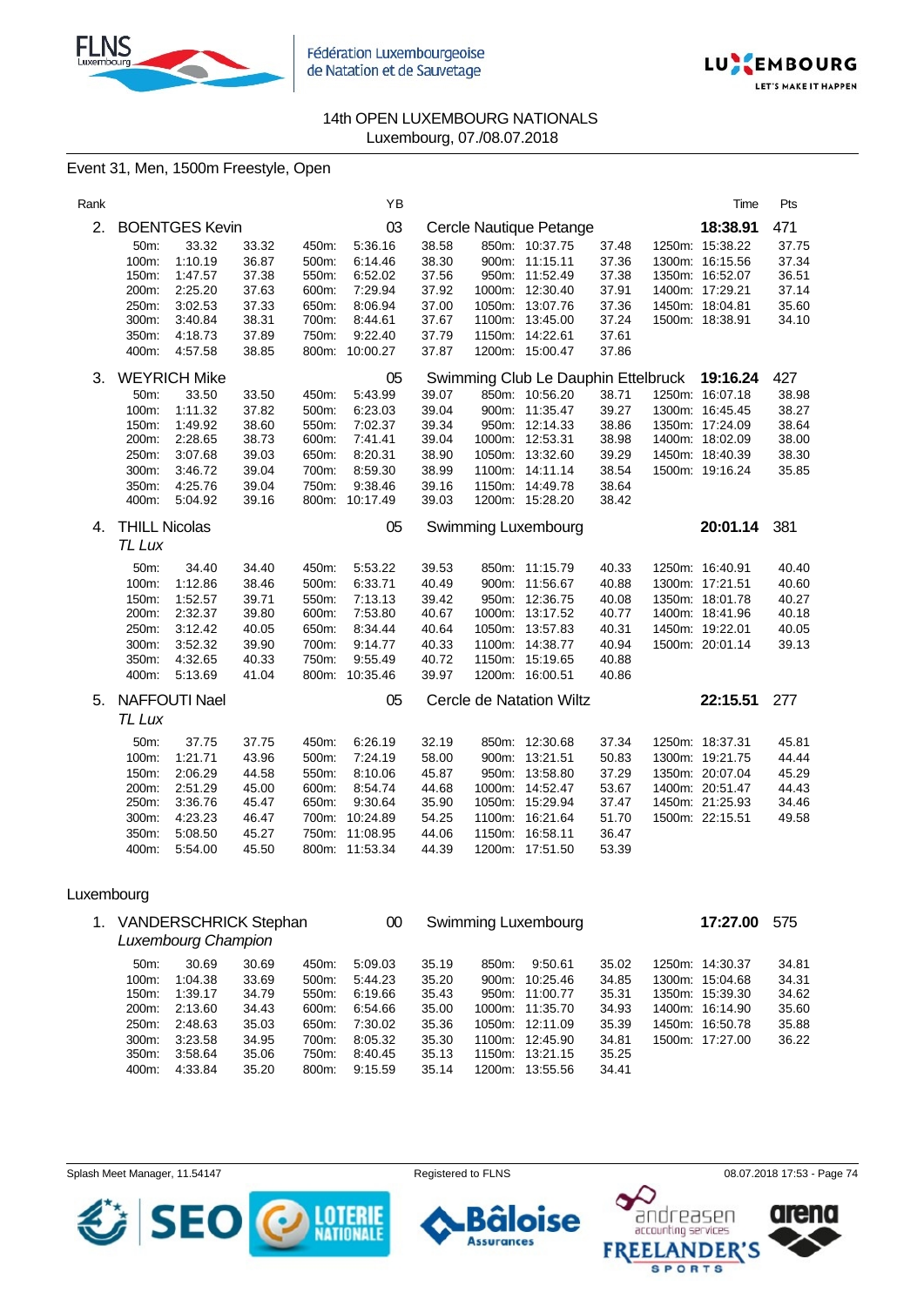14th OPEN LUXEMBOURG NATIONALS
Luxembourg, 07./08.07.2018

## Event 31, Men, 1500m Freestyle, Open

| Rank | Name | YB | Club | Time | Pts |
|---|---|---|---|---|---|
| 2. | BOENTGES Kevin | 03 | Cercle Nautique Petange | 18:38.91 | 471 |

| | | | | | | | | | | | |
|---|---|---|---|---|---|---|---|---|---|---|---|
| 50m: | 33.32 | 33.32 | 450m: | 5:36.16 | 38.58 | 850m: | 10:37.75 | 37.48 | 1250m: | 15:38.22 | 37.75 |
| 100m: | 1:10.19 | 36.87 | 500m: | 6:14.46 | 38.30 | 900m: | 11:15.11 | 37.36 | 1300m: | 16:15.56 | 37.34 |
| 150m: | 1:47.57 | 37.38 | 550m: | 6:52.02 | 37.56 | 950m: | 11:52.49 | 37.38 | 1350m: | 16:52.07 | 36.51 |
| 200m: | 2:25.20 | 37.63 | 600m: | 7:29.94 | 37.92 | 1000m: | 12:30.40 | 37.91 | 1400m: | 17:29.21 | 37.14 |
| 250m: | 3:02.53 | 37.33 | 650m: | 8:06.94 | 37.00 | 1050m: | 13:07.76 | 37.36 | 1450m: | 18:04.81 | 35.60 |
| 300m: | 3:40.84 | 38.31 | 700m: | 8:44.61 | 37.67 | 1100m: | 13:45.00 | 37.24 | 1500m: | 18:38.91 | 34.10 |
| 350m: | 4:18.73 | 37.89 | 750m: | 9:22.40 | 37.79 | 1150m: | 14:22.61 | 37.61 | | | |
| 400m: | 4:57.58 | 38.85 | 800m: | 10:00.27 | 37.87 | 1200m: | 15:00.47 | 37.86 | | | |

| Rank | Name | YB | Club | Time | Pts |
|---|---|---|---|---|---|
| 3. | WEYRICH Mike | 05 | Swimming Club Le Dauphin Ettelbruck | 19:16.24 | 427 |

| | | | | | | | | | | | |
|---|---|---|---|---|---|---|---|---|---|---|---|
| 50m: | 33.50 | 33.50 | 450m: | 5:43.99 | 39.07 | 850m: | 10:56.20 | 38.71 | 1250m: | 16:07.18 | 38.98 |
| 100m: | 1:11.32 | 37.82 | 500m: | 6:23.03 | 39.04 | 900m: | 11:35.47 | 39.27 | 1300m: | 16:45.45 | 38.27 |
| 150m: | 1:49.92 | 38.60 | 550m: | 7:02.37 | 39.34 | 950m: | 12:14.33 | 38.86 | 1350m: | 17:24.09 | 38.64 |
| 200m: | 2:28.65 | 38.73 | 600m: | 7:41.41 | 39.04 | 1000m: | 12:53.31 | 38.98 | 1400m: | 18:02.09 | 38.00 |
| 250m: | 3:07.68 | 39.03 | 650m: | 8:20.31 | 38.90 | 1050m: | 13:32.60 | 39.29 | 1450m: | 18:40.39 | 38.30 |
| 300m: | 3:46.72 | 39.04 | 700m: | 8:59.30 | 38.99 | 1100m: | 14:11.14 | 38.54 | 1500m: | 19:16.24 | 35.85 |
| 350m: | 4:25.76 | 39.04 | 750m: | 9:38.46 | 39.16 | 1150m: | 14:49.78 | 38.64 | | | |
| 400m: | 5:04.92 | 39.16 | 800m: | 10:17.49 | 39.03 | 1200m: | 15:28.20 | 38.42 | | | |

| Rank | Name | YB | Club | Time | Pts |
|---|---|---|---|---|---|
| 4. | THILL Nicolas *TL Lux* | 05 | Swimming Luxembourg | 20:01.14 | 381 |

| | | | | | | | | | | | |
|---|---|---|---|---|---|---|---|---|---|---|---|
| 50m: | 34.40 | 34.40 | 450m: | 5:53.22 | 39.53 | 850m: | 11:15.79 | 40.33 | 1250m: | 16:40.91 | 40.40 |
| 100m: | 1:12.86 | 38.46 | 500m: | 6:33.71 | 40.49 | 900m: | 11:56.67 | 40.88 | 1300m: | 17:21.51 | 40.60 |
| 150m: | 1:52.57 | 39.71 | 550m: | 7:13.13 | 39.42 | 950m: | 12:36.75 | 40.08 | 1350m: | 18:01.78 | 40.27 |
| 200m: | 2:32.37 | 39.80 | 600m: | 7:53.80 | 40.67 | 1000m: | 13:17.52 | 40.77 | 1400m: | 18:41.96 | 40.18 |
| 250m: | 3:12.42 | 40.05 | 650m: | 8:34.44 | 40.64 | 1050m: | 13:57.83 | 40.31 | 1450m: | 19:22.01 | 40.05 |
| 300m: | 3:52.32 | 39.90 | 700m: | 9:14.77 | 40.33 | 1100m: | 14:38.77 | 40.94 | 1500m: | 20:01.14 | 39.13 |
| 350m: | 4:32.65 | 40.33 | 750m: | 9:55.49 | 40.72 | 1150m: | 15:19.65 | 40.88 | | | |
| 400m: | 5:13.69 | 41.04 | 800m: | 10:35.46 | 39.97 | 1200m: | 16:00.51 | 40.86 | | | |

| Rank | Name | YB | Club | Time | Pts |
|---|---|---|---|---|---|
| 5. | NAFFOUTI Nael *TL Lux* | 05 | Cercle de Natation Wiltz | 22:15.51 | 277 |

| | | | | | | | | | | | |
|---|---|---|---|---|---|---|---|---|---|---|---|
| 50m: | 37.75 | 37.75 | 450m: | 6:26.19 | 32.19 | 850m: | 12:30.68 | 37.34 | 1250m: | 18:37.31 | 45.81 |
| 100m: | 1:21.71 | 43.96 | 500m: | 7:24.19 | 58.00 | 900m: | 13:21.51 | 50.83 | 1300m: | 19:21.75 | 44.44 |
| 150m: | 2:06.29 | 44.58 | 550m: | 8:10.06 | 45.87 | 950m: | 13:58.80 | 37.29 | 1350m: | 20:07.04 | 45.29 |
| 200m: | 2:51.29 | 45.00 | 600m: | 8:54.74 | 44.68 | 1000m: | 14:52.47 | 53.67 | 1400m: | 20:51.47 | 44.43 |
| 250m: | 3:36.76 | 45.47 | 650m: | 9:30.64 | 35.90 | 1050m: | 15:29.94 | 37.47 | 1450m: | 21:25.93 | 34.46 |
| 300m: | 4:23.23 | 46.47 | 700m: | 10:24.89 | 54.25 | 1100m: | 16:21.64 | 51.70 | 1500m: | 22:15.51 | 49.58 |
| 350m: | 5:08.50 | 45.27 | 750m: | 11:08.95 | 44.06 | 1150m: | 16:58.11 | 36.47 | | | |
| 400m: | 5:54.00 | 45.50 | 800m: | 11:53.34 | 44.39 | 1200m: | 17:51.50 | 53.39 | | | |

### Luxembourg

| Rank | Name | YB | Club | Time | Pts |
|---|---|---|---|---|---|
| 1. | VANDERSCHRICK Stephan *Luxembourg Champion* | 00 | Swimming Luxembourg | 17:27.00 | 575 |

| | | | | | | | | | | | |
|---|---|---|---|---|---|---|---|---|---|---|---|
| 50m: | 30.69 | 30.69 | 450m: | 5:09.03 | 35.19 | 850m: | 9:50.61 | 35.02 | 1250m: | 14:30.37 | 34.81 |
| 100m: | 1:04.38 | 33.69 | 500m: | 5:44.23 | 35.20 | 900m: | 10:25.46 | 34.85 | 1300m: | 15:04.68 | 34.31 |
| 150m: | 1:39.17 | 34.79 | 550m: | 6:19.66 | 35.43 | 950m: | 11:00.77 | 35.31 | 1350m: | 15:39.30 | 34.62 |
| 200m: | 2:13.60 | 34.43 | 600m: | 6:54.66 | 35.00 | 1000m: | 11:35.70 | 34.93 | 1400m: | 16:14.90 | 35.60 |
| 250m: | 2:48.63 | 35.03 | 650m: | 7:30.02 | 35.36 | 1050m: | 12:11.09 | 35.39 | 1450m: | 16:50.78 | 35.88 |
| 300m: | 3:23.58 | 34.95 | 700m: | 8:05.32 | 35.30 | 1100m: | 12:45.90 | 34.81 | 1500m: | 17:27.00 | 36.22 |
| 350m: | 3:58.64 | 35.06 | 750m: | 8:40.45 | 35.13 | 1150m: | 13:21.15 | 35.25 | | | |
| 400m: | 4:33.84 | 35.20 | 800m: | 9:15.59 | 35.14 | 1200m: | 13:55.56 | 34.41 | | | |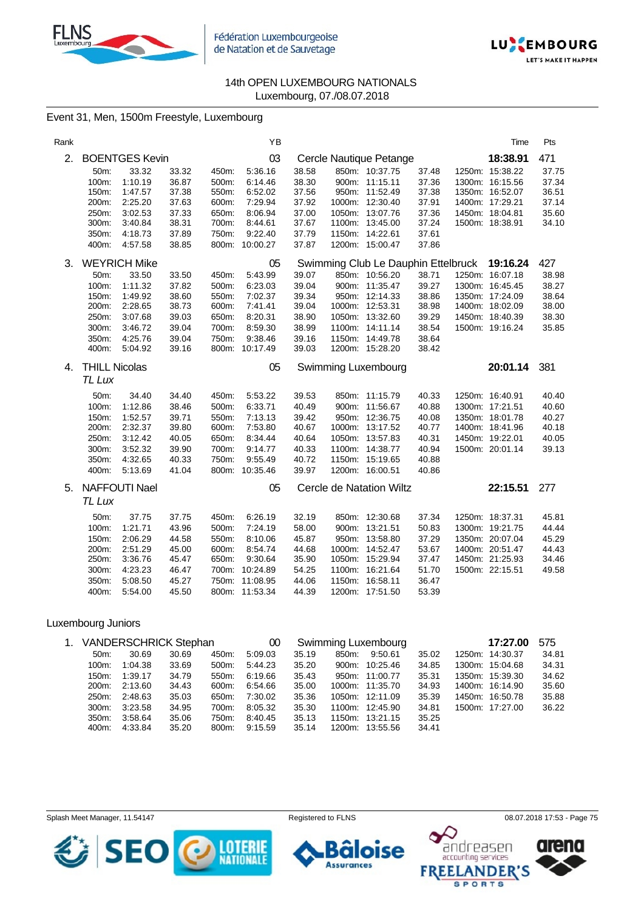14th OPEN LUXEMBOURG NATIONALS
Luxembourg, 07./08.07.2018

## Event 31, Men, 1500m Freestyle, Luxembourg

| Rank | Name | YB | Club | Time | Pts |
|---|---|---|---|---|---|
| 2. | BOENTGES Kevin | 03 | Cercle Nautique Petange | 18:38.91 | 471 |

| | | | | | | | | | | | |
|---|---|---|---|---|---|---|---|---|---|---|---|
| 50m: | 33.32 | 33.32 | 450m: | 5:36.16 | 38.58 | 850m: | 10:37.75 | 37.48 | 1250m: | 15:38.22 | 37.75 |
| 100m: | 1:10.19 | 36.87 | 500m: | 6:14.46 | 38.30 | 900m: | 11:15.11 | 37.36 | 1300m: | 16:15.56 | 37.34 |
| 150m: | 1:47.57 | 37.38 | 550m: | 6:52.02 | 37.56 | 950m: | 11:52.49 | 37.38 | 1350m: | 16:52.07 | 36.51 |
| 200m: | 2:25.20 | 37.63 | 600m: | 7:29.94 | 37.92 | 1000m: | 12:30.40 | 37.91 | 1400m: | 17:29.21 | 37.14 |
| 250m: | 3:02.53 | 37.33 | 650m: | 8:06.94 | 37.00 | 1050m: | 13:07.76 | 37.36 | 1450m: | 18:04.81 | 35.60 |
| 300m: | 3:40.84 | 38.31 | 700m: | 8:44.61 | 37.67 | 1100m: | 13:45.00 | 37.24 | 1500m: | 18:38.91 | 34.10 |
| 350m: | 4:18.73 | 37.89 | 750m: | 9:22.40 | 37.79 | 1150m: | 14:22.61 | 37.61 | | | |
| 400m: | 4:57.58 | 38.85 | 800m: | 10:00.27 | 37.87 | 1200m: | 15:00.47 | 37.86 | | | |

| Rank | Name | YB | Club | Time | Pts |
|---|---|---|---|---|---|
| 3. | WEYRICH Mike | 05 | Swimming Club Le Dauphin Ettelbruck | 19:16.24 | 427 |

| | | | | | | | | | | | |
|---|---|---|---|---|---|---|---|---|---|---|---|
| 50m: | 33.50 | 33.50 | 450m: | 5:43.99 | 39.07 | 850m: | 10:56.20 | 38.71 | 1250m: | 16:07.18 | 38.98 |
| 100m: | 1:11.32 | 37.82 | 500m: | 6:23.03 | 39.04 | 900m: | 11:35.47 | 39.27 | 1300m: | 16:45.45 | 38.27 |
| 150m: | 1:49.92 | 38.60 | 550m: | 7:02.37 | 39.34 | 950m: | 12:14.33 | 38.86 | 1350m: | 17:24.09 | 38.64 |
| 200m: | 2:28.65 | 38.73 | 600m: | 7:41.41 | 39.04 | 1000m: | 12:53.31 | 38.98 | 1400m: | 18:02.09 | 38.00 |
| 250m: | 3:07.68 | 39.03 | 650m: | 8:20.31 | 38.90 | 1050m: | 13:32.60 | 39.29 | 1450m: | 18:40.39 | 38.30 |
| 300m: | 3:46.72 | 39.04 | 700m: | 8:59.30 | 38.99 | 1100m: | 14:11.14 | 38.54 | 1500m: | 19:16.24 | 35.85 |
| 350m: | 4:25.76 | 39.04 | 750m: | 9:38.46 | 39.16 | 1150m: | 14:49.78 | 38.64 | | | |
| 400m: | 5:04.92 | 39.16 | 800m: | 10:17.49 | 39.03 | 1200m: | 15:28.20 | 38.42 | | | |

| Rank | Name | YB | Club | Time | Pts |
|---|---|---|---|---|---|
| 4. | THILL Nicolas<br>*TL Lux* | 05 | Swimming Luxembourg | 20:01.14 | 381 |

| | | | | | | | | | | | |
|---|---|---|---|---|---|---|---|---|---|---|---|
| 50m: | 34.40 | 34.40 | 450m: | 5:53.22 | 39.53 | 850m: | 11:15.79 | 40.33 | 1250m: | 16:40.91 | 40.40 |
| 100m: | 1:12.86 | 38.46 | 500m: | 6:33.71 | 40.49 | 900m: | 11:56.67 | 40.88 | 1300m: | 17:21.51 | 40.60 |
| 150m: | 1:52.57 | 39.71 | 550m: | 7:13.13 | 39.42 | 950m: | 12:36.75 | 40.08 | 1350m: | 18:01.78 | 40.27 |
| 200m: | 2:32.37 | 39.80 | 600m: | 7:53.80 | 40.67 | 1000m: | 13:17.52 | 40.77 | 1400m: | 18:41.96 | 40.18 |
| 250m: | 3:12.42 | 40.05 | 650m: | 8:34.44 | 40.64 | 1050m: | 13:57.83 | 40.31 | 1450m: | 19:22.01 | 40.05 |
| 300m: | 3:52.32 | 39.90 | 700m: | 9:14.77 | 40.33 | 1100m: | 14:38.77 | 40.94 | 1500m: | 20:01.14 | 39.13 |
| 350m: | 4:32.65 | 40.33 | 750m: | 9:55.49 | 40.72 | 1150m: | 15:19.65 | 40.88 | | | |
| 400m: | 5:13.69 | 41.04 | 800m: | 10:35.46 | 39.97 | 1200m: | 16:00.51 | 40.86 | | | |

| Rank | Name | YB | Club | Time | Pts |
|---|---|---|---|---|---|
| 5. | NAFFOUTI Nael<br>*TL Lux* | 05 | Cercle de Natation Wiltz | 22:15.51 | 277 |

| | | | | | | | | | | | |
|---|---|---|---|---|---|---|---|---|---|---|---|
| 50m: | 37.75 | 37.75 | 450m: | 6:26.19 | 32.19 | 850m: | 12:30.68 | 37.34 | 1250m: | 18:37.31 | 45.81 |
| 100m: | 1:21.71 | 43.96 | 500m: | 7:24.19 | 58.00 | 900m: | 13:21.51 | 50.83 | 1300m: | 19:21.75 | 44.44 |
| 150m: | 2:06.29 | 44.58 | 550m: | 8:10.06 | 45.87 | 950m: | 13:58.80 | 37.29 | 1350m: | 20:07.04 | 45.29 |
| 200m: | 2:51.29 | 45.00 | 600m: | 8:54.74 | 44.68 | 1000m: | 14:52.47 | 53.67 | 1400m: | 20:51.47 | 44.43 |
| 250m: | 3:36.76 | 45.47 | 650m: | 9:30.64 | 35.90 | 1050m: | 15:29.94 | 37.47 | 1450m: | 21:25.93 | 34.46 |
| 300m: | 4:23.23 | 46.47 | 700m: | 10:24.89 | 54.25 | 1100m: | 16:21.64 | 51.70 | 1500m: | 22:15.51 | 49.58 |
| 350m: | 5:08.50 | 45.27 | 750m: | 11:08.95 | 44.06 | 1150m: | 16:58.11 | 36.47 | | | |
| 400m: | 5:54.00 | 45.50 | 800m: | 11:53.34 | 44.39 | 1200m: | 17:51.50 | 53.39 | | | |

## Luxembourg Juniors

| Rank | Name | YB | Club | Time | Pts |
|---|---|---|---|---|---|
| 1. | VANDERSCHRICK Stephan | 00 | Swimming Luxembourg | 17:27.00 | 575 |

| | | | | | | | | | | | |
|---|---|---|---|---|---|---|---|---|---|---|---|
| 50m: | 30.69 | 30.69 | 450m: | 5:09.03 | 35.19 | 850m: | 9:50.61 | 35.02 | 1250m: | 14:30.37 | 34.81 |
| 100m: | 1:04.38 | 33.69 | 500m: | 5:44.23 | 35.20 | 900m: | 10:25.46 | 34.85 | 1300m: | 15:04.68 | 34.31 |
| 150m: | 1:39.17 | 34.79 | 550m: | 6:19.66 | 35.43 | 950m: | 11:00.77 | 35.31 | 1350m: | 15:39.30 | 34.62 |
| 200m: | 2:13.60 | 34.43 | 600m: | 6:54.66 | 35.00 | 1000m: | 11:35.70 | 34.93 | 1400m: | 16:14.90 | 35.60 |
| 250m: | 2:48.63 | 35.03 | 650m: | 7:30.02 | 35.36 | 1050m: | 12:11.09 | 35.39 | 1450m: | 16:50.78 | 35.88 |
| 300m: | 3:23.58 | 34.95 | 700m: | 8:05.32 | 35.30 | 1100m: | 12:45.90 | 34.81 | 1500m: | 17:27.00 | 36.22 |
| 350m: | 3:58.64 | 35.06 | 750m: | 8:40.45 | 35.13 | 1150m: | 13:21.15 | 35.25 | | | |
| 400m: | 4:33.84 | 35.20 | 800m: | 9:15.59 | 35.14 | 1200m: | 13:55.56 | 34.41 | | | |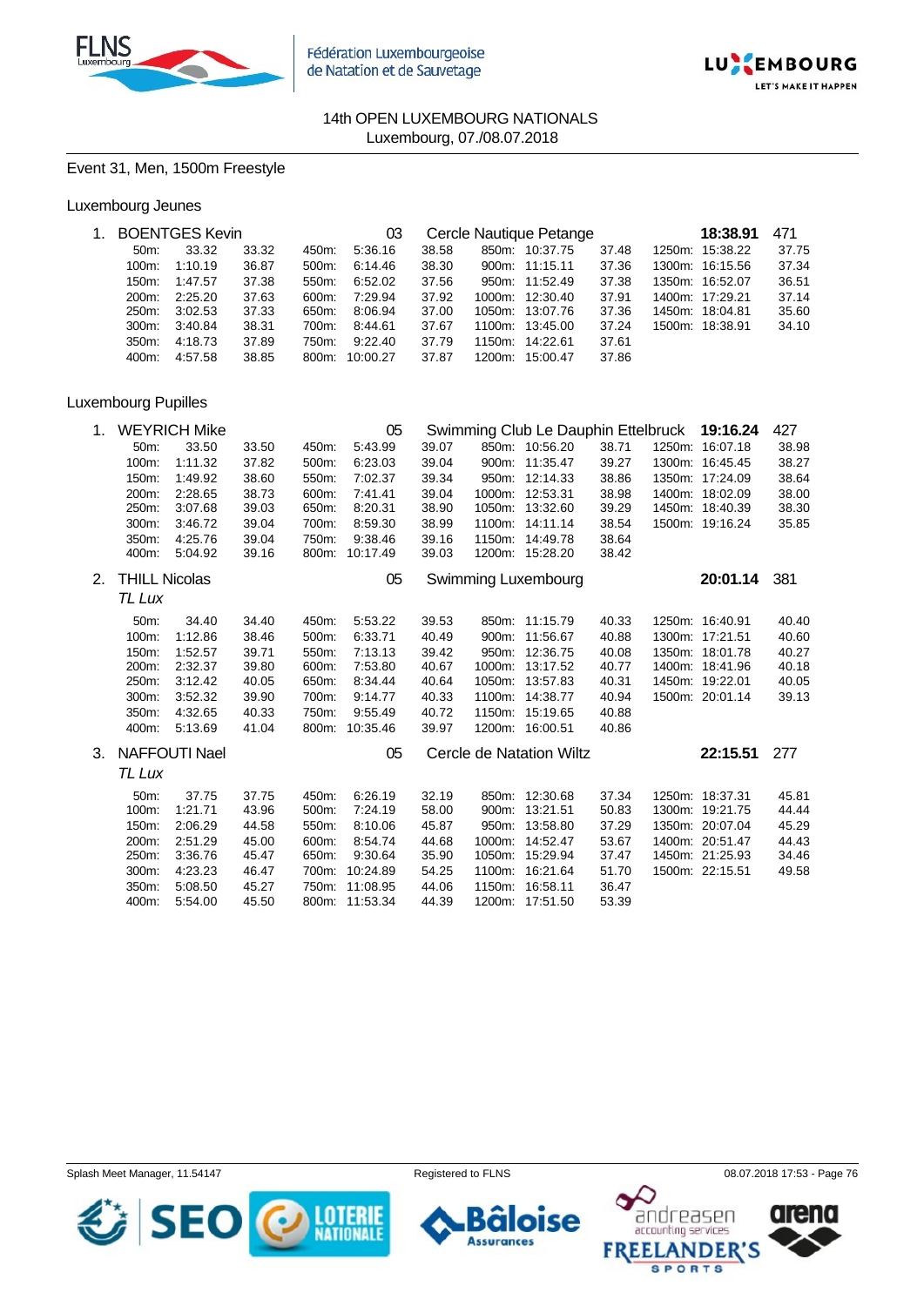14th OPEN LUXEMBOURG NATIONALS
Luxembourg, 07./08.07.2018

## Event 31, Men, 1500m Freestyle

### Luxembourg Jeunes

1. BOENTGES Kevin 03 Cercle Nautique Petange **18:38.91** 471

| | | | | | | | | | | | |
|---|---|---|---|---|---|---|---|---|---|---|---|
| 50m: | 33.32 | 33.32 | 450m: | 5:36.16 | 38.58 | 850m: | 10:37.75 | 37.48 | 1250m: | 15:38.22 | 37.75 |
| 100m: | 1:10.19 | 36.87 | 500m: | 6:14.46 | 38.30 | 900m: | 11:15.11 | 37.36 | 1300m: | 16:15.56 | 37.34 |
| 150m: | 1:47.57 | 37.38 | 550m: | 6:52.02 | 37.56 | 950m: | 11:52.49 | 37.38 | 1350m: | 16:52.07 | 36.51 |
| 200m: | 2:25.20 | 37.63 | 600m: | 7:29.94 | 37.92 | 1000m: | 12:30.40 | 37.91 | 1400m: | 17:29.21 | 37.14 |
| 250m: | 3:02.53 | 37.33 | 650m: | 8:06.94 | 37.00 | 1050m: | 13:07.76 | 37.36 | 1450m: | 18:04.81 | 35.60 |
| 300m: | 3:40.84 | 38.31 | 700m: | 8:44.61 | 37.67 | 1100m: | 13:45.00 | 37.24 | 1500m: | 18:38.91 | 34.10 |
| 350m: | 4:18.73 | 37.89 | 750m: | 9:22.40 | 37.79 | 1150m: | 14:22.61 | 37.61 | | | |
| 400m: | 4:57.58 | 38.85 | 800m: | 10:00.27 | 37.87 | 1200m: | 15:00.47 | 37.86 | | | |

### Luxembourg Pupilles

1. WEYRICH Mike 05 Swimming Club Le Dauphin Ettelbruck **19:16.24** 427

| | | | | | | | | | | | |
|---|---|---|---|---|---|---|---|---|---|---|---|
| 50m: | 33.50 | 33.50 | 450m: | 5:43.99 | 39.07 | 850m: | 10:56.20 | 38.71 | 1250m: | 16:07.18 | 38.98 |
| 100m: | 1:11.32 | 37.82 | 500m: | 6:23.03 | 39.04 | 900m: | 11:35.47 | 39.27 | 1300m: | 16:45.45 | 38.27 |
| 150m: | 1:49.92 | 38.60 | 550m: | 7:02.37 | 39.34 | 950m: | 12:14.33 | 38.86 | 1350m: | 17:24.09 | 38.64 |
| 200m: | 2:28.65 | 38.73 | 600m: | 7:41.41 | 39.04 | 1000m: | 12:53.31 | 38.98 | 1400m: | 18:02.09 | 38.00 |
| 250m: | 3:07.68 | 39.03 | 650m: | 8:20.31 | 38.90 | 1050m: | 13:32.60 | 39.29 | 1450m: | 18:40.39 | 38.30 |
| 300m: | 3:46.72 | 39.04 | 700m: | 8:59.30 | 38.99 | 1100m: | 14:11.14 | 38.54 | 1500m: | 19:16.24 | 35.85 |
| 350m: | 4:25.76 | 39.04 | 750m: | 9:38.46 | 39.16 | 1150m: | 14:49.78 | 38.64 | | | |
| 400m: | 5:04.92 | 39.16 | 800m: | 10:17.49 | 39.03 | 1200m: | 15:28.20 | 38.42 | | | |

2. THILL Nicolas 05 Swimming Luxembourg **20:01.14** 381
*TL Lux*

| | | | | | | | | | | | |
|---|---|---|---|---|---|---|---|---|---|---|---|
| 50m: | 34.40 | 34.40 | 450m: | 5:53.22 | 39.53 | 850m: | 11:15.79 | 40.33 | 1250m: | 16:40.91 | 40.40 |
| 100m: | 1:12.86 | 38.46 | 500m: | 6:33.71 | 40.49 | 900m: | 11:56.67 | 40.88 | 1300m: | 17:21.51 | 40.60 |
| 150m: | 1:52.57 | 39.71 | 550m: | 7:13.13 | 39.42 | 950m: | 12:36.75 | 40.08 | 1350m: | 18:01.78 | 40.27 |
| 200m: | 2:32.37 | 39.80 | 600m: | 7:53.80 | 40.67 | 1000m: | 13:17.52 | 40.77 | 1400m: | 18:41.96 | 40.18 |
| 250m: | 3:12.42 | 40.05 | 650m: | 8:34.44 | 40.64 | 1050m: | 13:57.83 | 40.31 | 1450m: | 19:22.01 | 40.05 |
| 300m: | 3:52.32 | 39.90 | 700m: | 9:14.77 | 40.33 | 1100m: | 14:38.77 | 40.94 | 1500m: | 20:01.14 | 39.13 |
| 350m: | 4:32.65 | 40.33 | 750m: | 9:55.49 | 40.72 | 1150m: | 15:19.65 | 40.88 | | | |
| 400m: | 5:13.69 | 41.04 | 800m: | 10:35.46 | 39.97 | 1200m: | 16:00.51 | 40.86 | | | |

3. NAFFOUTI Nael 05 Cercle de Natation Wiltz **22:15.51** 277
*TL Lux*

| | | | | | | | | | | | |
|---|---|---|---|---|---|---|---|---|---|---|---|
| 50m: | 37.75 | 37.75 | 450m: | 6:26.19 | 32.19 | 850m: | 12:30.68 | 37.34 | 1250m: | 18:37.31 | 45.81 |
| 100m: | 1:21.71 | 43.96 | 500m: | 7:24.19 | 58.00 | 900m: | 13:21.51 | 50.83 | 1300m: | 19:21.75 | 44.44 |
| 150m: | 2:06.29 | 44.58 | 550m: | 8:10.06 | 45.87 | 950m: | 13:58.80 | 37.29 | 1350m: | 20:07.04 | 45.29 |
| 200m: | 2:51.29 | 45.00 | 600m: | 8:54.74 | 44.68 | 1000m: | 14:52.47 | 53.67 | 1400m: | 20:51.47 | 44.43 |
| 250m: | 3:36.76 | 45.47 | 650m: | 9:30.64 | 35.90 | 1050m: | 15:29.94 | 37.47 | 1450m: | 21:25.93 | 34.46 |
| 300m: | 4:23.23 | 46.47 | 700m: | 10:24.89 | 54.25 | 1100m: | 16:21.64 | 51.70 | 1500m: | 22:15.51 | 49.58 |
| 350m: | 5:08.50 | 45.27 | 750m: | 11:08.95 | 44.06 | 1150m: | 16:58.11 | 36.47 | | | |
| 400m: | 5:54.00 | 45.50 | 800m: | 11:53.34 | 44.39 | 1200m: | 17:51.50 | 53.39 | | | |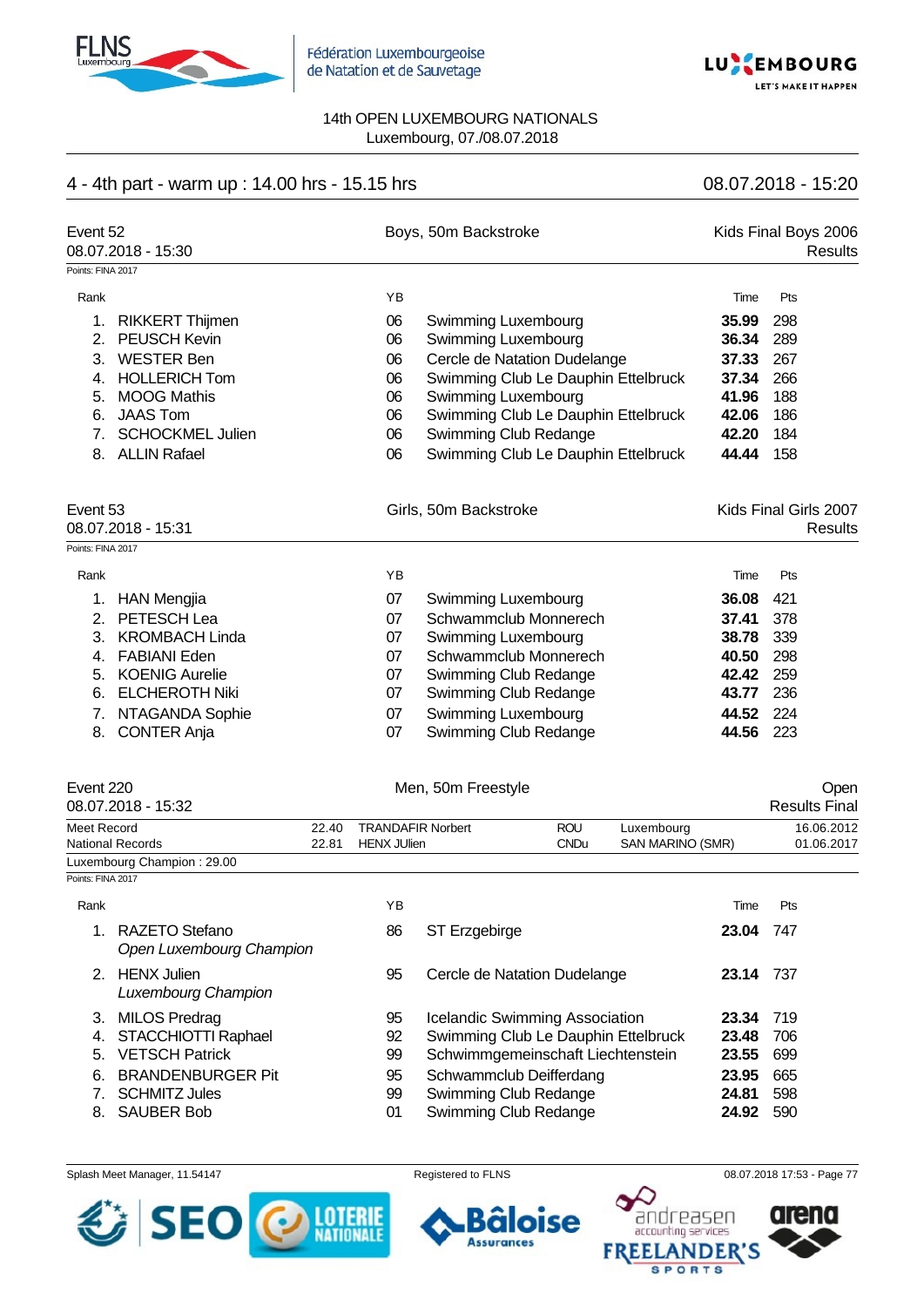14th OPEN LUXEMBOURG NATIONALS
Luxembourg, 07./08.07.2018

## 4 - 4th part - warm up : 14.00 hrs - 15.15 hrs — 08.07.2018 - 15:20

### Event 52 — Boys, 50m Backstroke — Kids Final Boys 2006
08.07.2018 - 15:30 — Results

Points: FINA 2017

| Rank | | YB | | Time | Pts |
|---|---|---|---|---|---|
| 1. | RIKKERT Thijmen | 06 | Swimming Luxembourg | **35.99** | 298 |
| 2. | PEUSCH Kevin | 06 | Swimming Luxembourg | **36.34** | 289 |
| 3. | WESTER Ben | 06 | Cercle de Natation Dudelange | **37.33** | 267 |
| 4. | HOLLERICH Tom | 06 | Swimming Club Le Dauphin Ettelbruck | **37.34** | 266 |
| 5. | MOOG Mathis | 06 | Swimming Luxembourg | **41.96** | 188 |
| 6. | JAAS Tom | 06 | Swimming Club Le Dauphin Ettelbruck | **42.06** | 186 |
| 7. | SCHOCKMEL Julien | 06 | Swimming Club Redange | **42.20** | 184 |
| 8. | ALLIN Rafael | 06 | Swimming Club Le Dauphin Ettelbruck | **44.44** | 158 |

### Event 53 — Girls, 50m Backstroke — Kids Final Girls 2007
08.07.2018 - 15:31 — Results

Points: FINA 2017

| Rank | | YB | | Time | Pts |
|---|---|---|---|---|---|
| 1. | HAN Mengjia | 07 | Swimming Luxembourg | **36.08** | 421 |
| 2. | PETESCH Lea | 07 | Schwammclub Monnerech | **37.41** | 378 |
| 3. | KROMBACH Linda | 07 | Swimming Luxembourg | **38.78** | 339 |
| 4. | FABIANI Eden | 07 | Schwammclub Monnerech | **40.50** | 298 |
| 5. | KOENIG Aurelie | 07 | Swimming Club Redange | **42.42** | 259 |
| 6. | ELCHEROTH Niki | 07 | Swimming Club Redange | **43.77** | 236 |
| 7. | NTAGANDA Sophie | 07 | Swimming Luxembourg | **44.52** | 224 |
| 8. | CONTER Anja | 07 | Swimming Club Redange | **44.56** | 223 |

### Event 220 — Men, 50m Freestyle — Open
08.07.2018 - 15:32 — Results Final

| | | | | | |
|---|---|---|---|---|---|
| Meet Record | 22.40 | TRANDAFIR Norbert | ROU | Luxembourg | 16.06.2012 |
| National Records | 22.81 | HENX JUlien | CNDu | SAN MARINO (SMR) | 01.06.2017 |

Luxembourg Champion : 29.00

Points: FINA 2017

| Rank | | YB | | Time | Pts |
|---|---|---|---|---|---|
| 1. | RAZETO Stefano<br>*Open Luxembourg Champion* | 86 | ST Erzgebirge | **23.04** | 747 |
| 2. | HENX Julien<br>*Luxembourg Champion* | 95 | Cercle de Natation Dudelange | **23.14** | 737 |
| 3. | MILOS Predrag | 95 | Icelandic Swimming Association | **23.34** | 719 |
| 4. | STACCHIOTTI Raphael | 92 | Swimming Club Le Dauphin Ettelbruck | **23.48** | 706 |
| 5. | VETSCH Patrick | 99 | Schwimmgemeinschaft Liechtenstein | **23.55** | 699 |
| 6. | BRANDENBURGER Pit | 95 | Schwammclub Deifferdang | **23.95** | 665 |
| 7. | SCHMITZ Jules | 99 | Swimming Club Redange | **24.81** | 598 |
| 8. | SAUBER Bob | 01 | Swimming Club Redange | **24.92** | 590 |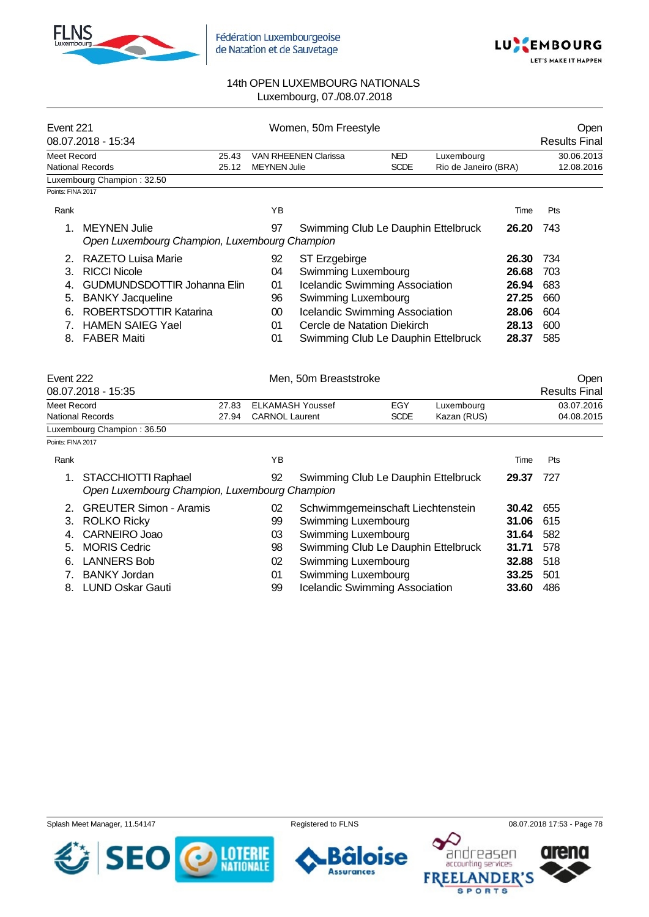14th OPEN LUXEMBOURG NATIONALS
Luxembourg, 07./08.07.2018

## Event 221 — Women, 50m Freestyle — Open

08.07.2018 - 15:34 — Results Final

| | | | | | |
|---|---|---|---|---|---|
| Meet Record | 25.43 | VAN RHEENEN Clarissa | NED | Luxembourg | 30.06.2013 |
| National Records | 25.12 | MEYNEN Julie | SCDE | Rio de Janeiro (BRA) | 12.08.2016 |

Luxembourg Champion : 32.50

Points: FINA 2017

| Rank | | YB | | Time | Pts |
|---|---|---|---|---|---|
| 1. | MEYNEN Julie | 97 | Swimming Club Le Dauphin Ettelbruck | **26.20** | 743 |
| | *Open Luxembourg Champion, Luxembourg Champion* | | | | |
| 2. | RAZETO Luisa Marie | 92 | ST Erzgebirge | **26.30** | 734 |
| 3. | RICCI Nicole | 04 | Swimming Luxembourg | **26.68** | 703 |
| 4. | GUDMUNDSDOTTIR Johanna Elin | 01 | Icelandic Swimming Association | **26.94** | 683 |
| 5. | BANKY Jacqueline | 96 | Swimming Luxembourg | **27.25** | 660 |
| 6. | ROBERTSDOTTIR Katarina | 00 | Icelandic Swimming Association | **28.06** | 604 |
| 7. | HAMEN SAIEG Yael | 01 | Cercle de Natation Diekirch | **28.13** | 600 |
| 8. | FABER Maiti | 01 | Swimming Club Le Dauphin Ettelbruck | **28.37** | 585 |

## Event 222 — Men, 50m Breaststroke — Open

08.07.2018 - 15:35 — Results Final

| | | | | | |
|---|---|---|---|---|---|
| Meet Record | 27.83 | ELKAMASH Youssef | EGY | Luxembourg | 03.07.2016 |
| National Records | 27.94 | CARNOL Laurent | SCDE | Kazan (RUS) | 04.08.2015 |

Luxembourg Champion : 36.50

Points: FINA 2017

| Rank | | YB | | Time | Pts |
|---|---|---|---|---|---|
| 1. | STACCHIOTTI Raphael | 92 | Swimming Club Le Dauphin Ettelbruck | **29.37** | 727 |
| | *Open Luxembourg Champion, Luxembourg Champion* | | | | |
| 2. | GREUTER Simon - Aramis | 02 | Schwimmgemeinschaft Liechtenstein | **30.42** | 655 |
| 3. | ROLKO Ricky | 99 | Swimming Luxembourg | **31.06** | 615 |
| 4. | CARNEIRO Joao | 03 | Swimming Luxembourg | **31.64** | 582 |
| 5. | MORIS Cedric | 98 | Swimming Club Le Dauphin Ettelbruck | **31.71** | 578 |
| 6. | LANNERS Bob | 02 | Swimming Luxembourg | **32.88** | 518 |
| 7. | BANKY Jordan | 01 | Swimming Luxembourg | **33.25** | 501 |
| 8. | LUND Oskar Gauti | 99 | Icelandic Swimming Association | **33.60** | 486 |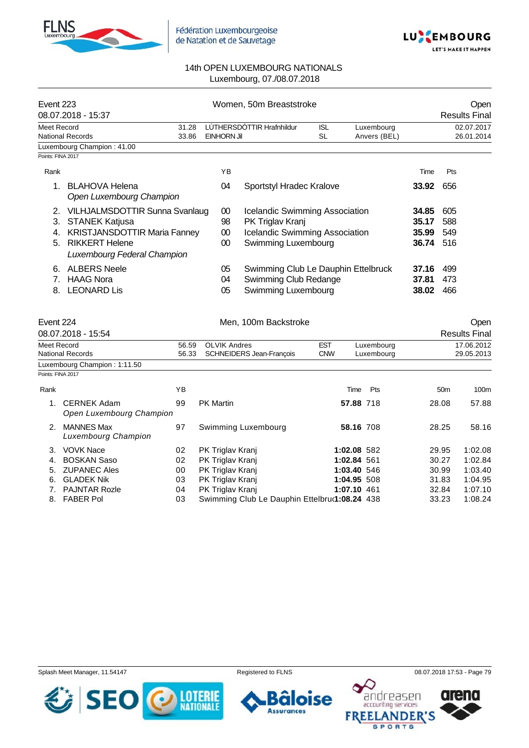# 14th OPEN LUXEMBOURG NATIONALS

Luxembourg, 07./08.07.2018

## Event 223 — Women, 50m Breaststroke

08.07.2018 - 15:37 — Open — Results Final

| | | | | | |
|---|---|---|---|---|---|
| Meet Record | 31.28 | LÚTHERSDÓTTIR Hrafnhildur | ISL | Luxembourg | 02.07.2017 |
| National Records | 33.86 | EINHORN Jil | SL | Anvers (BEL) | 26.01.2014 |

Luxembourg Champion : 41.00

Points: FINA 2017

| Rank | Name | YB | Club | Time | Pts |
|---|---|---|---|---|---|
| 1. | BLAHOVA Helena<br>*Open Luxembourg Champion* | 04 | Sportstyl Hradec Kralove | **33.92** | 656 |
| 2. | VILHJALMSDOTTIR Sunna Svanlaug | 00 | Icelandic Swimming Association | **34.85** | 605 |
| 3. | STANEK Katjusa | 98 | PK Triglav Kranj | **35.17** | 588 |
| 4. | KRISTJANSDOTTIR Maria Fanney | 00 | Icelandic Swimming Association | **35.99** | 549 |
| 5. | RIKKERT Helene<br>*Luxembourg Federal Champion* | 00 | Swimming Luxembourg | **36.74** | 516 |
| 6. | ALBERS Neele | 05 | Swimming Club Le Dauphin Ettelbruck | **37.16** | 499 |
| 7. | HAAG Nora | 04 | Swimming Club Redange | **37.81** | 473 |
| 8. | LEONARD Lis | 05 | Swimming Luxembourg | **38.02** | 466 |

## Event 224 — Men, 100m Backstroke

08.07.2018 - 15:54 — Open — Results Final

| | | | | | |
|---|---|---|---|---|---|
| Meet Record | 56.59 | OLVIK Andres | EST | Luxembourg | 17.06.2012 |
| National Records | 56.33 | SCHNEIDERS Jean-François | CNW | Luxembourg | 29.05.2013 |

Luxembourg Champion : 1:11.50

Points: FINA 2017

| Rank | Name | YB | Club | Time | Pts | 50m | 100m |
|---|---|---|---|---|---|---|---|
| 1. | CERNEK Adam<br>*Open Luxembourg Champion* | 99 | PK Martin | **57.88** | 718 | 28.08 | 57.88 |
| 2. | MANNES Max<br>*Luxembourg Champion* | 97 | Swimming Luxembourg | **58.16** | 708 | 28.25 | 58.16 |
| 3. | VOVK Nace | 02 | PK Triglav Kranj | **1:02.08** | 582 | 29.95 | 1:02.08 |
| 4. | BOSKAN Saso | 02 | PK Triglav Kranj | **1:02.84** | 561 | 30.27 | 1:02.84 |
| 5. | ZUPANEC Ales | 00 | PK Triglav Kranj | **1:03.40** | 546 | 30.99 | 1:03.40 |
| 6. | GLADEK Nik | 03 | PK Triglav Kranj | **1:04.95** | 508 | 31.83 | 1:04.95 |
| 7. | PAJNTAR Rozle | 04 | PK Triglav Kranj | **1:07.10** | 461 | 32.84 | 1:07.10 |
| 8. | FABER Pol | 03 | Swimming Club Le Dauphin Ettelbruck | **1:08.24** | 438 | 33.23 | 1:08.24 |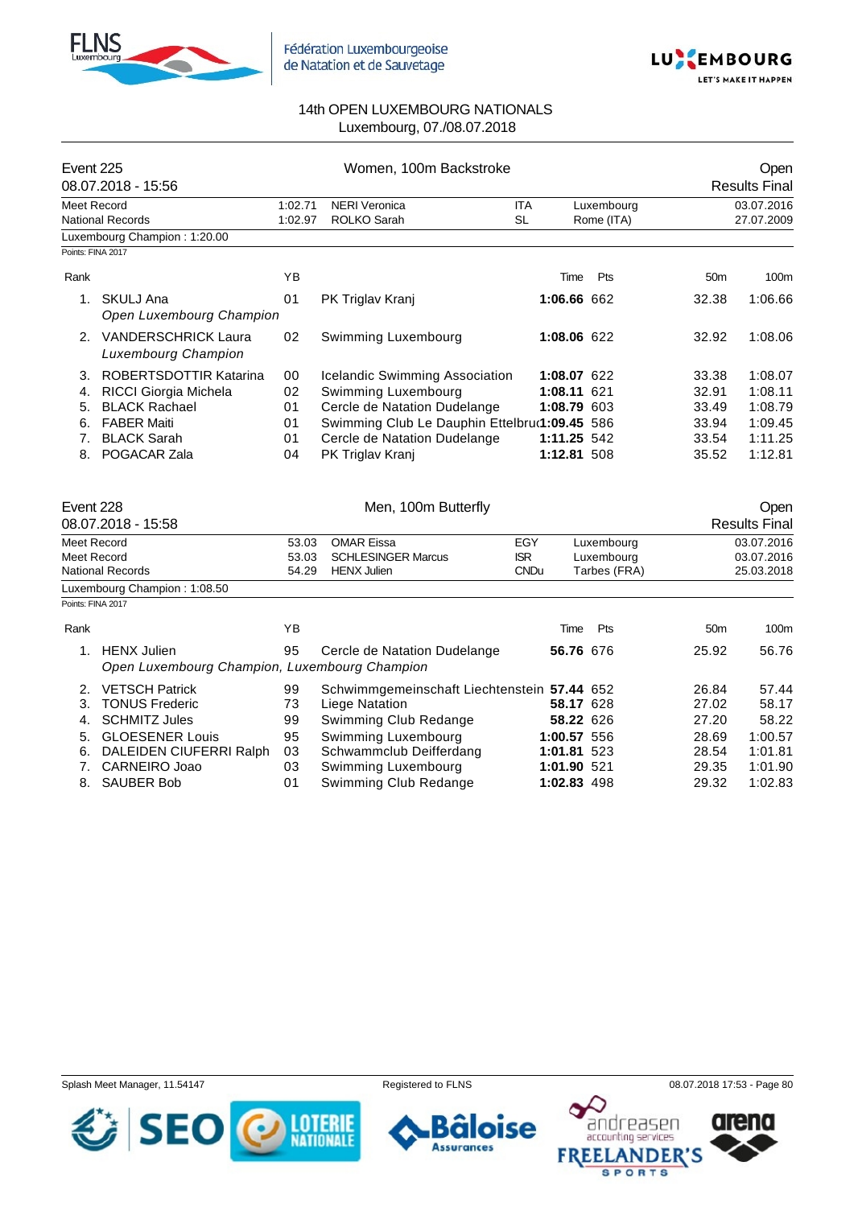14th OPEN LUXEMBOURG NATIONALS
Luxembourg, 07./08.07.2018

## Event 225 — Women, 100m Backstroke — Open

08.07.2018 - 15:56 — Results Final

| | | | | | |
|---|---|---|---|---|---|
| Meet Record | 1:02.71 | NERI Veronica | ITA | Luxembourg | 03.07.2016 |
| National Records | 1:02.97 | ROLKO Sarah | SL | Rome (ITA) | 27.07.2009 |

Luxembourg Champion : 1:20.00

Points: FINA 2017

| Rank | Name | YB | Club | Time | Pts | 50m | 100m |
|---|---|---|---|---|---|---|---|
| 1. | SKULJ Ana *Open Luxembourg Champion* | 01 | PK Triglav Kranj | **1:06.66** | 662 | 32.38 | 1:06.66 |
| 2. | VANDERSCHRICK Laura *Luxembourg Champion* | 02 | Swimming Luxembourg | **1:08.06** | 622 | 32.92 | 1:08.06 |
| 3. | ROBERTSDOTTIR Katarina | 00 | Icelandic Swimming Association | **1:08.07** | 622 | 33.38 | 1:08.07 |
| 4. | RICCI Giorgia Michela | 02 | Swimming Luxembourg | **1:08.11** | 621 | 32.91 | 1:08.11 |
| 5. | BLACK Rachael | 01 | Cercle de Natation Dudelange | **1:08.79** | 603 | 33.49 | 1:08.79 |
| 6. | FABER Maiti | 01 | Swimming Club Le Dauphin Ettelbruck | **1:09.45** | 586 | 33.94 | 1:09.45 |
| 7. | BLACK Sarah | 01 | Cercle de Natation Dudelange | **1:11.25** | 542 | 33.54 | 1:11.25 |
| 8. | POGACAR Zala | 04 | PK Triglav Kranj | **1:12.81** | 508 | 35.52 | 1:12.81 |

## Event 228 — Men, 100m Butterfly — Open

08.07.2018 - 15:58 — Results Final

| | | | | | |
|---|---|---|---|---|---|
| Meet Record | 53.03 | OMAR Eissa | EGY | Luxembourg | 03.07.2016 |
| Meet Record | 53.03 | SCHLESINGER Marcus | ISR | Luxembourg | 03.07.2016 |
| National Records | 54.29 | HENX Julien | CNDu | Tarbes (FRA) | 25.03.2018 |

Luxembourg Champion : 1:08.50

Points: FINA 2017

| Rank | Name | YB | Club | Time | Pts | 50m | 100m |
|---|---|---|---|---|---|---|---|
| 1. | HENX Julien *Open Luxembourg Champion, Luxembourg Champion* | 95 | Cercle de Natation Dudelange | **56.76** | 676 | 25.92 | 56.76 |
| 2. | VETSCH Patrick | 99 | Schwimmgemeinschaft Liechtenstein | **57.44** | 652 | 26.84 | 57.44 |
| 3. | TONUS Frederic | 73 | Liege Natation | **58.17** | 628 | 27.02 | 58.17 |
| 4. | SCHMITZ Jules | 99 | Swimming Club Redange | **58.22** | 626 | 27.20 | 58.22 |
| 5. | GLOESENER Louis | 95 | Swimming Luxembourg | **1:00.57** | 556 | 28.69 | 1:00.57 |
| 6. | DALEIDEN CIUFERRI Ralph | 03 | Schwammclub Deifferdang | **1:01.81** | 523 | 28.54 | 1:01.81 |
| 7. | CARNEIRO Joao | 03 | Swimming Luxembourg | **1:01.90** | 521 | 29.35 | 1:01.90 |
| 8. | SAUBER Bob | 01 | Swimming Club Redange | **1:02.83** | 498 | 29.32 | 1:02.83 |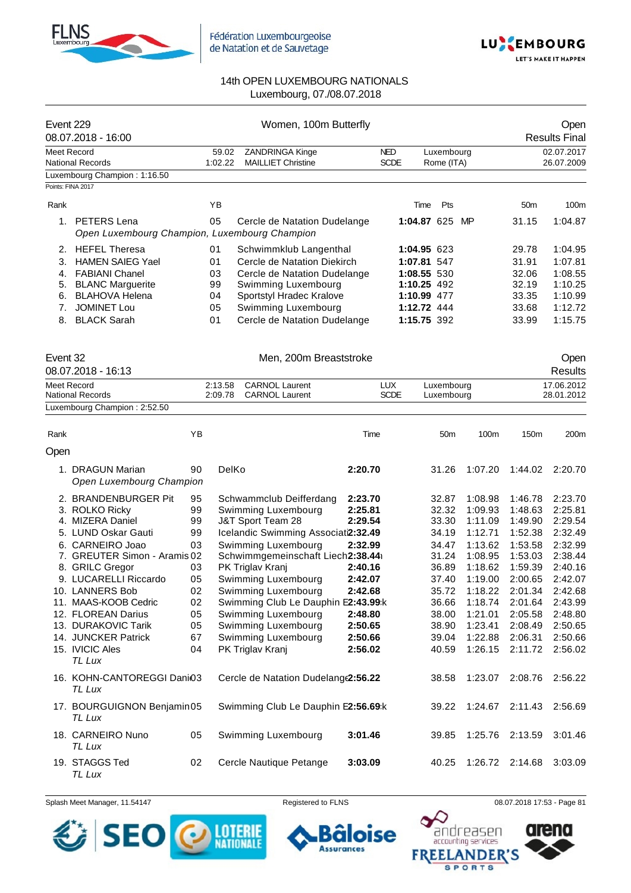Fédération Luxembourgeoise de Natation et de Sauvetage

14th OPEN LUXEMBOURG NATIONALS
Luxembourg, 07./08.07.2018

## Event 229 — Women, 100m Butterfly — Open

08.07.2018 - 16:00 — Results Final

| | | | | | |
|---|---|---|---|---|---|
| Meet Record | 59.02 | ZANDRINGA Kinge | NED | Luxembourg | 02.07.2017 |
| National Records | 1:02.22 | MAILLIET Christine | SCDE | Rome (ITA) | 26.07.2009 |

Luxembourg Champion : 1:16.50

Points: FINA 2017

| Rank | | YB | | Time | Pts | | 50m | 100m |
|---|---|---|---|---|---|---|---|---|
| 1. | PETERS Lena | 05 | Cercle de Natation Dudelange | **1:04.87** | 625 | MP | 31.15 | 1:04.87 |
| | *Open Luxembourg Champion, Luxembourg Champion* | | | | | | | |
| 2. | HEFEL Theresa | 01 | Schwimmklub Langenthal | **1:04.95** | 623 | | 29.78 | 1:04.95 |
| 3. | HAMEN SAIEG Yael | 01 | Cercle de Natation Diekirch | **1:07.81** | 547 | | 31.91 | 1:07.81 |
| 4. | FABIANI Chanel | 03 | Cercle de Natation Dudelange | **1:08.55** | 530 | | 32.06 | 1:08.55 |
| 5. | BLANC Marguerite | 99 | Swimming Luxembourg | **1:10.25** | 492 | | 32.19 | 1:10.25 |
| 6. | BLAHOVA Helena | 04 | Sportstyl Hradec Kralove | **1:10.99** | 477 | | 33.35 | 1:10.99 |
| 7. | JOMINET Lou | 05 | Swimming Luxembourg | **1:12.72** | 444 | | 33.68 | 1:12.72 |
| 8. | BLACK Sarah | 01 | Cercle de Natation Dudelange | **1:15.75** | 392 | | 33.99 | 1:15.75 |

## Event 32 — Men, 200m Breaststroke — Open

08.07.2018 - 16:13 — Results

| | | | | | |
|---|---|---|---|---|---|
| Meet Record | 2:13.58 | CARNOL Laurent | LUX | Luxembourg | 17.06.2012 |
| National Records | 2:09.78 | CARNOL Laurent | SCDE | Luxembourg | 28.01.2012 |

Luxembourg Champion : 2:52.50

**Open**

| Rank | | YB | | Time | 50m | 100m | 150m | 200m |
|---|---|---|---|---|---|---|---|---|
| 1. | DRAGUN Marian | 90 | DelKo | **2:20.70** | 31.26 | 1:07.20 | 1:44.02 | 2:20.70 |
| | *Open Luxembourg Champion* | | | | | | | |
| 2. | BRANDENBURGER Pit | 95 | Schwammclub Deifferdang | **2:23.70** | 32.87 | 1:08.98 | 1:46.78 | 2:23.70 |
| 3. | ROLKO Ricky | 99 | Swimming Luxembourg | **2:25.81** | 32.32 | 1:09.93 | 1:48.63 | 2:25.81 |
| 4. | MIZERA Daniel | 99 | J&T Sport Team 28 | **2:29.54** | 33.30 | 1:11.09 | 1:49.90 | 2:29.54 |
| 5. | LUND Oskar Gauti | 99 | Icelandic Swimming Associati | **2:32.49** | 34.19 | 1:12.71 | 1:52.38 | 2:32.49 |
| 6. | CARNEIRO Joao | 03 | Swimming Luxembourg | **2:32.99** | 34.47 | 1:13.62 | 1:53.58 | 2:32.99 |
| 7. | GREUTER Simon - Aramis | 02 | Schwimmgemeinschaft Liech | **2:38.44** | 31.24 | 1:08.95 | 1:53.03 | 2:38.44 |
| 8. | GRILC Gregor | 03 | PK Triglav Kranj | **2:40.16** | 36.89 | 1:18.62 | 1:59.39 | 2:40.16 |
| 9. | LUCARELLI Riccardo | 05 | Swimming Luxembourg | **2:42.07** | 37.40 | 1:19.00 | 2:00.65 | 2:42.07 |
| 10. | LANNERS Bob | 02 | Swimming Luxembourg | **2:42.68** | 35.72 | 1:18.22 | 2:01.34 | 2:42.68 |
| 11. | MAAS-KOOB Cedric | 02 | Swimming Club Le Dauphin E | **2:43.99** | 36.66 | 1:18.74 | 2:01.64 | 2:43.99 |
| 12. | FLOREAN Darius | 05 | Swimming Luxembourg | **2:48.80** | 38.00 | 1:21.01 | 2:05.58 | 2:48.80 |
| 13. | DURAKOVIC Tarik | 05 | Swimming Luxembourg | **2:50.65** | 38.90 | 1:23.41 | 2:08.49 | 2:50.65 |
| 14. | JUNCKER Patrick | 67 | Swimming Luxembourg | **2:50.66** | 39.04 | 1:22.88 | 2:06.31 | 2:50.66 |
| 15. | IVICIC Ales | 04 | PK Triglav Kranj | **2:56.02** | 40.59 | 1:26.15 | 2:11.72 | 2:56.02 |
| | *TL Lux* | | | | | | | |
| 16. | KOHN-CANTOREGGI Dani | 03 | Cercle de Natation Dudelange | **2:56.22** | 38.58 | 1:23.07 | 2:08.76 | 2:56.22 |
| | *TL Lux* | | | | | | | |
| 17. | BOURGUIGNON Benjamin | 05 | Swimming Club Le Dauphin E | **2:56.69** | 39.22 | 1:24.67 | 2:11.43 | 2:56.69 |
| | *TL Lux* | | | | | | | |
| 18. | CARNEIRO Nuno | 05 | Swimming Luxembourg | **3:01.46** | 39.85 | 1:25.76 | 2:13.59 | 3:01.46 |
| | *TL Lux* | | | | | | | |
| 19. | STAGGS Ted | 02 | Cercle Nautique Petange | **3:03.09** | 40.25 | 1:26.72 | 2:14.68 | 3:03.09 |
| | *TL Lux* | | | | | | | |

Splash Meet Manager, 11.54147 — Registered to FLNS — 08.07.2018 17:53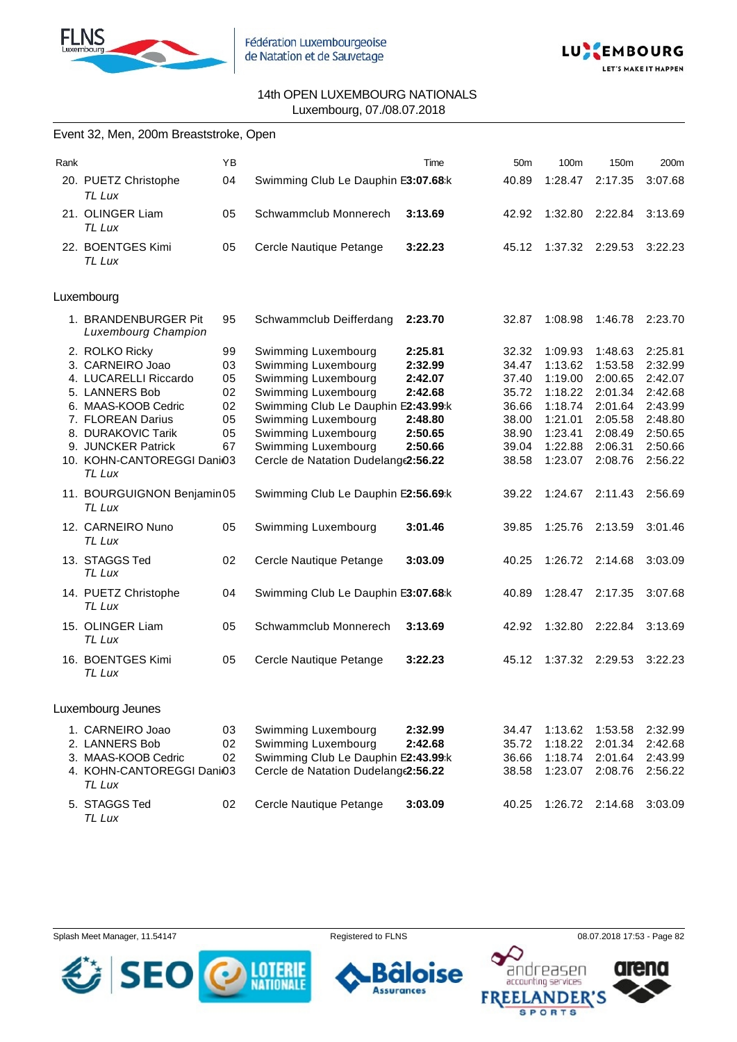14th OPEN LUXEMBOURG NATIONALS
Luxembourg, 07./08.07.2018

## Event 32, Men, 200m Breaststroke, Open

| Rank | | YB | | Time | 50m | 100m | 150m | 200m |
|---|---|---|---|---|---|---|---|---|
| 20. | PUETZ Christophe *TL Lux* | 04 | Swimming Club Le Dauphin E | **3:07.68** k | 40.89 | 1:28.47 | 2:17.35 | 3:07.68 |
| 21. | OLINGER Liam *TL Lux* | 05 | Schwammclub Monnerech | **3:13.69** | 42.92 | 1:32.80 | 2:22.84 | 3:13.69 |
| 22. | BOENTGES Kimi *TL Lux* | 05 | Cercle Nautique Petange | **3:22.23** | 45.12 | 1:37.32 | 2:29.53 | 3:22.23 |

### Luxembourg

| Rank | | YB | | Time | 50m | 100m | 150m | 200m |
|---|---|---|---|---|---|---|---|---|
| 1. | BRANDENBURGER Pit *Luxembourg Champion* | 95 | Schwammclub Deifferdang | **2:23.70** | 32.87 | 1:08.98 | 1:46.78 | 2:23.70 |
| 2. | ROLKO Ricky | 99 | Swimming Luxembourg | **2:25.81** | 32.32 | 1:09.93 | 1:48.63 | 2:25.81 |
| 3. | CARNEIRO Joao | 03 | Swimming Luxembourg | **2:32.99** | 34.47 | 1:13.62 | 1:53.58 | 2:32.99 |
| 4. | LUCARELLI Riccardo | 05 | Swimming Luxembourg | **2:42.07** | 37.40 | 1:19.00 | 2:00.65 | 2:42.07 |
| 5. | LANNERS Bob | 02 | Swimming Luxembourg | **2:42.68** | 35.72 | 1:18.22 | 2:01.34 | 2:42.68 |
| 6. | MAAS-KOOB Cedric | 02 | Swimming Club Le Dauphin E | **2:43.99** k | 36.66 | 1:18.74 | 2:01.64 | 2:43.99 |
| 7. | FLOREAN Darius | 05 | Swimming Luxembourg | **2:48.80** | 38.00 | 1:21.01 | 2:05.58 | 2:48.80 |
| 8. | DURAKOVIC Tarik | 05 | Swimming Luxembourg | **2:50.65** | 38.90 | 1:23.41 | 2:08.49 | 2:50.65 |
| 9. | JUNCKER Patrick | 67 | Swimming Luxembourg | **2:50.66** | 39.04 | 1:22.88 | 2:06.31 | 2:50.66 |
| 10. | KOHN-CANTOREGGI Dani *TL Lux* | 03 | Cercle de Natation Dudelange | **2:56.22** | 38.58 | 1:23.07 | 2:08.76 | 2:56.22 |
| 11. | BOURGUIGNON Benjamin *TL Lux* | 05 | Swimming Club Le Dauphin E | **2:56.69** k | 39.22 | 1:24.67 | 2:11.43 | 2:56.69 |
| 12. | CARNEIRO Nuno *TL Lux* | 05 | Swimming Luxembourg | **3:01.46** | 39.85 | 1:25.76 | 2:13.59 | 3:01.46 |
| 13. | STAGGS Ted *TL Lux* | 02 | Cercle Nautique Petange | **3:03.09** | 40.25 | 1:26.72 | 2:14.68 | 3:03.09 |
| 14. | PUETZ Christophe *TL Lux* | 04 | Swimming Club Le Dauphin E | **3:07.68** k | 40.89 | 1:28.47 | 2:17.35 | 3:07.68 |
| 15. | OLINGER Liam *TL Lux* | 05 | Schwammclub Monnerech | **3:13.69** | 42.92 | 1:32.80 | 2:22.84 | 3:13.69 |
| 16. | BOENTGES Kimi *TL Lux* | 05 | Cercle Nautique Petange | **3:22.23** | 45.12 | 1:37.32 | 2:29.53 | 3:22.23 |

### Luxembourg Jeunes

| Rank | | YB | | Time | 50m | 100m | 150m | 200m |
|---|---|---|---|---|---|---|---|---|
| 1. | CARNEIRO Joao | 03 | Swimming Luxembourg | **2:32.99** | 34.47 | 1:13.62 | 1:53.58 | 2:32.99 |
| 2. | LANNERS Bob | 02 | Swimming Luxembourg | **2:42.68** | 35.72 | 1:18.22 | 2:01.34 | 2:42.68 |
| 3. | MAAS-KOOB Cedric | 02 | Swimming Club Le Dauphin E | **2:43.99** k | 36.66 | 1:18.74 | 2:01.64 | 2:43.99 |
| 4. | KOHN-CANTOREGGI Dani *TL Lux* | 03 | Cercle de Natation Dudelange | **2:56.22** | 38.58 | 1:23.07 | 2:08.76 | 2:56.22 |
| 5. | STAGGS Ted *TL Lux* | 02 | Cercle Nautique Petange | **3:03.09** | 40.25 | 1:26.72 | 2:14.68 | 3:03.09 |

Splash Meet Manager, 11.54147 — Registered to FLNS — 08.07.2018 17:53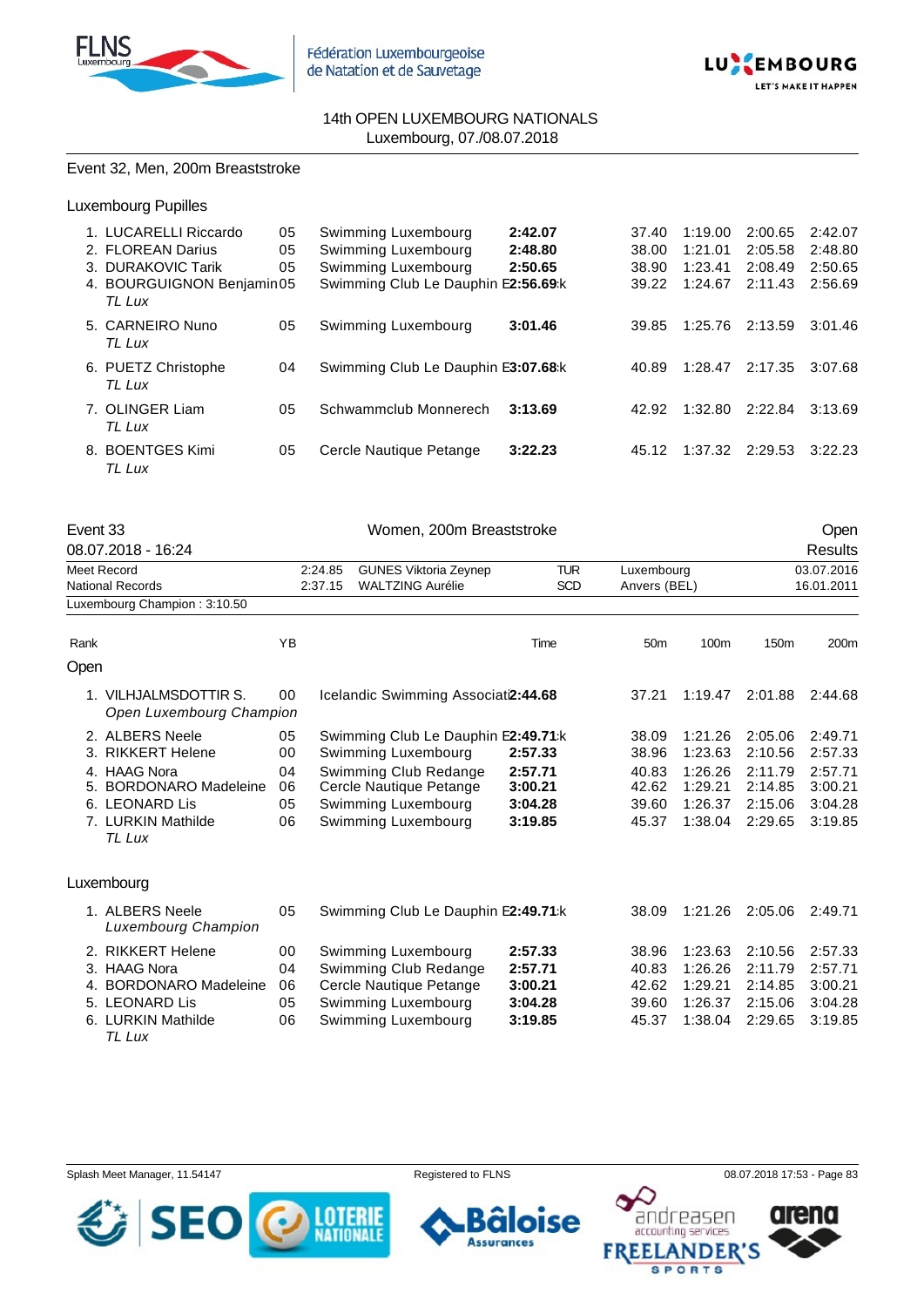14th OPEN LUXEMBOURG NATIONALS
Luxembourg, 07./08.07.2018

## Event 32, Men, 200m Breaststroke

### Luxembourg Pupilles

| Rank | Name | YB | Club | Time | 50m | 100m | 150m | 200m |
|---|---|---|---|---|---|---|---|---|
| 1. | LUCARELLI Riccardo | 05 | Swimming Luxembourg | **2:42.07** | 37.40 | 1:19.00 | 2:00.65 | 2:42.07 |
| 2. | FLOREAN Darius | 05 | Swimming Luxembourg | **2:48.80** | 38.00 | 1:21.01 | 2:05.58 | 2:48.80 |
| 3. | DURAKOVIC Tarik | 05 | Swimming Luxembourg | **2:50.65** | 38.90 | 1:23.41 | 2:08.49 | 2:50.65 |
| 4. | BOURGUIGNON Benjamin *TL Lux* | 05 | Swimming Club Le Dauphin E | **2:56.69**k | 39.22 | 1:24.67 | 2:11.43 | 2:56.69 |
| 5. | CARNEIRO Nuno *TL Lux* | 05 | Swimming Luxembourg | **3:01.46** | 39.85 | 1:25.76 | 2:13.59 | 3:01.46 |
| 6. | PUETZ Christophe *TL Lux* | 04 | Swimming Club Le Dauphin E | **3:07.68**k | 40.89 | 1:28.47 | 2:17.35 | 3:07.68 |
| 7. | OLINGER Liam *TL Lux* | 05 | Schwammclub Monnerech | **3:13.69** | 42.92 | 1:32.80 | 2:22.84 | 3:13.69 |
| 8. | BOENTGES Kimi *TL Lux* | 05 | Cercle Nautique Petange | **3:22.23** | 45.12 | 1:37.32 | 2:29.53 | 3:22.23 |

## Event 33 — Women, 200m Breaststroke — Open

08.07.2018 - 16:24 — Results

| | | | | | |
|---|---|---|---|---|---|
| Meet Record | 2:24.85 | GUNES Viktoria Zeynep | TUR | Luxembourg | 03.07.2016 |
| National Records | 2:37.15 | WALTZING Aurélie | SCD | Anvers (BEL) | 16.01.2011 |

Luxembourg Champion : 3:10.50

### Open

| Rank | Name | YB | Club | Time | 50m | 100m | 150m | 200m |
|---|---|---|---|---|---|---|---|---|
| 1. | VILHJALMSDOTTIR S. *Open Luxembourg Champion* | 00 | Icelandic Swimming Associati | **2:44.68** | 37.21 | 1:19.47 | 2:01.88 | 2:44.68 |
| 2. | ALBERS Neele | 05 | Swimming Club Le Dauphin E | **2:49.71**k | 38.09 | 1:21.26 | 2:05.06 | 2:49.71 |
| 3. | RIKKERT Helene | 00 | Swimming Luxembourg | **2:57.33** | 38.96 | 1:23.63 | 2:10.56 | 2:57.33 |
| 4. | HAAG Nora | 04 | Swimming Club Redange | **2:57.71** | 40.83 | 1:26.26 | 2:11.79 | 2:57.71 |
| 5. | BORDONARO Madeleine | 06 | Cercle Nautique Petange | **3:00.21** | 42.62 | 1:29.21 | 2:14.85 | 3:00.21 |
| 6. | LEONARD Lis | 05 | Swimming Luxembourg | **3:04.28** | 39.60 | 1:26.37 | 2:15.06 | 3:04.28 |
| 7. | LURKIN Mathilde *TL Lux* | 06 | Swimming Luxembourg | **3:19.85** | 45.37 | 1:38.04 | 2:29.65 | 3:19.85 |

### Luxembourg

| Rank | Name | YB | Club | Time | 50m | 100m | 150m | 200m |
|---|---|---|---|---|---|---|---|---|
| 1. | ALBERS Neele *Luxembourg Champion* | 05 | Swimming Club Le Dauphin E | **2:49.71**k | 38.09 | 1:21.26 | 2:05.06 | 2:49.71 |
| 2. | RIKKERT Helene | 00 | Swimming Luxembourg | **2:57.33** | 38.96 | 1:23.63 | 2:10.56 | 2:57.33 |
| 3. | HAAG Nora | 04 | Swimming Club Redange | **2:57.71** | 40.83 | 1:26.26 | 2:11.79 | 2:57.71 |
| 4. | BORDONARO Madeleine | 06 | Cercle Nautique Petange | **3:00.21** | 42.62 | 1:29.21 | 2:14.85 | 3:00.21 |
| 5. | LEONARD Lis | 05 | Swimming Luxembourg | **3:04.28** | 39.60 | 1:26.37 | 2:15.06 | 3:04.28 |
| 6. | LURKIN Mathilde *TL Lux* | 06 | Swimming Luxembourg | **3:19.85** | 45.37 | 1:38.04 | 2:29.65 | 3:19.85 |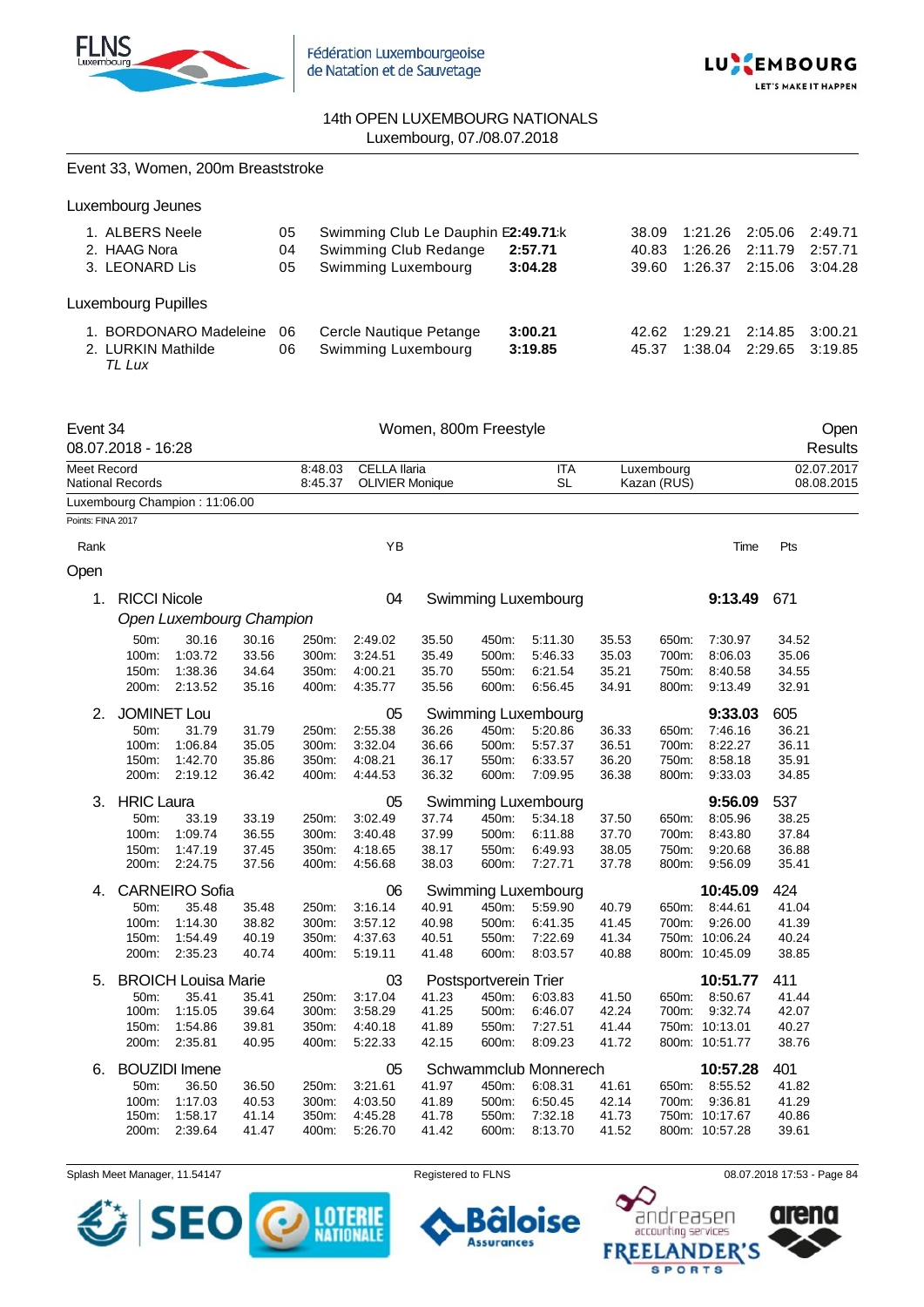14th OPEN LUXEMBOURG NATIONALS
Luxembourg, 07./08.07.2018

Event 33, Women, 200m Breaststroke

Luxembourg Jeunes

| Rank | Name | YB | Club | Time | 50m | 100m | 150m | 200m |
|---|---|---|---|---|---|---|---|---|
| 1. | ALBERS Neele | 05 | Swimming Club Le Dauphin Ettelbruck | 2:49.71 | 38.09 | 1:21.26 | 2:05.06 | 2:49.71 |
| 2. | HAAG Nora | 04 | Swimming Club Redange | 2:57.71 | 40.83 | 1:26.26 | 2:11.79 | 2:57.71 |
| 3. | LEONARD Lis | 05 | Swimming Luxembourg | 3:04.28 | 39.60 | 1:26.37 | 2:15.06 | 3:04.28 |

Luxembourg Pupilles

| Rank | Name | YB | Club | Time | 50m | 100m | 150m | 200m |
|---|---|---|---|---|---|---|---|---|
| 1. | BORDONARO Madeleine | 06 | Cercle Nautique Petange | 3:00.21 | 42.62 | 1:29.21 | 2:14.85 | 3:00.21 |
| 2. | LURKIN Mathilde *TL Lux* | 06 | Swimming Luxembourg | 3:19.85 | 45.37 | 1:38.04 | 2:29.65 | 3:19.85 |

## Event 34 — Women, 800m Freestyle — Open

08.07.2018 - 16:28 — Results

| | Time | Name | Nation | Place | Date |
|---|---|---|---|---|---|
| Meet Record | 8:48.03 | CELLA Ilaria | ITA | Luxembourg | 02.07.2017 |
| National Records | 8:45.37 | OLIVIER Monique | SL | Kazan (RUS) | 08.08.2015 |

Luxembourg Champion : 11:06.00

Points: FINA 2017

### Open

| Rank | Name | YB | Club | Time | Pts |
|---|---|---|---|---|---|
| 1. | RICCI Nicole — *Open Luxembourg Champion* | 04 | Swimming Luxembourg | 9:13.49 | 671 |
| 2. | JOMINET Lou | 05 | Swimming Luxembourg | 9:33.03 | 605 |
| 3. | HRIC Laura | 05 | Swimming Luxembourg | 9:56.09 | 537 |
| 4. | CARNEIRO Sofia | 06 | Swimming Luxembourg | 10:45.09 | 424 |
| 5. | BROICH Louisa Marie | 03 | Postsportverein Trier | 10:51.77 | 411 |
| 6. | BOUZIDI Imene | 05 | Schwammclub Monnerech | 10:57.28 | 401 |

Splits:

| Rank | 50m | 100m | 150m | 200m | 250m | 300m | 350m | 400m | 450m | 500m | 550m | 600m | 650m | 700m | 750m | 800m |
|---|---|---|---|---|---|---|---|---|---|---|---|---|---|---|---|---|
| 1. | 30.16 (30.16) | 1:03.72 (33.56) | 1:38.36 (34.64) | 2:13.52 (35.16) | 2:49.02 (35.50) | 3:24.51 (35.49) | 4:00.21 (35.70) | 4:35.77 (35.56) | 5:11.30 (35.53) | 5:46.33 (35.03) | 6:21.54 (35.21) | 6:56.45 (34.91) | 7:30.97 (34.52) | 8:06.03 (35.06) | 8:40.58 (34.55) | 9:13.49 (32.91) |
| 2. | 31.79 (31.79) | 1:06.84 (35.05) | 1:42.70 (35.86) | 2:19.12 (36.42) | 2:55.38 (36.26) | 3:32.04 (36.66) | 4:08.21 (36.17) | 4:44.53 (36.32) | 5:20.86 (36.33) | 5:57.37 (36.51) | 6:33.57 (36.20) | 7:09.95 (36.38) | 7:46.16 (36.21) | 8:22.27 (36.11) | 8:58.18 (35.91) | 9:33.03 (34.85) |
| 3. | 33.19 (33.19) | 1:09.74 (36.55) | 1:47.19 (37.45) | 2:24.75 (37.56) | 3:02.49 (37.74) | 3:40.48 (37.99) | 4:18.65 (38.17) | 4:56.68 (38.03) | 5:34.18 (37.50) | 6:11.88 (37.70) | 6:49.93 (38.05) | 7:27.71 (37.78) | 8:05.96 (38.25) | 8:43.80 (37.84) | 9:20.68 (36.88) | 9:56.09 (35.41) |
| 4. | 35.48 (35.48) | 1:14.30 (38.82) | 1:54.49 (40.19) | 2:35.23 (40.74) | 3:16.14 (40.91) | 3:57.12 (40.98) | 4:37.63 (40.51) | 5:19.11 (41.48) | 5:59.90 (40.79) | 6:41.35 (41.45) | 7:22.69 (41.34) | 8:03.57 (40.88) | 8:44.61 (41.04) | 9:26.00 (41.39) | 10:06.24 (40.24) | 10:45.09 (38.85) |
| 5. | 35.41 (35.41) | 1:15.05 (39.64) | 1:54.86 (39.81) | 2:35.81 (40.95) | 3:17.04 (41.23) | 3:58.29 (41.25) | 4:40.18 (41.89) | 5:22.33 (42.15) | 6:03.83 (41.50) | 6:46.07 (42.24) | 7:27.51 (41.44) | 8:09.23 (41.72) | 8:50.67 (41.44) | 9:32.74 (42.07) | 10:13.01 (40.27) | 10:51.77 (38.76) |
| 6. | 36.50 (36.50) | 1:17.03 (40.53) | 1:58.17 (41.14) | 2:39.64 (41.47) | 3:21.61 (41.97) | 4:03.50 (41.89) | 4:45.28 (41.78) | 5:26.70 (41.42) | 6:08.31 (41.61) | 6:50.45 (42.14) | 7:32.18 (41.73) | 8:13.70 (41.52) | 8:55.52 (41.82) | 9:36.81 (41.29) | 10:17.67 (40.86) | 10:57.28 (39.61) |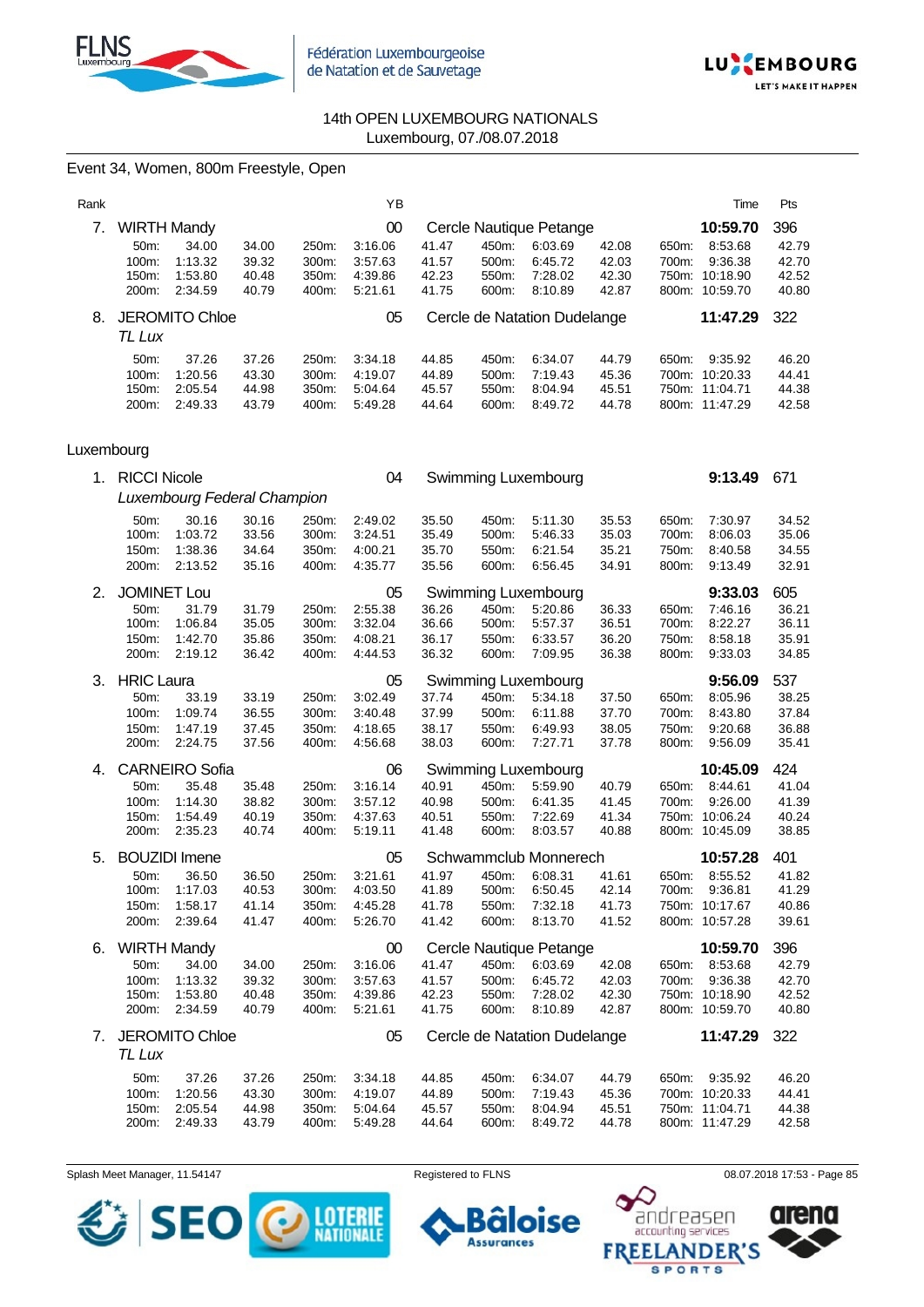14th OPEN LUXEMBOURG NATIONALS
Luxembourg, 07./08.07.2018

Event 34, Women, 800m Freestyle, Open

| Rank | | YB | | Time | Pts |
|---|---|---|---|---|---|
| 7. | WIRTH Mandy | 00 | Cercle Nautique Petange | **10:59.70** | 396 |

| | | | | | | | | | | | |
|---|---|---|---|---|---|---|---|---|---|---|---|
| 50m: | 34.00 | 34.00 | 250m: | 3:16.06 | 41.47 | 450m: | 6:03.69 | 42.08 | 650m: | 8:53.68 | 42.79 |
| 100m: | 1:13.32 | 39.32 | 300m: | 3:57.63 | 41.57 | 500m: | 6:45.72 | 42.03 | 700m: | 9:36.38 | 42.70 |
| 150m: | 1:53.80 | 40.48 | 350m: | 4:39.86 | 42.23 | 550m: | 7:28.02 | 42.30 | 750m: | 10:18.90 | 42.52 |
| 200m: | 2:34.59 | 40.79 | 400m: | 5:21.61 | 41.75 | 600m: | 8:10.89 | 42.87 | 800m: | 10:59.70 | 40.80 |

| Rank | | YB | | Time | Pts |
|---|---|---|---|---|---|
| 8. | JEROMITO Chloe *TL Lux* | 05 | Cercle de Natation Dudelange | **11:47.29** | 322 |

| | | | | | | | | | | | |
|---|---|---|---|---|---|---|---|---|---|---|---|
| 50m: | 37.26 | 37.26 | 250m: | 3:34.18 | 44.85 | 450m: | 6:34.07 | 44.79 | 650m: | 9:35.92 | 46.20 |
| 100m: | 1:20.56 | 43.30 | 300m: | 4:19.07 | 44.89 | 500m: | 7:19.43 | 45.36 | 700m: | 10:20.33 | 44.41 |
| 150m: | 2:05.54 | 44.98 | 350m: | 5:04.64 | 45.57 | 550m: | 8:04.94 | 45.51 | 750m: | 11:04.71 | 44.38 |
| 200m: | 2:49.33 | 43.79 | 400m: | 5:49.28 | 44.64 | 600m: | 8:49.72 | 44.78 | 800m: | 11:47.29 | 42.58 |

Luxembourg

| Rank | | YB | | Time | Pts |
|---|---|---|---|---|---|
| 1. | RICCI Nicole *Luxembourg Federal Champion* | 04 | Swimming Luxembourg | **9:13.49** | 671 |

| | | | | | | | | | | | |
|---|---|---|---|---|---|---|---|---|---|---|---|
| 50m: | 30.16 | 30.16 | 250m: | 2:49.02 | 35.50 | 450m: | 5:11.30 | 35.53 | 650m: | 7:30.97 | 34.52 |
| 100m: | 1:03.72 | 33.56 | 300m: | 3:24.51 | 35.49 | 500m: | 5:46.33 | 35.03 | 700m: | 8:06.03 | 35.06 |
| 150m: | 1:38.36 | 34.64 | 350m: | 4:00.21 | 35.70 | 550m: | 6:21.54 | 35.21 | 750m: | 8:40.58 | 34.55 |
| 200m: | 2:13.52 | 35.16 | 400m: | 4:35.77 | 35.56 | 600m: | 6:56.45 | 34.91 | 800m: | 9:13.49 | 32.91 |

| Rank | | YB | | Time | Pts |
|---|---|---|---|---|---|
| 2. | JOMINET Lou | 05 | Swimming Luxembourg | **9:33.03** | 605 |

| | | | | | | | | | | | |
|---|---|---|---|---|---|---|---|---|---|---|---|
| 50m: | 31.79 | 31.79 | 250m: | 2:55.38 | 36.26 | 450m: | 5:20.86 | 36.33 | 650m: | 7:46.16 | 36.21 |
| 100m: | 1:06.84 | 35.05 | 300m: | 3:32.04 | 36.66 | 500m: | 5:57.37 | 36.51 | 700m: | 8:22.27 | 36.11 |
| 150m: | 1:42.70 | 35.86 | 350m: | 4:08.21 | 36.17 | 550m: | 6:33.57 | 36.20 | 750m: | 8:58.18 | 35.91 |
| 200m: | 2:19.12 | 36.42 | 400m: | 4:44.53 | 36.32 | 600m: | 7:09.95 | 36.38 | 800m: | 9:33.03 | 34.85 |

| Rank | | YB | | Time | Pts |
|---|---|---|---|---|---|
| 3. | HRIC Laura | 05 | Swimming Luxembourg | **9:56.09** | 537 |

| | | | | | | | | | | | |
|---|---|---|---|---|---|---|---|---|---|---|---|
| 50m: | 33.19 | 33.19 | 250m: | 3:02.49 | 37.74 | 450m: | 5:34.18 | 37.50 | 650m: | 8:05.96 | 38.25 |
| 100m: | 1:09.74 | 36.55 | 300m: | 3:40.48 | 37.99 | 500m: | 6:11.88 | 37.70 | 700m: | 8:43.80 | 37.84 |
| 150m: | 1:47.19 | 37.45 | 350m: | 4:18.65 | 38.17 | 550m: | 6:49.93 | 38.05 | 750m: | 9:20.68 | 36.88 |
| 200m: | 2:24.75 | 37.56 | 400m: | 4:56.68 | 38.03 | 600m: | 7:27.71 | 37.78 | 800m: | 9:56.09 | 35.41 |

| Rank | | YB | | Time | Pts |
|---|---|---|---|---|---|
| 4. | CARNEIRO Sofia | 06 | Swimming Luxembourg | **10:45.09** | 424 |

| | | | | | | | | | | | |
|---|---|---|---|---|---|---|---|---|---|---|---|
| 50m: | 35.48 | 35.48 | 250m: | 3:16.14 | 40.91 | 450m: | 5:59.90 | 40.79 | 650m: | 8:44.61 | 41.04 |
| 100m: | 1:14.30 | 38.82 | 300m: | 3:57.12 | 40.98 | 500m: | 6:41.35 | 41.45 | 700m: | 9:26.00 | 41.39 |
| 150m: | 1:54.49 | 40.19 | 350m: | 4:37.63 | 40.51 | 550m: | 7:22.69 | 41.34 | 750m: | 10:06.24 | 40.24 |
| 200m: | 2:35.23 | 40.74 | 400m: | 5:19.11 | 41.48 | 600m: | 8:03.57 | 40.88 | 800m: | 10:45.09 | 38.85 |

| Rank | | YB | | Time | Pts |
|---|---|---|---|---|---|
| 5. | BOUZIDI Imene | 05 | Schwammclub Monnerech | **10:57.28** | 401 |

| | | | | | | | | | | | |
|---|---|---|---|---|---|---|---|---|---|---|---|
| 50m: | 36.50 | 36.50 | 250m: | 3:21.61 | 41.97 | 450m: | 6:08.31 | 41.61 | 650m: | 8:55.52 | 41.82 |
| 100m: | 1:17.03 | 40.53 | 300m: | 4:03.50 | 41.89 | 500m: | 6:50.45 | 42.14 | 700m: | 9:36.81 | 41.29 |
| 150m: | 1:58.17 | 41.14 | 350m: | 4:45.28 | 41.78 | 550m: | 7:32.18 | 41.73 | 750m: | 10:17.67 | 40.86 |
| 200m: | 2:39.64 | 41.47 | 400m: | 5:26.70 | 41.42 | 600m: | 8:13.70 | 41.52 | 800m: | 10:57.28 | 39.61 |

| Rank | | YB | | Time | Pts |
|---|---|---|---|---|---|
| 6. | WIRTH Mandy | 00 | Cercle Nautique Petange | **10:59.70** | 396 |

| | | | | | | | | | | | |
|---|---|---|---|---|---|---|---|---|---|---|---|
| 50m: | 34.00 | 34.00 | 250m: | 3:16.06 | 41.47 | 450m: | 6:03.69 | 42.08 | 650m: | 8:53.68 | 42.79 |
| 100m: | 1:13.32 | 39.32 | 300m: | 3:57.63 | 41.57 | 500m: | 6:45.72 | 42.03 | 700m: | 9:36.38 | 42.70 |
| 150m: | 1:53.80 | 40.48 | 350m: | 4:39.86 | 42.23 | 550m: | 7:28.02 | 42.30 | 750m: | 10:18.90 | 42.52 |
| 200m: | 2:34.59 | 40.79 | 400m: | 5:21.61 | 41.75 | 600m: | 8:10.89 | 42.87 | 800m: | 10:59.70 | 40.80 |

| Rank | | YB | | Time | Pts |
|---|---|---|---|---|---|
| 7. | JEROMITO Chloe *TL Lux* | 05 | Cercle de Natation Dudelange | **11:47.29** | 322 |

| | | | | | | | | | | | |
|---|---|---|---|---|---|---|---|---|---|---|---|
| 50m: | 37.26 | 37.26 | 250m: | 3:34.18 | 44.85 | 450m: | 6:34.07 | 44.79 | 650m: | 9:35.92 | 46.20 |
| 100m: | 1:20.56 | 43.30 | 300m: | 4:19.07 | 44.89 | 500m: | 7:19.43 | 45.36 | 700m: | 10:20.33 | 44.41 |
| 150m: | 2:05.54 | 44.98 | 350m: | 5:04.64 | 45.57 | 550m: | 8:04.94 | 45.51 | 750m: | 11:04.71 | 44.38 |
| 200m: | 2:49.33 | 43.79 | 400m: | 5:49.28 | 44.64 | 600m: | 8:49.72 | 44.78 | 800m: | 11:47.29 | 42.58 |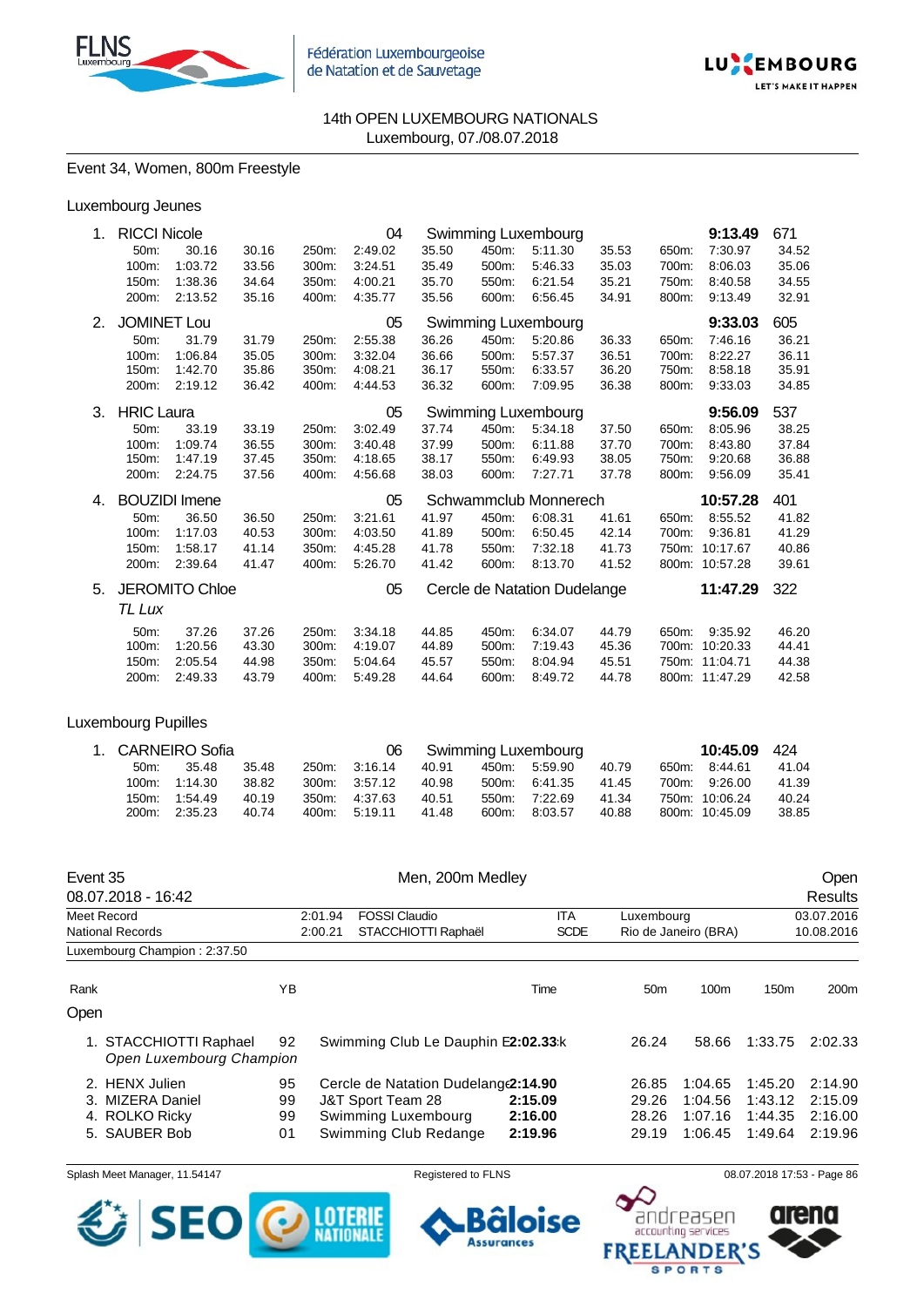14th OPEN LUXEMBOURG NATIONALS
Luxembourg, 07./08.07.2018

Event 34, Women, 800m Freestyle

Luxembourg Jeunes

| Rank | Name | YB | Club | Time | Points |
|---|---|---|---|---|---|
| 1. | RICCI Nicole | 04 | Swimming Luxembourg | **9:13.49** | 671 |
| 2. | JOMINET Lou | 05 | Swimming Luxembourg | **9:33.03** | 605 |
| 3. | HRIC Laura | 05 | Swimming Luxembourg | **9:56.09** | 537 |
| 4. | BOUZIDI Imene | 05 | Schwammclub Monnerech | **10:57.28** | 401 |
| 5. | JEROMITO Chloe *TL Lux* | 05 | Cercle de Natation Dudelange | **11:47.29** | 322 |

RICCI Nicole splits:

| 50m: | 30.16 | 30.16 | 250m: | 2:49.02 | 35.50 | 450m: | 5:11.30 | 35.53 | 650m: | 7:30.97 | 34.52 |
|---|---|---|---|---|---|---|---|---|---|---|---|
| 100m: | 1:03.72 | 33.56 | 300m: | 3:24.51 | 35.49 | 500m: | 5:46.33 | 35.03 | 700m: | 8:06.03 | 35.06 |
| 150m: | 1:38.36 | 34.64 | 350m: | 4:00.21 | 35.70 | 550m: | 6:21.54 | 35.21 | 750m: | 8:40.58 | 34.55 |
| 200m: | 2:13.52 | 35.16 | 400m: | 4:35.77 | 35.56 | 600m: | 6:56.45 | 34.91 | 800m: | 9:13.49 | 32.91 |

JOMINET Lou splits:

| 50m: | 31.79 | 31.79 | 250m: | 2:55.38 | 36.26 | 450m: | 5:20.86 | 36.33 | 650m: | 7:46.16 | 36.21 |
|---|---|---|---|---|---|---|---|---|---|---|---|
| 100m: | 1:06.84 | 35.05 | 300m: | 3:32.04 | 36.66 | 500m: | 5:57.37 | 36.51 | 700m: | 8:22.27 | 36.11 |
| 150m: | 1:42.70 | 35.86 | 350m: | 4:08.21 | 36.17 | 550m: | 6:33.57 | 36.20 | 750m: | 8:58.18 | 35.91 |
| 200m: | 2:19.12 | 36.42 | 400m: | 4:44.53 | 36.32 | 600m: | 7:09.95 | 36.38 | 800m: | 9:33.03 | 34.85 |

HRIC Laura splits:

| 50m: | 33.19 | 33.19 | 250m: | 3:02.49 | 37.74 | 450m: | 5:34.18 | 37.50 | 650m: | 8:05.96 | 38.25 |
|---|---|---|---|---|---|---|---|---|---|---|---|
| 100m: | 1:09.74 | 36.55 | 300m: | 3:40.48 | 37.99 | 500m: | 6:11.88 | 37.70 | 700m: | 8:43.80 | 37.84 |
| 150m: | 1:47.19 | 37.45 | 350m: | 4:18.65 | 38.17 | 550m: | 6:49.93 | 38.05 | 750m: | 9:20.68 | 36.88 |
| 200m: | 2:24.75 | 37.56 | 400m: | 4:56.68 | 38.03 | 600m: | 7:27.71 | 37.78 | 800m: | 9:56.09 | 35.41 |

BOUZIDI Imene splits:

| 50m: | 36.50 | 36.50 | 250m: | 3:21.61 | 41.97 | 450m: | 6:08.31 | 41.61 | 650m: | 8:55.52 | 41.82 |
|---|---|---|---|---|---|---|---|---|---|---|---|
| 100m: | 1:17.03 | 40.53 | 300m: | 4:03.50 | 41.89 | 500m: | 6:50.45 | 42.14 | 700m: | 9:36.81 | 41.29 |
| 150m: | 1:58.17 | 41.14 | 350m: | 4:45.28 | 41.78 | 550m: | 7:32.18 | 41.73 | 750m: | 10:17.67 | 40.86 |
| 200m: | 2:39.64 | 41.47 | 400m: | 5:26.70 | 41.42 | 600m: | 8:13.70 | 41.52 | 800m: | 10:57.28 | 39.61 |

JEROMITO Chloe splits:

| 50m: | 37.26 | 37.26 | 250m: | 3:34.18 | 44.85 | 450m: | 6:34.07 | 44.79 | 650m: | 9:35.92 | 46.20 |
|---|---|---|---|---|---|---|---|---|---|---|---|
| 100m: | 1:20.56 | 43.30 | 300m: | 4:19.07 | 44.89 | 500m: | 7:19.43 | 45.36 | 700m: | 10:20.33 | 44.41 |
| 150m: | 2:05.54 | 44.98 | 350m: | 5:04.64 | 45.57 | 550m: | 8:04.94 | 45.51 | 750m: | 11:04.71 | 44.38 |
| 200m: | 2:49.33 | 43.79 | 400m: | 5:49.28 | 44.64 | 600m: | 8:49.72 | 44.78 | 800m: | 11:47.29 | 42.58 |

Luxembourg Pupilles

| Rank | Name | YB | Club | Time | Points |
|---|---|---|---|---|---|
| 1. | CARNEIRO Sofia | 06 | Swimming Luxembourg | **10:45.09** | 424 |

CARNEIRO Sofia splits:

| 50m: | 35.48 | 35.48 | 250m: | 3:16.14 | 40.91 | 450m: | 5:59.90 | 40.79 | 650m: | 8:44.61 | 41.04 |
|---|---|---|---|---|---|---|---|---|---|---|---|
| 100m: | 1:14.30 | 38.82 | 300m: | 3:57.12 | 40.98 | 500m: | 6:41.35 | 41.45 | 700m: | 9:26.00 | 41.39 |
| 150m: | 1:54.49 | 40.19 | 350m: | 4:37.63 | 40.51 | 550m: | 7:22.69 | 41.34 | 750m: | 10:06.24 | 40.24 |
| 200m: | 2:35.23 | 40.74 | 400m: | 5:19.11 | 41.48 | 600m: | 8:03.57 | 40.88 | 800m: | 10:45.09 | 38.85 |

Event 35 — Men, 200m Medley — Open
08.07.2018 - 16:42 — Results

| | | | | | |
|---|---|---|---|---|---|
| Meet Record | 2:01.94 | FOSSI Claudio | ITA | Luxembourg | 03.07.2016 |
| National Records | 2:00.21 | STACCHIOTTI Raphaël | SCDE | Rio de Janeiro (BRA) | 10.08.2016 |

Luxembourg Champion : 2:37.50

Open

| Rank | Name | YB | Club | Time | 50m | 100m | 150m | 200m |
|---|---|---|---|---|---|---|---|---|
| 1. | STACCHIOTTI Raphael *Open Luxembourg Champion* | 92 | Swimming Club Le Dauphin E | **2:02.33** k | 26.24 | 58.66 | 1:33.75 | 2:02.33 |
| 2. | HENX Julien | 95 | Cercle de Natation Dudelange | **2:14.90** | 26.85 | 1:04.65 | 1:45.20 | 2:14.90 |
| 3. | MIZERA Daniel | 99 | J&T Sport Team 28 | **2:15.09** | 29.26 | 1:04.56 | 1:43.12 | 2:15.09 |
| 4. | ROLKO Ricky | 99 | Swimming Luxembourg | **2:16.00** | 28.26 | 1:07.16 | 1:44.35 | 2:16.00 |
| 5. | SAUBER Bob | 01 | Swimming Club Redange | **2:19.96** | 29.19 | 1:06.45 | 1:49.64 | 2:19.96 |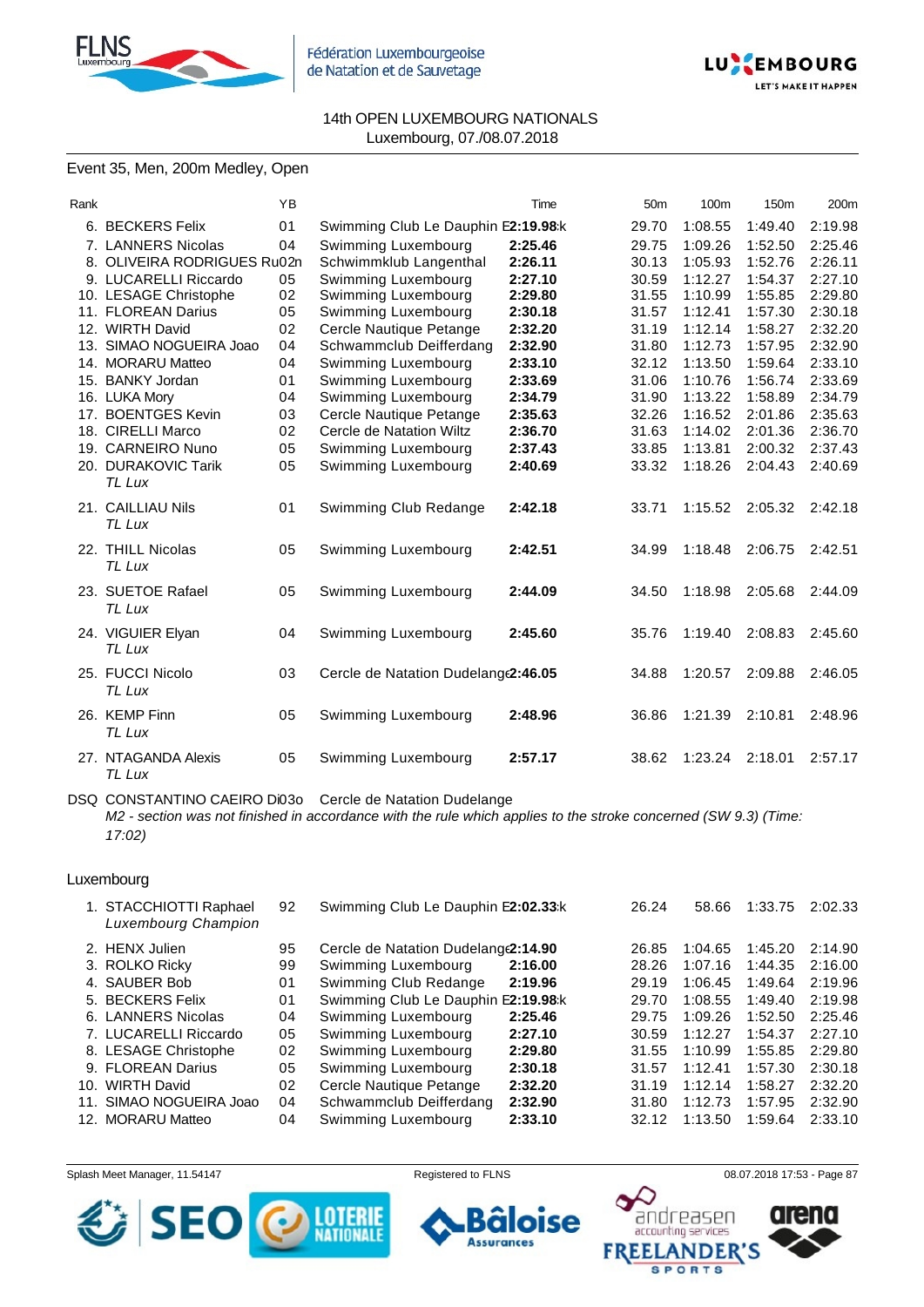Fédération Luxembourgeoise de Natation et de Sauvetage

14th OPEN LUXEMBOURG NATIONALS
Luxembourg, 07./08.07.2018

## Event 35, Men, 200m Medley, Open

| Rank | | YB | | Time | 50m | 100m | 150m | 200m |
|---|---|---|---|---|---|---|---|---|
| 6. | BECKERS Felix | 01 | Swimming Club Le Dauphin E | 2:19.98 | 29.70 | 1:08.55 | 1:49.40 | 2:19.98 |
| 7. | LANNERS Nicolas | 04 | Swimming Luxembourg | 2:25.46 | 29.75 | 1:09.26 | 1:52.50 | 2:25.46 |
| 8. | OLIVEIRA RODRIGUES Ru | 02 | Schwimmklub Langenthal | 2:26.11 | 30.13 | 1:05.93 | 1:52.76 | 2:26.11 |
| 9. | LUCARELLI Riccardo | 05 | Swimming Luxembourg | 2:27.10 | 30.59 | 1:12.27 | 1:54.37 | 2:27.10 |
| 10. | LESAGE Christophe | 02 | Swimming Luxembourg | 2:29.80 | 31.55 | 1:10.99 | 1:55.85 | 2:29.80 |
| 11. | FLOREAN Darius | 05 | Swimming Luxembourg | 2:30.18 | 31.57 | 1:12.41 | 1:57.30 | 2:30.18 |
| 12. | WIRTH David | 02 | Cercle Nautique Petange | 2:32.20 | 31.19 | 1:12.14 | 1:58.27 | 2:32.20 |
| 13. | SIMAO NOGUEIRA Joao | 04 | Schwammclub Deifferdang | 2:32.90 | 31.80 | 1:12.73 | 1:57.95 | 2:32.90 |
| 14. | MORARU Matteo | 04 | Swimming Luxembourg | 2:33.10 | 32.12 | 1:13.50 | 1:59.64 | 2:33.10 |
| 15. | BANKY Jordan | 01 | Swimming Luxembourg | 2:33.69 | 31.06 | 1:10.76 | 1:56.74 | 2:33.69 |
| 16. | LUKA Mory | 04 | Swimming Luxembourg | 2:34.79 | 31.90 | 1:13.22 | 1:58.89 | 2:34.79 |
| 17. | BOENTGES Kevin | 03 | Cercle Nautique Petange | 2:35.63 | 32.26 | 1:16.52 | 2:01.86 | 2:35.63 |
| 18. | CIRELLI Marco | 02 | Cercle de Natation Wiltz | 2:36.70 | 31.63 | 1:14.02 | 2:01.36 | 2:36.70 |
| 19. | CARNEIRO Nuno | 05 | Swimming Luxembourg | 2:37.43 | 33.85 | 1:13.81 | 2:00.32 | 2:37.43 |
| 20. | DURAKOVIC Tarik *TL Lux* | 05 | Swimming Luxembourg | 2:40.69 | 33.32 | 1:18.26 | 2:04.43 | 2:40.69 |
| 21. | CAILLIAU Nils *TL Lux* | 01 | Swimming Club Redange | 2:42.18 | 33.71 | 1:15.52 | 2:05.32 | 2:42.18 |
| 22. | THILL Nicolas *TL Lux* | 05 | Swimming Luxembourg | 2:42.51 | 34.99 | 1:18.48 | 2:06.75 | 2:42.51 |
| 23. | SUETOE Rafael *TL Lux* | 05 | Swimming Luxembourg | 2:44.09 | 34.50 | 1:18.98 | 2:05.68 | 2:44.09 |
| 24. | VIGUIER Elyan *TL Lux* | 04 | Swimming Luxembourg | 2:45.60 | 35.76 | 1:19.40 | 2:08.83 | 2:45.60 |
| 25. | FUCCI Nicolo *TL Lux* | 03 | Cercle de Natation Dudelange | 2:46.05 | 34.88 | 1:20.57 | 2:09.88 | 2:46.05 |
| 26. | KEMP Finn *TL Lux* | 05 | Swimming Luxembourg | 2:48.96 | 36.86 | 1:21.39 | 2:10.81 | 2:48.96 |
| 27. | NTAGANDA Alexis *TL Lux* | 05 | Swimming Luxembourg | 2:57.17 | 38.62 | 1:23.24 | 2:18.01 | 2:57.17 |
| DSQ | CONSTANTINO CAEIRO Di | 03 | Cercle de Natation Dudelange | | | | | |

*M2 - section was not finished in accordance with the rule which applies to the stroke concerned (SW 9.3) (Time: 17:02)*

### Luxembourg

| Rank | | YB | | Time | 50m | 100m | 150m | 200m |
|---|---|---|---|---|---|---|---|---|
| 1. | STACCHIOTTI Raphael *Luxembourg Champion* | 92 | Swimming Club Le Dauphin E | 2:02.33 | 26.24 | 58.66 | 1:33.75 | 2:02.33 |
| 2. | HENX Julien | 95 | Cercle de Natation Dudelange | 2:14.90 | 26.85 | 1:04.65 | 1:45.20 | 2:14.90 |
| 3. | ROLKO Ricky | 99 | Swimming Luxembourg | 2:16.00 | 28.26 | 1:07.16 | 1:44.35 | 2:16.00 |
| 4. | SAUBER Bob | 01 | Swimming Club Redange | 2:19.96 | 29.19 | 1:06.45 | 1:49.64 | 2:19.96 |
| 5. | BECKERS Felix | 01 | Swimming Club Le Dauphin E | 2:19.98 | 29.70 | 1:08.55 | 1:49.40 | 2:19.98 |
| 6. | LANNERS Nicolas | 04 | Swimming Luxembourg | 2:25.46 | 29.75 | 1:09.26 | 1:52.50 | 2:25.46 |
| 7. | LUCARELLI Riccardo | 05 | Swimming Luxembourg | 2:27.10 | 30.59 | 1:12.27 | 1:54.37 | 2:27.10 |
| 8. | LESAGE Christophe | 02 | Swimming Luxembourg | 2:29.80 | 31.55 | 1:10.99 | 1:55.85 | 2:29.80 |
| 9. | FLOREAN Darius | 05 | Swimming Luxembourg | 2:30.18 | 31.57 | 1:12.41 | 1:57.30 | 2:30.18 |
| 10. | WIRTH David | 02 | Cercle Nautique Petange | 2:32.20 | 31.19 | 1:12.14 | 1:58.27 | 2:32.20 |
| 11. | SIMAO NOGUEIRA Joao | 04 | Schwammclub Deifferdang | 2:32.90 | 31.80 | 1:12.73 | 1:57.95 | 2:32.90 |
| 12. | MORARU Matteo | 04 | Swimming Luxembourg | 2:33.10 | 32.12 | 1:13.50 | 1:59.64 | 2:33.10 |

Splash Meet Manager, 11.54147 — Registered to FLNS — 08.07.2018 17:53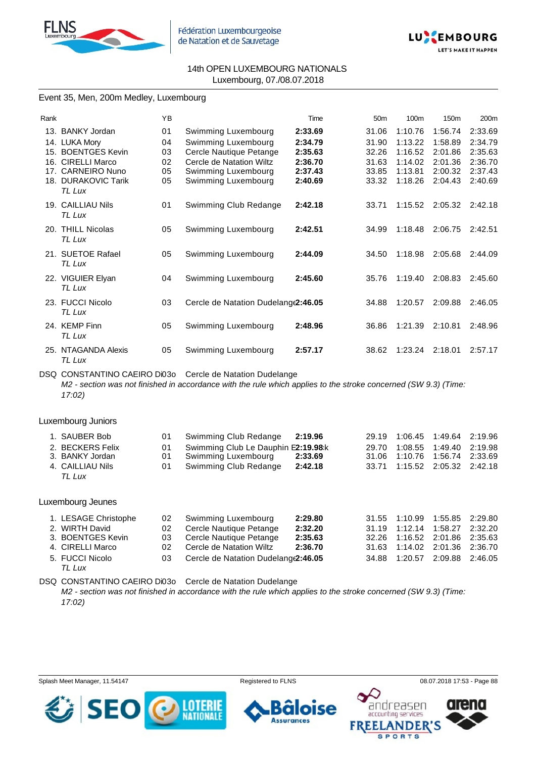14th OPEN LUXEMBOURG NATIONALS
Luxembourg, 07./08.07.2018

## Event 35, Men, 200m Medley, Luxembourg

| Rank | | YB | | Time | 50m | 100m | 150m | 200m |
|---|---|---|---|---|---|---|---|---|
| 13. | BANKY Jordan | 01 | Swimming Luxembourg | **2:33.69** | 31.06 | 1:10.76 | 1:56.74 | 2:33.69 |
| 14. | LUKA Mory | 04 | Swimming Luxembourg | **2:34.79** | 31.90 | 1:13.22 | 1:58.89 | 2:34.79 |
| 15. | BOENTGES Kevin | 03 | Cercle Nautique Petange | **2:35.63** | 32.26 | 1:16.52 | 2:01.86 | 2:35.63 |
| 16. | CIRELLI Marco | 02 | Cercle de Natation Wiltz | **2:36.70** | 31.63 | 1:14.02 | 2:01.36 | 2:36.70 |
| 17. | CARNEIRO Nuno | 05 | Swimming Luxembourg | **2:37.43** | 33.85 | 1:13.81 | 2:00.32 | 2:37.43 |
| 18. | DURAKOVIC Tarik *TL Lux* | 05 | Swimming Luxembourg | **2:40.69** | 33.32 | 1:18.26 | 2:04.43 | 2:40.69 |
| 19. | CAILLIAU Nils *TL Lux* | 01 | Swimming Club Redange | **2:42.18** | 33.71 | 1:15.52 | 2:05.32 | 2:42.18 |
| 20. | THILL Nicolas *TL Lux* | 05 | Swimming Luxembourg | **2:42.51** | 34.99 | 1:18.48 | 2:06.75 | 2:42.51 |
| 21. | SUETOE Rafael *TL Lux* | 05 | Swimming Luxembourg | **2:44.09** | 34.50 | 1:18.98 | 2:05.68 | 2:44.09 |
| 22. | VIGUIER Elyan *TL Lux* | 04 | Swimming Luxembourg | **2:45.60** | 35.76 | 1:19.40 | 2:08.83 | 2:45.60 |
| 23. | FUCCI Nicolo *TL Lux* | 03 | Cercle de Natation Dudelange | **2:46.05** | 34.88 | 1:20.57 | 2:09.88 | 2:46.05 |
| 24. | KEMP Finn *TL Lux* | 05 | Swimming Luxembourg | **2:48.96** | 36.86 | 1:21.39 | 2:10.81 | 2:48.96 |
| 25. | NTAGANDA Alexis *TL Lux* | 05 | Swimming Luxembourg | **2:57.17** | 38.62 | 1:23.24 | 2:18.01 | 2:57.17 |
| DSQ | CONSTANTINO CAEIRO Di | 03o | Cercle de Natation Dudelange | | | | | |

*M2 - section was not finished in accordance with the rule which applies to the stroke concerned (SW 9.3) (Time: 17:02)*

### Luxembourg Juniors

| Rank | | YB | | Time | 50m | 100m | 150m | 200m |
|---|---|---|---|---|---|---|---|---|
| 1. | SAUBER Bob | 01 | Swimming Club Redange | **2:19.96** | 29.19 | 1:06.45 | 1:49.64 | 2:19.96 |
| 2. | BECKERS Felix | 01 | Swimming Club Le Dauphin E | **2:19.98** | 29.70 | 1:08.55 | 1:49.40 | 2:19.98 |
| 3. | BANKY Jordan | 01 | Swimming Luxembourg | **2:33.69** | 31.06 | 1:10.76 | 1:56.74 | 2:33.69 |
| 4. | CAILLIAU Nils *TL Lux* | 01 | Swimming Club Redange | **2:42.18** | 33.71 | 1:15.52 | 2:05.32 | 2:42.18 |

### Luxembourg Jeunes

| Rank | | YB | | Time | 50m | 100m | 150m | 200m |
|---|---|---|---|---|---|---|---|---|
| 1. | LESAGE Christophe | 02 | Swimming Luxembourg | **2:29.80** | 31.55 | 1:10.99 | 1:55.85 | 2:29.80 |
| 2. | WIRTH David | 02 | Cercle Nautique Petange | **2:32.20** | 31.19 | 1:12.14 | 1:58.27 | 2:32.20 |
| 3. | BOENTGES Kevin | 03 | Cercle Nautique Petange | **2:35.63** | 32.26 | 1:16.52 | 2:01.86 | 2:35.63 |
| 4. | CIRELLI Marco | 02 | Cercle de Natation Wiltz | **2:36.70** | 31.63 | 1:14.02 | 2:01.36 | 2:36.70 |
| 5. | FUCCI Nicolo *TL Lux* | 03 | Cercle de Natation Dudelange | **2:46.05** | 34.88 | 1:20.57 | 2:09.88 | 2:46.05 |
| DSQ | CONSTANTINO CAEIRO Di | 03o | Cercle de Natation Dudelange | | | | | |

*M2 - section was not finished in accordance with the rule which applies to the stroke concerned (SW 9.3) (Time: 17:02)*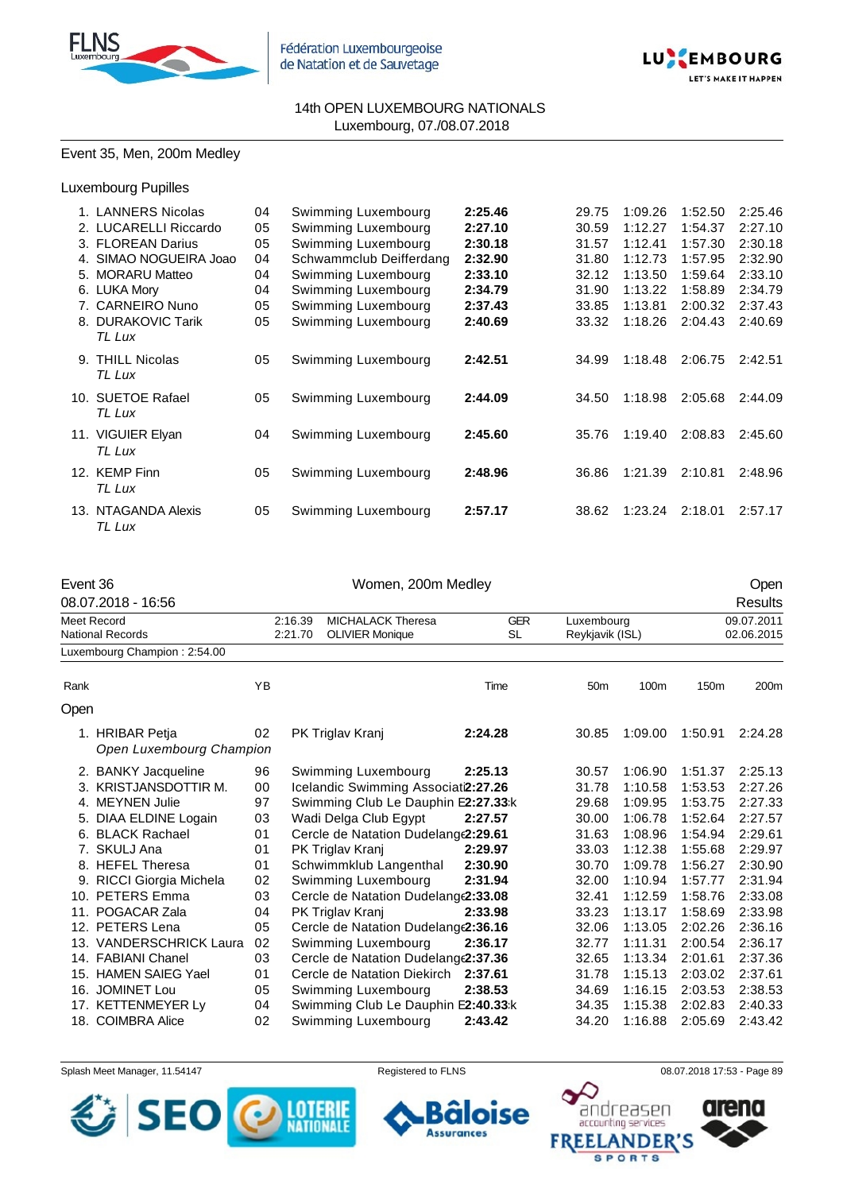14th OPEN LUXEMBOURG NATIONALS
Luxembourg, 07./08.07.2018

## Event 35, Men, 200m Medley

### Luxembourg Pupilles

| Rank | Name | YB | Club | Time | 50m | 100m | 150m | 200m |
|---|---|---|---|---|---|---|---|---|
| 1. | LANNERS Nicolas | 04 | Swimming Luxembourg | **2:25.46** | 29.75 | 1:09.26 | 1:52.50 | 2:25.46 |
| 2. | LUCARELLI Riccardo | 05 | Swimming Luxembourg | **2:27.10** | 30.59 | 1:12.27 | 1:54.37 | 2:27.10 |
| 3. | FLOREAN Darius | 05 | Swimming Luxembourg | **2:30.18** | 31.57 | 1:12.41 | 1:57.30 | 2:30.18 |
| 4. | SIMAO NOGUEIRA Joao | 04 | Schwammclub Deifferdang | **2:32.90** | 31.80 | 1:12.73 | 1:57.95 | 2:32.90 |
| 5. | MORARU Matteo | 04 | Swimming Luxembourg | **2:33.10** | 32.12 | 1:13.50 | 1:59.64 | 2:33.10 |
| 6. | LUKA Mory | 04 | Swimming Luxembourg | **2:34.79** | 31.90 | 1:13.22 | 1:58.89 | 2:34.79 |
| 7. | CARNEIRO Nuno | 05 | Swimming Luxembourg | **2:37.43** | 33.85 | 1:13.81 | 2:00.32 | 2:37.43 |
| 8. | DURAKOVIC Tarik *TL Lux* | 05 | Swimming Luxembourg | **2:40.69** | 33.32 | 1:18.26 | 2:04.43 | 2:40.69 |
| 9. | THILL Nicolas *TL Lux* | 05 | Swimming Luxembourg | **2:42.51** | 34.99 | 1:18.48 | 2:06.75 | 2:42.51 |
| 10. | SUETOE Rafael *TL Lux* | 05 | Swimming Luxembourg | **2:44.09** | 34.50 | 1:18.98 | 2:05.68 | 2:44.09 |
| 11. | VIGUIER Elyan *TL Lux* | 04 | Swimming Luxembourg | **2:45.60** | 35.76 | 1:19.40 | 2:08.83 | 2:45.60 |
| 12. | KEMP Finn *TL Lux* | 05 | Swimming Luxembourg | **2:48.96** | 36.86 | 1:21.39 | 2:10.81 | 2:48.96 |
| 13. | NTAGANDA Alexis *TL Lux* | 05 | Swimming Luxembourg | **2:57.17** | 38.62 | 1:23.24 | 2:18.01 | 2:57.17 |

## Event 36 — Women, 200m Medley — Open

08.07.2018 - 16:56 — Results

| | | | | | |
|---|---|---|---|---|---|
| Meet Record | 2:16.39 | MICHALACK Theresa | GER | Luxembourg | 09.07.2011 |
| National Records | 2:21.70 | OLIVIER Monique | SL | Reykjavik (ISL) | 02.06.2015 |

Luxembourg Champion : 2:54.00

### Open

| Rank | Name | YB | Club | Time | 50m | 100m | 150m | 200m |
|---|---|---|---|---|---|---|---|---|
| 1. | HRIBAR Petja *Open Luxembourg Champion* | 02 | PK Triglav Kranj | **2:24.28** | 30.85 | 1:09.00 | 1:50.91 | 2:24.28 |
| 2. | BANKY Jacqueline | 96 | Swimming Luxembourg | **2:25.13** | 30.57 | 1:06.90 | 1:51.37 | 2:25.13 |
| 3. | KRISTJANSDOTTIR M. | 00 | Icelandic Swimming Associati | **2:27.26** | 31.78 | 1:10.58 | 1:53.53 | 2:27.26 |
| 4. | MEYNEN Julie | 97 | Swimming Club Le Dauphin E | **2:27.33** | 29.68 | 1:09.95 | 1:53.75 | 2:27.33 |
| 5. | DIAA ELDINE Logain | 03 | Wadi Delga Club Egypt | **2:27.57** | 30.00 | 1:06.78 | 1:52.64 | 2:27.57 |
| 6. | BLACK Rachael | 01 | Cercle de Natation Dudelange | **2:29.61** | 31.63 | 1:08.96 | 1:54.94 | 2:29.61 |
| 7. | SKULJ Ana | 01 | PK Triglav Kranj | **2:29.97** | 33.03 | 1:12.38 | 1:55.68 | 2:29.97 |
| 8. | HEFEL Theresa | 01 | Schwimmklub Langenthal | **2:30.90** | 30.70 | 1:09.78 | 1:56.27 | 2:30.90 |
| 9. | RICCI Giorgia Michela | 02 | Swimming Luxembourg | **2:31.94** | 32.00 | 1:10.94 | 1:57.77 | 2:31.94 |
| 10. | PETERS Emma | 03 | Cercle de Natation Dudelange | **2:33.08** | 32.41 | 1:12.59 | 1:58.76 | 2:33.08 |
| 11. | POGACAR Zala | 04 | PK Triglav Kranj | **2:33.98** | 33.23 | 1:13.17 | 1:58.69 | 2:33.98 |
| 12. | PETERS Lena | 05 | Cercle de Natation Dudelange | **2:36.16** | 32.06 | 1:13.05 | 2:02.26 | 2:36.16 |
| 13. | VANDERSCHRICK Laura | 02 | Swimming Luxembourg | **2:36.17** | 32.77 | 1:11.31 | 2:00.54 | 2:36.17 |
| 14. | FABIANI Chanel | 03 | Cercle de Natation Dudelange | **2:37.36** | 32.65 | 1:13.34 | 2:01.61 | 2:37.36 |
| 15. | HAMEN SAIEG Yael | 01 | Cercle de Natation Diekirch | **2:37.61** | 31.78 | 1:15.13 | 2:03.02 | 2:37.61 |
| 16. | JOMINET Lou | 05 | Swimming Luxembourg | **2:38.53** | 34.69 | 1:16.15 | 2:03.53 | 2:38.53 |
| 17. | KETTENMEYER Ly | 04 | Swimming Club Le Dauphin E | **2:40.33** | 34.35 | 1:15.38 | 2:02.83 | 2:40.33 |
| 18. | COIMBRA Alice | 02 | Swimming Luxembourg | **2:43.42** | 34.20 | 1:16.88 | 2:05.69 | 2:43.42 |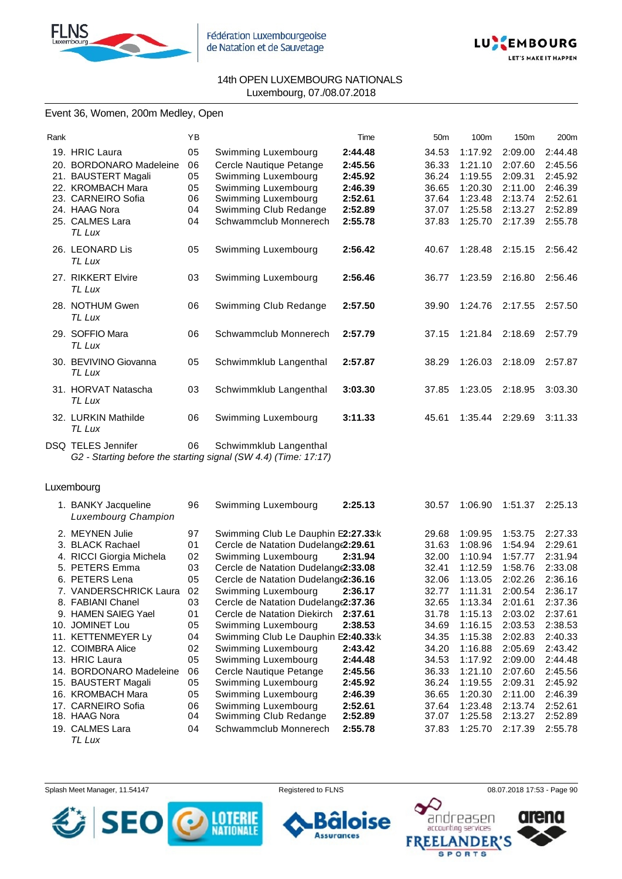14th OPEN LUXEMBOURG NATIONALS
Luxembourg, 07./08.07.2018

Event 36, Women, 200m Medley, Open

| Rank | | YB | | Time | 50m | 100m | 150m | 200m |
|---|---|---|---|---|---|---|---|---|
| 19. | HRIC Laura | 05 | Swimming Luxembourg | **2:44.48** | 34.53 | 1:17.92 | 2:09.00 | 2:44.48 |
| 20. | BORDONARO Madeleine | 06 | Cercle Nautique Petange | **2:45.56** | 36.33 | 1:21.10 | 2:07.60 | 2:45.56 |
| 21. | BAUSTERT Magali | 05 | Swimming Luxembourg | **2:45.92** | 36.24 | 1:19.55 | 2:09.31 | 2:45.92 |
| 22. | KROMBACH Mara | 05 | Swimming Luxembourg | **2:46.39** | 36.65 | 1:20.30 | 2:11.00 | 2:46.39 |
| 23. | CARNEIRO Sofia | 06 | Swimming Luxembourg | **2:52.61** | 37.64 | 1:23.48 | 2:13.74 | 2:52.61 |
| 24. | HAAG Nora | 04 | Swimming Club Redange | **2:52.89** | 37.07 | 1:25.58 | 2:13.27 | 2:52.89 |
| 25. | CALMES Lara *TL Lux* | 04 | Schwammclub Monnerech | **2:55.78** | 37.83 | 1:25.70 | 2:17.39 | 2:55.78 |
| 26. | LEONARD Lis *TL Lux* | 05 | Swimming Luxembourg | **2:56.42** | 40.67 | 1:28.48 | 2:15.15 | 2:56.42 |
| 27. | RIKKERT Elvire *TL Lux* | 03 | Swimming Luxembourg | **2:56.46** | 36.77 | 1:23.59 | 2:16.80 | 2:56.46 |
| 28. | NOTHUM Gwen *TL Lux* | 06 | Swimming Club Redange | **2:57.50** | 39.90 | 1:24.76 | 2:17.55 | 2:57.50 |
| 29. | SOFFIO Mara *TL Lux* | 06 | Schwammclub Monnerech | **2:57.79** | 37.15 | 1:21.84 | 2:18.69 | 2:57.79 |
| 30. | BEVIVINO Giovanna *TL Lux* | 05 | Schwimmklub Langenthal | **2:57.87** | 38.29 | 1:26.03 | 2:18.09 | 2:57.87 |
| 31. | HORVAT Natascha *TL Lux* | 03 | Schwimmklub Langenthal | **3:03.30** | 37.85 | 1:23.05 | 2:18.95 | 3:03.30 |
| 32. | LURKIN Mathilde *TL Lux* | 06 | Swimming Luxembourg | **3:11.33** | 45.61 | 1:35.44 | 2:29.69 | 3:11.33 |
| DSQ | TELES Jennifer | 06 | Schwimmklub Langenthal | | | | | |

*G2 - Starting before the starting signal (SW 4.4) (Time: 17:17)*

Luxembourg

| Rank | | YB | | Time | 50m | 100m | 150m | 200m |
|---|---|---|---|---|---|---|---|---|
| 1. | BANKY Jacqueline *Luxembourg Champion* | 96 | Swimming Luxembourg | **2:25.13** | 30.57 | 1:06.90 | 1:51.37 | 2:25.13 |
| 2. | MEYNEN Julie | 97 | Swimming Club Le Dauphin E | **2:27.33** k | 29.68 | 1:09.95 | 1:53.75 | 2:27.33 |
| 3. | BLACK Rachael | 01 | Cercle de Natation Dudelange | **2:29.61** | 31.63 | 1:08.96 | 1:54.94 | 2:29.61 |
| 4. | RICCI Giorgia Michela | 02 | Swimming Luxembourg | **2:31.94** | 32.00 | 1:10.94 | 1:57.77 | 2:31.94 |
| 5. | PETERS Emma | 03 | Cercle de Natation Dudelange | **2:33.08** | 32.41 | 1:12.59 | 1:58.76 | 2:33.08 |
| 6. | PETERS Lena | 05 | Cercle de Natation Dudelange | **2:36.16** | 32.06 | 1:13.05 | 2:02.26 | 2:36.16 |
| 7. | VANDERSCHRICK Laura | 02 | Swimming Luxembourg | **2:36.17** | 32.77 | 1:11.31 | 2:00.54 | 2:36.17 |
| 8. | FABIANI Chanel | 03 | Cercle de Natation Dudelange | **2:37.36** | 32.65 | 1:13.34 | 2:01.61 | 2:37.36 |
| 9. | HAMEN SAIEG Yael | 01 | Cercle de Natation Diekirch | **2:37.61** | 31.78 | 1:15.13 | 2:03.02 | 2:37.61 |
| 10. | JOMINET Lou | 05 | Swimming Luxembourg | **2:38.53** | 34.69 | 1:16.15 | 2:03.53 | 2:38.53 |
| 11. | KETTENMEYER Ly | 04 | Swimming Club Le Dauphin E | **2:40.33** k | 34.35 | 1:15.38 | 2:02.83 | 2:40.33 |
| 12. | COIMBRA Alice | 02 | Swimming Luxembourg | **2:43.42** | 34.20 | 1:16.88 | 2:05.69 | 2:43.42 |
| 13. | HRIC Laura | 05 | Swimming Luxembourg | **2:44.48** | 34.53 | 1:17.92 | 2:09.00 | 2:44.48 |
| 14. | BORDONARO Madeleine | 06 | Cercle Nautique Petange | **2:45.56** | 36.33 | 1:21.10 | 2:07.60 | 2:45.56 |
| 15. | BAUSTERT Magali | 05 | Swimming Luxembourg | **2:45.92** | 36.24 | 1:19.55 | 2:09.31 | 2:45.92 |
| 16. | KROMBACH Mara | 05 | Swimming Luxembourg | **2:46.39** | 36.65 | 1:20.30 | 2:11.00 | 2:46.39 |
| 17. | CARNEIRO Sofia | 06 | Swimming Luxembourg | **2:52.61** | 37.64 | 1:23.48 | 2:13.74 | 2:52.61 |
| 18. | HAAG Nora | 04 | Swimming Club Redange | **2:52.89** | 37.07 | 1:25.58 | 2:13.27 | 2:52.89 |
| 19. | CALMES Lara *TL Lux* | 04 | Schwammclub Monnerech | **2:55.78** | 37.83 | 1:25.70 | 2:17.39 | 2:55.78 |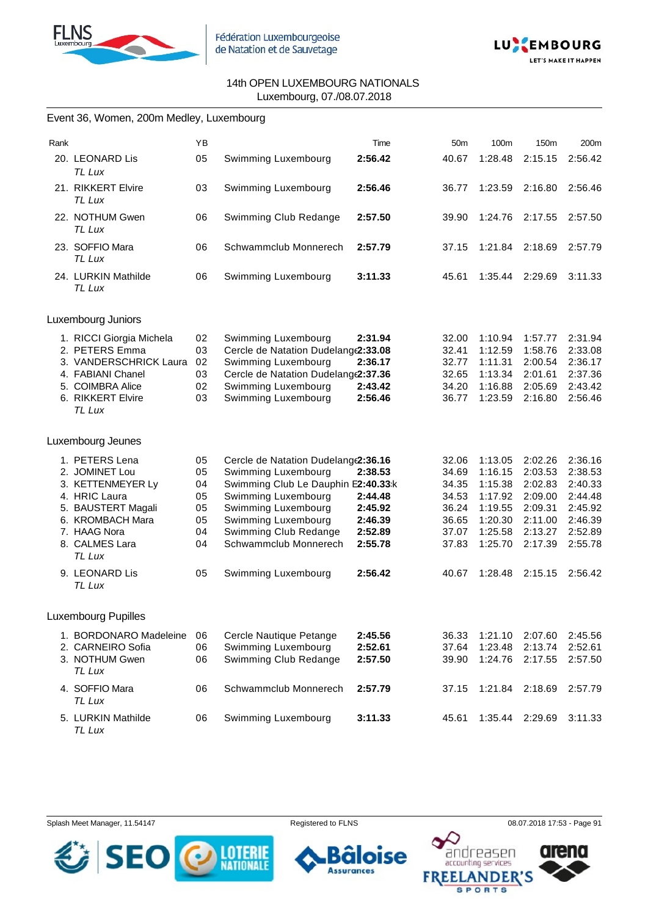14th OPEN LUXEMBOURG NATIONALS
Luxembourg, 07./08.07.2018

## Event 36, Women, 200m Medley, Luxembourg

| Rank | | YB | | Time | 50m | 100m | 150m | 200m |
|---|---|---|---|---|---|---|---|---|
| 20. | LEONARD Lis *TL Lux* | 05 | Swimming Luxembourg | **2:56.42** | 40.67 | 1:28.48 | 2:15.15 | 2:56.42 |
| 21. | RIKKERT Elvire *TL Lux* | 03 | Swimming Luxembourg | **2:56.46** | 36.77 | 1:23.59 | 2:16.80 | 2:56.46 |
| 22. | NOTHUM Gwen *TL Lux* | 06 | Swimming Club Redange | **2:57.50** | 39.90 | 1:24.76 | 2:17.55 | 2:57.50 |
| 23. | SOFFIO Mara *TL Lux* | 06 | Schwammclub Monnerech | **2:57.79** | 37.15 | 1:21.84 | 2:18.69 | 2:57.79 |
| 24. | LURKIN Mathilde *TL Lux* | 06 | Swimming Luxembourg | **3:11.33** | 45.61 | 1:35.44 | 2:29.69 | 3:11.33 |

### Luxembourg Juniors

| Rank | | YB | | Time | 50m | 100m | 150m | 200m |
|---|---|---|---|---|---|---|---|---|
| 1. | RICCI Giorgia Michela | 02 | Swimming Luxembourg | **2:31.94** | 32.00 | 1:10.94 | 1:57.77 | 2:31.94 |
| 2. | PETERS Emma | 03 | Cercle de Natation Dudelange | **2:33.08** | 32.41 | 1:12.59 | 1:58.76 | 2:33.08 |
| 3. | VANDERSCHRICK Laura | 02 | Swimming Luxembourg | **2:36.17** | 32.77 | 1:11.31 | 2:00.54 | 2:36.17 |
| 4. | FABIANI Chanel | 03 | Cercle de Natation Dudelange | **2:37.36** | 32.65 | 1:13.34 | 2:01.61 | 2:37.36 |
| 5. | COIMBRA Alice | 02 | Swimming Luxembourg | **2:43.42** | 34.20 | 1:16.88 | 2:05.69 | 2:43.42 |
| 6. | RIKKERT Elvire *TL Lux* | 03 | Swimming Luxembourg | **2:56.46** | 36.77 | 1:23.59 | 2:16.80 | 2:56.46 |

### Luxembourg Jeunes

| Rank | | YB | | Time | 50m | 100m | 150m | 200m |
|---|---|---|---|---|---|---|---|---|
| 1. | PETERS Lena | 05 | Cercle de Natation Dudelange | **2:36.16** | 32.06 | 1:13.05 | 2:02.26 | 2:36.16 |
| 2. | JOMINET Lou | 05 | Swimming Luxembourg | **2:38.53** | 34.69 | 1:16.15 | 2:03.53 | 2:38.53 |
| 3. | KETTENMEYER Ly | 04 | Swimming Club Le Dauphin Ettelbruck | **2:40.33** | 34.35 | 1:15.38 | 2:02.83 | 2:40.33 |
| 4. | HRIC Laura | 05 | Swimming Luxembourg | **2:44.48** | 34.53 | 1:17.92 | 2:09.00 | 2:44.48 |
| 5. | BAUSTERT Magali | 05 | Swimming Luxembourg | **2:45.92** | 36.24 | 1:19.55 | 2:09.31 | 2:45.92 |
| 6. | KROMBACH Mara | 05 | Swimming Luxembourg | **2:46.39** | 36.65 | 1:20.30 | 2:11.00 | 2:46.39 |
| 7. | HAAG Nora | 04 | Swimming Club Redange | **2:52.89** | 37.07 | 1:25.58 | 2:13.27 | 2:52.89 |
| 8. | CALMES Lara *TL Lux* | 04 | Schwammclub Monnerech | **2:55.78** | 37.83 | 1:25.70 | 2:17.39 | 2:55.78 |
| 9. | LEONARD Lis *TL Lux* | 05 | Swimming Luxembourg | **2:56.42** | 40.67 | 1:28.48 | 2:15.15 | 2:56.42 |

### Luxembourg Pupilles

| Rank | | YB | | Time | 50m | 100m | 150m | 200m |
|---|---|---|---|---|---|---|---|---|
| 1. | BORDONARO Madeleine | 06 | Cercle Nautique Petange | **2:45.56** | 36.33 | 1:21.10 | 2:07.60 | 2:45.56 |
| 2. | CARNEIRO Sofia | 06 | Swimming Luxembourg | **2:52.61** | 37.64 | 1:23.48 | 2:13.74 | 2:52.61 |
| 3. | NOTHUM Gwen *TL Lux* | 06 | Swimming Club Redange | **2:57.50** | 39.90 | 1:24.76 | 2:17.55 | 2:57.50 |
| 4. | SOFFIO Mara *TL Lux* | 06 | Schwammclub Monnerech | **2:57.79** | 37.15 | 1:21.84 | 2:18.69 | 2:57.79 |
| 5. | LURKIN Mathilde *TL Lux* | 06 | Swimming Luxembourg | **3:11.33** | 45.61 | 1:35.44 | 2:29.69 | 3:11.33 |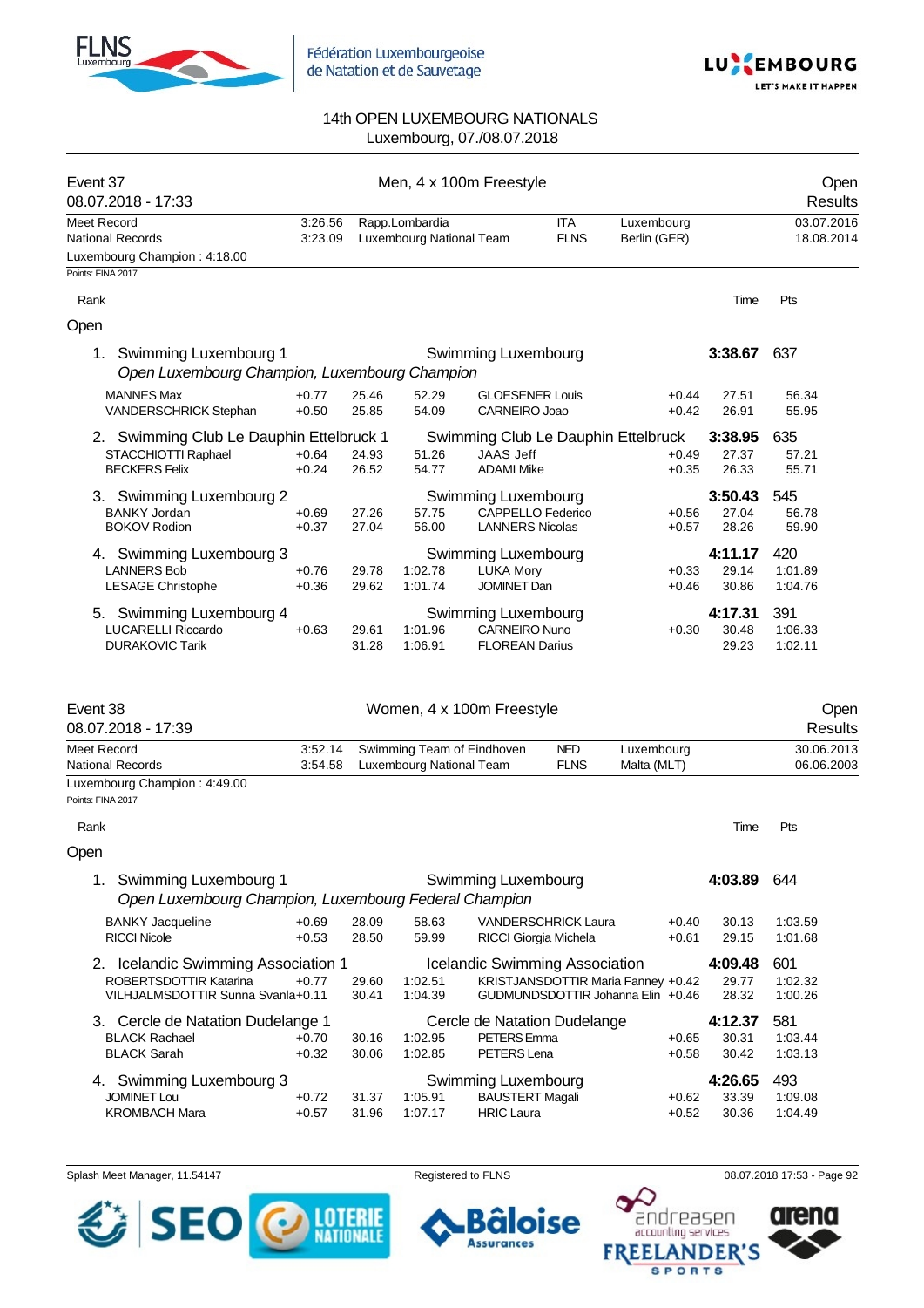14th OPEN LUXEMBOURG NATIONALS
Luxembourg, 07./08.07.2018

## Event 37 — Men, 4 x 100m Freestyle — Open Results

08.07.2018 - 17:33

| | | | | | |
|---|---|---|---|---|---|
| Meet Record | 3:26.56 | Rapp.Lombardia | ITA | Luxembourg | 03.07.2016 |
| National Records | 3:23.09 | Luxembourg National Team | FLNS | Berlin (GER) | 18.08.2014 |

Luxembourg Champion : 4:18.00

Points: FINA 2017

### Open

| Rank | Team | Club | Time | Pts |
|---|---|---|---|---|
| 1. | Swimming Luxembourg 1 | Swimming Luxembourg | 3:38.67 | 637 |

*Open Luxembourg Champion, Luxembourg Champion*

| Swimmer | RT | 50m | 100m | Swimmer | RT | 50m | 100m |
|---|---|---|---|---|---|---|---|
| MANNES Max | +0.77 | 25.46 | 52.29 | GLOESENER Louis | +0.44 | 27.51 | 56.34 |
| VANDERSCHRICK Stephan | +0.50 | 25.85 | 54.09 | CARNEIRO Joao | +0.42 | 26.91 | 55.95 |

| Rank | Team | Club | Time | Pts |
|---|---|---|---|---|
| 2. | Swimming Club Le Dauphin Ettelbruck 1 | Swimming Club Le Dauphin Ettelbruck | 3:38.95 | 635 |

| Swimmer | RT | 50m | 100m | Swimmer | RT | 50m | 100m |
|---|---|---|---|---|---|---|---|
| STACCHIOTTI Raphael | +0.64 | 24.93 | 51.26 | JAAS Jeff | +0.49 | 27.37 | 57.21 |
| BECKERS Felix | +0.24 | 26.52 | 54.77 | ADAMI Mike | +0.35 | 26.33 | 55.71 |

| Rank | Team | Club | Time | Pts |
|---|---|---|---|---|
| 3. | Swimming Luxembourg 2 | Swimming Luxembourg | 3:50.43 | 545 |

| Swimmer | RT | 50m | 100m | Swimmer | RT | 50m | 100m |
|---|---|---|---|---|---|---|---|
| BANKY Jordan | +0.69 | 27.26 | 57.75 | CAPPELLO Federico | +0.56 | 27.04 | 56.78 |
| BOKOV Rodion | +0.37 | 27.04 | 56.00 | LANNERS Nicolas | +0.57 | 28.26 | 59.90 |

| Rank | Team | Club | Time | Pts |
|---|---|---|---|---|
| 4. | Swimming Luxembourg 3 | Swimming Luxembourg | 4:11.17 | 420 |

| Swimmer | RT | 50m | 100m | Swimmer | RT | 50m | 100m |
|---|---|---|---|---|---|---|---|
| LANNERS Bob | +0.76 | 29.78 | 1:02.78 | LUKA Mory | +0.33 | 29.14 | 1:01.89 |
| LESAGE Christophe | +0.36 | 29.62 | 1:01.74 | JOMINET Dan | +0.46 | 30.86 | 1:04.76 |

| Rank | Team | Club | Time | Pts |
|---|---|---|---|---|
| 5. | Swimming Luxembourg 4 | Swimming Luxembourg | 4:17.31 | 391 |

| Swimmer | RT | 50m | 100m | Swimmer | RT | 50m | 100m |
|---|---|---|---|---|---|---|---|
| LUCARELLI Riccardo | +0.63 | 29.61 | 1:01.96 | CARNEIRO Nuno | +0.30 | 30.48 | 1:06.33 |
| DURAKOVIC Tarik | | 31.28 | 1:06.91 | FLOREAN Darius | | 29.23 | 1:02.11 |

## Event 38 — Women, 4 x 100m Freestyle — Open Results

08.07.2018 - 17:39

| | | | | | |
|---|---|---|---|---|---|
| Meet Record | 3:52.14 | Swimming Team of Eindhoven | NED | Luxembourg | 30.06.2013 |
| National Records | 3:54.58 | Luxembourg National Team | FLNS | Malta (MLT) | 06.06.2003 |

Luxembourg Champion : 4:49.00

Points: FINA 2017

### Open

| Rank | Team | Club | Time | Pts |
|---|---|---|---|---|
| 1. | Swimming Luxembourg 1 | Swimming Luxembourg | 4:03.89 | 644 |

*Open Luxembourg Champion, Luxembourg Federal Champion*

| Swimmer | RT | 50m | 100m | Swimmer | RT | 50m | 100m |
|---|---|---|---|---|---|---|---|
| BANKY Jacqueline | +0.69 | 28.09 | 58.63 | VANDERSCHRICK Laura | +0.40 | 30.13 | 1:03.59 |
| RICCI Nicole | +0.53 | 28.50 | 59.99 | RICCI Giorgia Michela | +0.61 | 29.15 | 1:01.68 |

| Rank | Team | Club | Time | Pts |
|---|---|---|---|---|
| 2. | Icelandic Swimming Association 1 | Icelandic Swimming Association | 4:09.48 | 601 |

| Swimmer | RT | 50m | 100m | Swimmer | RT | 50m | 100m |
|---|---|---|---|---|---|---|---|
| ROBERTSDOTTIR Katarina | +0.77 | 29.60 | 1:02.51 | KRISTJANSDOTTIR Maria Fanney | +0.42 | 29.77 | 1:02.32 |
| VILHJALMSDOTTIR Sunna Svanla | +0.11 | 30.41 | 1:04.39 | GUDMUNDSDOTTIR Johanna Elin | +0.46 | 28.32 | 1:00.26 |

| Rank | Team | Club | Time | Pts |
|---|---|---|---|---|
| 3. | Cercle de Natation Dudelange 1 | Cercle de Natation Dudelange | 4:12.37 | 581 |

| Swimmer | RT | 50m | 100m | Swimmer | RT | 50m | 100m |
|---|---|---|---|---|---|---|---|
| BLACK Rachael | +0.70 | 30.16 | 1:02.95 | PETERS Emma | +0.65 | 30.31 | 1:03.44 |
| BLACK Sarah | +0.32 | 30.06 | 1:02.85 | PETERS Lena | +0.58 | 30.42 | 1:03.13 |

| Rank | Team | Club | Time | Pts |
|---|---|---|---|---|
| 4. | Swimming Luxembourg 3 | Swimming Luxembourg | 4:26.65 | 493 |

| Swimmer | RT | 50m | 100m | Swimmer | RT | 50m | 100m |
|---|---|---|---|---|---|---|---|
| JOMINET Lou | +0.72 | 31.37 | 1:05.91 | BAUSTERT Magali | +0.62 | 33.39 | 1:09.08 |
| KROMBACH Mara | +0.57 | 31.96 | 1:07.17 | HRIC Laura | +0.52 | 30.36 | 1:04.49 |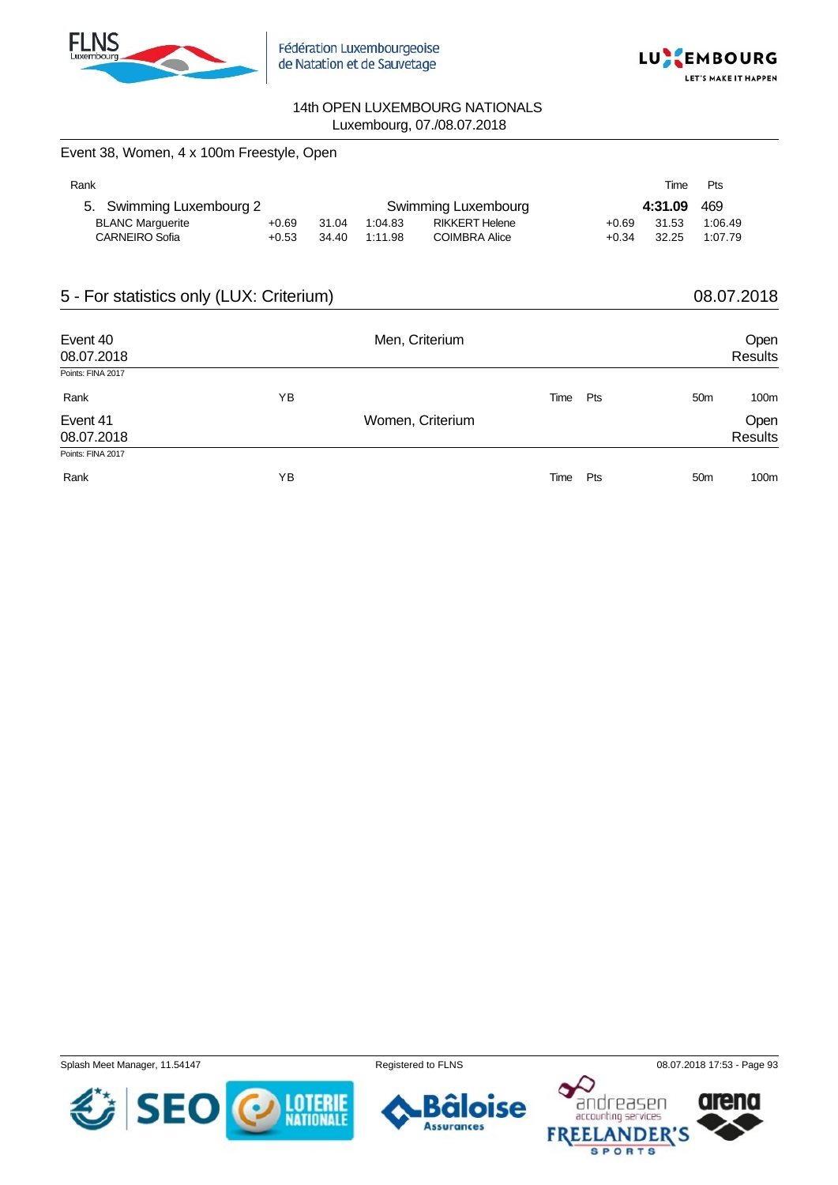Event 38, Women, 4 x 100m Freestyle, Open

| Rank | | | | | | | | Time | Pts |
|---|---|---|---|---|---|---|---|---|---|
| 5. Swimming Luxembourg 2 | | | | Swimming Luxembourg | | | | **4:31.09** | 469 |
| BLANC Marguerite | +0.69 | 31.04 | 1:04.83 | RIKKERT Helene | +0.69 | 31.53 | 1:06.49 | | |
| CARNEIRO Sofia | +0.53 | 34.40 | 1:11.98 | COIMBRA Alice | +0.34 | 32.25 | 1:07.79 | | |

## 5 - For statistics only (LUX: Criterium) — 08.07.2018

### Event 40 — Men, Criterium — Open

08.07.2018 — Results

Points: FINA 2017

| Rank | YB | Time | Pts | 50m | 100m |
|---|---|---|---|---|---|

### Event 41 — Women, Criterium — Open

08.07.2018 — Results

Points: FINA 2017

| Rank | YB | Time | Pts | 50m | 100m |
|---|---|---|---|---|---|